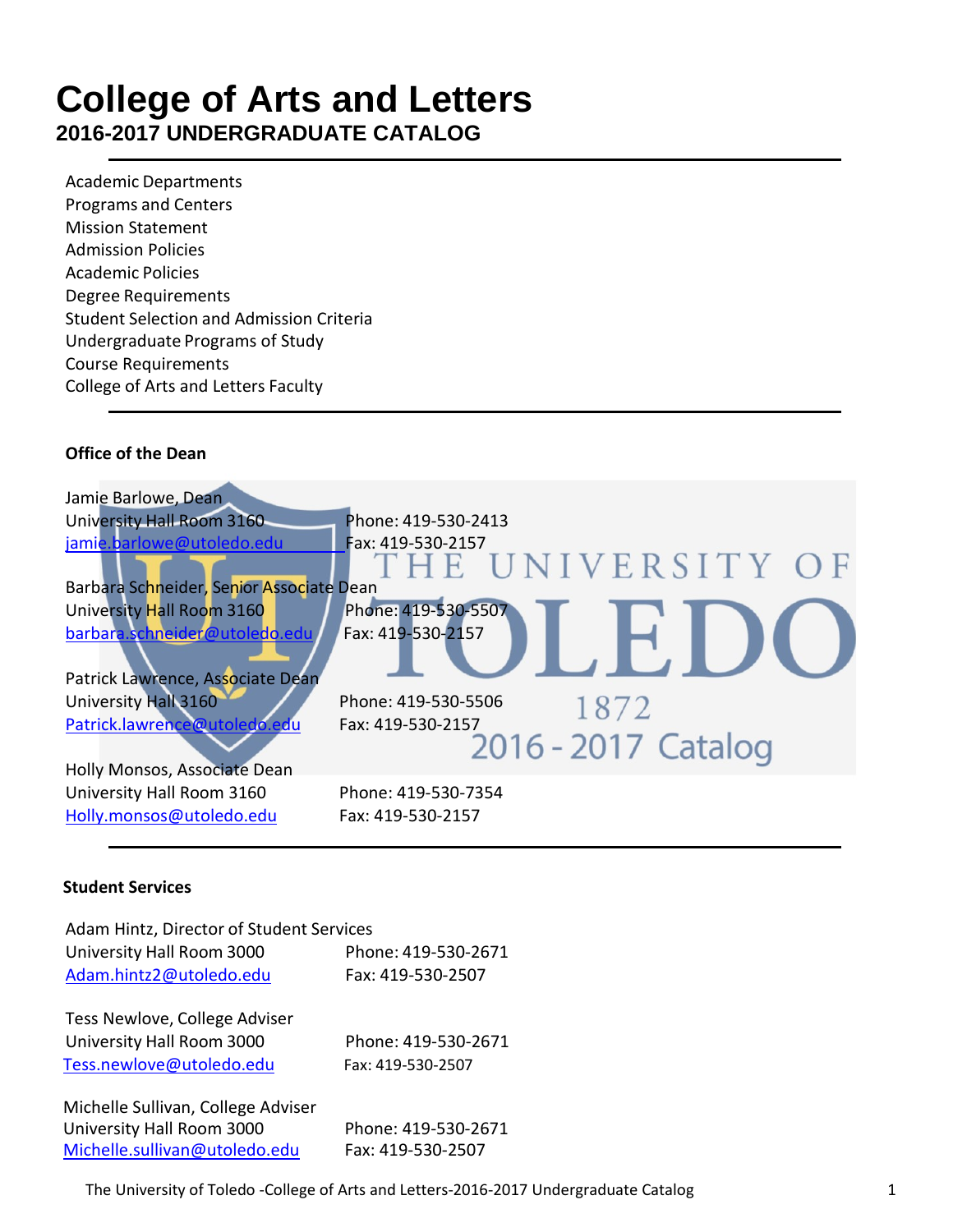# College of Arts and Letters

## 2016-2017 UNDERGRADUATE CATALOG

---

Academic Departments
Programs and Centers
Mission Statement
Admission Policies
Academic Policies
Degree Requirements
Student Selection and Admission Criteria
Undergraduate Programs of Study
Course Requirements
College of Arts and Letters Faculty

---

**Office of the Dean**

Jamie Barlowe, Dean
University Hall Room 3160 — Phone: 419-530-2413
jamie.barlowe@utoledo.edu — Fax: 419-530-2157

Barbara Schneider, Senior Associate Dean
University Hall Room 3160 — Phone: 419-530-5507
barbara.schneider@utoledo.edu — Fax: 419-530-2157

Patrick Lawrence, Associate Dean
University Hall 3160 — Phone: 419-530-5506
Patrick.lawrence@utoledo.edu — Fax: 419-530-2157

Holly Monsos, Associate Dean
University Hall Room 3160 — Phone: 419-530-7354
Holly.monsos@utoledo.edu — Fax: 419-530-2157

---

**Student Services**

Adam Hintz, Director of Student Services
University Hall Room 3000 — Phone: 419-530-2671
Adam.hintz2@utoledo.edu — Fax: 419-530-2507

Tess Newlove, College Adviser
University Hall Room 3000 — Phone: 419-530-2671
Tess.newlove@utoledo.edu — Fax: 419-530-2507

Michelle Sullivan, College Adviser
University Hall Room 3000 — Phone: 419-530-2671
Michelle.sullivan@utoledo.edu — Fax: 419-530-2507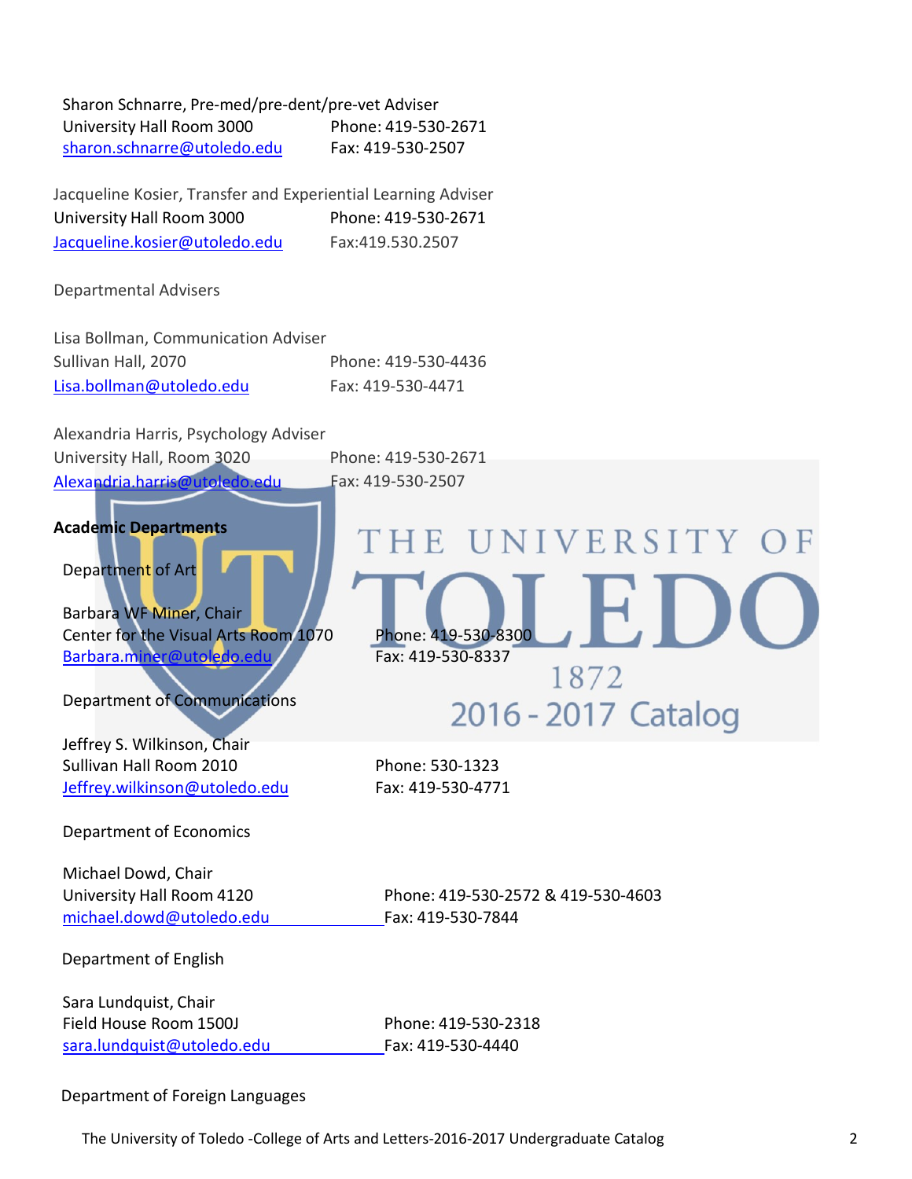Sharon Schnarre, Pre-med/pre-dent/pre-vet Adviser
University Hall Room 3000 Phone: 419-530-2671
sharon.schnarre@utoledo.edu Fax: 419-530-2507

Jacqueline Kosier, Transfer and Experiential Learning Adviser
University Hall Room 3000 Phone: 419-530-2671
Jacqueline.kosier@utoledo.edu Fax:419.530.2507

Departmental Advisers

Lisa Bollman, Communication Adviser
Sullivan Hall, 2070 Phone: 419-530-4436
Lisa.bollman@utoledo.edu Fax: 419-530-4471

Alexandria Harris, Psychology Adviser
University Hall, Room 3020 Phone: 419-530-2671
Alexandria.harris@utoledo.edu Fax: 419-530-2507

**Academic Departments**

Department of Art

Barbara WF Miner, Chair
Center for the Visual Arts Room 1070 Phone: 419-530-8300
Barbara.miner@utoledo.edu Fax: 419-530-8337

Department of Communications

Jeffrey S. Wilkinson, Chair
Sullivan Hall Room 2010 Phone: 530-1323
Jeffrey.wilkinson@utoledo.edu Fax: 419-530-4771

Department of Economics

Michael Dowd, Chair
University Hall Room 4120 Phone: 419-530-2572 & 419-530-4603
michael.dowd@utoledo.edu Fax: 419-530-7844

Department of English

Sara Lundquist, Chair
Field House Room 1500J Phone: 419-530-2318
sara.lundquist@utoledo.edu Fax: 419-530-4440

Department of Foreign Languages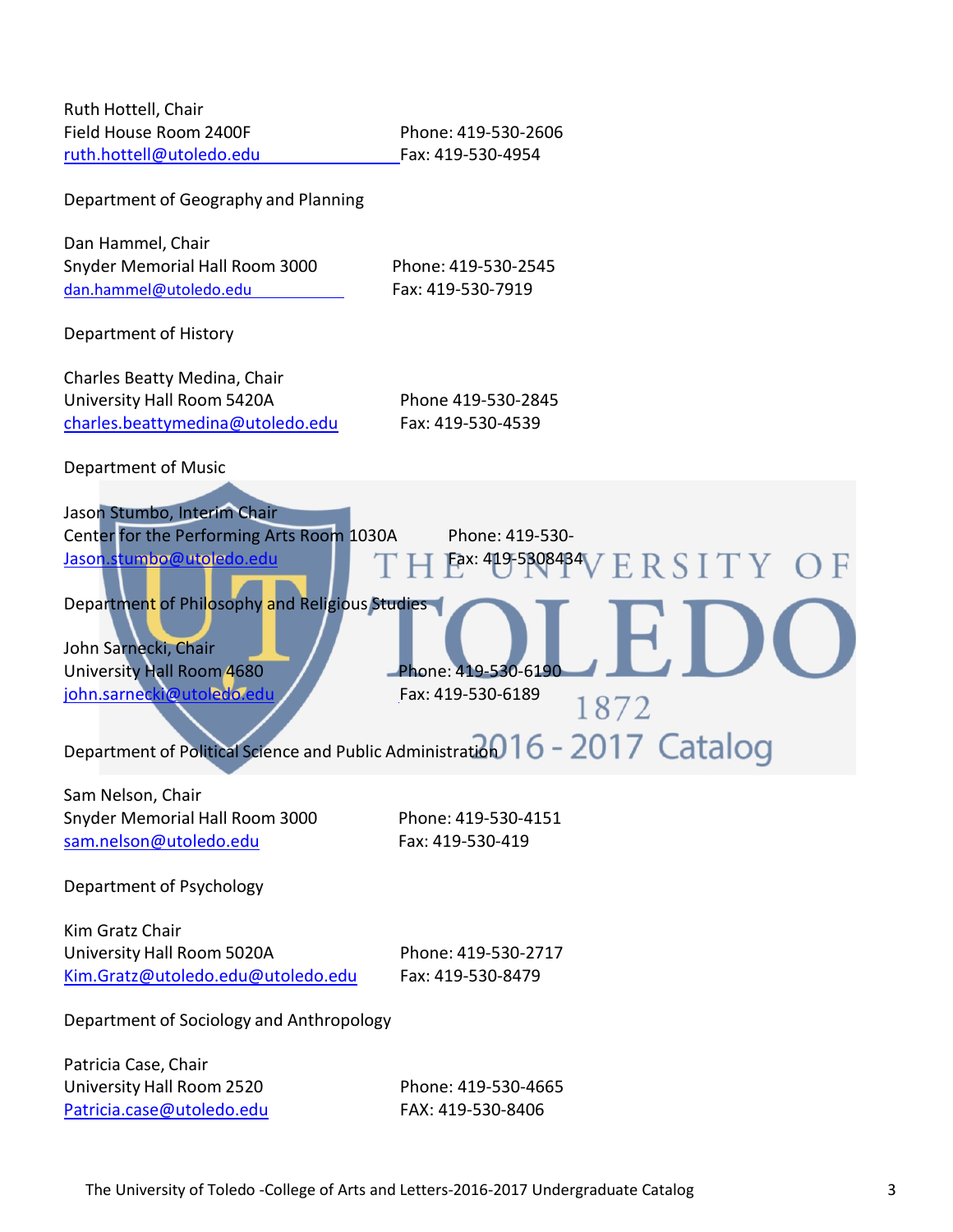Ruth Hottell, Chair
Field House Room 2400F
ruth.hottell@utoledo.edu

Phone: 419-530-2606
Fax: 419-530-4954

Department of Geography and Planning

Dan Hammel, Chair
Snyder Memorial Hall Room 3000
dan.hammel@utoledo.edu

Phone: 419-530-2545
Fax: 419-530-7919

Department of History

Charles Beatty Medina, Chair
University Hall Room 5420A
charles.beattymedina@utoledo.edu

Phone 419-530-2845
Fax: 419-530-4539

Department of Music

Jason Stumbo, Interim Chair
Center for the Performing Arts Room 1030A
Jason.stumbo@utoledo.edu

Phone: 419-530-
Fax: 419-5308434

Department of Philosophy and Religious Studies

John Sarnecki, Chair
University Hall Room 4680
john.sarnecki@utoledo.edu

Phone: 419-530-6190
Fax: 419-530-6189

Department of Political Science and Public Administration

Sam Nelson, Chair
Snyder Memorial Hall Room 3000
sam.nelson@utoledo.edu

Phone: 419-530-4151
Fax: 419-530-419

Department of Psychology

Kim Gratz Chair
University Hall Room 5020A
Kim.Gratz@utoledo.edu@utoledo.edu

Phone: 419-530-2717
Fax: 419-530-8479

Department of Sociology and Anthropology

Patricia Case, Chair
University Hall Room 2520
Patricia.case@utoledo.edu

Phone: 419-530-4665
FAX: 419-530-8406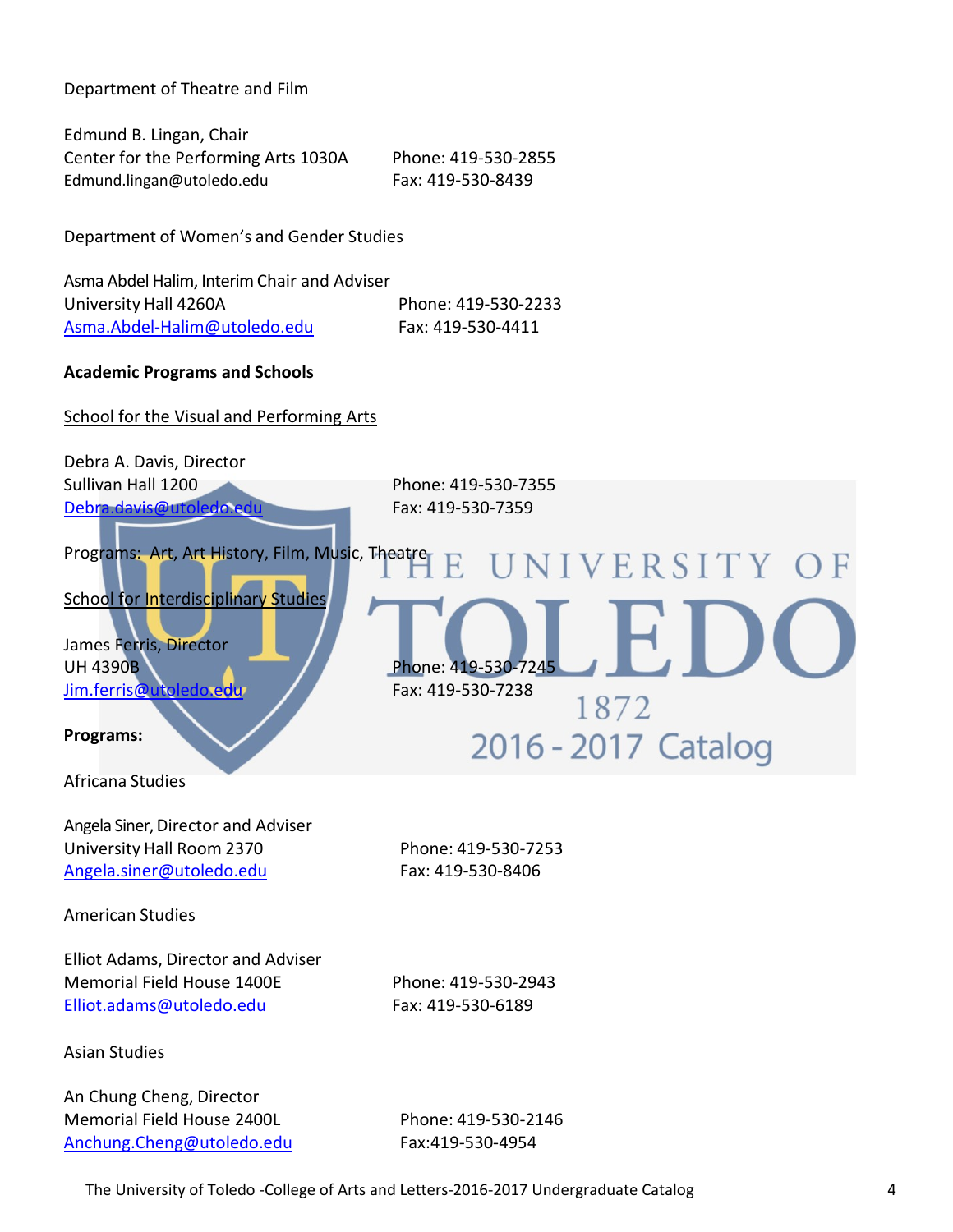Department of Theatre and Film

Edmund B. Lingan, Chair
Center for the Performing Arts 1030A
Edmund.lingan@utoledo.edu
Phone: 419-530-2855
Fax: 419-530-8439

Department of Women's and Gender Studies

Asma Abdel Halim, Interim Chair and Adviser
University Hall 4260A
Asma.Abdel-Halim@utoledo.edu
Phone: 419-530-2233
Fax: 419-530-4411

**Academic Programs and Schools**

School for the Visual and Performing Arts

Debra A. Davis, Director
Sullivan Hall 1200
Debra.davis@utoledo.edu
Phone: 419-530-7355
Fax: 419-530-7359

Programs: Art, Art History, Film, Music, Theatre

School for Interdisciplinary Studies

James Ferris, Director
UH 4390B
Jim.ferris@utoledo.edu
Phone: 419-530-7245
Fax: 419-530-7238

**Programs:**

Africana Studies

Angela Siner, Director and Adviser
University Hall Room 2370
Angela.siner@utoledo.edu
Phone: 419-530-7253
Fax: 419-530-8406

American Studies

Elliot Adams, Director and Adviser
Memorial Field House 1400E
Elliot.adams@utoledo.edu
Phone: 419-530-2943
Fax: 419-530-6189

Asian Studies

An Chung Cheng, Director
Memorial Field House 2400L
Anchung.Cheng@utoledo.edu
Phone: 419-530-2146
Fax:419-530-4954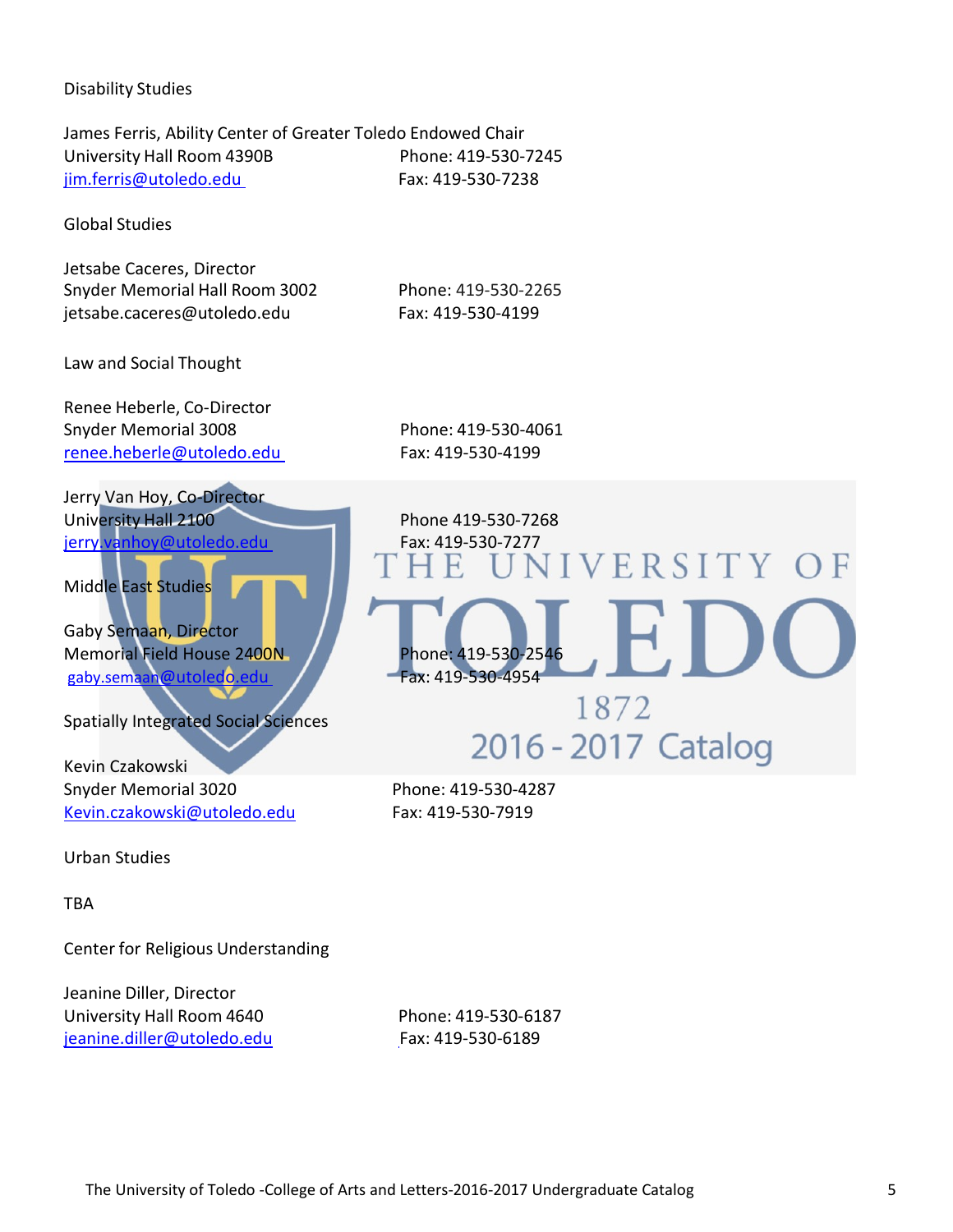Disability Studies

James Ferris, Ability Center of Greater Toledo Endowed Chair
University Hall Room 4390B
jim.ferris@utoledo.edu
Phone: 419-530-7245
Fax: 419-530-7238

Global Studies

Jetsabe Caceres, Director
Snyder Memorial Hall Room 3002
jetsabe.caceres@utoledo.edu
Phone: 419-530-2265
Fax: 419-530-4199

Law and Social Thought

Renee Heberle, Co-Director
Snyder Memorial 3008
renee.heberle@utoledo.edu
Phone: 419-530-4061
Fax: 419-530-4199

Jerry Van Hoy, Co-Director
University Hall 2100
jerry.vanhoy@utoledo.edu
Phone 419-530-7268
Fax: 419-530-7277

Middle East Studies

Gaby Semaan, Director
Memorial Field House 2400N
gaby.semaan@utoledo.edu
Phone: 419-530-2546
Fax: 419-530-4954

Spatially Integrated Social Sciences

Kevin Czakowski
Snyder Memorial 3020
Kevin.czakowski@utoledo.edu
Phone: 419-530-4287
Fax: 419-530-7919

Urban Studies

TBA

Center for Religious Understanding

Jeanine Diller, Director
University Hall Room 4640
jeanine.diller@utoledo.edu
Phone: 419-530-6187
Fax: 419-530-6189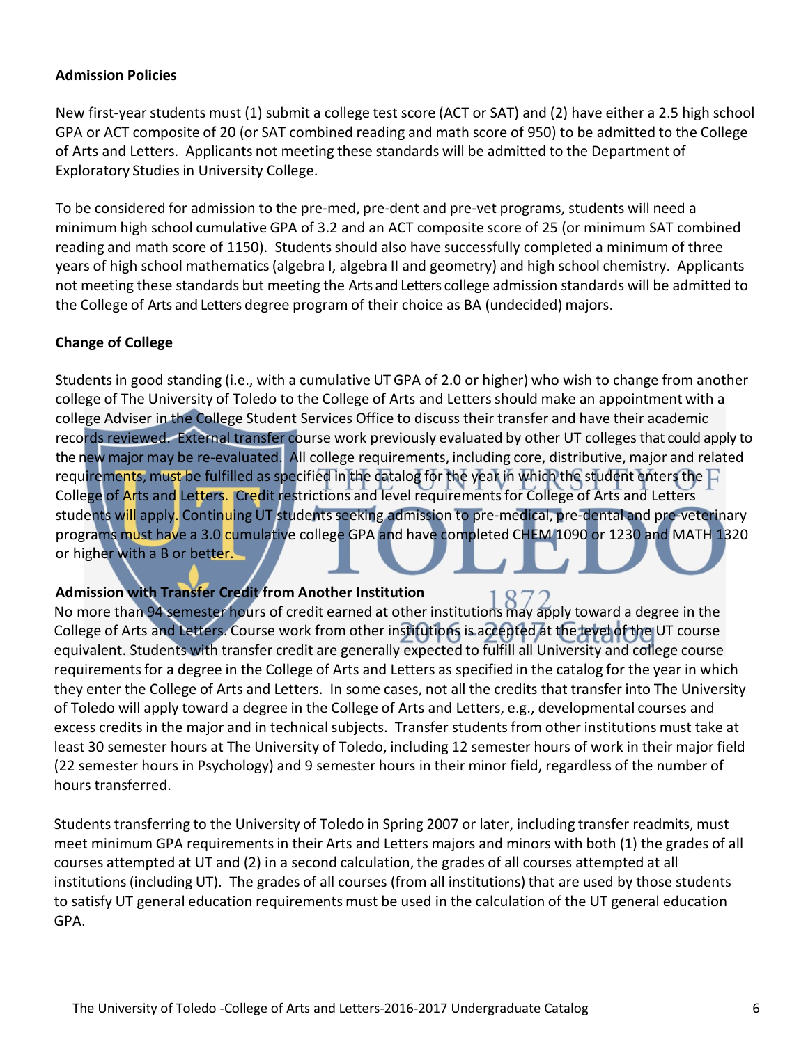**Admission Policies**

New first-year students must (1) submit a college test score (ACT or SAT) and (2) have either a 2.5 high school GPA or ACT composite of 20 (or SAT combined reading and math score of 950) to be admitted to the College of Arts and Letters. Applicants not meeting these standards will be admitted to the Department of Exploratory Studies in University College.

To be considered for admission to the pre-med, pre-dent and pre-vet programs, students will need a minimum high school cumulative GPA of 3.2 and an ACT composite score of 25 (or minimum SAT combined reading and math score of 1150). Students should also have successfully completed a minimum of three years of high school mathematics (algebra I, algebra II and geometry) and high school chemistry. Applicants not meeting these standards but meeting the Arts and Letters college admission standards will be admitted to the College of Arts and Letters degree program of their choice as BA (undecided) majors.

**Change of College**

Students in good standing (i.e., with a cumulative UT GPA of 2.0 or higher) who wish to change from another college of The University of Toledo to the College of Arts and Letters should make an appointment with a college Adviser in the College Student Services Office to discuss their transfer and have their academic records reviewed. External transfer course work previously evaluated by other UT colleges that could apply to the new major may be re-evaluated. All college requirements, including core, distributive, major and related requirements, must be fulfilled as specified in the catalog for the year in which the student enters the College of Arts and Letters. Credit restrictions and level requirements for College of Arts and Letters students will apply. Continuing UT students seeking admission to pre-medical, pre-dental and pre-veterinary programs must have a 3.0 cumulative college GPA and have completed CHEM 1090 or 1230 and MATH 1320 or higher with a B or better.

**Admission with Transfer Credit from Another Institution**

No more than 94 semester hours of credit earned at other institutions may apply toward a degree in the College of Arts and Letters. Course work from other institutions is accepted at the level of the UT course equivalent. Students with transfer credit are generally expected to fulfill all University and college course requirements for a degree in the College of Arts and Letters as specified in the catalog for the year in which they enter the College of Arts and Letters. In some cases, not all the credits that transfer into The University of Toledo will apply toward a degree in the College of Arts and Letters, e.g., developmental courses and excess credits in the major and in technical subjects. Transfer students from other institutions must take at least 30 semester hours at The University of Toledo, including 12 semester hours of work in their major field (22 semester hours in Psychology) and 9 semester hours in their minor field, regardless of the number of hours transferred.

Students transferring to the University of Toledo in Spring 2007 or later, including transfer readmits, must meet minimum GPA requirements in their Arts and Letters majors and minors with both (1) the grades of all courses attempted at UT and (2) in a second calculation, the grades of all courses attempted at all institutions (including UT). The grades of all courses (from all institutions) that are used by those students to satisfy UT general education requirements must be used in the calculation of the UT general education GPA.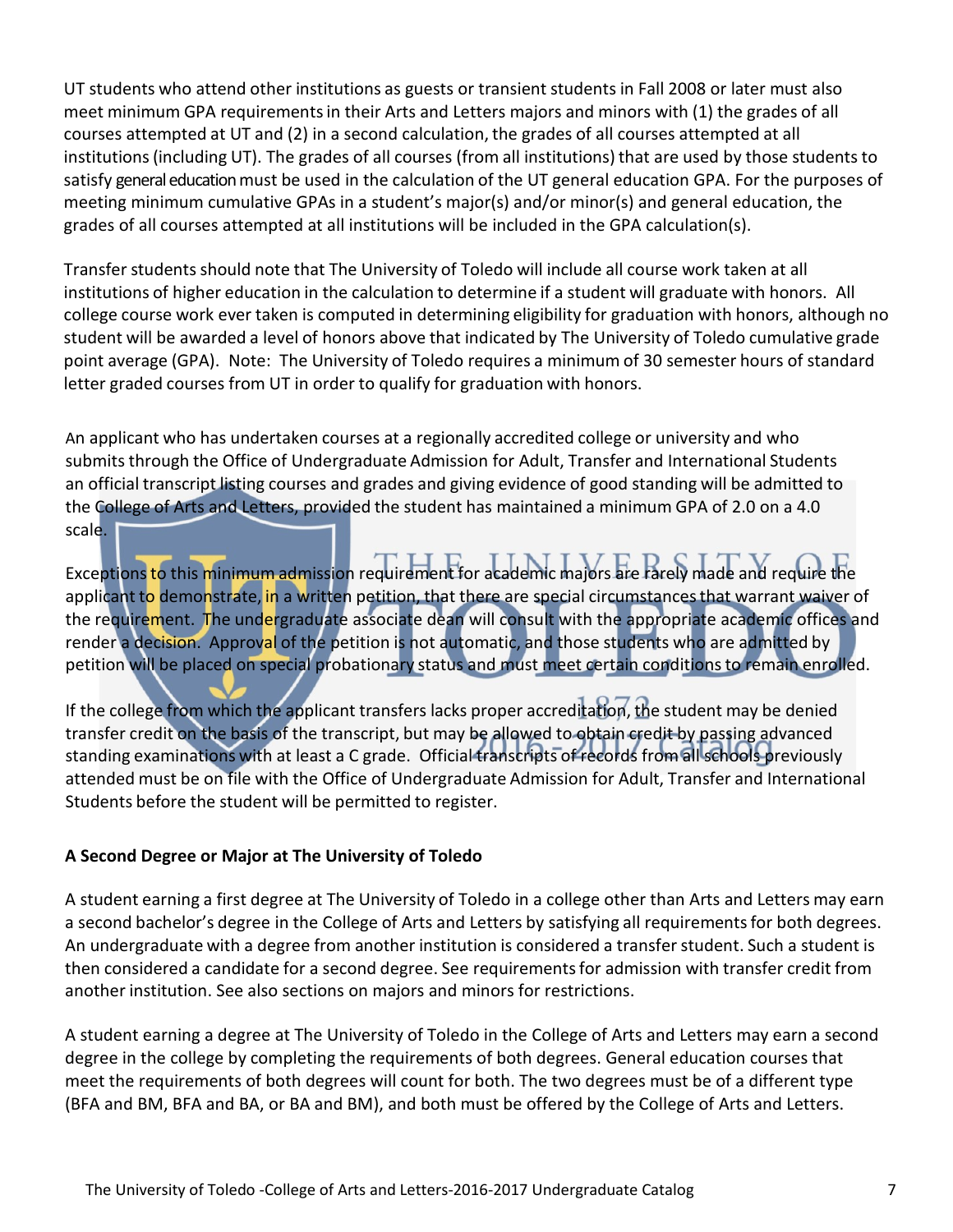UT students who attend other institutions as guests or transient students in Fall 2008 or later must also meet minimum GPA requirements in their Arts and Letters majors and minors with (1) the grades of all courses attempted at UT and (2) in a second calculation, the grades of all courses attempted at all institutions (including UT). The grades of all courses (from all institutions) that are used by those students to satisfy general education must be used in the calculation of the UT general education GPA. For the purposes of meeting minimum cumulative GPAs in a student's major(s) and/or minor(s) and general education, the grades of all courses attempted at all institutions will be included in the GPA calculation(s).

Transfer students should note that The University of Toledo will include all course work taken at all institutions of higher education in the calculation to determine if a student will graduate with honors. All college course work ever taken is computed in determining eligibility for graduation with honors, although no student will be awarded a level of honors above that indicated by The University of Toledo cumulative grade point average (GPA). Note: The University of Toledo requires a minimum of 30 semester hours of standard letter graded courses from UT in order to qualify for graduation with honors.

An applicant who has undertaken courses at a regionally accredited college or university and who submits through the Office of Undergraduate Admission for Adult, Transfer and International Students an official transcript listing courses and grades and giving evidence of good standing will be admitted to the College of Arts and Letters, provided the student has maintained a minimum GPA of 2.0 on a 4.0 scale.

Exceptions to this minimum admission requirement for academic majors are rarely made and require the applicant to demonstrate, in a written petition, that there are special circumstances that warrant waiver of the requirement. The undergraduate associate dean will consult with the appropriate academic offices and render a decision. Approval of the petition is not automatic, and those students who are admitted by petition will be placed on special probationary status and must meet certain conditions to remain enrolled.

If the college from which the applicant transfers lacks proper accreditation, the student may be denied transfer credit on the basis of the transcript, but may be allowed to obtain credit by passing advanced standing examinations with at least a C grade. Official transcripts of records from all schools previously attended must be on file with the Office of Undergraduate Admission for Adult, Transfer and International Students before the student will be permitted to register.

**A Second Degree or Major at The University of Toledo**

A student earning a first degree at The University of Toledo in a college other than Arts and Letters may earn a second bachelor's degree in the College of Arts and Letters by satisfying all requirements for both degrees. An undergraduate with a degree from another institution is considered a transfer student. Such a student is then considered a candidate for a second degree. See requirements for admission with transfer credit from another institution. See also sections on majors and minors for restrictions.

A student earning a degree at The University of Toledo in the College of Arts and Letters may earn a second degree in the college by completing the requirements of both degrees. General education courses that meet the requirements of both degrees will count for both. The two degrees must be of a different type (BFA and BM, BFA and BA, or BA and BM), and both must be offered by the College of Arts and Letters.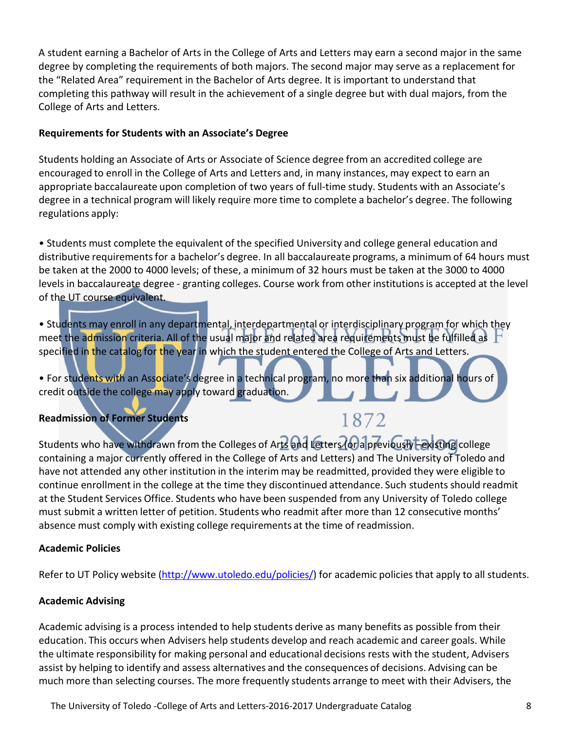A student earning a Bachelor of Arts in the College of Arts and Letters may earn a second major in the same degree by completing the requirements of both majors. The second major may serve as a replacement for the “Related Area” requirement in the Bachelor of Arts degree. It is important to understand that completing this pathway will result in the achievement of a single degree but with dual majors, from the College of Arts and Letters.

**Requirements for Students with an Associate’s Degree**

Students holding an Associate of Arts or Associate of Science degree from an accredited college are encouraged to enroll in the College of Arts and Letters and, in many instances, may expect to earn an appropriate baccalaureate upon completion of two years of full-time study. Students with an Associate’s degree in a technical program will likely require more time to complete a bachelor’s degree. The following regulations apply:

- Students must complete the equivalent of the specified University and college general education and distributive requirements for a bachelor’s degree. In all baccalaureate programs, a minimum of 64 hours must be taken at the 2000 to 4000 levels; of these, a minimum of 32 hours must be taken at the 3000 to 4000 levels in baccalaureate degree - granting colleges. Course work from other institutions is accepted at the level of the UT course equivalent.
- Students may enroll in any departmental, interdepartmental or interdisciplinary program for which they meet the admission criteria. All of the usual major and related area requirements must be fulfilled as specified in the catalog for the year in which the student entered the College of Arts and Letters.
- For students with an Associate’s degree in a technical program, no more than six additional hours of credit outside the college may apply toward graduation.

**Readmission of Former Students**

Students who have withdrawn from the Colleges of Arts and Letters (or a previously –existing college containing a major currently offered in the College of Arts and Letters) and The University of Toledo and have not attended any other institution in the interim may be readmitted, provided they were eligible to continue enrollment in the college at the time they discontinued attendance. Such students should readmit at the Student Services Office. Students who have been suspended from any University of Toledo college must submit a written letter of petition. Students who readmit after more than 12 consecutive months’ absence must comply with existing college requirements at the time of readmission.

**Academic Policies**

Refer to UT Policy website (http://www.utoledo.edu/policies/) for academic policies that apply to all students.

**Academic Advising**

Academic advising is a process intended to help students derive as many benefits as possible from their education. This occurs when Advisers help students develop and reach academic and career goals. While the ultimate responsibility for making personal and educational decisions rests with the student, Advisers assist by helping to identify and assess alternatives and the consequences of decisions. Advising can be much more than selecting courses. The more frequently students arrange to meet with their Advisers, the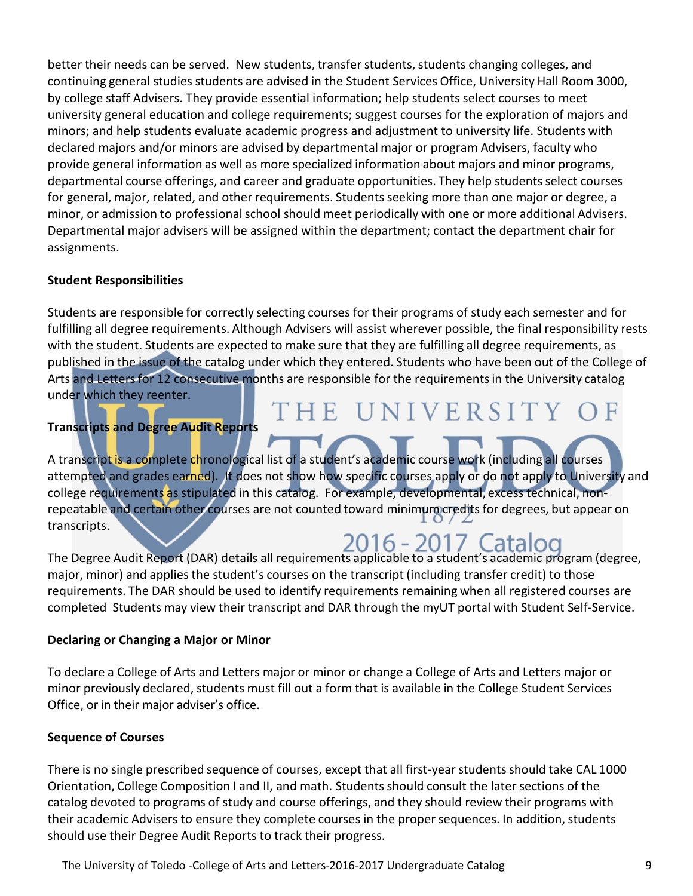better their needs can be served. New students, transfer students, students changing colleges, and continuing general studies students are advised in the Student Services Office, University Hall Room 3000, by college staff Advisers. They provide essential information; help students select courses to meet university general education and college requirements; suggest courses for the exploration of majors and minors; and help students evaluate academic progress and adjustment to university life. Students with declared majors and/or minors are advised by departmental major or program Advisers, faculty who provide general information as well as more specialized information about majors and minor programs, departmental course offerings, and career and graduate opportunities. They help students select courses for general, major, related, and other requirements. Students seeking more than one major or degree, a minor, or admission to professional school should meet periodically with one or more additional Advisers. Departmental major advisers will be assigned within the department; contact the department chair for assignments.

**Student Responsibilities**

Students are responsible for correctly selecting courses for their programs of study each semester and for fulfilling all degree requirements. Although Advisers will assist wherever possible, the final responsibility rests with the student. Students are expected to make sure that they are fulfilling all degree requirements, as published in the issue of the catalog under which they entered. Students who have been out of the College of Arts and Letters for 12 consecutive months are responsible for the requirements in the University catalog under which they reenter.

**Transcripts and Degree Audit Reports**

A transcript is a complete chronological list of a student's academic course work (including all courses attempted and grades earned). It does not show how specific courses apply or do not apply to University and college requirements as stipulated in this catalog. For example, developmental, excess technical, non-repeatable and certain other courses are not counted toward minimum credits for degrees, but appear on transcripts.

The Degree Audit Report (DAR) details all requirements applicable to a student's academic program (degree, major, minor) and applies the student's courses on the transcript (including transfer credit) to those requirements. The DAR should be used to identify requirements remaining when all registered courses are completed Students may view their transcript and DAR through the myUT portal with Student Self-Service.

**Declaring or Changing a Major or Minor**

To declare a College of Arts and Letters major or minor or change a College of Arts and Letters major or minor previously declared, students must fill out a form that is available in the College Student Services Office, or in their major adviser's office.

**Sequence of Courses**

There is no single prescribed sequence of courses, except that all first-year students should take CAL 1000 Orientation, College Composition I and II, and math. Students should consult the later sections of the catalog devoted to programs of study and course offerings, and they should review their programs with their academic Advisers to ensure they complete courses in the proper sequences. In addition, students should use their Degree Audit Reports to track their progress.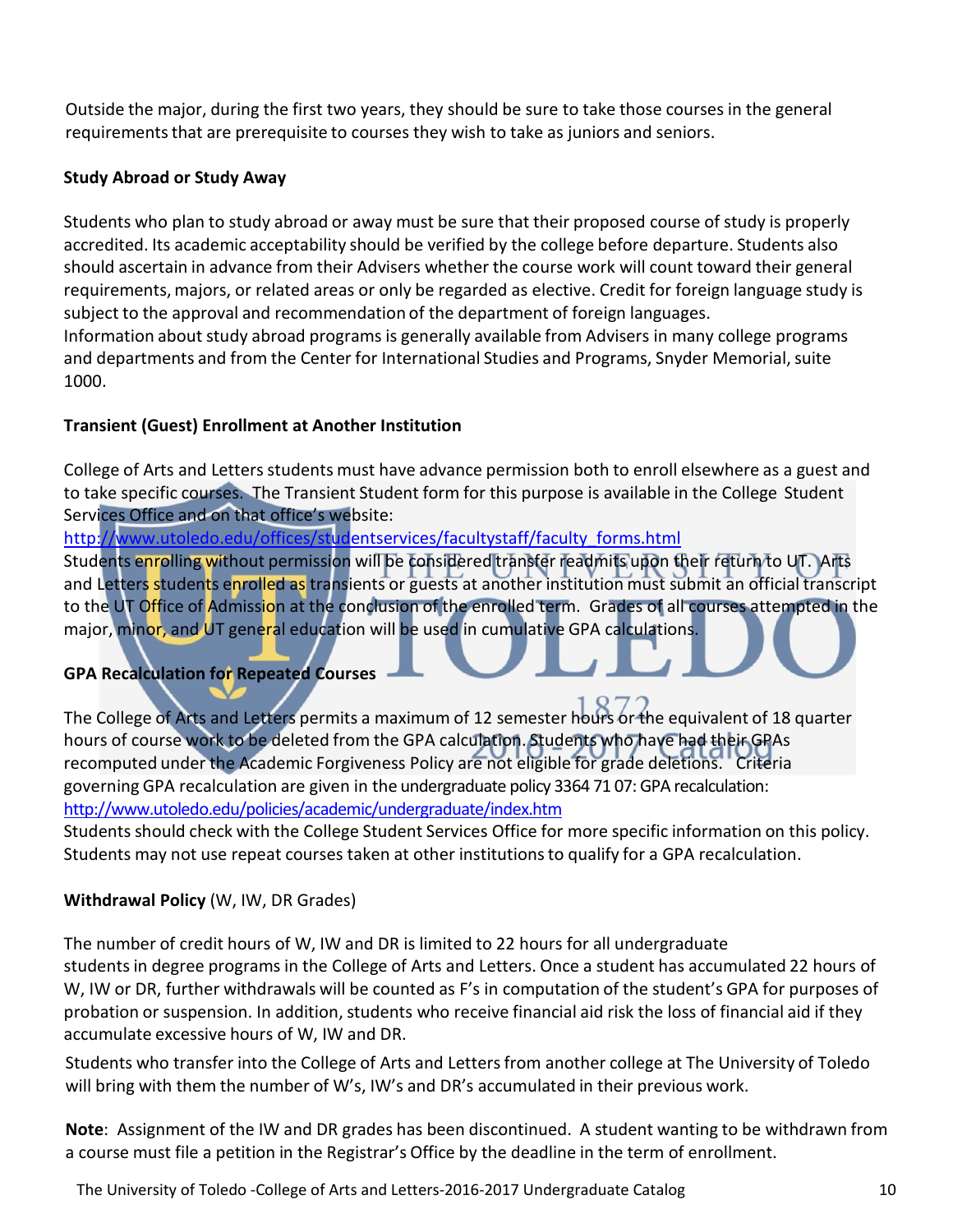Outside the major, during the first two years, they should be sure to take those courses in the general requirements that are prerequisite to courses they wish to take as juniors and seniors.

### Study Abroad or Study Away

Students who plan to study abroad or away must be sure that their proposed course of study is properly accredited. Its academic acceptability should be verified by the college before departure. Students also should ascertain in advance from their Advisers whether the course work will count toward their general requirements, majors, or related areas or only be regarded as elective. Credit for foreign language study is subject to the approval and recommendation of the department of foreign languages.
Information about study abroad programs is generally available from Advisers in many college programs and departments and from the Center for International Studies and Programs, Snyder Memorial, suite 1000.

### Transient (Guest) Enrollment at Another Institution

College of Arts and Letters students must have advance permission both to enroll elsewhere as a guest and to take specific courses. The Transient Student form for this purpose is available in the College Student Services Office and on that office's website:
http://www.utoledo.edu/offices/studentservices/facultystaff/faculty_forms.html
Students enrolling without permission will be considered transfer readmits upon their return to UT. Arts and Letters students enrolled as transients or guests at another institution must submit an official transcript to the UT Office of Admission at the conclusion of the enrolled term. Grades of all courses attempted in the major, minor, and UT general education will be used in cumulative GPA calculations.

### GPA Recalculation for Repeated Courses

The College of Arts and Letters permits a maximum of 12 semester hours or the equivalent of 18 quarter hours of course work to be deleted from the GPA calculation. Students who have had their GPAs recomputed under the Academic Forgiveness Policy are not eligible for grade deletions. Criteria governing GPA recalculation are given in the undergraduate policy 3364 71 07: GPA recalculation:
http://www.utoledo.edu/policies/academic/undergraduate/index.htm
Students should check with the College Student Services Office for more specific information on this policy. Students may not use repeat courses taken at other institutions to qualify for a GPA recalculation.

### **Withdrawal Policy** (W, IW, DR Grades)

The number of credit hours of W, IW and DR is limited to 22 hours for all undergraduate students in degree programs in the College of Arts and Letters. Once a student has accumulated 22 hours of W, IW or DR, further withdrawals will be counted as F's in computation of the student's GPA for purposes of probation or suspension. In addition, students who receive financial aid risk the loss of financial aid if they accumulate excessive hours of W, IW and DR.

Students who transfer into the College of Arts and Letters from another college at The University of Toledo will bring with them the number of W's, IW's and DR's accumulated in their previous work.

**Note**: Assignment of the IW and DR grades has been discontinued. A student wanting to be withdrawn from a course must file a petition in the Registrar's Office by the deadline in the term of enrollment.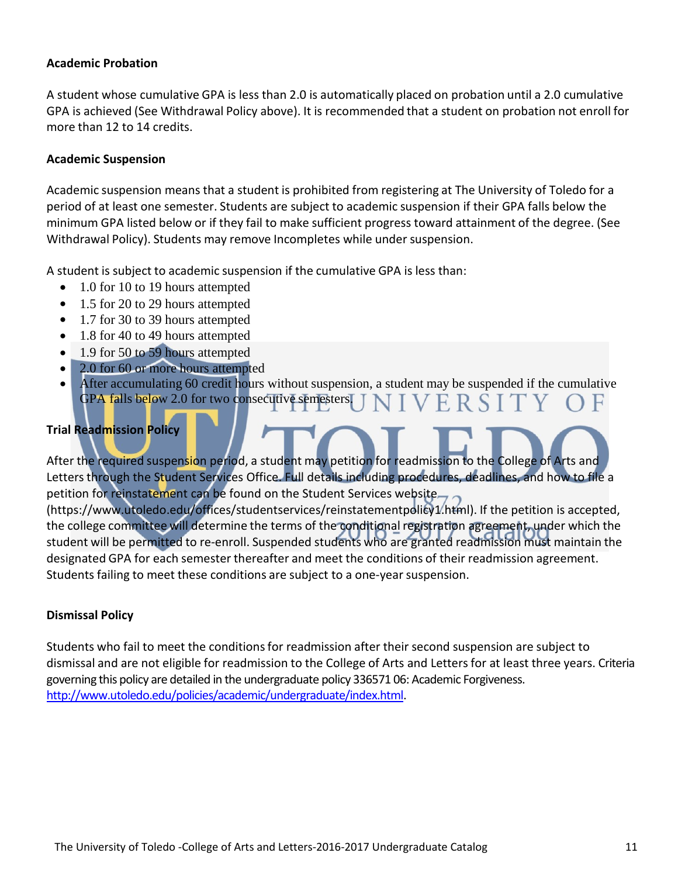### Academic Probation

A student whose cumulative GPA is less than 2.0 is automatically placed on probation until a 2.0 cumulative GPA is achieved (See Withdrawal Policy above). It is recommended that a student on probation not enroll for more than 12 to 14 credits.

### Academic Suspension

Academic suspension means that a student is prohibited from registering at The University of Toledo for a period of at least one semester. Students are subject to academic suspension if their GPA falls below the minimum GPA listed below or if they fail to make sufficient progress toward attainment of the degree. (See Withdrawal Policy). Students may remove Incompletes while under suspension.

A student is subject to academic suspension if the cumulative GPA is less than:

- 1.0 for 10 to 19 hours attempted
- 1.5 for 20 to 29 hours attempted
- 1.7 for 30 to 39 hours attempted
- 1.8 for 40 to 49 hours attempted
- 1.9 for 50 to 59 hours attempted
- 2.0 for 60 or more hours attempted
- After accumulating 60 credit hours without suspension, a student may be suspended if the cumulative GPA falls below 2.0 for two consecutive semesters.

### Trial Readmission Policy

After the required suspension period, a student may petition for readmission to the College of Arts and Letters through the Student Services Office. Full details including procedures, deadlines, and how to file a petition for reinstatement can be found on the Student Services website (https://www.utoledo.edu/offices/studentservices/reinstatementpolicy1.html). If the petition is accepted, the college committee will determine the terms of the conditional registration agreement, under which the student will be permitted to re-enroll. Suspended students who are granted readmission must maintain the designated GPA for each semester thereafter and meet the conditions of their readmission agreement. Students failing to meet these conditions are subject to a one-year suspension.

### Dismissal Policy

Students who fail to meet the conditions for readmission after their second suspension are subject to dismissal and are not eligible for readmission to the College of Arts and Letters for at least three years. Criteria governing this policy are detailed in the undergraduate policy 336571 06: Academic Forgiveness. http://www.utoledo.edu/policies/academic/undergraduate/index.html.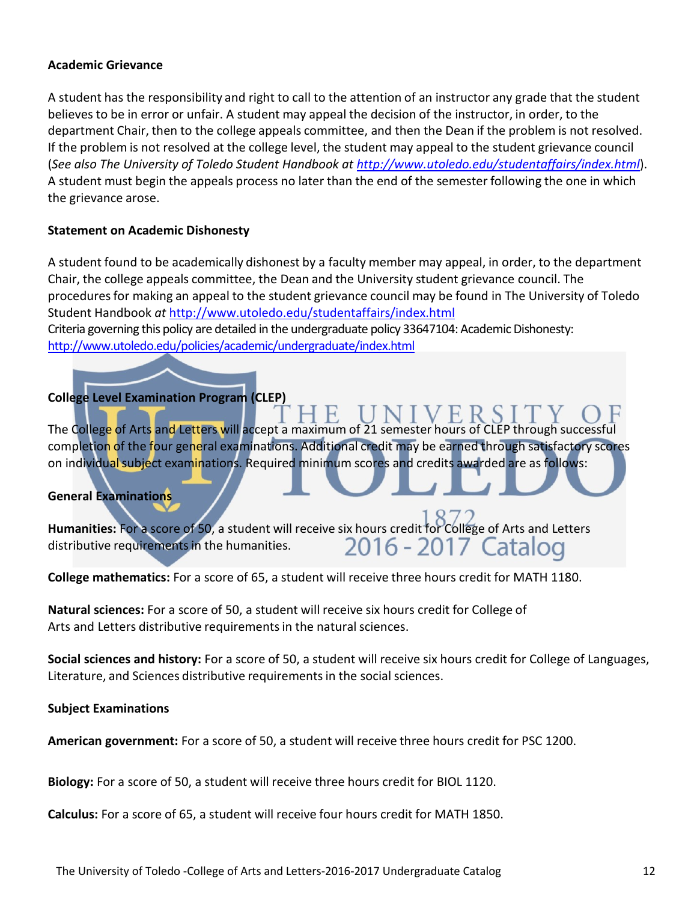**Academic Grievance**

A student has the responsibility and right to call to the attention of an instructor any grade that the student believes to be in error or unfair. A student may appeal the decision of the instructor, in order, to the department Chair, then to the college appeals committee, and then the Dean if the problem is not resolved. If the problem is not resolved at the college level, the student may appeal to the student grievance council (*See also The University of Toledo Student Handbook at http://www.utoledo.edu/studentaffairs/index.html*). A student must begin the appeals process no later than the end of the semester following the one in which the grievance arose.

**Statement on Academic Dishonesty**

A student found to be academically dishonest by a faculty member may appeal, in order, to the department Chair, the college appeals committee, the Dean and the University student grievance council. The procedures for making an appeal to the student grievance council may be found in The University of Toledo Student Handbook *at* http://www.utoledo.edu/studentaffairs/index.html
Criteria governing this policy are detailed in the undergraduate policy 33647104: Academic Dishonesty: http://www.utoledo.edu/policies/academic/undergraduate/index.html

**College Level Examination Program (CLEP)**

The College of Arts and Letters will accept a maximum of 21 semester hours of CLEP through successful completion of the four general examinations. Additional credit may be earned through satisfactory scores on individual subject examinations. Required minimum scores and credits awarded are as follows:

**General Examinations**

**Humanities:** For a score of 50, a student will receive six hours credit for College of Arts and Letters distributive requirements in the humanities.

**College mathematics:** For a score of 65, a student will receive three hours credit for MATH 1180.

**Natural sciences:** For a score of 50, a student will receive six hours credit for College of Arts and Letters distributive requirements in the natural sciences.

**Social sciences and history:** For a score of 50, a student will receive six hours credit for College of Languages, Literature, and Sciences distributive requirements in the social sciences.

**Subject Examinations**

**American government:** For a score of 50, a student will receive three hours credit for PSC 1200.

**Biology:** For a score of 50, a student will receive three hours credit for BIOL 1120.

**Calculus:** For a score of 65, a student will receive four hours credit for MATH 1850.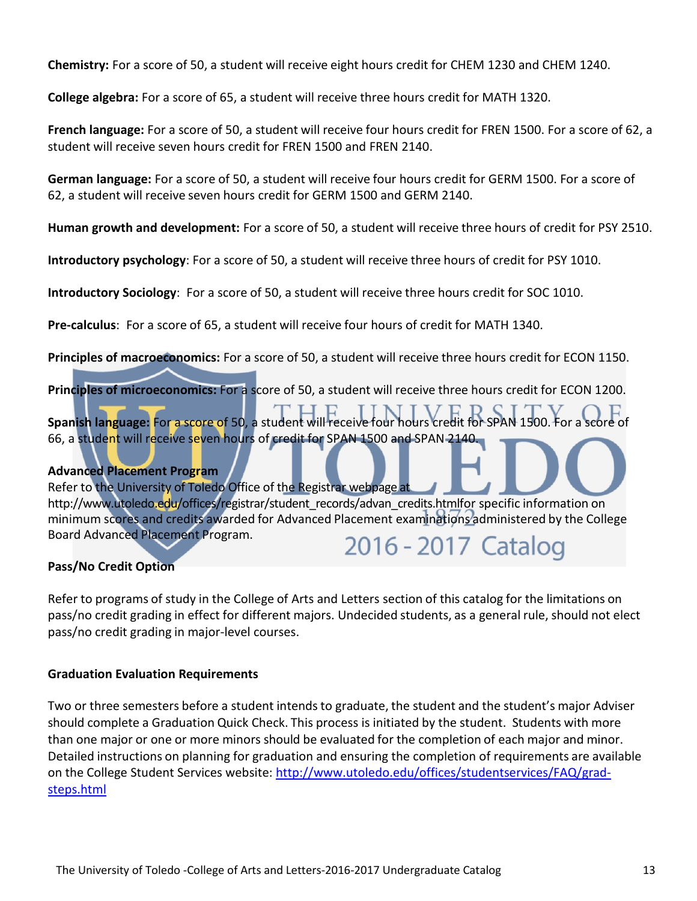**Chemistry:** For a score of 50, a student will receive eight hours credit for CHEM 1230 and CHEM 1240.

**College algebra:** For a score of 65, a student will receive three hours credit for MATH 1320.

**French language:** For a score of 50, a student will receive four hours credit for FREN 1500. For a score of 62, a student will receive seven hours credit for FREN 1500 and FREN 2140.

**German language:** For a score of 50, a student will receive four hours credit for GERM 1500. For a score of 62, a student will receive seven hours credit for GERM 1500 and GERM 2140.

**Human growth and development:** For a score of 50, a student will receive three hours of credit for PSY 2510.

**Introductory psychology**: For a score of 50, a student will receive three hours of credit for PSY 1010.

**Introductory Sociology**: For a score of 50, a student will receive three hours credit for SOC 1010.

**Pre-calculus**: For a score of 65, a student will receive four hours of credit for MATH 1340.

**Principles of macroeconomics:** For a score of 50, a student will receive three hours credit for ECON 1150.

**Principles of microeconomics:** For a score of 50, a student will receive three hours credit for ECON 1200.

**Spanish language:** For a score of 50, a student will receive four hours credit for SPAN 1500. For a score of 66, a student will receive seven hours of credit for SPAN 1500 and SPAN 2140.

**Advanced Placement Program**

Refer to the University of Toledo Office of the Registrar webpage at http://www.utoledo.edu/offices/registrar/student_records/advan_credits.htmlfor specific information on minimum scores and credits awarded for Advanced Placement examinations administered by the College Board Advanced Placement Program.

**Pass/No Credit Option**

Refer to programs of study in the College of Arts and Letters section of this catalog for the limitations on pass/no credit grading in effect for different majors. Undecided students, as a general rule, should not elect pass/no credit grading in major-level courses.

**Graduation Evaluation Requirements**

Two or three semesters before a student intends to graduate, the student and the student's major Adviser should complete a Graduation Quick Check. This process is initiated by the student. Students with more than one major or one or more minors should be evaluated for the completion of each major and minor. Detailed instructions on planning for graduation and ensuring the completion of requirements are available on the College Student Services website: http://www.utoledo.edu/offices/studentservices/FAQ/grad-steps.html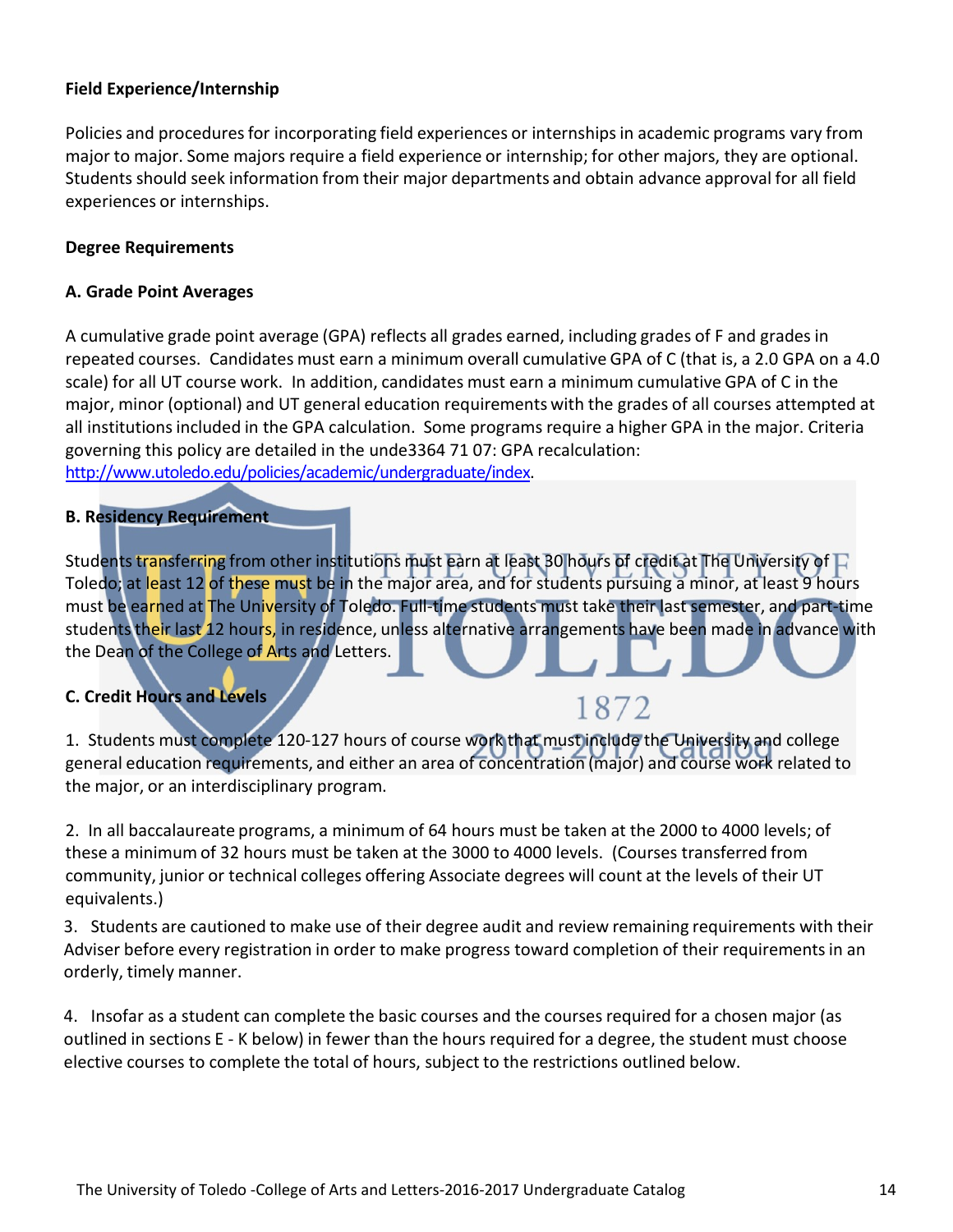**Field Experience/Internship**

Policies and procedures for incorporating field experiences or internships in academic programs vary from major to major. Some majors require a field experience or internship; for other majors, they are optional. Students should seek information from their major departments and obtain advance approval for all field experiences or internships.

**Degree Requirements**

**A. Grade Point Averages**

A cumulative grade point average (GPA) reflects all grades earned, including grades of F and grades in repeated courses. Candidates must earn a minimum overall cumulative GPA of C (that is, a 2.0 GPA on a 4.0 scale) for all UT course work. In addition, candidates must earn a minimum cumulative GPA of C in the major, minor (optional) and UT general education requirements with the grades of all courses attempted at all institutions included in the GPA calculation. Some programs require a higher GPA in the major. Criteria governing this policy are detailed in the unde3364 71 07: GPA recalculation: http://www.utoledo.edu/policies/academic/undergraduate/index.

**B. Residency Requirement**

Students transferring from other institutions must earn at least 30 hours of credit at The University of Toledo; at least 12 of these must be in the major area, and for students pursuing a minor, at least 9 hours must be earned at The University of Toledo. Full-time students must take their last semester, and part-time students their last 12 hours, in residence, unless alternative arrangements have been made in advance with the Dean of the College of Arts and Letters.

**C. Credit Hours and Levels**

1. Students must complete 120-127 hours of course work that must include the University and college general education requirements, and either an area of concentration (major) and course work related to the major, or an interdisciplinary program.

2. In all baccalaureate programs, a minimum of 64 hours must be taken at the 2000 to 4000 levels; of these a minimum of 32 hours must be taken at the 3000 to 4000 levels. (Courses transferred from community, junior or technical colleges offering Associate degrees will count at the levels of their UT equivalents.)

3. Students are cautioned to make use of their degree audit and review remaining requirements with their Adviser before every registration in order to make progress toward completion of their requirements in an orderly, timely manner.

4. Insofar as a student can complete the basic courses and the courses required for a chosen major (as outlined in sections E - K below) in fewer than the hours required for a degree, the student must choose elective courses to complete the total of hours, subject to the restrictions outlined below.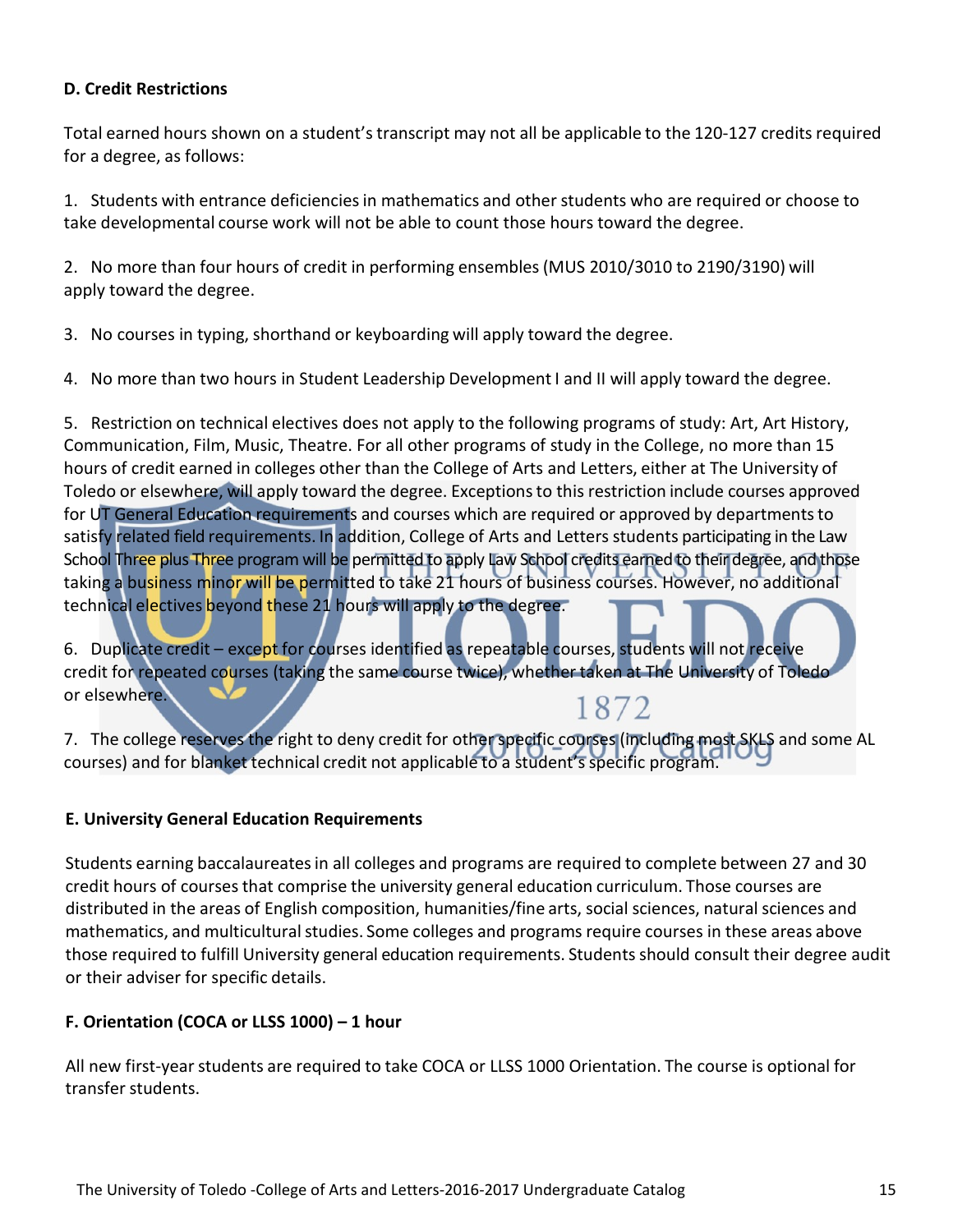**D. Credit Restrictions**

Total earned hours shown on a student's transcript may not all be applicable to the 120-127 credits required for a degree, as follows:

1. Students with entrance deficiencies in mathematics and other students who are required or choose to take developmental course work will not be able to count those hours toward the degree.

2. No more than four hours of credit in performing ensembles (MUS 2010/3010 to 2190/3190) will apply toward the degree.

3. No courses in typing, shorthand or keyboarding will apply toward the degree.

4. No more than two hours in Student Leadership Development I and II will apply toward the degree.

5. Restriction on technical electives does not apply to the following programs of study: Art, Art History, Communication, Film, Music, Theatre. For all other programs of study in the College, no more than 15 hours of credit earned in colleges other than the College of Arts and Letters, either at The University of Toledo or elsewhere, will apply toward the degree. Exceptions to this restriction include courses approved for UT General Education requirements and courses which are required or approved by departments to satisfy related field requirements. In addition, College of Arts and Letters students participating in the Law School Three plus Three program will be permitted to apply Law School credits earned to their degree, and those taking a business minor will be permitted to take 21 hours of business courses. However, no additional technical electives beyond these 21 hours will apply to the degree.

6. Duplicate credit – except for courses identified as repeatable courses, students will not receive credit for repeated courses (taking the same course twice), whether taken at The University of Toledo or elsewhere.

7. The college reserves the right to deny credit for other specific courses (including most SKLS and some AL courses) and for blanket technical credit not applicable to a student's specific program.

**E. University General Education Requirements**

Students earning baccalaureates in all colleges and programs are required to complete between 27 and 30 credit hours of courses that comprise the university general education curriculum. Those courses are distributed in the areas of English composition, humanities/fine arts, social sciences, natural sciences and mathematics, and multicultural studies. Some colleges and programs require courses in these areas above those required to fulfill University general education requirements. Students should consult their degree audit or their adviser for specific details.

**F. Orientation (COCA or LLSS 1000) – 1 hour**

All new first-year students are required to take COCA or LLSS 1000 Orientation. The course is optional for transfer students.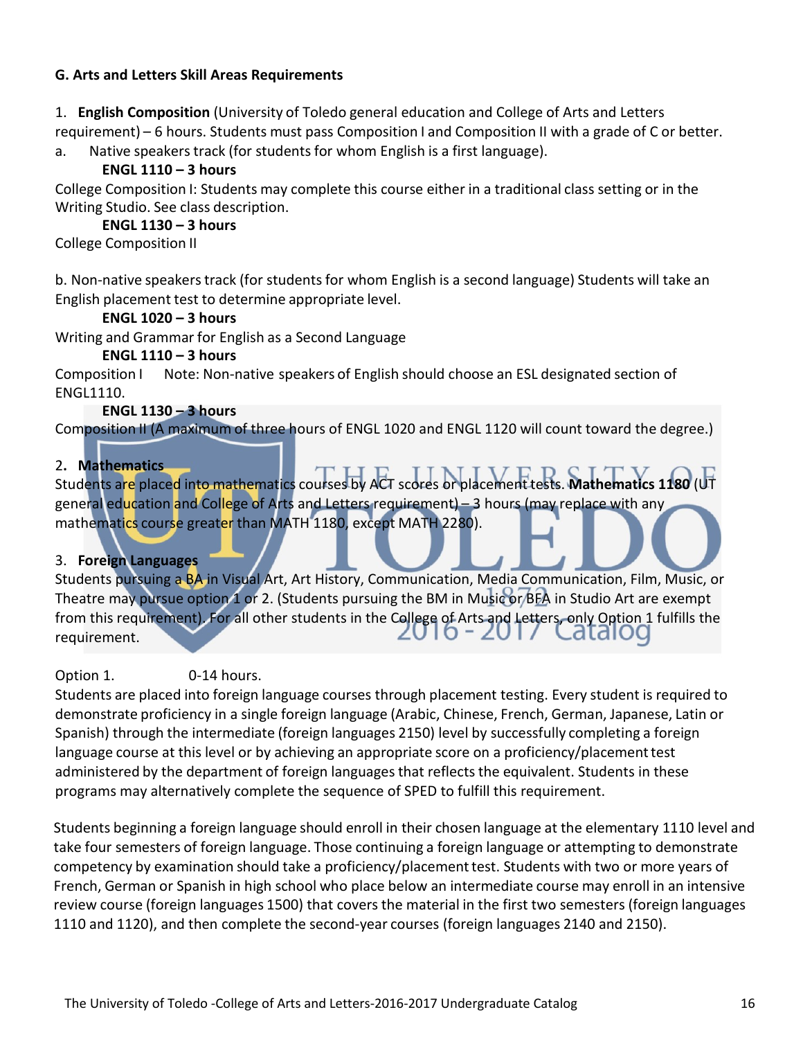### G. Arts and Letters Skill Areas Requirements

1. **English Composition** (University of Toledo general education and College of Arts and Letters requirement) – 6 hours. Students must pass Composition I and Composition II with a grade of C or better.

a. Native speakers track (for students for whom English is a first language).

**ENGL 1110 – 3 hours**

College Composition I: Students may complete this course either in a traditional class setting or in the Writing Studio. See class description.

**ENGL 1130 – 3 hours**

College Composition II

b. Non-native speakers track (for students for whom English is a second language) Students will take an English placement test to determine appropriate level.

**ENGL 1020 – 3 hours**

Writing and Grammar for English as a Second Language

**ENGL 1110 – 3 hours**

Composition I Note: Non-native speakers of English should choose an ESL designated section of ENGL1110.

**ENGL 1130 – 3 hours**

Composition II (A maximum of three hours of ENGL 1020 and ENGL 1120 will count toward the degree.)

2. **Mathematics**

Students are placed into mathematics courses by ACT scores or placement tests. **Mathematics 1180** (UT general education and College of Arts and Letters requirement) – 3 hours (may replace with any mathematics course greater than MATH 1180, except MATH 2280).

3. **Foreign Languages**

Students pursuing a BA in Visual Art, Art History, Communication, Media Communication, Film, Music, or Theatre may pursue option 1 or 2. (Students pursuing the BM in Music or BFA in Studio Art are exempt from this requirement). For all other students in the College of Arts and Letters, only Option 1 fulfills the requirement.

Option 1. 0-14 hours.

Students are placed into foreign language courses through placement testing. Every student is required to demonstrate proficiency in a single foreign language (Arabic, Chinese, French, German, Japanese, Latin or Spanish) through the intermediate (foreign languages 2150) level by successfully completing a foreign language course at this level or by achieving an appropriate score on a proficiency/placement test administered by the department of foreign languages that reflects the equivalent. Students in these programs may alternatively complete the sequence of SPED to fulfill this requirement.

Students beginning a foreign language should enroll in their chosen language at the elementary 1110 level and take four semesters of foreign language. Those continuing a foreign language or attempting to demonstrate competency by examination should take a proficiency/placement test. Students with two or more years of French, German or Spanish in high school who place below an intermediate course may enroll in an intensive review course (foreign languages 1500) that covers the material in the first two semesters (foreign languages 1110 and 1120), and then complete the second-year courses (foreign languages 2140 and 2150).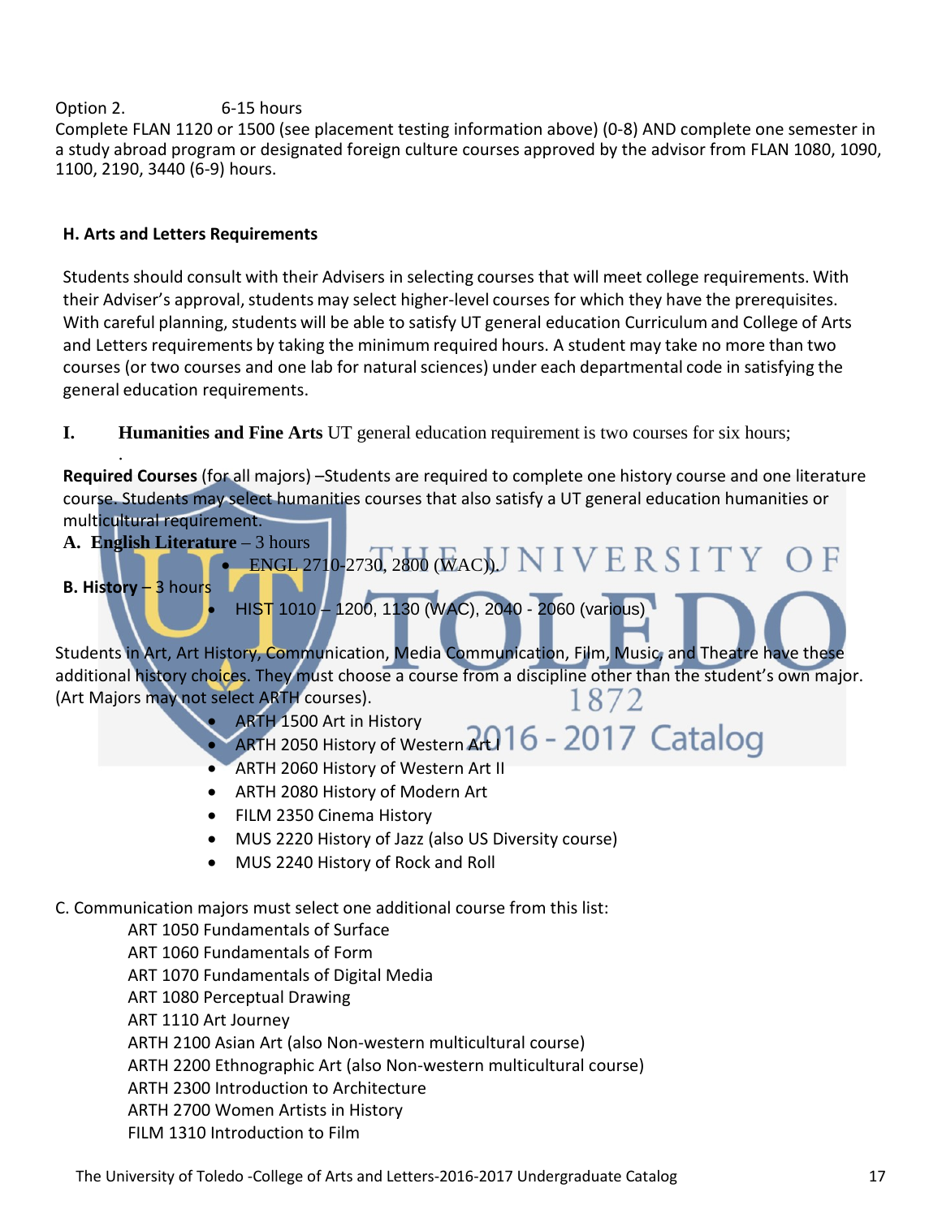Option 2. 6-15 hours

Complete FLAN 1120 or 1500 (see placement testing information above) (0-8) AND complete one semester in a study abroad program or designated foreign culture courses approved by the advisor from FLAN 1080, 1090, 1100, 2190, 3440 (6-9) hours.

### H. Arts and Letters Requirements

Students should consult with their Advisers in selecting courses that will meet college requirements. With their Adviser's approval, students may select higher-level courses for which they have the prerequisites. With careful planning, students will be able to satisfy UT general education Curriculum and College of Arts and Letters requirements by taking the minimum required hours. A student may take no more than two courses (or two courses and one lab for natural sciences) under each departmental code in satisfying the general education requirements.

**I. Humanities and Fine Arts** UT general education requirement is two courses for six hours;

.

**Required Courses** (for all majors) –Students are required to complete one history course and one literature course. Students may select humanities courses that also satisfy a UT general education humanities or multicultural requirement.

**A. English Literature** – 3 hours

- ENGL 2710-2730, 2800 (WAC)).

**B. History** – 3 hours

- HIST 1010 – 1200, 1130 (WAC), 2040 - 2060 (various)

Students in Art, Art History, Communication, Media Communication, Film, Music, and Theatre have these additional history choices. They must choose a course from a discipline other than the student's own major. (Art Majors may not select ARTH courses).

- ARTH 1500 Art in History
- ARTH 2050 History of Western Art I
- ARTH 2060 History of Western Art II
- ARTH 2080 History of Modern Art
- FILM 2350 Cinema History
- MUS 2220 History of Jazz (also US Diversity course)
- MUS 2240 History of Rock and Roll

C. Communication majors must select one additional course from this list:

ART 1050 Fundamentals of Surface
ART 1060 Fundamentals of Form
ART 1070 Fundamentals of Digital Media
ART 1080 Perceptual Drawing
ART 1110 Art Journey
ARTH 2100 Asian Art (also Non-western multicultural course)
ARTH 2200 Ethnographic Art (also Non-western multicultural course)
ARTH 2300 Introduction to Architecture
ARTH 2700 Women Artists in History
FILM 1310 Introduction to Film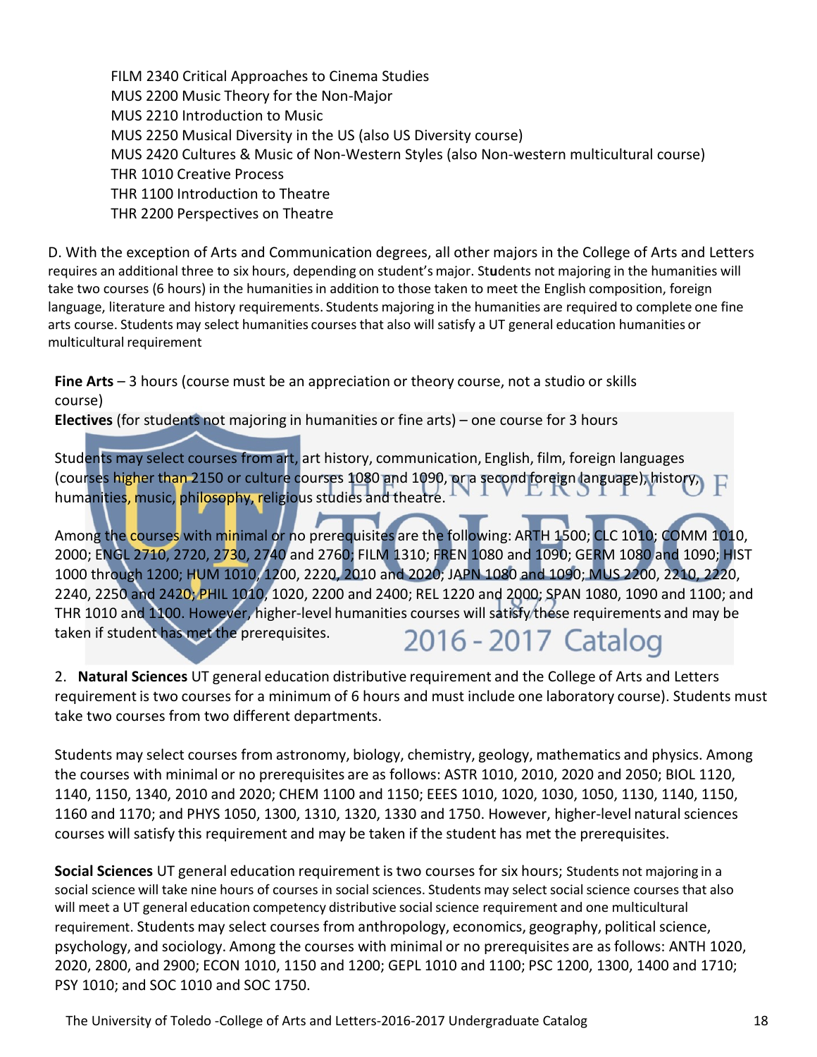FILM 2340 Critical Approaches to Cinema Studies
MUS 2200 Music Theory for the Non-Major
MUS 2210 Introduction to Music
MUS 2250 Musical Diversity in the US (also US Diversity course)
MUS 2420 Cultures & Music of Non-Western Styles (also Non-western multicultural course)
THR 1010 Creative Process
THR 1100 Introduction to Theatre
THR 2200 Perspectives on Theatre

D. With the exception of Arts and Communication degrees, all other majors in the College of Arts and Letters requires an additional three to six hours, depending on student's major. Students not majoring in the humanities will take two courses (6 hours) in the humanities in addition to those taken to meet the English composition, foreign language, literature and history requirements. Students majoring in the humanities are required to complete one fine arts course. Students may select humanities courses that also will satisfy a UT general education humanities or multicultural requirement

**Fine Arts** – 3 hours (course must be an appreciation or theory course, not a studio or skills course)
**Electives** (for students not majoring in humanities or fine arts) – one course for 3 hours

Students may select courses from art, art history, communication, English, film, foreign languages (courses higher than 2150 or culture courses 1080 and 1090, or a second foreign language), history, humanities, music, philosophy, religious studies and theatre.

Among the courses with minimal or no prerequisites are the following: ARTH 1500; CLC 1010; COMM 1010, 2000; ENGL 2710, 2720, 2730, 2740 and 2760; FILM 1310; FREN 1080 and 1090; GERM 1080 and 1090; HIST 1000 through 1200; HUM 1010, 1200, 2220, 2010 and 2020; JAPN 1080 and 1090; MUS 2200, 2210, 2220, 2240, 2250 and 2420; PHIL 1010, 1020, 2200 and 2400; REL 1220 and 2000; SPAN 1080, 1090 and 1100; and THR 1010 and 1100. However, higher-level humanities courses will satisfy these requirements and may be taken if student has met the prerequisites.

2. **Natural Sciences** UT general education distributive requirement and the College of Arts and Letters requirement is two courses for a minimum of 6 hours and must include one laboratory course). Students must take two courses from two different departments.

Students may select courses from astronomy, biology, chemistry, geology, mathematics and physics. Among the courses with minimal or no prerequisites are as follows: ASTR 1010, 2010, 2020 and 2050; BIOL 1120, 1140, 1150, 1340, 2010 and 2020; CHEM 1100 and 1150; EEES 1010, 1020, 1030, 1050, 1130, 1140, 1150, 1160 and 1170; and PHYS 1050, 1300, 1310, 1320, 1330 and 1750. However, higher-level natural sciences courses will satisfy this requirement and may be taken if the student has met the prerequisites.

**Social Sciences** UT general education requirement is two courses for six hours; Students not majoring in a social science will take nine hours of courses in social sciences. Students may select social science courses that also will meet a UT general education competency distributive social science requirement and one multicultural requirement. Students may select courses from anthropology, economics, geography, political science, psychology, and sociology. Among the courses with minimal or no prerequisites are as follows: ANTH 1020, 2020, 2800, and 2900; ECON 1010, 1150 and 1200; GEPL 1010 and 1100; PSC 1200, 1300, 1400 and 1710; PSY 1010; and SOC 1010 and SOC 1750.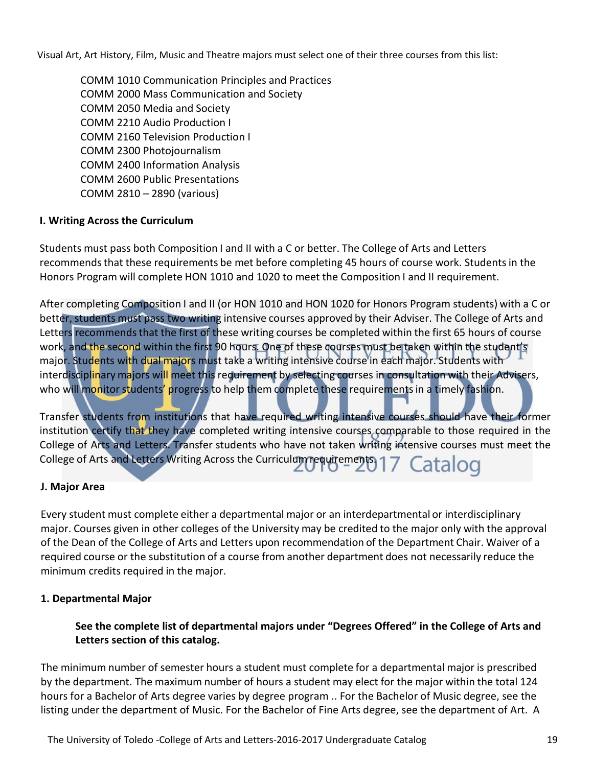Visual Art, Art History, Film, Music and Theatre majors must select one of their three courses from this list:

- COMM 1010 Communication Principles and Practices
- COMM 2000 Mass Communication and Society
- COMM 2050 Media and Society
- COMM 2210 Audio Production I
- COMM 2160 Television Production I
- COMM 2300 Photojournalism
- COMM 2400 Information Analysis
- COMM 2600 Public Presentations
- COMM 2810 – 2890 (various)

**I. Writing Across the Curriculum**

Students must pass both Composition I and II with a C or better. The College of Arts and Letters recommends that these requirements be met before completing 45 hours of course work. Students in the Honors Program will complete HON 1010 and 1020 to meet the Composition I and II requirement.

After completing Composition I and II (or HON 1010 and HON 1020 for Honors Program students) with a C or better, students must pass two writing intensive courses approved by their Adviser. The College of Arts and Letters recommends that the first of these writing courses be completed within the first 65 hours of course work, and the second within the first 90 hours. One of these courses must be taken within the student's major. Students with dual majors must take a writing intensive course in each major. Students with interdisciplinary majors will meet this requirement by selecting courses in consultation with their Advisers, who will monitor students' progress to help them complete these requirements in a timely fashion.

Transfer students from institutions that have required writing intensive courses should have their former institution certify that they have completed writing intensive courses comparable to those required in the College of Arts and Letters. Transfer students who have not taken writing intensive courses must meet the College of Arts and Letters Writing Across the Curriculum requirements.

**J. Major Area**

Every student must complete either a departmental major or an interdepartmental or interdisciplinary major. Courses given in other colleges of the University may be credited to the major only with the approval of the Dean of the College of Arts and Letters upon recommendation of the Department Chair. Waiver of a required course or the substitution of a course from another department does not necessarily reduce the minimum credits required in the major.

**1. Departmental Major**

**See the complete list of departmental majors under "Degrees Offered" in the College of Arts and Letters section of this catalog.**

The minimum number of semester hours a student must complete for a departmental major is prescribed by the department. The maximum number of hours a student may elect for the major within the total 124 hours for a Bachelor of Arts degree varies by degree program .. For the Bachelor of Music degree, see the listing under the department of Music. For the Bachelor of Fine Arts degree, see the department of Art. A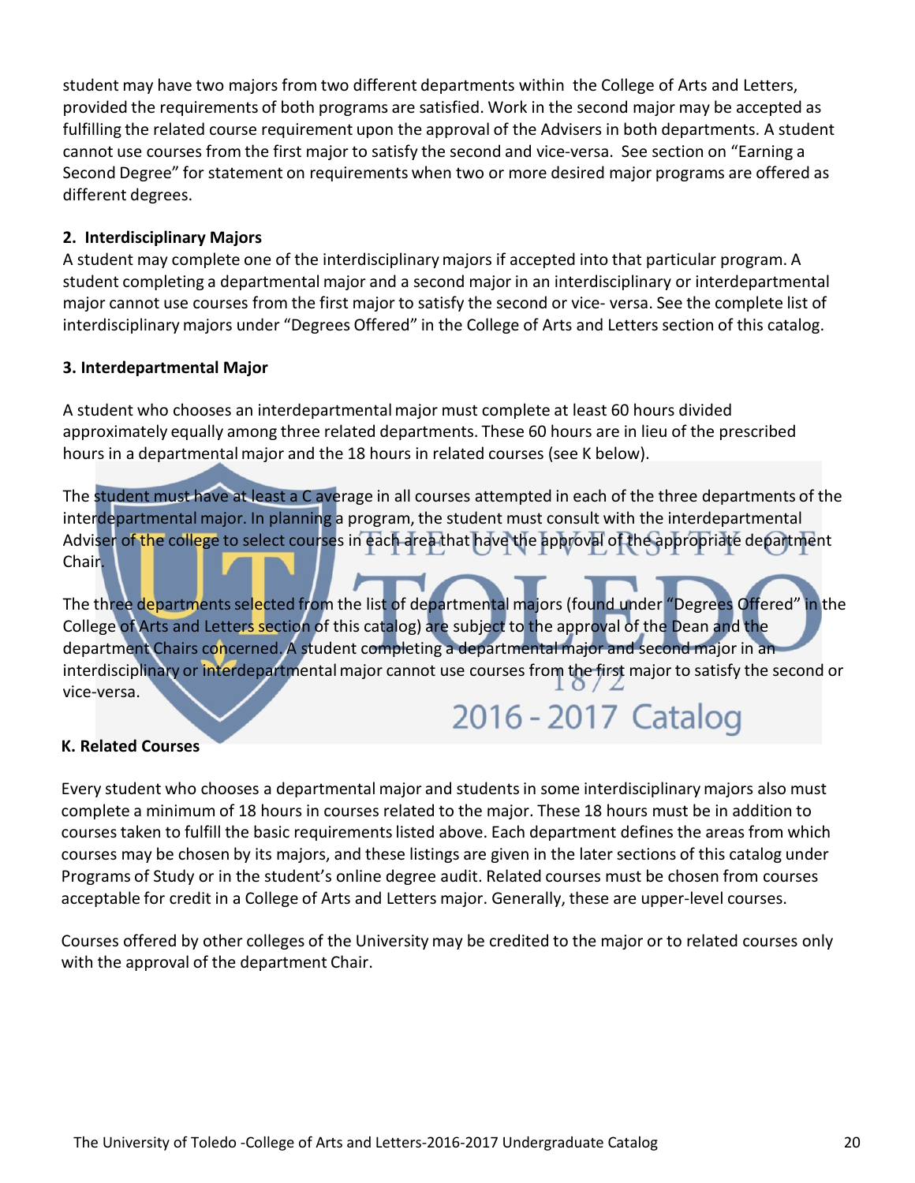student may have two majors from two different departments within the College of Arts and Letters, provided the requirements of both programs are satisfied. Work in the second major may be accepted as fulfilling the related course requirement upon the approval of the Advisers in both departments. A student cannot use courses from the first major to satisfy the second and vice-versa. See section on "Earning a Second Degree" for statement on requirements when two or more desired major programs are offered as different degrees.

**2. Interdisciplinary Majors**

A student may complete one of the interdisciplinary majors if accepted into that particular program. A student completing a departmental major and a second major in an interdisciplinary or interdepartmental major cannot use courses from the first major to satisfy the second or vice- versa. See the complete list of interdisciplinary majors under "Degrees Offered" in the College of Arts and Letters section of this catalog.

**3. Interdepartmental Major**

A student who chooses an interdepartmental major must complete at least 60 hours divided approximately equally among three related departments. These 60 hours are in lieu of the prescribed hours in a departmental major and the 18 hours in related courses (see K below).

The student must have at least a C average in all courses attempted in each of the three departments of the interdepartmental major. In planning a program, the student must consult with the interdepartmental Adviser of the college to select courses in each area that have the approval of the appropriate department Chair.

The three departments selected from the list of departmental majors (found under "Degrees Offered" in the College of Arts and Letters section of this catalog) are subject to the approval of the Dean and the department Chairs concerned. A student completing a departmental major and second major in an interdisciplinary or interdepartmental major cannot use courses from the first major to satisfy the second or vice-versa.

**K. Related Courses**

Every student who chooses a departmental major and students in some interdisciplinary majors also must complete a minimum of 18 hours in courses related to the major. These 18 hours must be in addition to courses taken to fulfill the basic requirements listed above. Each department defines the areas from which courses may be chosen by its majors, and these listings are given in the later sections of this catalog under Programs of Study or in the student's online degree audit. Related courses must be chosen from courses acceptable for credit in a College of Arts and Letters major. Generally, these are upper-level courses.

Courses offered by other colleges of the University may be credited to the major or to related courses only with the approval of the department Chair.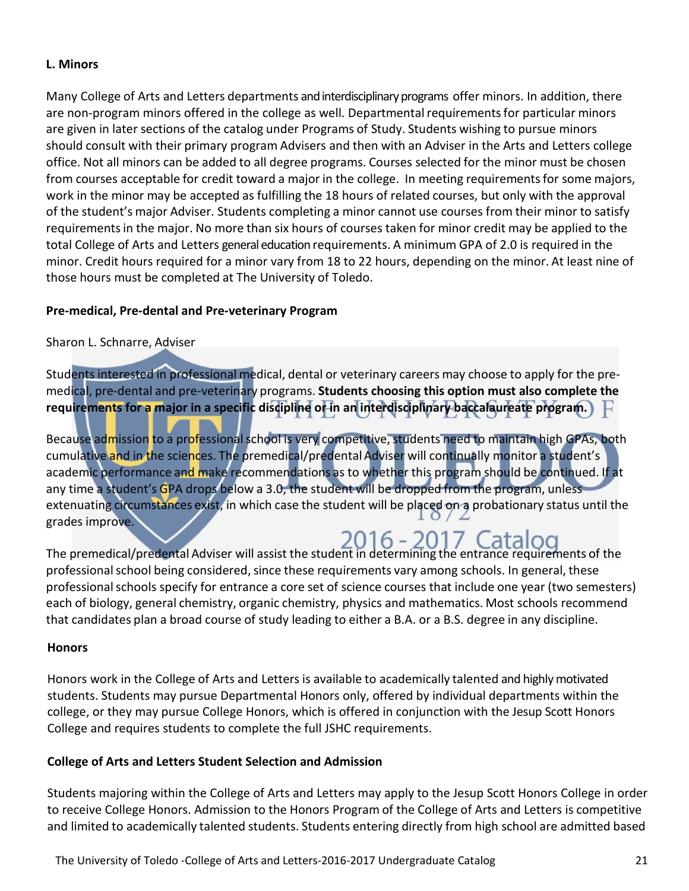### L. Minors

Many College of Arts and Letters departments and interdisciplinary programs offer minors. In addition, there are non-program minors offered in the college as well. Departmental requirements for particular minors are given in later sections of the catalog under Programs of Study. Students wishing to pursue minors should consult with their primary program Advisers and then with an Adviser in the Arts and Letters college office. Not all minors can be added to all degree programs. Courses selected for the minor must be chosen from courses acceptable for credit toward a major in the college. In meeting requirements for some majors, work in the minor may be accepted as fulfilling the 18 hours of related courses, but only with the approval of the student's major Adviser. Students completing a minor cannot use courses from their minor to satisfy requirements in the major. No more than six hours of courses taken for minor credit may be applied to the total College of Arts and Letters general education requirements. A minimum GPA of 2.0 is required in the minor. Credit hours required for a minor vary from 18 to 22 hours, depending on the minor. At least nine of those hours must be completed at The University of Toledo.

### Pre-medical, Pre-dental and Pre-veterinary Program

Sharon L. Schnarre, Adviser

Students interested in professional medical, dental or veterinary careers may choose to apply for the pre-medical, pre-dental and pre-veterinary programs. **Students choosing this option must also complete the requirements for a major in a specific discipline or in an interdisciplinary baccalaureate program.**

Because admission to a professional school is very competitive, students need to maintain high GPAs, both cumulative and in the sciences. The premedical/predental Adviser will continually monitor a student's academic performance and make recommendations as to whether this program should be continued. If at any time a student's GPA drops below a 3.0, the student will be dropped from the program, unless extenuating circumstances exist, in which case the student will be placed on a probationary status until the grades improve.

The premedical/predental Adviser will assist the student in determining the entrance requirements of the professional school being considered, since these requirements vary among schools. In general, these professional schools specify for entrance a core set of science courses that include one year (two semesters) each of biology, general chemistry, organic chemistry, physics and mathematics. Most schools recommend that candidates plan a broad course of study leading to either a B.A. or a B.S. degree in any discipline.

### Honors

Honors work in the College of Arts and Letters is available to academically talented and highly motivated students. Students may pursue Departmental Honors only, offered by individual departments within the college, or they may pursue College Honors, which is offered in conjunction with the Jesup Scott Honors College and requires students to complete the full JSHC requirements.

### College of Arts and Letters Student Selection and Admission

Students majoring within the College of Arts and Letters may apply to the Jesup Scott Honors College in order to receive College Honors. Admission to the Honors Program of the College of Arts and Letters is competitive and limited to academically talented students. Students entering directly from high school are admitted based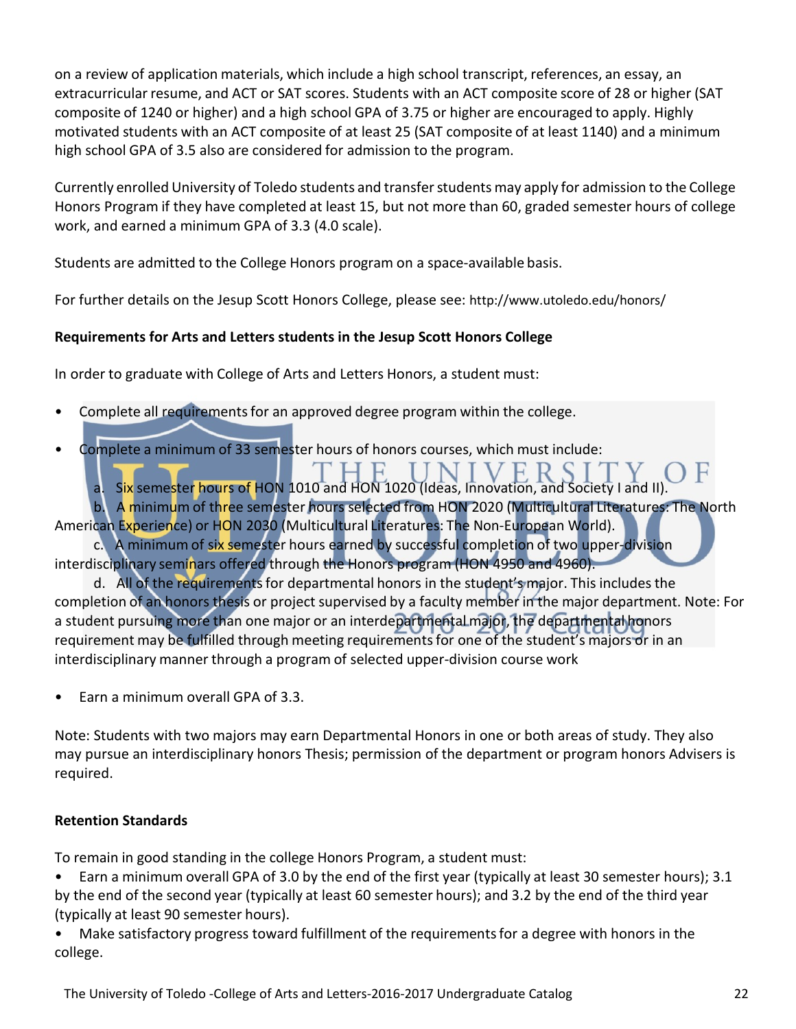on a review of application materials, which include a high school transcript, references, an essay, an extracurricular resume, and ACT or SAT scores. Students with an ACT composite score of 28 or higher (SAT composite of 1240 or higher) and a high school GPA of 3.75 or higher are encouraged to apply. Highly motivated students with an ACT composite of at least 25 (SAT composite of at least 1140) and a minimum high school GPA of 3.5 also are considered for admission to the program.

Currently enrolled University of Toledo students and transfer students may apply for admission to the College Honors Program if they have completed at least 15, but not more than 60, graded semester hours of college work, and earned a minimum GPA of 3.3 (4.0 scale).

Students are admitted to the College Honors program on a space-available basis.

For further details on the Jesup Scott Honors College, please see: http://www.utoledo.edu/honors/

**Requirements for Arts and Letters students in the Jesup Scott Honors College**

In order to graduate with College of Arts and Letters Honors, a student must:

- Complete all requirements for an approved degree program within the college.
- Complete a minimum of 33 semester hours of honors courses, which must include:
  a. Six semester hours of HON 1010 and HON 1020 (Ideas, Innovation, and Society I and II).
  b. A minimum of three semester hours selected from HON 2020 (Multicultural Literatures: The North American Experience) or HON 2030 (Multicultural Literatures: The Non-European World).
  c. A minimum of six semester hours earned by successful completion of two upper-division interdisciplinary seminars offered through the Honors program (HON 4950 and 4960).
  d. All of the requirements for departmental honors in the student's major. This includes the completion of an honors thesis or project supervised by a faculty member in the major department. Note: For a student pursuing more than one major or an interdepartmental major, the departmental honors requirement may be fulfilled through meeting requirements for one of the student's majors or in an interdisciplinary manner through a program of selected upper-division course work
- Earn a minimum overall GPA of 3.3.

Note: Students with two majors may earn Departmental Honors in one or both areas of study. They also may pursue an interdisciplinary honors Thesis; permission of the department or program honors Advisers is required.

**Retention Standards**

To remain in good standing in the college Honors Program, a student must:

- Earn a minimum overall GPA of 3.0 by the end of the first year (typically at least 30 semester hours); 3.1 by the end of the second year (typically at least 60 semester hours); and 3.2 by the end of the third year (typically at least 90 semester hours).
- Make satisfactory progress toward fulfillment of the requirements for a degree with honors in the college.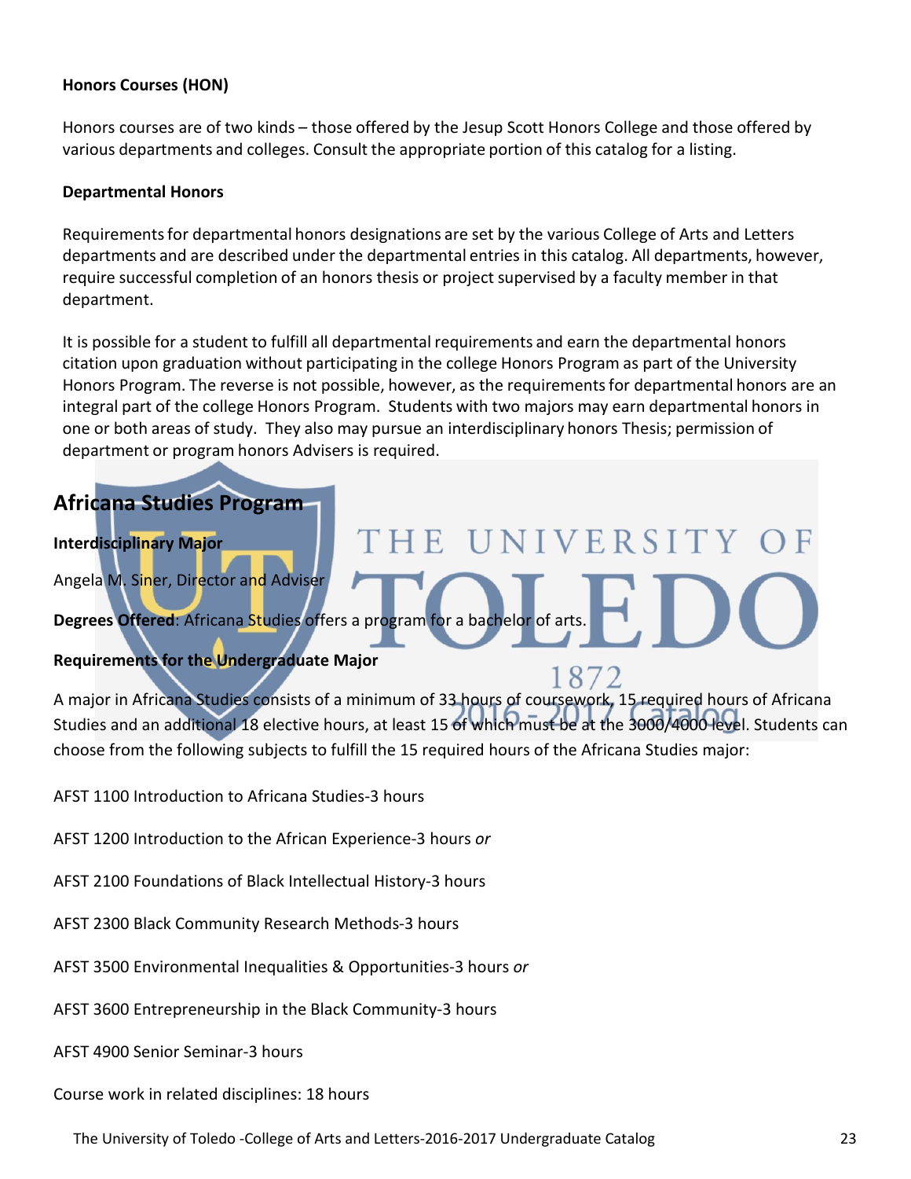**Honors Courses (HON)**

Honors courses are of two kinds – those offered by the Jesup Scott Honors College and those offered by various departments and colleges. Consult the appropriate portion of this catalog for a listing.

**Departmental Honors**

Requirements for departmental honors designations are set by the various College of Arts and Letters departments and are described under the departmental entries in this catalog. All departments, however, require successful completion of an honors thesis or project supervised by a faculty member in that department.

It is possible for a student to fulfill all departmental requirements and earn the departmental honors citation upon graduation without participating in the college Honors Program as part of the University Honors Program. The reverse is not possible, however, as the requirements for departmental honors are an integral part of the college Honors Program. Students with two majors may earn departmental honors in one or both areas of study. They also may pursue an interdisciplinary honors Thesis; permission of department or program honors Advisers is required.

## Africana Studies Program

**Interdisciplinary Major**

Angela M. Siner, Director and Adviser

**Degrees Offered**: Africana Studies offers a program for a bachelor of arts.

**Requirements for the Undergraduate Major**

A major in Africana Studies consists of a minimum of 33 hours of coursework, 15 required hours of Africana Studies and an additional 18 elective hours, at least 15 of which must be at the 3000/4000 level. Students can choose from the following subjects to fulfill the 15 required hours of the Africana Studies major:

AFST 1100 Introduction to Africana Studies-3 hours

AFST 1200 Introduction to the African Experience-3 hours *or*

AFST 2100 Foundations of Black Intellectual History-3 hours

AFST 2300 Black Community Research Methods-3 hours

AFST 3500 Environmental Inequalities & Opportunities-3 hours *or*

AFST 3600 Entrepreneurship in the Black Community-3 hours

AFST 4900 Senior Seminar-3 hours

Course work in related disciplines: 18 hours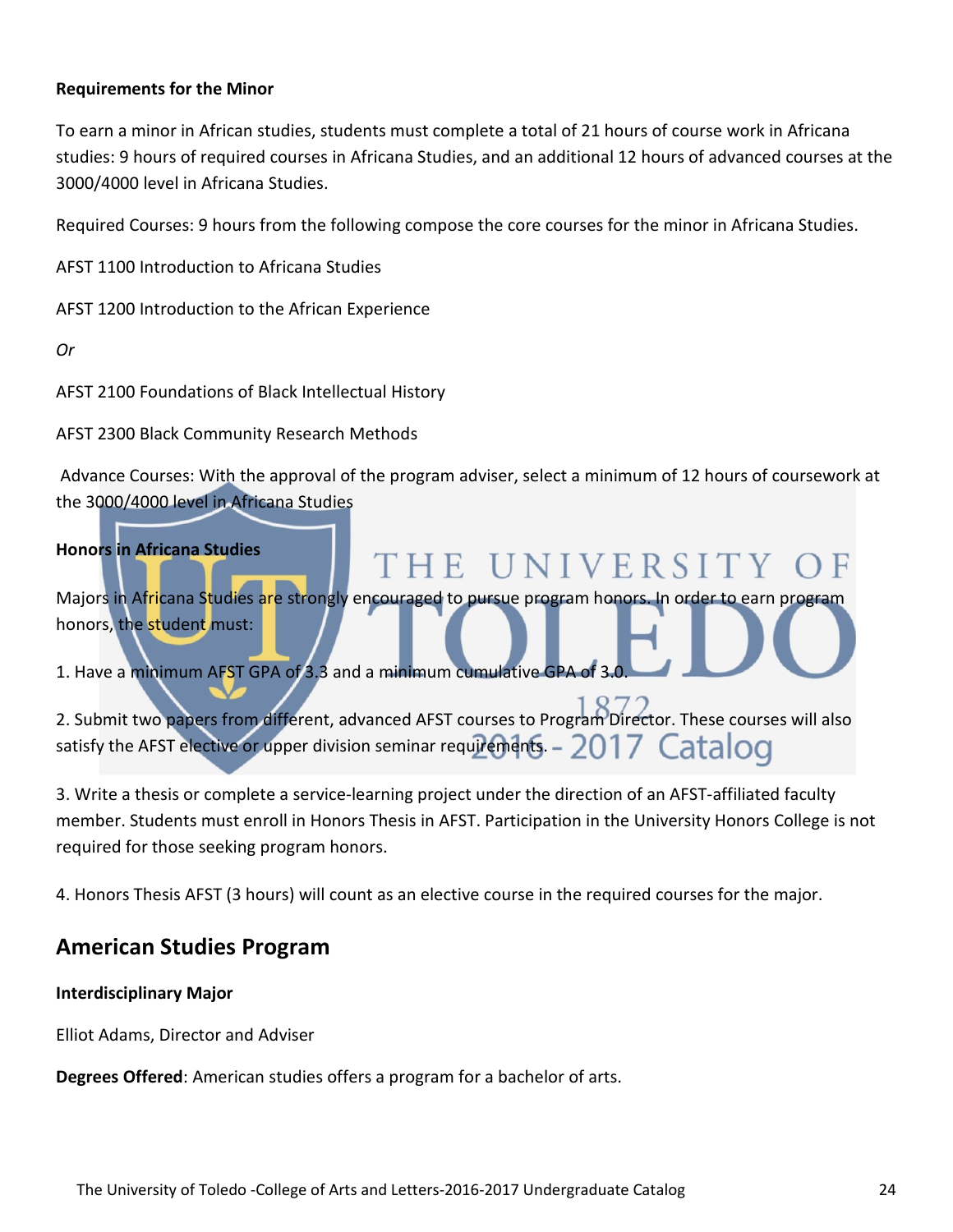**Requirements for the Minor**

To earn a minor in African studies, students must complete a total of 21 hours of course work in Africana studies: 9 hours of required courses in Africana Studies, and an additional 12 hours of advanced courses at the 3000/4000 level in Africana Studies.

Required Courses: 9 hours from the following compose the core courses for the minor in Africana Studies.

AFST 1100 Introduction to Africana Studies

AFST 1200 Introduction to the African Experience

*Or*

AFST 2100 Foundations of Black Intellectual History

AFST 2300 Black Community Research Methods

Advance Courses: With the approval of the program adviser, select a minimum of 12 hours of coursework at the 3000/4000 level in Africana Studies

**Honors in Africana Studies**

Majors in Africana Studies are strongly encouraged to pursue program honors. In order to earn program honors, the student must:

1. Have a minimum AFST GPA of 3.3 and a minimum cumulative GPA of 3.0.

2. Submit two papers from different, advanced AFST courses to Program Director. These courses will also satisfy the AFST elective or upper division seminar requirements.

3. Write a thesis or complete a service-learning project under the direction of an AFST-affiliated faculty member. Students must enroll in Honors Thesis in AFST. Participation in the University Honors College is not required for those seeking program honors.

4. Honors Thesis AFST (3 hours) will count as an elective course in the required courses for the major.

## American Studies Program

**Interdisciplinary Major**

Elliot Adams, Director and Adviser

**Degrees Offered**: American studies offers a program for a bachelor of arts.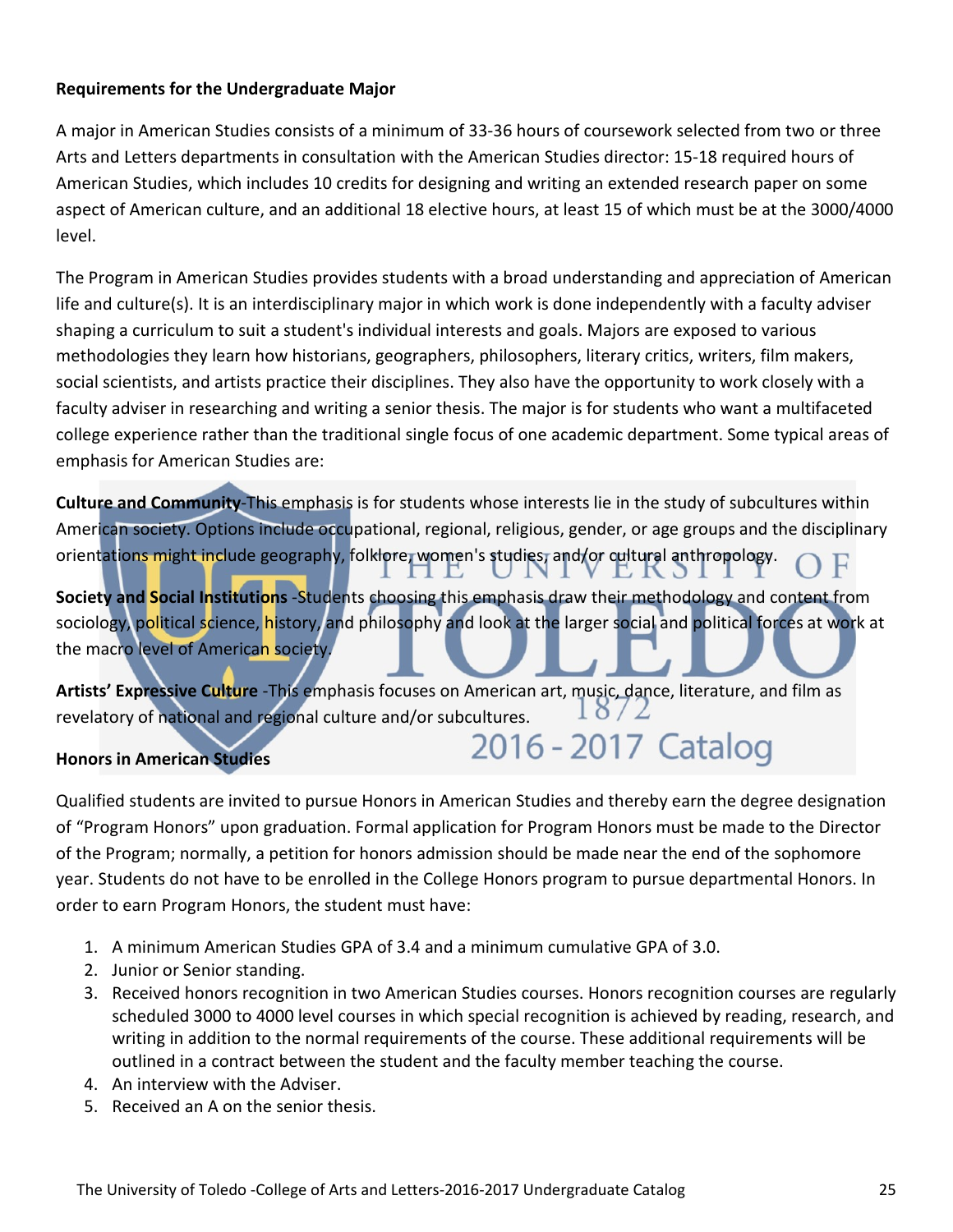**Requirements for the Undergraduate Major**

A major in American Studies consists of a minimum of 33-36 hours of coursework selected from two or three Arts and Letters departments in consultation with the American Studies director: 15-18 required hours of American Studies, which includes 10 credits for designing and writing an extended research paper on some aspect of American culture, and an additional 18 elective hours, at least 15 of which must be at the 3000/4000 level.

The Program in American Studies provides students with a broad understanding and appreciation of American life and culture(s). It is an interdisciplinary major in which work is done independently with a faculty adviser shaping a curriculum to suit a student's individual interests and goals. Majors are exposed to various methodologies they learn how historians, geographers, philosophers, literary critics, writers, film makers, social scientists, and artists practice their disciplines. They also have the opportunity to work closely with a faculty adviser in researching and writing a senior thesis. The major is for students who want a multifaceted college experience rather than the traditional single focus of one academic department. Some typical areas of emphasis for American Studies are:

**Culture and Community**-This emphasis is for students whose interests lie in the study of subcultures within American society. Options include occupational, regional, religious, gender, or age groups and the disciplinary orientations might include geography, folklore, women's studies, and/or cultural anthropology.

**Society and Social Institutions** -Students choosing this emphasis draw their methodology and content from sociology, political science, history, and philosophy and look at the larger social and political forces at work at the macro level of American society.

**Artists' Expressive Culture** -This emphasis focuses on American art, music, dance, literature, and film as revelatory of national and regional culture and/or subcultures.

**Honors in American Studies**

Qualified students are invited to pursue Honors in American Studies and thereby earn the degree designation of "Program Honors" upon graduation. Formal application for Program Honors must be made to the Director of the Program; normally, a petition for honors admission should be made near the end of the sophomore year. Students do not have to be enrolled in the College Honors program to pursue departmental Honors. In order to earn Program Honors, the student must have:

1. A minimum American Studies GPA of 3.4 and a minimum cumulative GPA of 3.0.
2. Junior or Senior standing.
3. Received honors recognition in two American Studies courses. Honors recognition courses are regularly scheduled 3000 to 4000 level courses in which special recognition is achieved by reading, research, and writing in addition to the normal requirements of the course. These additional requirements will be outlined in a contract between the student and the faculty member teaching the course.
4. An interview with the Adviser.
5. Received an A on the senior thesis.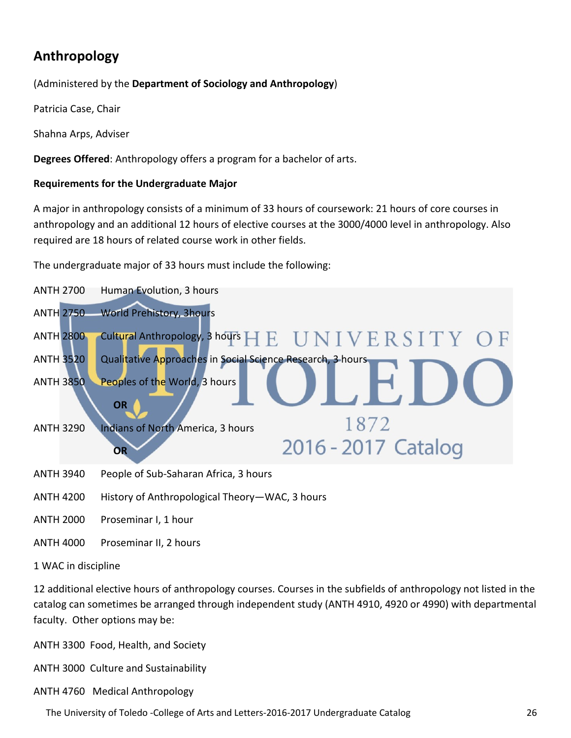## Anthropology

(Administered by the **Department of Sociology and Anthropology**)

Patricia Case, Chair

Shahna Arps, Adviser

**Degrees Offered**: Anthropology offers a program for a bachelor of arts.

**Requirements for the Undergraduate Major**

A major in anthropology consists of a minimum of 33 hours of coursework: 21 hours of core courses in anthropology and an additional 12 hours of elective courses at the 3000/4000 level in anthropology. Also required are 18 hours of related course work in other fields.

The undergraduate major of 33 hours must include the following:

ANTH 2700 Human Evolution, 3 hours

ANTH 2750 World Prehistory, 3hours

ANTH 2800 Cultural Anthropology, 3 hours

ANTH 3520 Qualitative Approaches in Social Science Research, 3 hours

ANTH 3850 Peoples of the World, 3 hours

**OR**

ANTH 3290 Indians of North America, 3 hours

**OR**

ANTH 3940 People of Sub-Saharan Africa, 3 hours

ANTH 4200 History of Anthropological Theory—WAC, 3 hours

ANTH 2000 Proseminar I, 1 hour

ANTH 4000 Proseminar II, 2 hours

1 WAC in discipline

12 additional elective hours of anthropology courses. Courses in the subfields of anthropology not listed in the catalog can sometimes be arranged through independent study (ANTH 4910, 4920 or 4990) with departmental faculty. Other options may be:

ANTH 3300 Food, Health, and Society

ANTH 3000 Culture and Sustainability

ANTH 4760 Medical Anthropology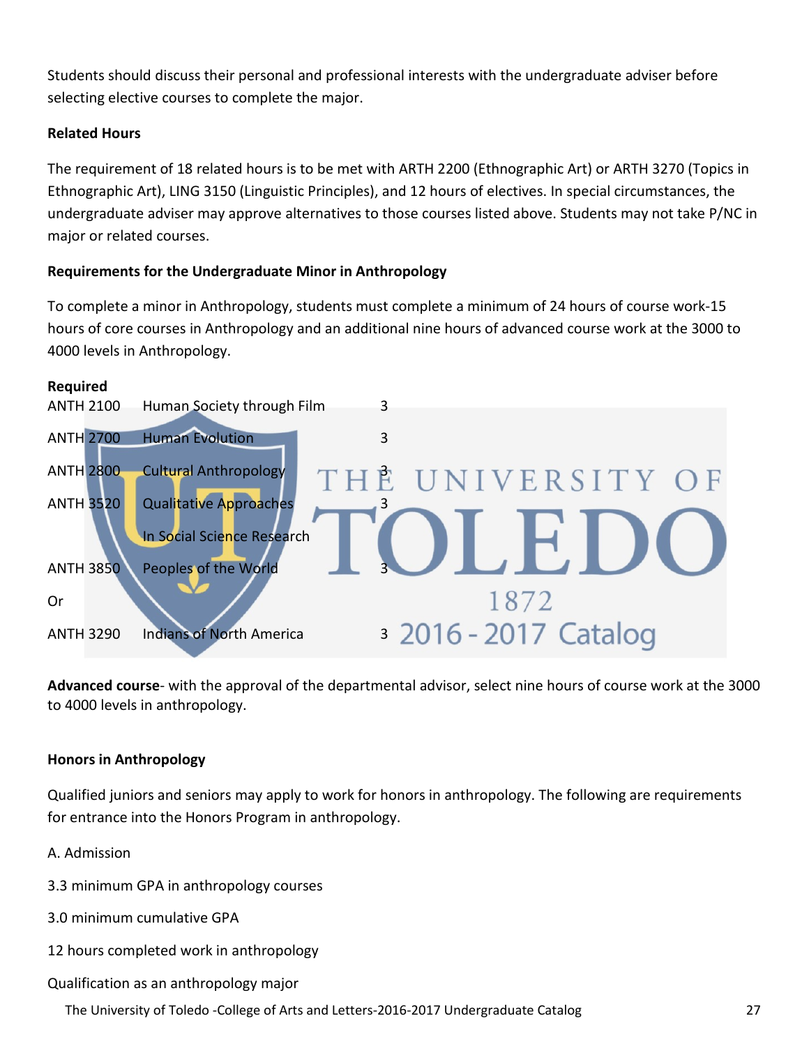Students should discuss their personal and professional interests with the undergraduate adviser before selecting elective courses to complete the major.

**Related Hours**

The requirement of 18 related hours is to be met with ARTH 2200 (Ethnographic Art) or ARTH 3270 (Topics in Ethnographic Art), LING 3150 (Linguistic Principles), and 12 hours of electives. In special circumstances, the undergraduate adviser may approve alternatives to those courses listed above. Students may not take P/NC in major or related courses.

**Requirements for the Undergraduate Minor in Anthropology**

To complete a minor in Anthropology, students must complete a minimum of 24 hours of course work-15 hours of core courses in Anthropology and an additional nine hours of advanced course work at the 3000 to 4000 levels in Anthropology.

**Required**

| | | |
|---|---|---|
| ANTH 2100 | Human Society through Film | 3 |
| ANTH 2700 | Human Evolution | 3 |
| ANTH 2800 | Cultural Anthropology | 3 |
| ANTH 3520 | Qualitative Approaches In Social Science Research | 3 |
| ANTH 3850 | Peoples of the World | 3 |
| Or | | |
| ANTH 3290 | Indians of North America | 3 |

**Advanced course**- with the approval of the departmental advisor, select nine hours of course work at the 3000 to 4000 levels in anthropology.

**Honors in Anthropology**

Qualified juniors and seniors may apply to work for honors in anthropology. The following are requirements for entrance into the Honors Program in anthropology.

A. Admission

3.3 minimum GPA in anthropology courses

3.0 minimum cumulative GPA

12 hours completed work in anthropology

Qualification as an anthropology major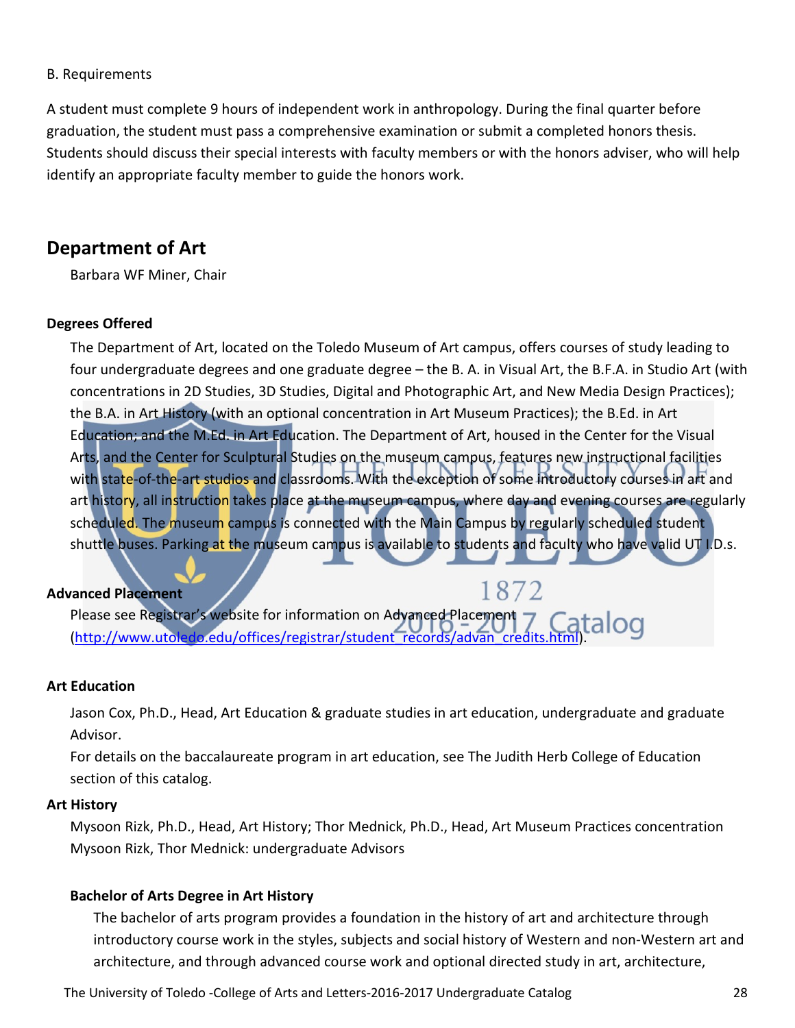B. Requirements

A student must complete 9 hours of independent work in anthropology. During the final quarter before graduation, the student must pass a comprehensive examination or submit a completed honors thesis. Students should discuss their special interests with faculty members or with the honors adviser, who will help identify an appropriate faculty member to guide the honors work.

## Department of Art

Barbara WF Miner, Chair

### Degrees Offered

The Department of Art, located on the Toledo Museum of Art campus, offers courses of study leading to four undergraduate degrees and one graduate degree – the B. A. in Visual Art, the B.F.A. in Studio Art (with concentrations in 2D Studies, 3D Studies, Digital and Photographic Art, and New Media Design Practices); the B.A. in Art History (with an optional concentration in Art Museum Practices); the B.Ed. in Art Education; and the M.Ed. in Art Education. The Department of Art, housed in the Center for the Visual Arts, and the Center for Sculptural Studies on the museum campus, features new instructional facilities with state-of-the-art studios and classrooms. With the exception of some introductory courses in art and art history, all instruction takes place at the museum campus, where day and evening courses are regularly scheduled. The museum campus is connected with the Main Campus by regularly scheduled student shuttle buses. Parking at the museum campus is available to students and faculty who have valid UT I.D.s.

### Advanced Placement

Please see Registrar's website for information on Advanced Placement (http://www.utoledo.edu/offices/registrar/student_records/advan_credits.html).

### Art Education

Jason Cox, Ph.D., Head, Art Education & graduate studies in art education, undergraduate and graduate Advisor.
For details on the baccalaureate program in art education, see The Judith Herb College of Education section of this catalog.

### Art History

Mysoon Rizk, Ph.D., Head, Art History; Thor Mednick, Ph.D., Head, Art Museum Practices concentration
Mysoon Rizk, Thor Mednick: undergraduate Advisors

#### Bachelor of Arts Degree in Art History

The bachelor of arts program provides a foundation in the history of art and architecture through introductory course work in the styles, subjects and social history of Western and non-Western art and architecture, and through advanced course work and optional directed study in art, architecture,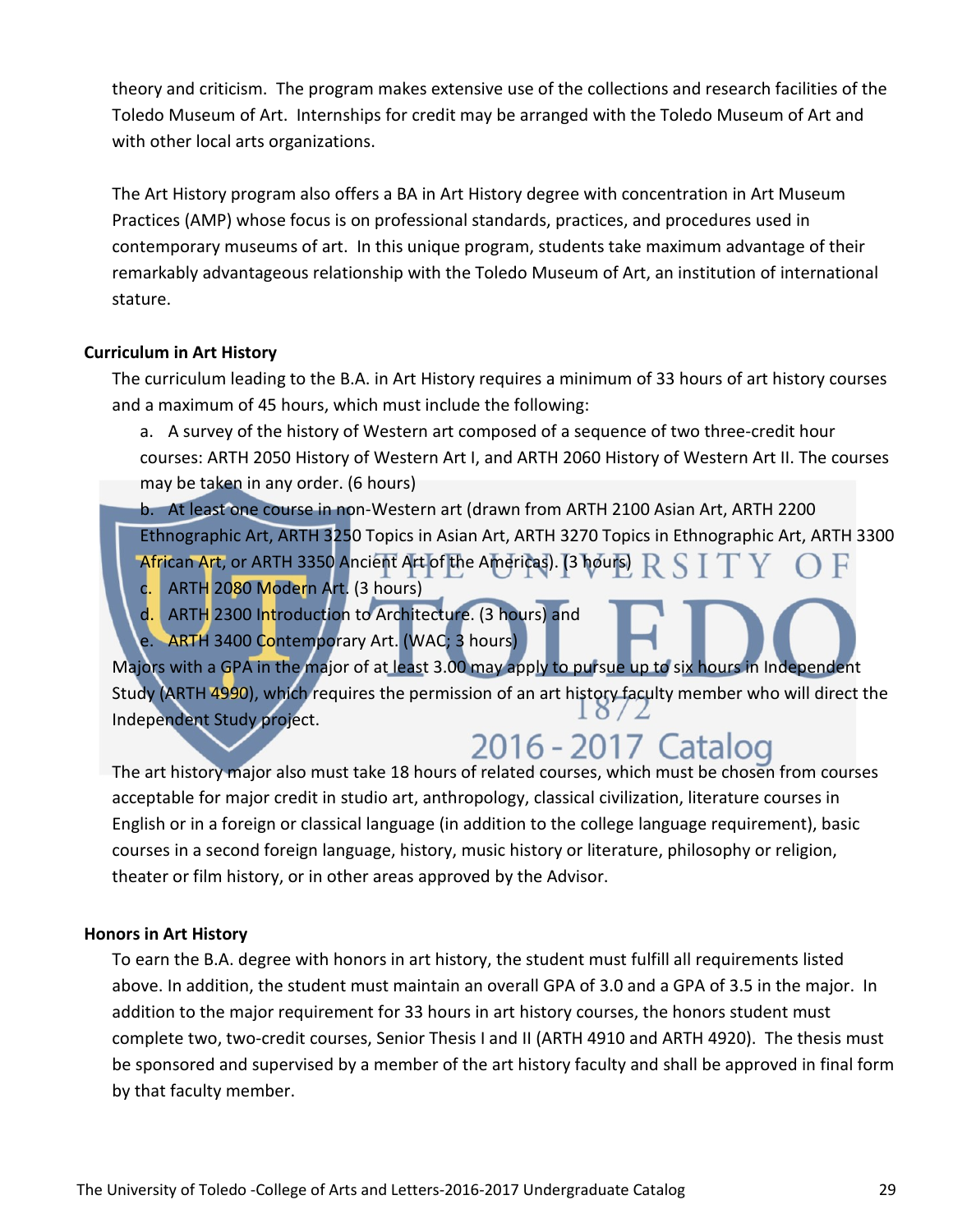theory and criticism. The program makes extensive use of the collections and research facilities of the Toledo Museum of Art. Internships for credit may be arranged with the Toledo Museum of Art and with other local arts organizations.

The Art History program also offers a BA in Art History degree with concentration in Art Museum Practices (AMP) whose focus is on professional standards, practices, and procedures used in contemporary museums of art. In this unique program, students take maximum advantage of their remarkably advantageous relationship with the Toledo Museum of Art, an institution of international stature.

**Curriculum in Art History**

The curriculum leading to the B.A. in Art History requires a minimum of 33 hours of art history courses and a maximum of 45 hours, which must include the following:

a. A survey of the history of Western art composed of a sequence of two three-credit hour courses: ARTH 2050 History of Western Art I, and ARTH 2060 History of Western Art II. The courses may be taken in any order. (6 hours)

b. At least one course in non-Western art (drawn from ARTH 2100 Asian Art, ARTH 2200 Ethnographic Art, ARTH 3250 Topics in Asian Art, ARTH 3270 Topics in Ethnographic Art, ARTH 3300 African Art, or ARTH 3350 Ancient Art of the Americas). (3 hours)

c. ARTH 2080 Modern Art. (3 hours)

d. ARTH 2300 Introduction to Architecture. (3 hours) and

e. ARTH 3400 Contemporary Art. (WAC; 3 hours)

Majors with a GPA in the major of at least 3.00 may apply to pursue up to six hours in Independent Study (ARTH 4990), which requires the permission of an art history faculty member who will direct the Independent Study project.

The art history major also must take 18 hours of related courses, which must be chosen from courses acceptable for major credit in studio art, anthropology, classical civilization, literature courses in English or in a foreign or classical language (in addition to the college language requirement), basic courses in a second foreign language, history, music history or literature, philosophy or religion, theater or film history, or in other areas approved by the Advisor.

**Honors in Art History**

To earn the B.A. degree with honors in art history, the student must fulfill all requirements listed above. In addition, the student must maintain an overall GPA of 3.0 and a GPA of 3.5 in the major. In addition to the major requirement for 33 hours in art history courses, the honors student must complete two, two-credit courses, Senior Thesis I and II (ARTH 4910 and ARTH 4920). The thesis must be sponsored and supervised by a member of the art history faculty and shall be approved in final form by that faculty member.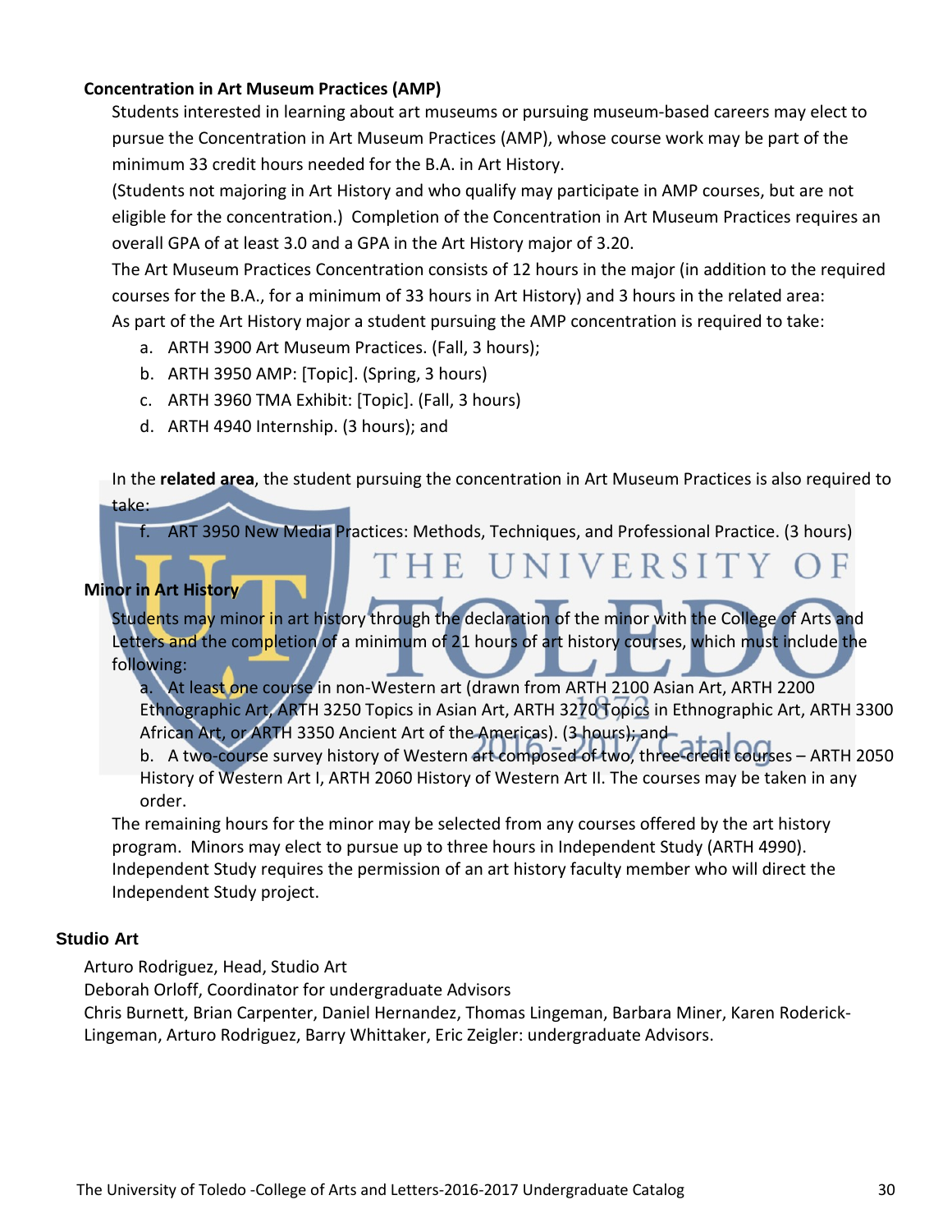### Concentration in Art Museum Practices (AMP)

Students interested in learning about art museums or pursuing museum-based careers may elect to pursue the Concentration in Art Museum Practices (AMP), whose course work may be part of the minimum 33 credit hours needed for the B.A. in Art History.

(Students not majoring in Art History and who qualify may participate in AMP courses, but are not eligible for the concentration.) Completion of the Concentration in Art Museum Practices requires an overall GPA of at least 3.0 and a GPA in the Art History major of 3.20.

The Art Museum Practices Concentration consists of 12 hours in the major (in addition to the required courses for the B.A., for a minimum of 33 hours in Art History) and 3 hours in the related area:

As part of the Art History major a student pursuing the AMP concentration is required to take:

a. ARTH 3900 Art Museum Practices. (Fall, 3 hours);
b. ARTH 3950 AMP: [Topic]. (Spring, 3 hours)
c. ARTH 3960 TMA Exhibit: [Topic]. (Fall, 3 hours)
d. ARTH 4940 Internship. (3 hours); and

In the **related area**, the student pursuing the concentration in Art Museum Practices is also required to take:

f. ART 3950 New Media Practices: Methods, Techniques, and Professional Practice. (3 hours)

### Minor in Art History

Students may minor in art history through the declaration of the minor with the College of Arts and Letters and the completion of a minimum of 21 hours of art history courses, which must include the following:

a. At least one course in non-Western art (drawn from ARTH 2100 Asian Art, ARTH 2200 Ethnographic Art, ARTH 3250 Topics in Asian Art, ARTH 3270 Topics in Ethnographic Art, ARTH 3300 African Art, or ARTH 3350 Ancient Art of the Americas). (3 hours); and
b. A two-course survey history of Western art composed of two, three-credit courses – ARTH 2050 History of Western Art I, ARTH 2060 History of Western Art II. The courses may be taken in any order.

The remaining hours for the minor may be selected from any courses offered by the art history program. Minors may elect to pursue up to three hours in Independent Study (ARTH 4990). Independent Study requires the permission of an art history faculty member who will direct the Independent Study project.

## Studio Art

Arturo Rodriguez, Head, Studio Art
Deborah Orloff, Coordinator for undergraduate Advisors
Chris Burnett, Brian Carpenter, Daniel Hernandez, Thomas Lingeman, Barbara Miner, Karen Roderick-Lingeman, Arturo Rodriguez, Barry Whittaker, Eric Zeigler: undergraduate Advisors.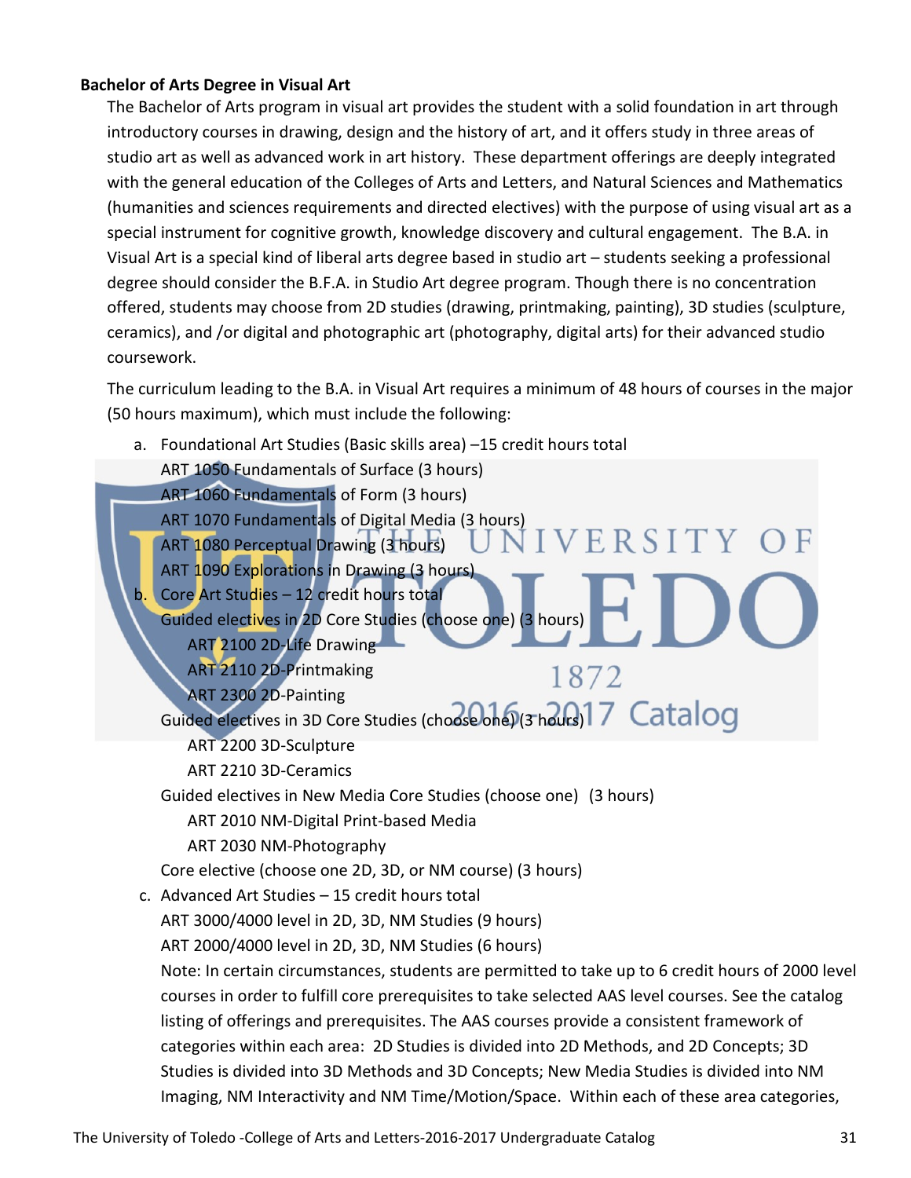**Bachelor of Arts Degree in Visual Art**

The Bachelor of Arts program in visual art provides the student with a solid foundation in art through introductory courses in drawing, design and the history of art, and it offers study in three areas of studio art as well as advanced work in art history. These department offerings are deeply integrated with the general education of the Colleges of Arts and Letters, and Natural Sciences and Mathematics (humanities and sciences requirements and directed electives) with the purpose of using visual art as a special instrument for cognitive growth, knowledge discovery and cultural engagement. The B.A. in Visual Art is a special kind of liberal arts degree based in studio art – students seeking a professional degree should consider the B.F.A. in Studio Art degree program. Though there is no concentration offered, students may choose from 2D studies (drawing, printmaking, painting), 3D studies (sculpture, ceramics), and /or digital and photographic art (photography, digital arts) for their advanced studio coursework.

The curriculum leading to the B.A. in Visual Art requires a minimum of 48 hours of courses in the major (50 hours maximum), which must include the following:

a. Foundational Art Studies (Basic skills area) –15 credit hours total
   - ART 1050 Fundamentals of Surface (3 hours)
   - ART 1060 Fundamentals of Form (3 hours)
   - ART 1070 Fundamentals of Digital Media (3 hours)
   - ART 1080 Perceptual Drawing (3 hours)
   - ART 1090 Explorations in Drawing (3 hours)

b. Core Art Studies – 12 credit hours total
   - Guided electives in 2D Core Studies (choose one) (3 hours)
     - ART 2100 2D-Life Drawing
     - ART 2110 2D-Printmaking
     - ART 2300 2D-Painting
   - Guided electives in 3D Core Studies (choose one) (3 hours)
     - ART 2200 3D-Sculpture
     - ART 2210 3D-Ceramics
   - Guided electives in New Media Core Studies (choose one) (3 hours)
     - ART 2010 NM-Digital Print-based Media
     - ART 2030 NM-Photography
   - Core elective (choose one 2D, 3D, or NM course) (3 hours)

c. Advanced Art Studies – 15 credit hours total
   - ART 3000/4000 level in 2D, 3D, NM Studies (9 hours)
   - ART 2000/4000 level in 2D, 3D, NM Studies (6 hours)

   Note: In certain circumstances, students are permitted to take up to 6 credit hours of 2000 level courses in order to fulfill core prerequisites to take selected AAS level courses. See the catalog listing of offerings and prerequisites. The AAS courses provide a consistent framework of categories within each area: 2D Studies is divided into 2D Methods, and 2D Concepts; 3D Studies is divided into 3D Methods and 3D Concepts; New Media Studies is divided into NM Imaging, NM Interactivity and NM Time/Motion/Space. Within each of these area categories,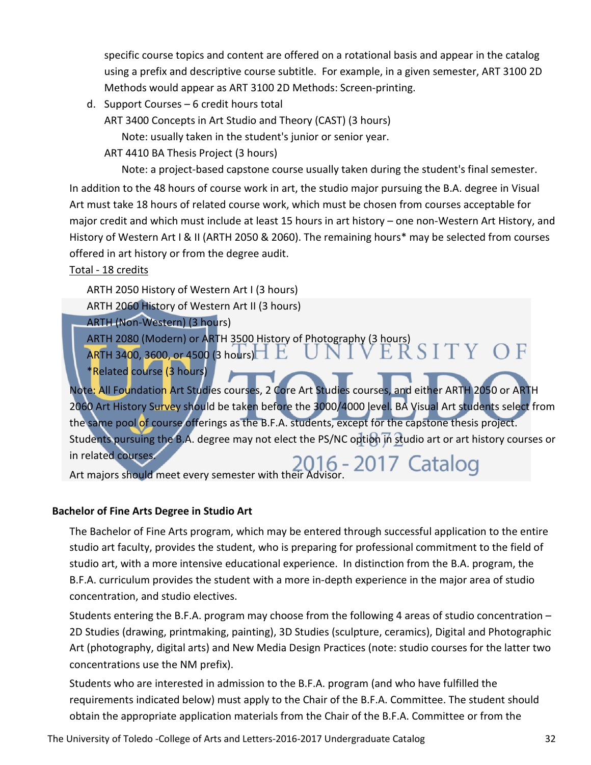specific course topics and content are offered on a rotational basis and appear in the catalog using a prefix and descriptive course subtitle. For example, in a given semester, ART 3100 2D Methods would appear as ART 3100 2D Methods: Screen-printing.

d. Support Courses – 6 credit hours total
   ART 3400 Concepts in Art Studio and Theory (CAST) (3 hours)
      Note: usually taken in the student's junior or senior year.
   ART 4410 BA Thesis Project (3 hours)
      Note: a project-based capstone course usually taken during the student's final semester.

In addition to the 48 hours of course work in art, the studio major pursuing the B.A. degree in Visual Art must take 18 hours of related course work, which must be chosen from courses acceptable for major credit and which must include at least 15 hours in art history – one non-Western Art History, and History of Western Art I & II (ARTH 2050 & 2060). The remaining hours* may be selected from courses offered in art history or from the degree audit.

Total - 18 credits

ARTH 2050 History of Western Art I (3 hours)
ARTH 2060 History of Western Art II (3 hours)
ARTH (Non-Western) (3 hours)
ARTH 2080 (Modern) or ARTH 3500 History of Photography (3 hours)
ARTH 3400, 3600, or 4500 (3 hours)
*Related course (3 hours)

Note: All Foundation Art Studies courses, 2 Core Art Studies courses, and either ARTH 2050 or ARTH 2060 Art History Survey should be taken before the 3000/4000 level. BA Visual Art students select from the same pool of course offerings as the B.F.A. students, except for the capstone thesis project. Students pursuing the B.A. degree may not elect the PS/NC option in studio art or art history courses or in related courses.

Art majors should meet every semester with their Advisor.

**Bachelor of Fine Arts Degree in Studio Art**

The Bachelor of Fine Arts program, which may be entered through successful application to the entire studio art faculty, provides the student, who is preparing for professional commitment to the field of studio art, with a more intensive educational experience. In distinction from the B.A. program, the B.F.A. curriculum provides the student with a more in-depth experience in the major area of studio concentration, and studio electives.

Students entering the B.F.A. program may choose from the following 4 areas of studio concentration – 2D Studies (drawing, printmaking, painting), 3D Studies (sculpture, ceramics), Digital and Photographic Art (photography, digital arts) and New Media Design Practices (note: studio courses for the latter two concentrations use the NM prefix).

Students who are interested in admission to the B.F.A. program (and who have fulfilled the requirements indicated below) must apply to the Chair of the B.F.A. Committee. The student should obtain the appropriate application materials from the Chair of the B.F.A. Committee or from the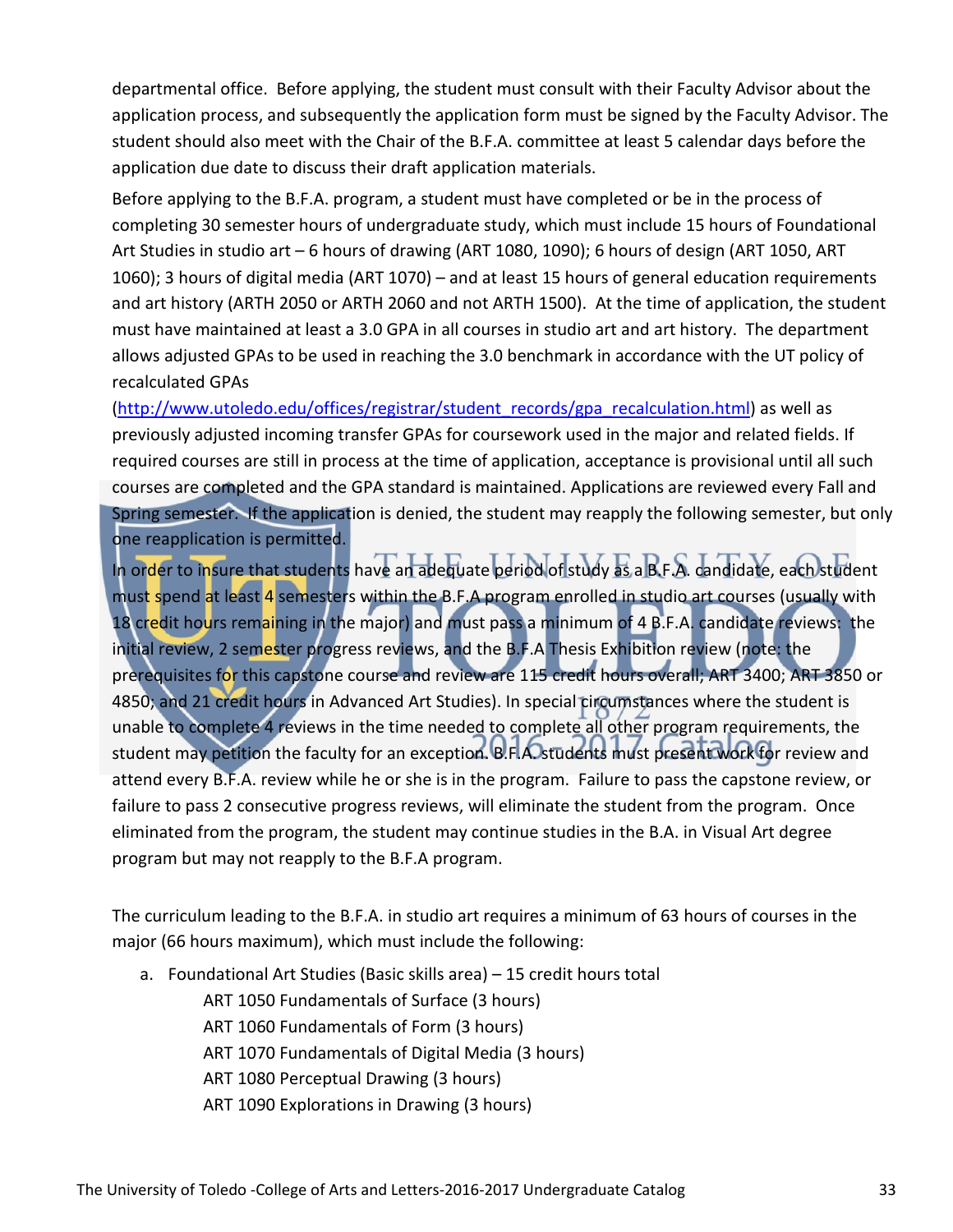departmental office. Before applying, the student must consult with their Faculty Advisor about the application process, and subsequently the application form must be signed by the Faculty Advisor. The student should also meet with the Chair of the B.F.A. committee at least 5 calendar days before the application due date to discuss their draft application materials.

Before applying to the B.F.A. program, a student must have completed or be in the process of completing 30 semester hours of undergraduate study, which must include 15 hours of Foundational Art Studies in studio art – 6 hours of drawing (ART 1080, 1090); 6 hours of design (ART 1050, ART 1060); 3 hours of digital media (ART 1070) – and at least 15 hours of general education requirements and art history (ARTH 2050 or ARTH 2060 and not ARTH 1500). At the time of application, the student must have maintained at least a 3.0 GPA in all courses in studio art and art history. The department allows adjusted GPAs to be used in reaching the 3.0 benchmark in accordance with the UT policy of recalculated GPAs (http://www.utoledo.edu/offices/registrar/student_records/gpa_recalculation.html) as well as previously adjusted incoming transfer GPAs for coursework used in the major and related fields. If required courses are still in process at the time of application, acceptance is provisional until all such courses are completed and the GPA standard is maintained. Applications are reviewed every Fall and Spring semester. If the application is denied, the student may reapply the following semester, but only one reapplication is permitted.

In order to insure that students have an adequate period of study as a B.F.A. candidate, each student must spend at least 4 semesters within the B.F.A program enrolled in studio art courses (usually with 18 credit hours remaining in the major) and must pass a minimum of 4 B.F.A. candidate reviews: the initial review, 2 semester progress reviews, and the B.F.A Thesis Exhibition review (note: the prerequisites for this capstone course and review are 115 credit hours overall; ART 3400; ART 3850 or 4850; and 21 credit hours in Advanced Art Studies). In special circumstances where the student is unable to complete 4 reviews in the time needed to complete all other program requirements, the student may petition the faculty for an exception. B.F.A. students must present work for review and attend every B.F.A. review while he or she is in the program. Failure to pass the capstone review, or failure to pass 2 consecutive progress reviews, will eliminate the student from the program. Once eliminated from the program, the student may continue studies in the B.A. in Visual Art degree program but may not reapply to the B.F.A program.

The curriculum leading to the B.F.A. in studio art requires a minimum of 63 hours of courses in the major (66 hours maximum), which must include the following:

a. Foundational Art Studies (Basic skills area) – 15 credit hours total
   - ART 1050 Fundamentals of Surface (3 hours)
   - ART 1060 Fundamentals of Form (3 hours)
   - ART 1070 Fundamentals of Digital Media (3 hours)
   - ART 1080 Perceptual Drawing (3 hours)
   - ART 1090 Explorations in Drawing (3 hours)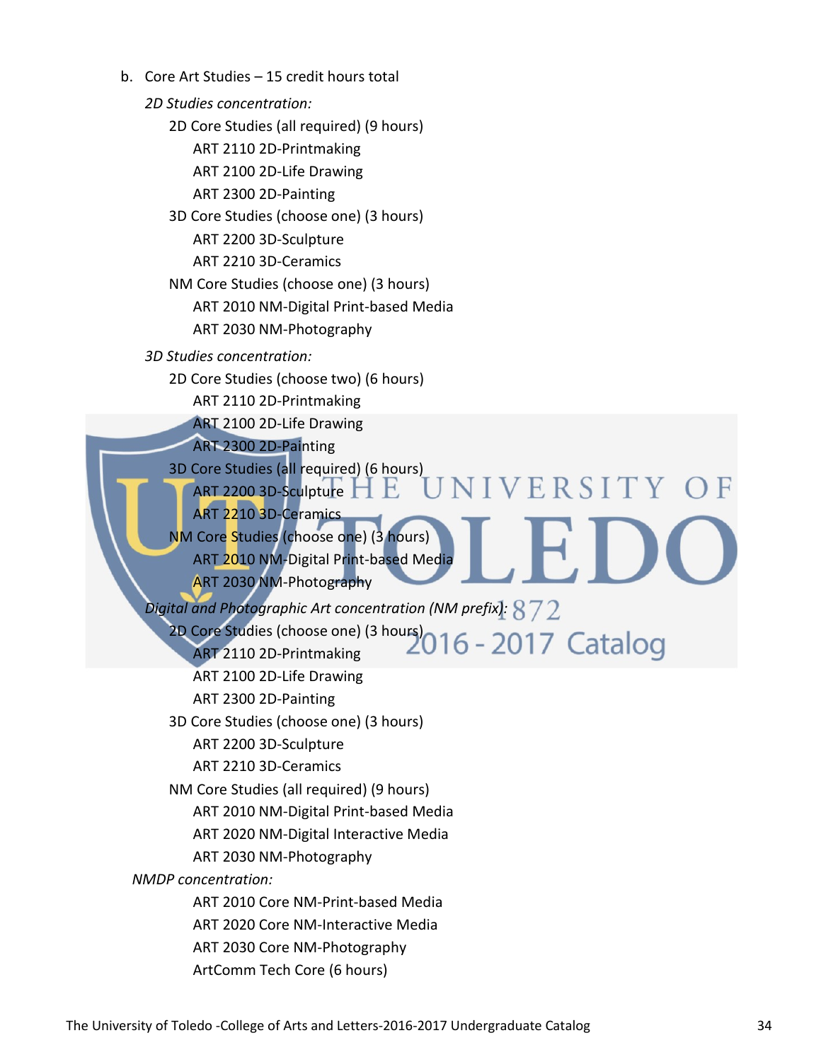b. Core Art Studies – 15 credit hours total

*2D Studies concentration:*

- 2D Core Studies (all required) (9 hours)
  - ART 2110 2D-Printmaking
  - ART 2100 2D-Life Drawing
  - ART 2300 2D-Painting
- 3D Core Studies (choose one) (3 hours)
  - ART 2200 3D-Sculpture
  - ART 2210 3D-Ceramics
- NM Core Studies (choose one) (3 hours)
  - ART 2010 NM-Digital Print-based Media
  - ART 2030 NM-Photography

*3D Studies concentration:*

- 2D Core Studies (choose two) (6 hours)
  - ART 2110 2D-Printmaking
  - ART 2100 2D-Life Drawing
  - ART 2300 2D-Painting
- 3D Core Studies (all required) (6 hours)
  - ART 2200 3D-Sculpture
  - ART 2210 3D-Ceramics
- NM Core Studies (choose one) (3 hours)
  - ART 2010 NM-Digital Print-based Media
  - ART 2030 NM-Photography

*Digital and Photographic Art concentration (NM prefix):*

- 2D Core Studies (choose one) (3 hours)
  - ART 2110 2D-Printmaking
  - ART 2100 2D-Life Drawing
  - ART 2300 2D-Painting
- 3D Core Studies (choose one) (3 hours)
  - ART 2200 3D-Sculpture
  - ART 2210 3D-Ceramics
- NM Core Studies (all required) (9 hours)
  - ART 2010 NM-Digital Print-based Media
  - ART 2020 NM-Digital Interactive Media
  - ART 2030 NM-Photography

*NMDP concentration:*

- ART 2010 Core NM-Print-based Media
- ART 2020 Core NM-Interactive Media
- ART 2030 Core NM-Photography
- ArtComm Tech Core (6 hours)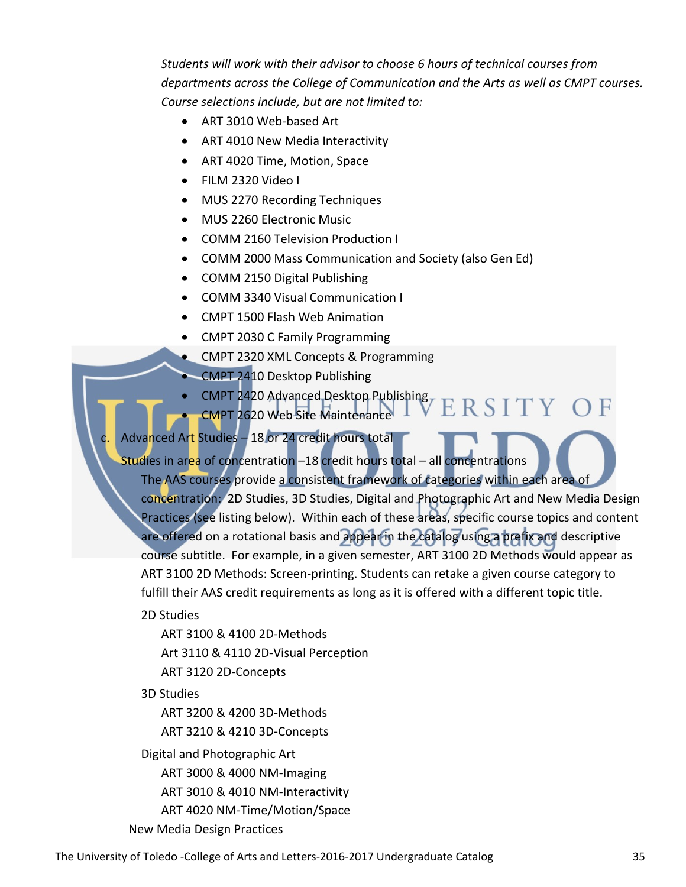*Students will work with their advisor to choose 6 hours of technical courses from departments across the College of Communication and the Arts as well as CMPT courses. Course selections include, but are not limited to:*

- ART 3010 Web-based Art
- ART 4010 New Media Interactivity
- ART 4020 Time, Motion, Space
- FILM 2320 Video I
- MUS 2270 Recording Techniques
- MUS 2260 Electronic Music
- COMM 2160 Television Production I
- COMM 2000 Mass Communication and Society (also Gen Ed)
- COMM 2150 Digital Publishing
- COMM 3340 Visual Communication I
- CMPT 1500 Flash Web Animation
- CMPT 2030 C Family Programming
- CMPT 2320 XML Concepts & Programming
- CMPT 2410 Desktop Publishing
- CMPT 2420 Advanced Desktop Publishing
- CMPT 2620 Web Site Maintenance

c. Advanced Art Studies – 18 or 24 credit hours total

Studies in area of concentration –18 credit hours total – all concentrations

The AAS courses provide a consistent framework of categories within each area of concentration: 2D Studies, 3D Studies, Digital and Photographic Art and New Media Design Practices (see listing below). Within each of these areas, specific course topics and content are offered on a rotational basis and appear in the catalog using a prefix and descriptive course subtitle. For example, in a given semester, ART 3100 2D Methods would appear as ART 3100 2D Methods: Screen-printing. Students can retake a given course category to fulfill their AAS credit requirements as long as it is offered with a different topic title.

2D Studies

ART 3100 & 4100 2D-Methods
Art 3110 & 4110 2D-Visual Perception
ART 3120 2D-Concepts

3D Studies

ART 3200 & 4200 3D-Methods
ART 3210 & 4210 3D-Concepts

Digital and Photographic Art

ART 3000 & 4000 NM-Imaging
ART 3010 & 4010 NM-Interactivity
ART 4020 NM-Time/Motion/Space

New Media Design Practices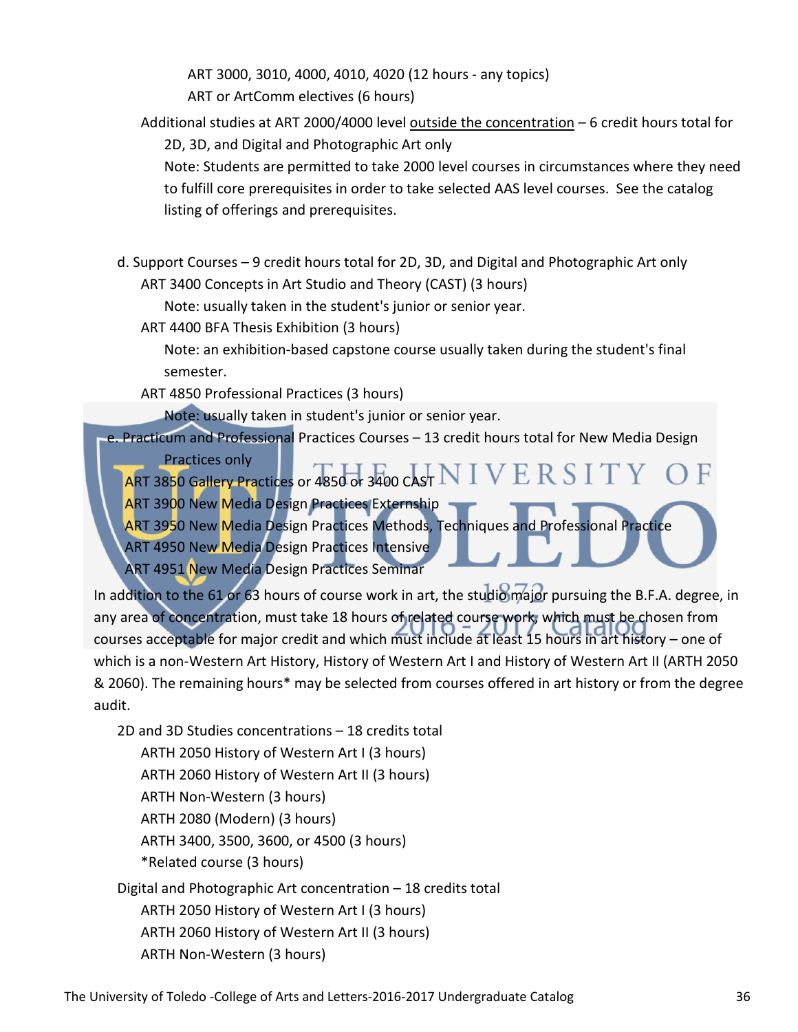ART 3000, 3010, 4000, 4010, 4020 (12 hours - any topics)
ART or ArtComm electives (6 hours)

Additional studies at ART 2000/4000 level outside the concentration – 6 credit hours total for 2D, 3D, and Digital and Photographic Art only

Note: Students are permitted to take 2000 level courses in circumstances where they need to fulfill core prerequisites in order to take selected AAS level courses. See the catalog listing of offerings and prerequisites.

d. Support Courses – 9 credit hours total for 2D, 3D, and Digital and Photographic Art only

ART 3400 Concepts in Art Studio and Theory (CAST) (3 hours)
Note: usually taken in the student's junior or senior year.

ART 4400 BFA Thesis Exhibition (3 hours)
Note: an exhibition-based capstone course usually taken during the student's final semester.

ART 4850 Professional Practices (3 hours)
Note: usually taken in student's junior or senior year.

e. Practicum and Professional Practices Courses – 13 credit hours total for New Media Design Practices only

ART 3850 Gallery Practices or 4850 or 3400 CAST
ART 3900 New Media Design Practices Externship
ART 3950 New Media Design Practices Methods, Techniques and Professional Practice
ART 4950 New Media Design Practices Intensive
ART 4951 New Media Design Practices Seminar

In addition to the 61 or 63 hours of course work in art, the studio major pursuing the B.F.A. degree, in any area of concentration, must take 18 hours of related course work, which must be chosen from courses acceptable for major credit and which must include at least 15 hours in art history – one of which is a non-Western Art History, History of Western Art I and History of Western Art II (ARTH 2050 & 2060). The remaining hours* may be selected from courses offered in art history or from the degree audit.

2D and 3D Studies concentrations – 18 credits total

ARTH 2050 History of Western Art I (3 hours)
ARTH 2060 History of Western Art II (3 hours)
ARTH Non-Western (3 hours)
ARTH 2080 (Modern) (3 hours)
ARTH 3400, 3500, 3600, or 4500 (3 hours)
*Related course (3 hours)

Digital and Photographic Art concentration – 18 credits total

ARTH 2050 History of Western Art I (3 hours)
ARTH 2060 History of Western Art II (3 hours)
ARTH Non-Western (3 hours)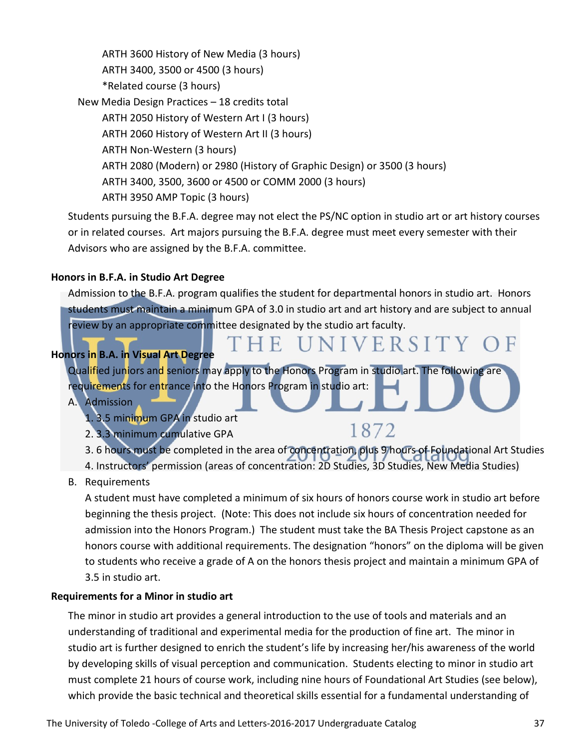ARTH 3600 History of New Media (3 hours)
ARTH 3400, 3500 or 4500 (3 hours)
*Related course (3 hours)

New Media Design Practices – 18 credits total
ARTH 2050 History of Western Art I (3 hours)
ARTH 2060 History of Western Art II (3 hours)
ARTH Non-Western (3 hours)
ARTH 2080 (Modern) or 2980 (History of Graphic Design) or 3500 (3 hours)
ARTH 3400, 3500, 3600 or 4500 or COMM 2000 (3 hours)
ARTH 3950 AMP Topic (3 hours)

Students pursuing the B.F.A. degree may not elect the PS/NC option in studio art or art history courses or in related courses. Art majors pursuing the B.F.A. degree must meet every semester with their Advisors who are assigned by the B.F.A. committee.

**Honors in B.F.A. in Studio Art Degree**

Admission to the B.F.A. program qualifies the student for departmental honors in studio art. Honors students must maintain a minimum GPA of 3.0 in studio art and art history and are subject to annual review by an appropriate committee designated by the studio art faculty.

**Honors in B.A. in Visual Art Degree**

Qualified juniors and seniors may apply to the Honors Program in studio art. The following are requirements for entrance into the Honors Program in studio art:

A. Admission
   1. 3.5 minimum GPA in studio art
   2. 3.3 minimum cumulative GPA
   3. 6 hours must be completed in the area of concentration, plus 9 hours of Foundational Art Studies
   4. Instructors' permission (areas of concentration: 2D Studies, 3D Studies, New Media Studies)

B. Requirements

   A student must have completed a minimum of six hours of honors course work in studio art before beginning the thesis project. (Note: This does not include six hours of concentration needed for admission into the Honors Program.) The student must take the BA Thesis Project capstone as an honors course with additional requirements. The designation "honors" on the diploma will be given to students who receive a grade of A on the honors thesis project and maintain a minimum GPA of 3.5 in studio art.

**Requirements for a Minor in studio art**

The minor in studio art provides a general introduction to the use of tools and materials and an understanding of traditional and experimental media for the production of fine art. The minor in studio art is further designed to enrich the student's life by increasing her/his awareness of the world by developing skills of visual perception and communication. Students electing to minor in studio art must complete 21 hours of course work, including nine hours of Foundational Art Studies (see below), which provide the basic technical and theoretical skills essential for a fundamental understanding of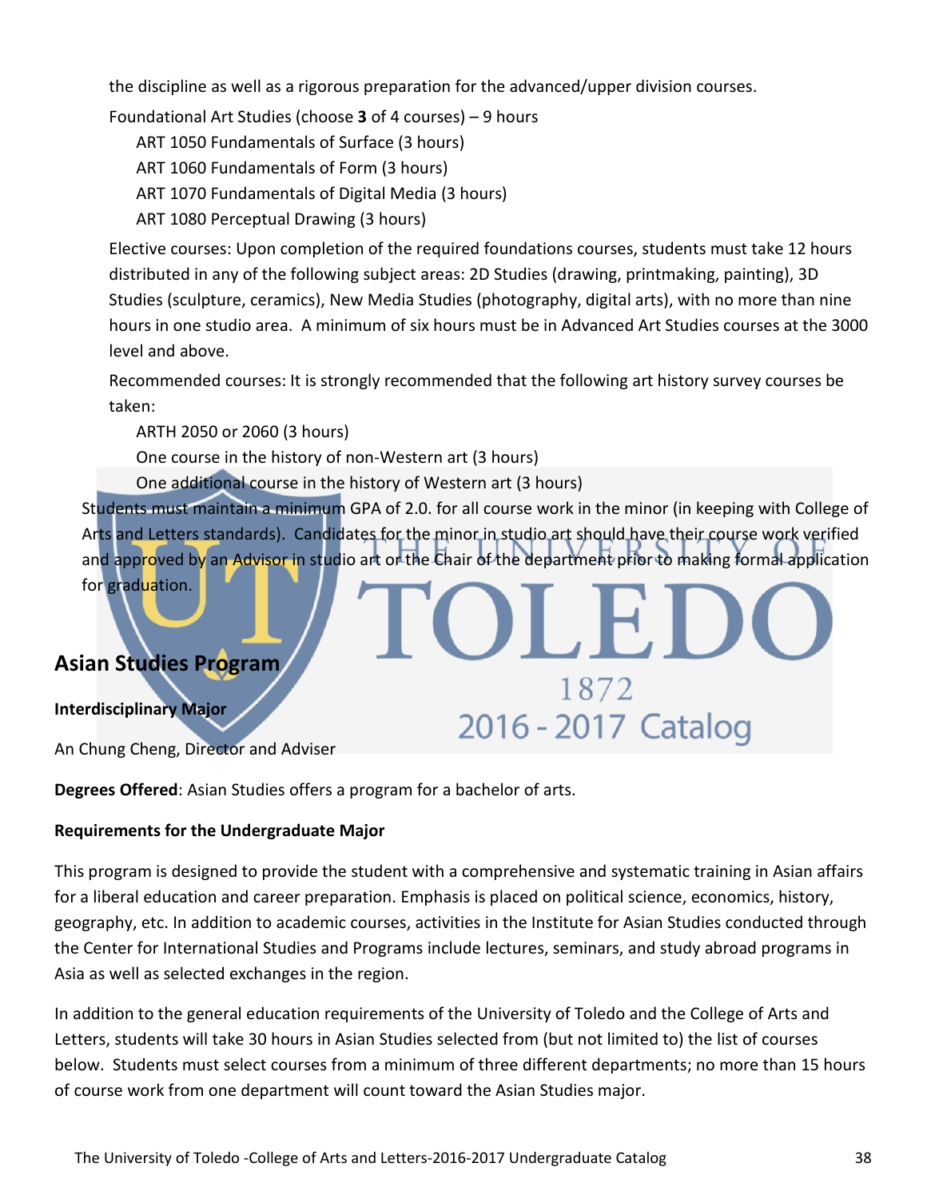the discipline as well as a rigorous preparation for the advanced/upper division courses.

Foundational Art Studies (choose **3** of 4 courses) – 9 hours

- ART 1050 Fundamentals of Surface (3 hours)
- ART 1060 Fundamentals of Form (3 hours)
- ART 1070 Fundamentals of Digital Media (3 hours)
- ART 1080 Perceptual Drawing (3 hours)

Elective courses: Upon completion of the required foundations courses, students must take 12 hours distributed in any of the following subject areas: 2D Studies (drawing, printmaking, painting), 3D Studies (sculpture, ceramics), New Media Studies (photography, digital arts), with no more than nine hours in one studio area. A minimum of six hours must be in Advanced Art Studies courses at the 3000 level and above.

Recommended courses: It is strongly recommended that the following art history survey courses be taken:

- ARTH 2050 or 2060 (3 hours)
- One course in the history of non-Western art (3 hours)
- One additional course in the history of Western art (3 hours)

Students must maintain a minimum GPA of 2.0. for all course work in the minor (in keeping with College of Arts and Letters standards). Candidates for the minor in studio art should have their course work verified and approved by an Advisor in studio art or the Chair of the department prior to making formal application for graduation.

## Asian Studies Program

**Interdisciplinary Major**

An Chung Cheng, Director and Adviser

**Degrees Offered**: Asian Studies offers a program for a bachelor of arts.

**Requirements for the Undergraduate Major**

This program is designed to provide the student with a comprehensive and systematic training in Asian affairs for a liberal education and career preparation. Emphasis is placed on political science, economics, history, geography, etc. In addition to academic courses, activities in the Institute for Asian Studies conducted through the Center for International Studies and Programs include lectures, seminars, and study abroad programs in Asia as well as selected exchanges in the region.

In addition to the general education requirements of the University of Toledo and the College of Arts and Letters, students will take 30 hours in Asian Studies selected from (but not limited to) the list of courses below. Students must select courses from a minimum of three different departments; no more than 15 hours of course work from one department will count toward the Asian Studies major.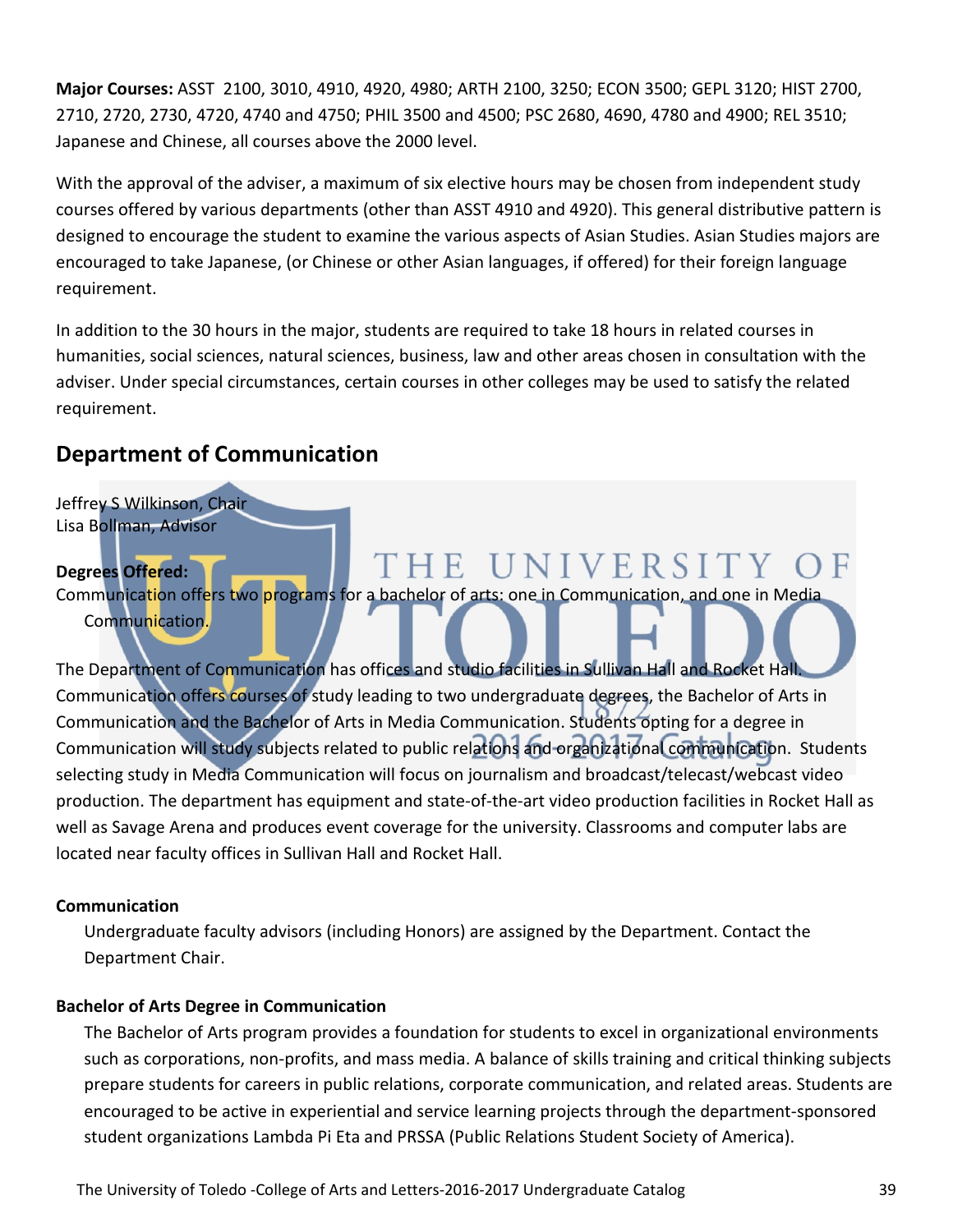**Major Courses:** ASST 2100, 3010, 4910, 4920, 4980; ARTH 2100, 3250; ECON 3500; GEPL 3120; HIST 2700, 2710, 2720, 2730, 4720, 4740 and 4750; PHIL 3500 and 4500; PSC 2680, 4690, 4780 and 4900; REL 3510; Japanese and Chinese, all courses above the 2000 level.

With the approval of the adviser, a maximum of six elective hours may be chosen from independent study courses offered by various departments (other than ASST 4910 and 4920). This general distributive pattern is designed to encourage the student to examine the various aspects of Asian Studies. Asian Studies majors are encouraged to take Japanese, (or Chinese or other Asian languages, if offered) for their foreign language requirement.

In addition to the 30 hours in the major, students are required to take 18 hours in related courses in humanities, social sciences, natural sciences, business, law and other areas chosen in consultation with the adviser. Under special circumstances, certain courses in other colleges may be used to satisfy the related requirement.

## Department of Communication

Jeffrey S Wilkinson, Chair
Lisa Bollman, Advisor

**Degrees Offered:**
Communication offers two programs for a bachelor of arts: one in Communication, and one in Media Communication.

The Department of Communication has offices and studio facilities in Sullivan Hall and Rocket Hall. Communication offers courses of study leading to two undergraduate degrees, the Bachelor of Arts in Communication and the Bachelor of Arts in Media Communication. Students opting for a degree in Communication will study subjects related to public relations and organizational communication. Students selecting study in Media Communication will focus on journalism and broadcast/telecast/webcast video production. The department has equipment and state-of-the-art video production facilities in Rocket Hall as well as Savage Arena and produces event coverage for the university. Classrooms and computer labs are located near faculty offices in Sullivan Hall and Rocket Hall.

**Communication**

Undergraduate faculty advisors (including Honors) are assigned by the Department. Contact the Department Chair.

**Bachelor of Arts Degree in Communication**

The Bachelor of Arts program provides a foundation for students to excel in organizational environments such as corporations, non-profits, and mass media. A balance of skills training and critical thinking subjects prepare students for careers in public relations, corporate communication, and related areas. Students are encouraged to be active in experiential and service learning projects through the department-sponsored student organizations Lambda Pi Eta and PRSSA (Public Relations Student Society of America).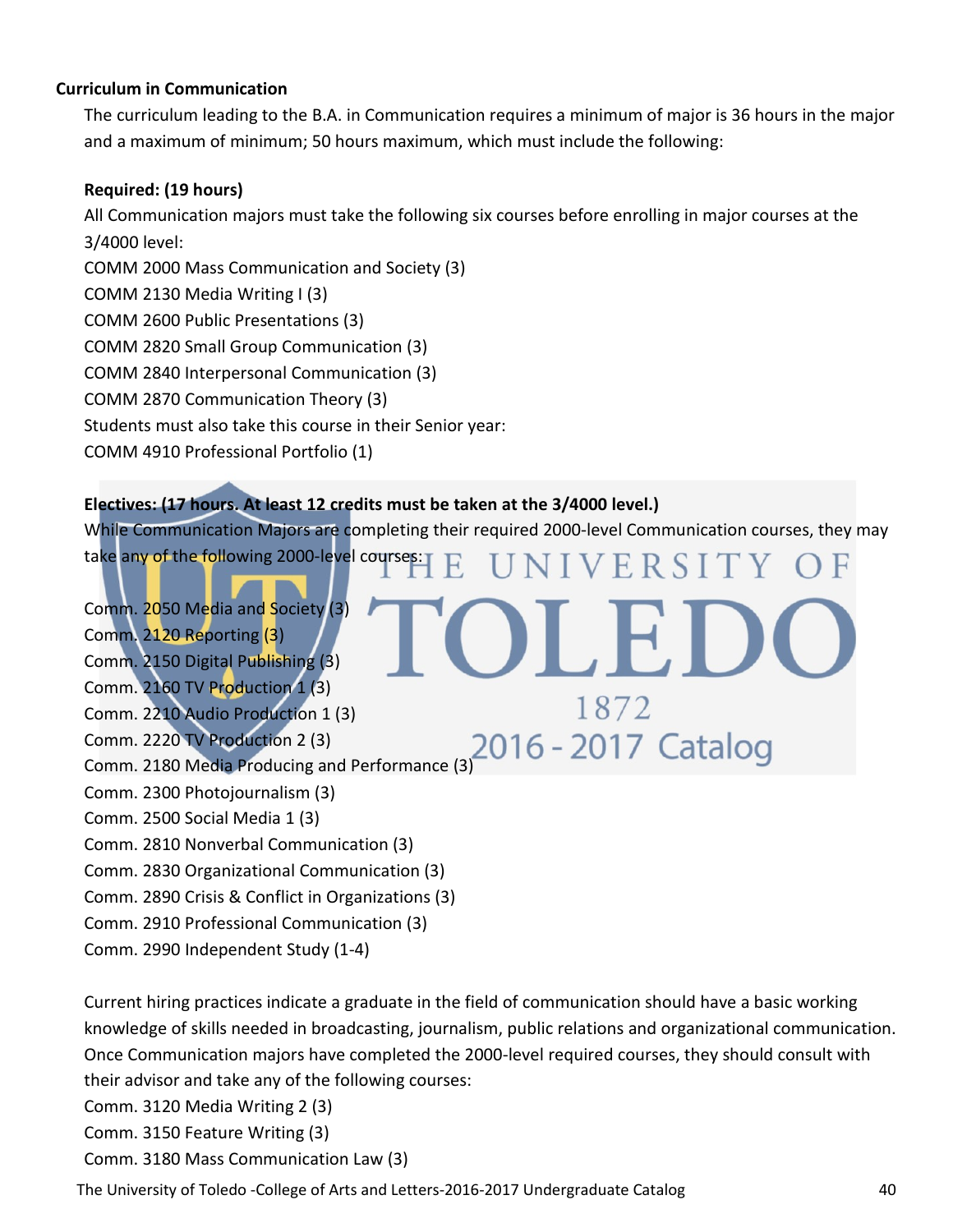### Curriculum in Communication

The curriculum leading to the B.A. in Communication requires a minimum of major is 36 hours in the major and a maximum of minimum; 50 hours maximum, which must include the following:

**Required: (19 hours)**

All Communication majors must take the following six courses before enrolling in major courses at the 3/4000 level:

COMM 2000 Mass Communication and Society (3)
COMM 2130 Media Writing I (3)
COMM 2600 Public Presentations (3)
COMM 2820 Small Group Communication (3)
COMM 2840 Interpersonal Communication (3)
COMM 2870 Communication Theory (3)
Students must also take this course in their Senior year:
COMM 4910 Professional Portfolio (1)

**Electives: (17 hours. At least 12 credits must be taken at the 3/4000 level.)**

While Communication Majors are completing their required 2000-level Communication courses, they may take any of the following 2000-level courses:

Comm. 2050 Media and Society (3)
Comm. 2120 Reporting (3)
Comm. 2150 Digital Publishing (3)
Comm. 2160 TV Production 1 (3)
Comm. 2210 Audio Production 1 (3)
Comm. 2220 TV Production 2 (3)
Comm. 2180 Media Producing and Performance (3)
Comm. 2300 Photojournalism (3)
Comm. 2500 Social Media 1 (3)
Comm. 2810 Nonverbal Communication (3)
Comm. 2830 Organizational Communication (3)
Comm. 2890 Crisis & Conflict in Organizations (3)
Comm. 2910 Professional Communication (3)
Comm. 2990 Independent Study (1-4)

Current hiring practices indicate a graduate in the field of communication should have a basic working knowledge of skills needed in broadcasting, journalism, public relations and organizational communication. Once Communication majors have completed the 2000-level required courses, they should consult with their advisor and take any of the following courses:

Comm. 3120 Media Writing 2 (3)
Comm. 3150 Feature Writing (3)
Comm. 3180 Mass Communication Law (3)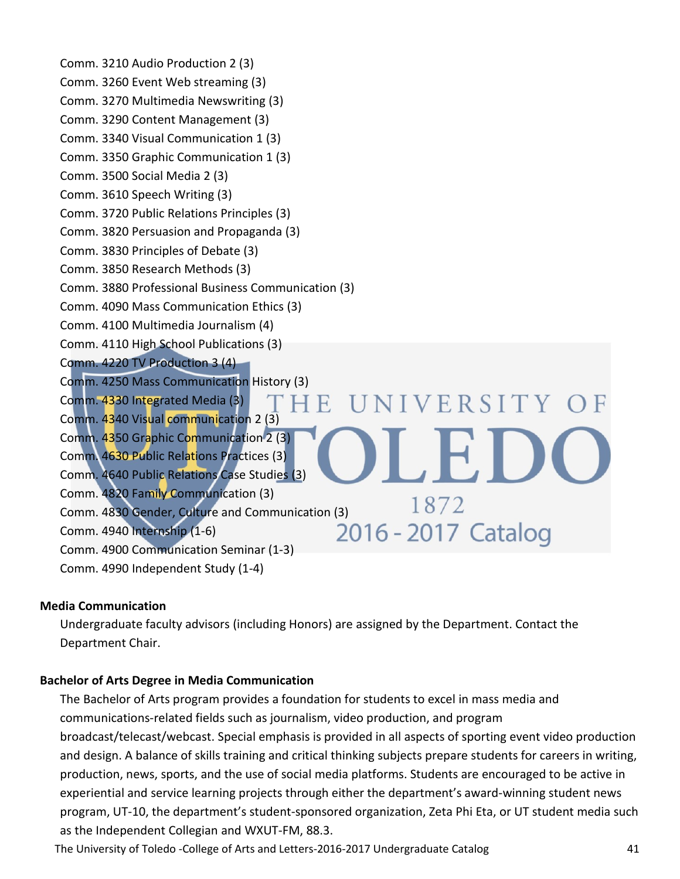Comm. 3210 Audio Production 2 (3)
Comm. 3260 Event Web streaming (3)
Comm. 3270 Multimedia Newswriting (3)
Comm. 3290 Content Management (3)
Comm. 3340 Visual Communication 1 (3)
Comm. 3350 Graphic Communication 1 (3)
Comm. 3500 Social Media 2 (3)
Comm. 3610 Speech Writing (3)
Comm. 3720 Public Relations Principles (3)
Comm. 3820 Persuasion and Propaganda (3)
Comm. 3830 Principles of Debate (3)
Comm. 3850 Research Methods (3)
Comm. 3880 Professional Business Communication (3)
Comm. 4090 Mass Communication Ethics (3)
Comm. 4100 Multimedia Journalism (4)
Comm. 4110 High School Publications (3)
Comm. 4220 TV Production 3 (4)
Comm. 4250 Mass Communication History (3)
Comm. 4330 Integrated Media (3)
Comm. 4340 Visual communication 2 (3)
Comm. 4350 Graphic Communication 2 (3)
Comm. 4630 Public Relations Practices (3)
Comm. 4640 Public Relations Case Studies (3)
Comm. 4820 Family Communication (3)
Comm. 4830 Gender, Culture and Communication (3)
Comm. 4940 Internship (1-6)
Comm. 4900 Communication Seminar (1-3)
Comm. 4990 Independent Study (1-4)

**Media Communication**

Undergraduate faculty advisors (including Honors) are assigned by the Department. Contact the Department Chair.

**Bachelor of Arts Degree in Media Communication**

The Bachelor of Arts program provides a foundation for students to excel in mass media and communications-related fields such as journalism, video production, and program broadcast/telecast/webcast. Special emphasis is provided in all aspects of sporting event video production and design. A balance of skills training and critical thinking subjects prepare students for careers in writing, production, news, sports, and the use of social media platforms. Students are encouraged to be active in experiential and service learning projects through either the department's award-winning student news program, UT-10, the department's student-sponsored organization, Zeta Phi Eta, or UT student media such as the Independent Collegian and WXUT-FM, 88.3.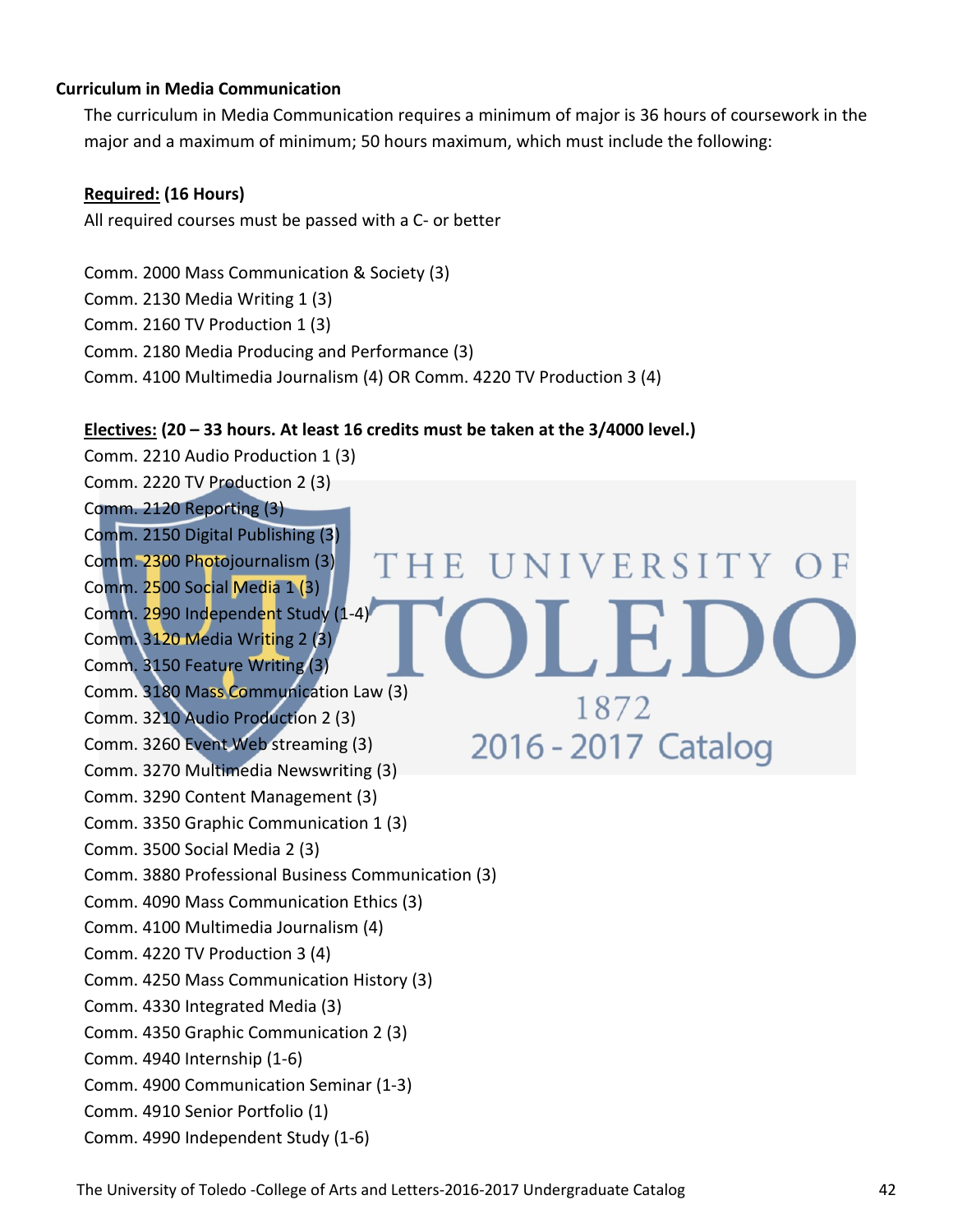**Curriculum in Media Communication**

The curriculum in Media Communication requires a minimum of major is 36 hours of coursework in the major and a maximum of minimum; 50 hours maximum, which must include the following:

**<u>Required:</u> (16 Hours)**

All required courses must be passed with a C- or better

Comm. 2000 Mass Communication & Society (3)
Comm. 2130 Media Writing 1 (3)
Comm. 2160 TV Production 1 (3)
Comm. 2180 Media Producing and Performance (3)
Comm. 4100 Multimedia Journalism (4) OR Comm. 4220 TV Production 3 (4)

**<u>Electives:</u> (20 – 33 hours. At least 16 credits must be taken at the 3/4000 level.)**

Comm. 2210 Audio Production 1 (3)
Comm. 2220 TV Production 2 (3)
Comm. 2120 Reporting (3)
Comm. 2150 Digital Publishing (3)
Comm. 2300 Photojournalism (3)
Comm. 2500 Social Media 1 (3)
Comm. 2990 Independent Study (1-4)
Comm. 3120 Media Writing 2 (3)
Comm. 3150 Feature Writing (3)
Comm. 3180 Mass Communication Law (3)
Comm. 3210 Audio Production 2 (3)
Comm. 3260 Event Web streaming (3)
Comm. 3270 Multimedia Newswriting (3)
Comm. 3290 Content Management (3)
Comm. 3350 Graphic Communication 1 (3)
Comm. 3500 Social Media 2 (3)
Comm. 3880 Professional Business Communication (3)
Comm. 4090 Mass Communication Ethics (3)
Comm. 4100 Multimedia Journalism (4)
Comm. 4220 TV Production 3 (4)
Comm. 4250 Mass Communication History (3)
Comm. 4330 Integrated Media (3)
Comm. 4350 Graphic Communication 2 (3)
Comm. 4940 Internship (1-6)
Comm. 4900 Communication Seminar (1-3)
Comm. 4910 Senior Portfolio (1)
Comm. 4990 Independent Study (1-6)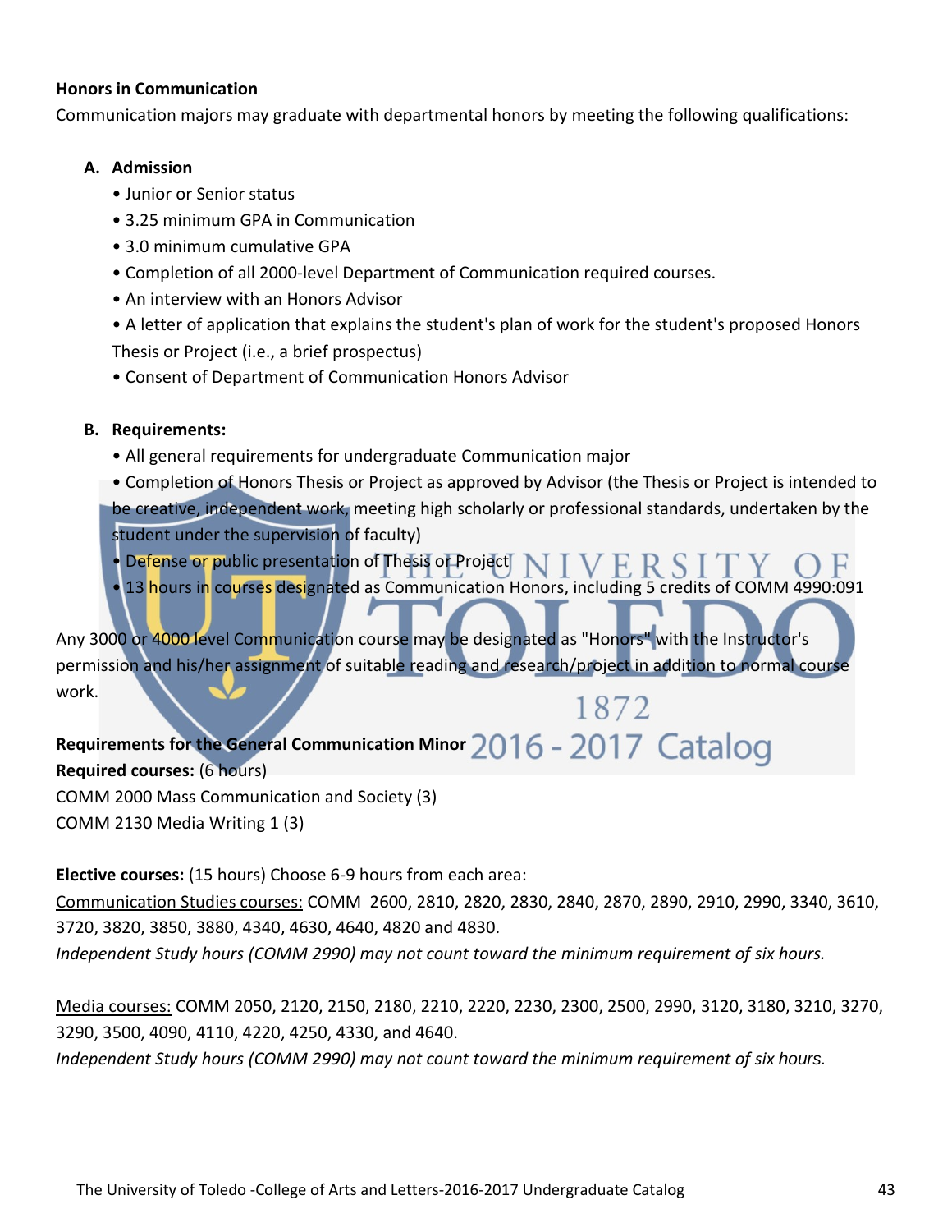**Honors in Communication**

Communication majors may graduate with departmental honors by meeting the following qualifications:

**A. Admission**

- Junior or Senior status
- 3.25 minimum GPA in Communication
- 3.0 minimum cumulative GPA
- Completion of all 2000-level Department of Communication required courses.
- An interview with an Honors Advisor
- A letter of application that explains the student's plan of work for the student's proposed Honors Thesis or Project (i.e., a brief prospectus)
- Consent of Department of Communication Honors Advisor

**B. Requirements:**

- All general requirements for undergraduate Communication major
- Completion of Honors Thesis or Project as approved by Advisor (the Thesis or Project is intended to be creative, independent work, meeting high scholarly or professional standards, undertaken by the student under the supervision of faculty)
- Defense or public presentation of Thesis or Project
- 13 hours in courses designated as Communication Honors, including 5 credits of COMM 4990:091

Any 3000 or 4000 level Communication course may be designated as "Honors" with the Instructor's permission and his/her assignment of suitable reading and research/project in addition to normal course work.

**Requirements for the General Communication Minor**

**Required courses:** (6 hours)

COMM 2000 Mass Communication and Society (3)

COMM 2130 Media Writing 1 (3)

**Elective courses:** (15 hours) Choose 6-9 hours from each area:

Communication Studies courses: COMM 2600, 2810, 2820, 2830, 2840, 2870, 2890, 2910, 2990, 3340, 3610, 3720, 3820, 3850, 3880, 4340, 4630, 4640, 4820 and 4830.

*Independent Study hours (COMM 2990) may not count toward the minimum requirement of six hours.*

Media courses: COMM 2050, 2120, 2150, 2180, 2210, 2220, 2230, 2300, 2500, 2990, 3120, 3180, 3210, 3270, 3290, 3500, 4090, 4110, 4220, 4250, 4330, and 4640.

*Independent Study hours (COMM 2990) may not count toward the minimum requirement of six hours.*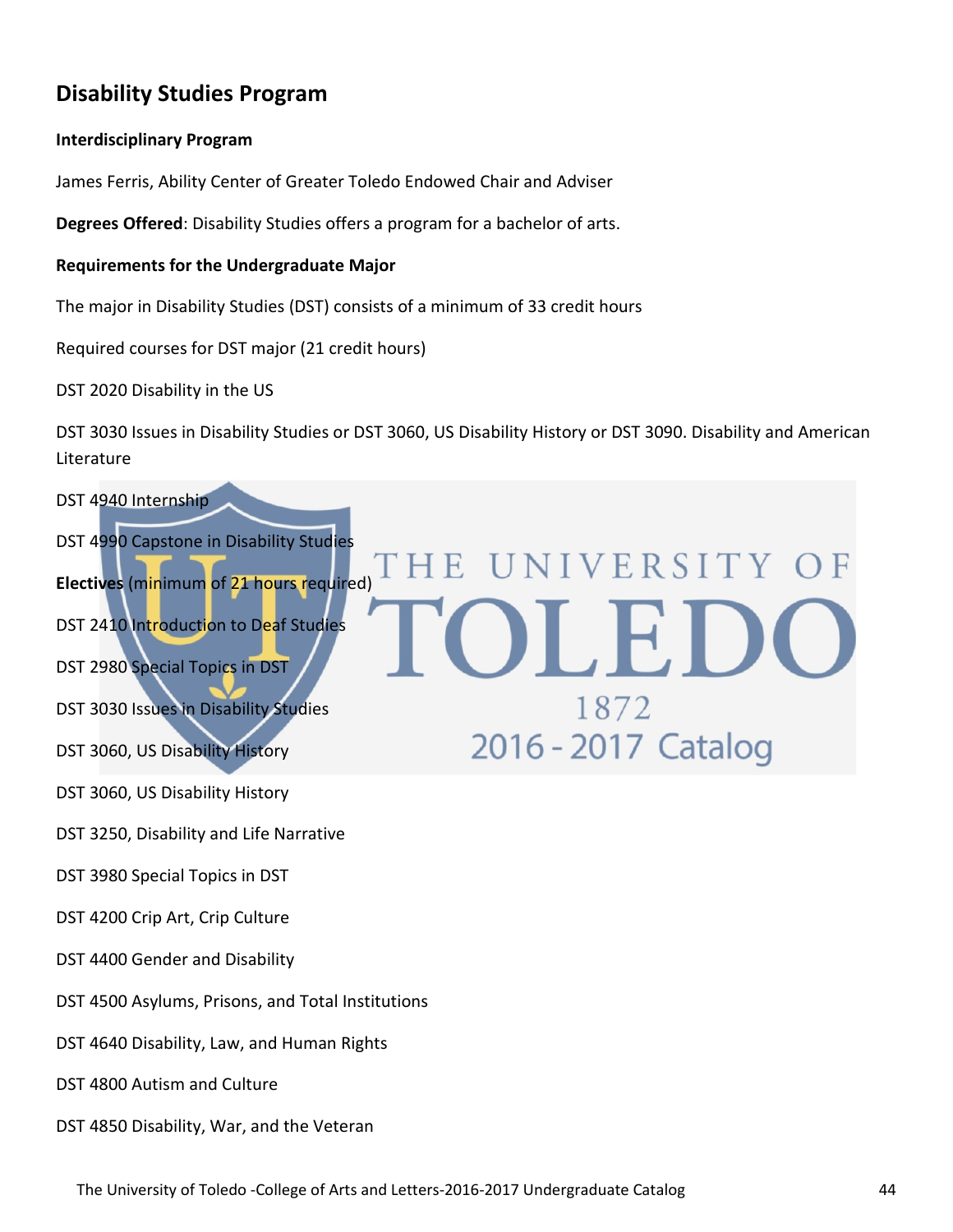## Disability Studies Program

**Interdisciplinary Program**

James Ferris, Ability Center of Greater Toledo Endowed Chair and Adviser

**Degrees Offered**: Disability Studies offers a program for a bachelor of arts.

**Requirements for the Undergraduate Major**

The major in Disability Studies (DST) consists of a minimum of 33 credit hours

Required courses for DST major (21 credit hours)

DST 2020 Disability in the US

DST 3030 Issues in Disability Studies or DST 3060, US Disability History or DST 3090. Disability and American Literature

DST 4940 Internship

DST 4990 Capstone in Disability Studies

**Electives** (minimum of 21 hours required)

DST 2410 Introduction to Deaf Studies

DST 2980 Special Topics in DST

DST 3030 Issues in Disability Studies

DST 3060, US Disability History

DST 3060, US Disability History

DST 3250, Disability and Life Narrative

DST 3980 Special Topics in DST

DST 4200 Crip Art, Crip Culture

DST 4400 Gender and Disability

DST 4500 Asylums, Prisons, and Total Institutions

DST 4640 Disability, Law, and Human Rights

DST 4800 Autism and Culture

DST 4850 Disability, War, and the Veteran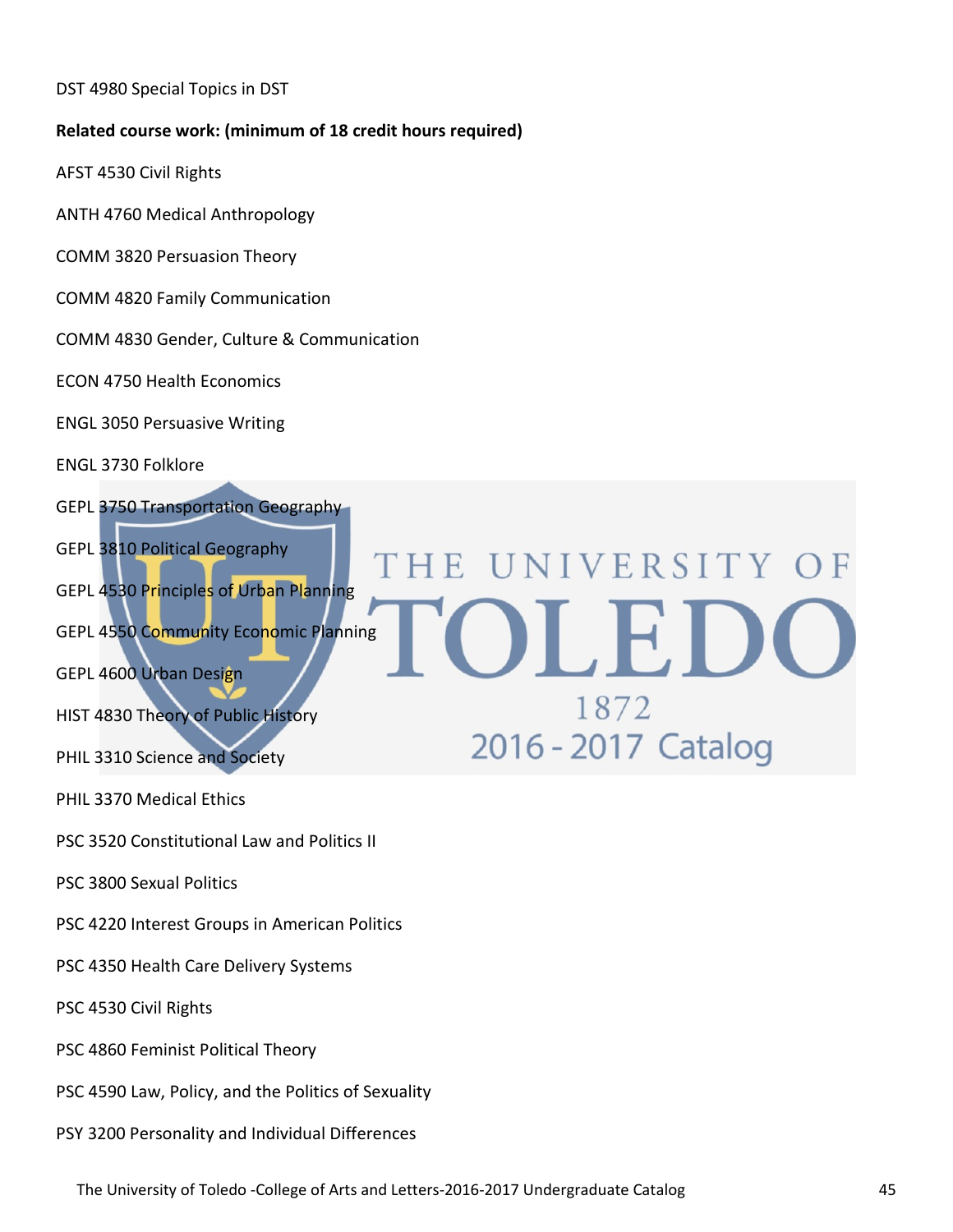DST 4980 Special Topics in DST

**Related course work: (minimum of 18 credit hours required)**

AFST 4530 Civil Rights

ANTH 4760 Medical Anthropology

COMM 3820 Persuasion Theory

COMM 4820 Family Communication

COMM 4830 Gender, Culture & Communication

ECON 4750 Health Economics

ENGL 3050 Persuasive Writing

ENGL 3730 Folklore

GEPL 3750 Transportation Geography

GEPL 3810 Political Geography

GEPL 4530 Principles of Urban Planning

GEPL 4550 Community Economic Planning

GEPL 4600 Urban Design

HIST 4830 Theory of Public History

PHIL 3310 Science and Society

PHIL 3370 Medical Ethics

PSC 3520 Constitutional Law and Politics II

PSC 3800 Sexual Politics

PSC 4220 Interest Groups in American Politics

PSC 4350 Health Care Delivery Systems

PSC 4530 Civil Rights

PSC 4860 Feminist Political Theory

PSC 4590 Law, Policy, and the Politics of Sexuality

PSY 3200 Personality and Individual Differences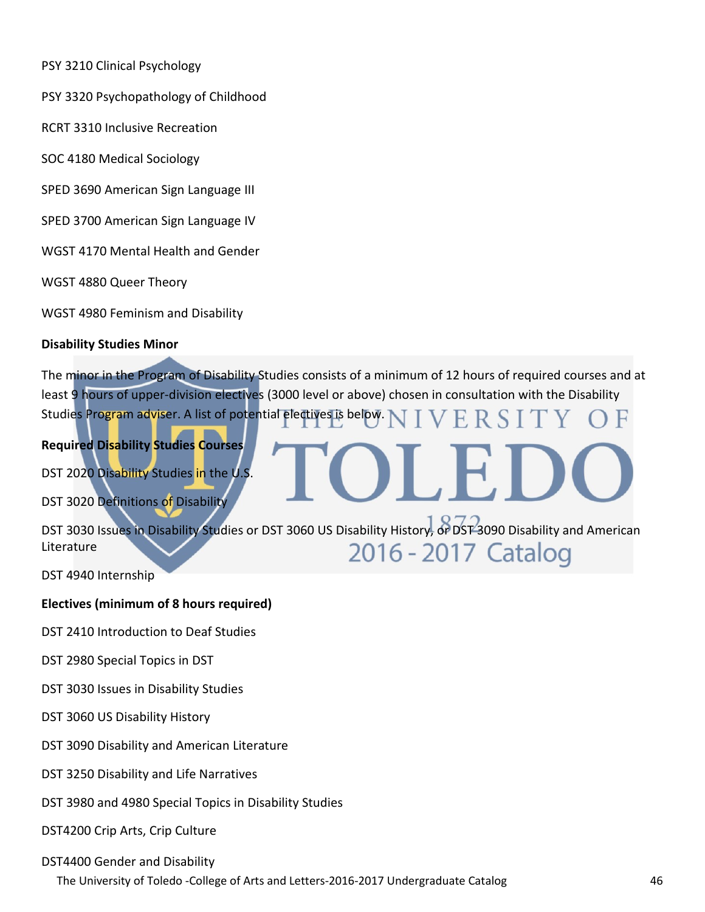PSY 3210 Clinical Psychology

PSY 3320 Psychopathology of Childhood

RCRT 3310 Inclusive Recreation

SOC 4180 Medical Sociology

SPED 3690 American Sign Language III

SPED 3700 American Sign Language IV

WGST 4170 Mental Health and Gender

WGST 4880 Queer Theory

WGST 4980 Feminism and Disability

**Disability Studies Minor**

The minor in the Program of Disability Studies consists of a minimum of 12 hours of required courses and at least 9 hours of upper-division electives (3000 level or above) chosen in consultation with the Disability Studies Program adviser. A list of potential electives is below.

**Required Disability Studies Courses**

DST 2020 Disability Studies in the U.S.

DST 3020 Definitions of Disability

DST 3030 Issues in Disability Studies or DST 3060 US Disability History, or DST 3090 Disability and American Literature

DST 4940 Internship

**Electives (minimum of 8 hours required)**

DST 2410 Introduction to Deaf Studies

DST 2980 Special Topics in DST

DST 3030 Issues in Disability Studies

DST 3060 US Disability History

DST 3090 Disability and American Literature

DST 3250 Disability and Life Narratives

DST 3980 and 4980 Special Topics in Disability Studies

DST4200 Crip Arts, Crip Culture

DST4400 Gender and Disability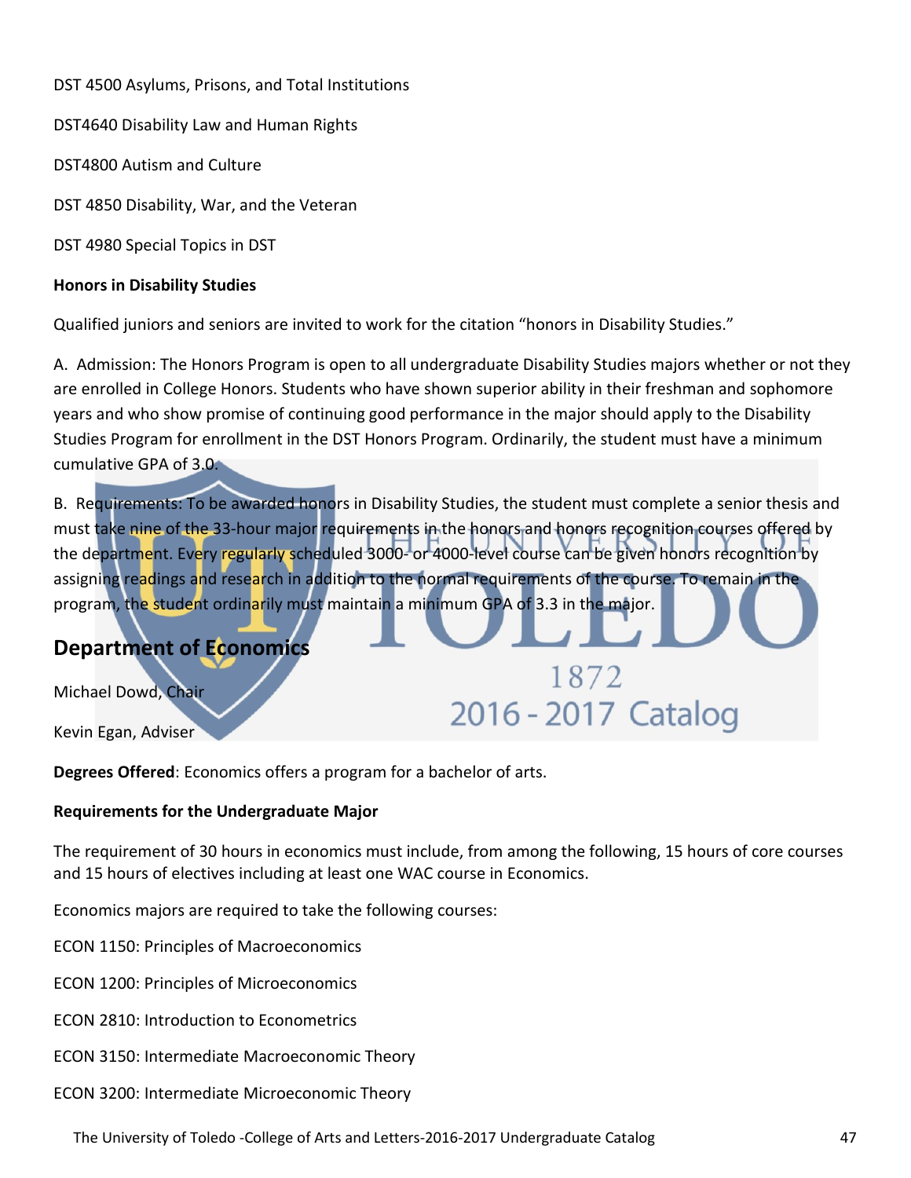DST 4500 Asylums, Prisons, and Total Institutions

DST4640 Disability Law and Human Rights

DST4800 Autism and Culture

DST 4850 Disability, War, and the Veteran

DST 4980 Special Topics in DST

**Honors in Disability Studies**

Qualified juniors and seniors are invited to work for the citation "honors in Disability Studies."

A. Admission: The Honors Program is open to all undergraduate Disability Studies majors whether or not they are enrolled in College Honors. Students who have shown superior ability in their freshman and sophomore years and who show promise of continuing good performance in the major should apply to the Disability Studies Program for enrollment in the DST Honors Program. Ordinarily, the student must have a minimum cumulative GPA of 3.0.

B. Requirements: To be awarded honors in Disability Studies, the student must complete a senior thesis and must take nine of the 33-hour major requirements in the honors and honors recognition courses offered by the department. Every regularly scheduled 3000- or 4000-level course can be given honors recognition by assigning readings and research in addition to the normal requirements of the course. To remain in the program, the student ordinarily must maintain a minimum GPA of 3.3 in the major.

## Department of Economics

Michael Dowd, Chair

Kevin Egan, Adviser

**Degrees Offered**: Economics offers a program for a bachelor of arts.

**Requirements for the Undergraduate Major**

The requirement of 30 hours in economics must include, from among the following, 15 hours of core courses and 15 hours of electives including at least one WAC course in Economics.

Economics majors are required to take the following courses:

ECON 1150: Principles of Macroeconomics

ECON 1200: Principles of Microeconomics

ECON 2810: Introduction to Econometrics

ECON 3150: Intermediate Macroeconomic Theory

ECON 3200: Intermediate Microeconomic Theory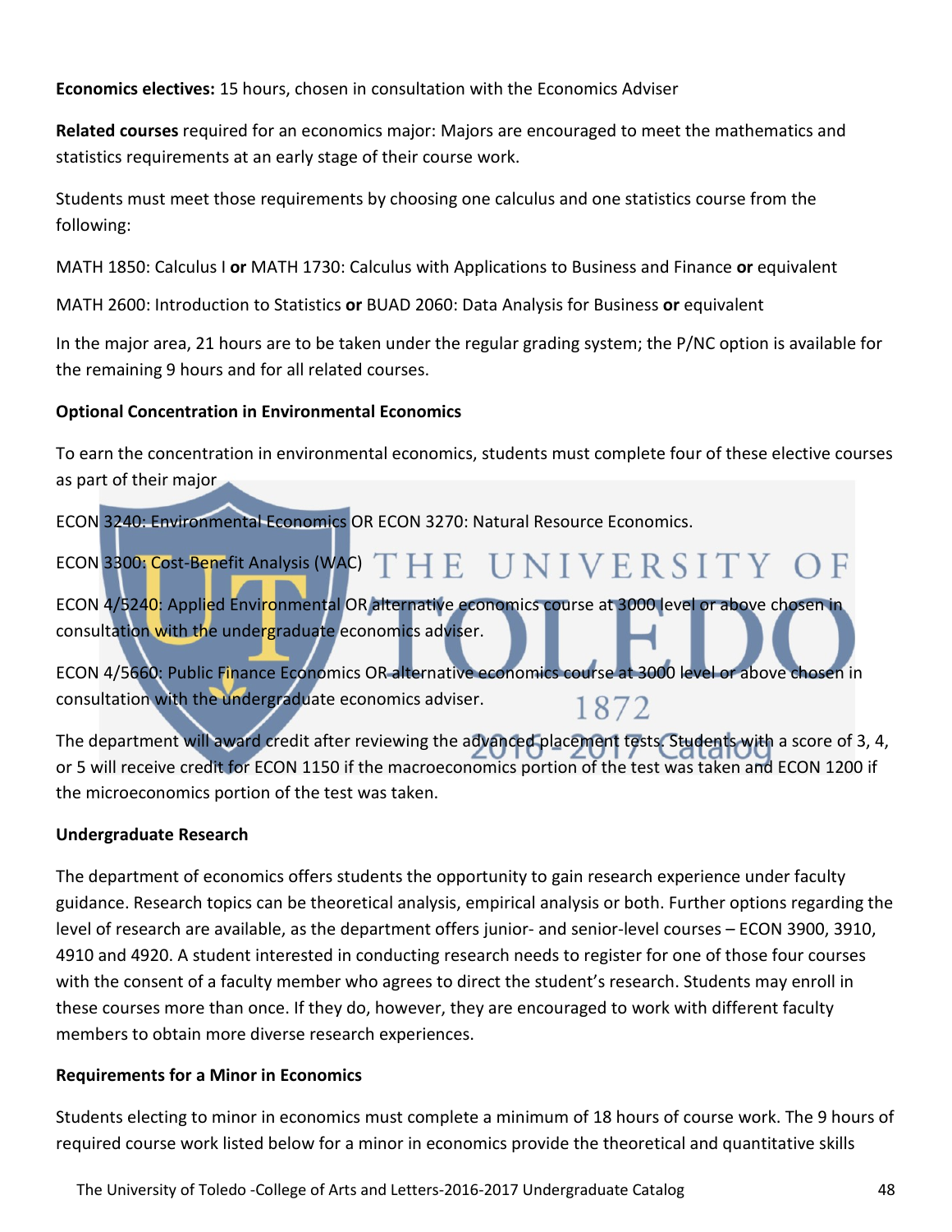**Economics electives:** 15 hours, chosen in consultation with the Economics Adviser

**Related courses** required for an economics major: Majors are encouraged to meet the mathematics and statistics requirements at an early stage of their course work.

Students must meet those requirements by choosing one calculus and one statistics course from the following:

MATH 1850: Calculus I **or** MATH 1730: Calculus with Applications to Business and Finance **or** equivalent

MATH 2600: Introduction to Statistics **or** BUAD 2060: Data Analysis for Business **or** equivalent

In the major area, 21 hours are to be taken under the regular grading system; the P/NC option is available for the remaining 9 hours and for all related courses.

**Optional Concentration in Environmental Economics**

To earn the concentration in environmental economics, students must complete four of these elective courses as part of their major

ECON 3240: Environmental Economics OR ECON 3270: Natural Resource Economics.

ECON 3300: Cost-Benefit Analysis (WAC)

ECON 4/5240: Applied Environmental OR alternative economics course at 3000 level or above chosen in consultation with the undergraduate economics adviser.

ECON 4/5660: Public Finance Economics OR alternative economics course at 3000 level or above chosen in consultation with the undergraduate economics adviser.

The department will award credit after reviewing the advanced placement tests. Students with a score of 3, 4, or 5 will receive credit for ECON 1150 if the macroeconomics portion of the test was taken and ECON 1200 if the microeconomics portion of the test was taken.

**Undergraduate Research**

The department of economics offers students the opportunity to gain research experience under faculty guidance. Research topics can be theoretical analysis, empirical analysis or both. Further options regarding the level of research are available, as the department offers junior- and senior-level courses – ECON 3900, 3910, 4910 and 4920. A student interested in conducting research needs to register for one of those four courses with the consent of a faculty member who agrees to direct the student's research. Students may enroll in these courses more than once. If they do, however, they are encouraged to work with different faculty members to obtain more diverse research experiences.

**Requirements for a Minor in Economics**

Students electing to minor in economics must complete a minimum of 18 hours of course work. The 9 hours of required course work listed below for a minor in economics provide the theoretical and quantitative skills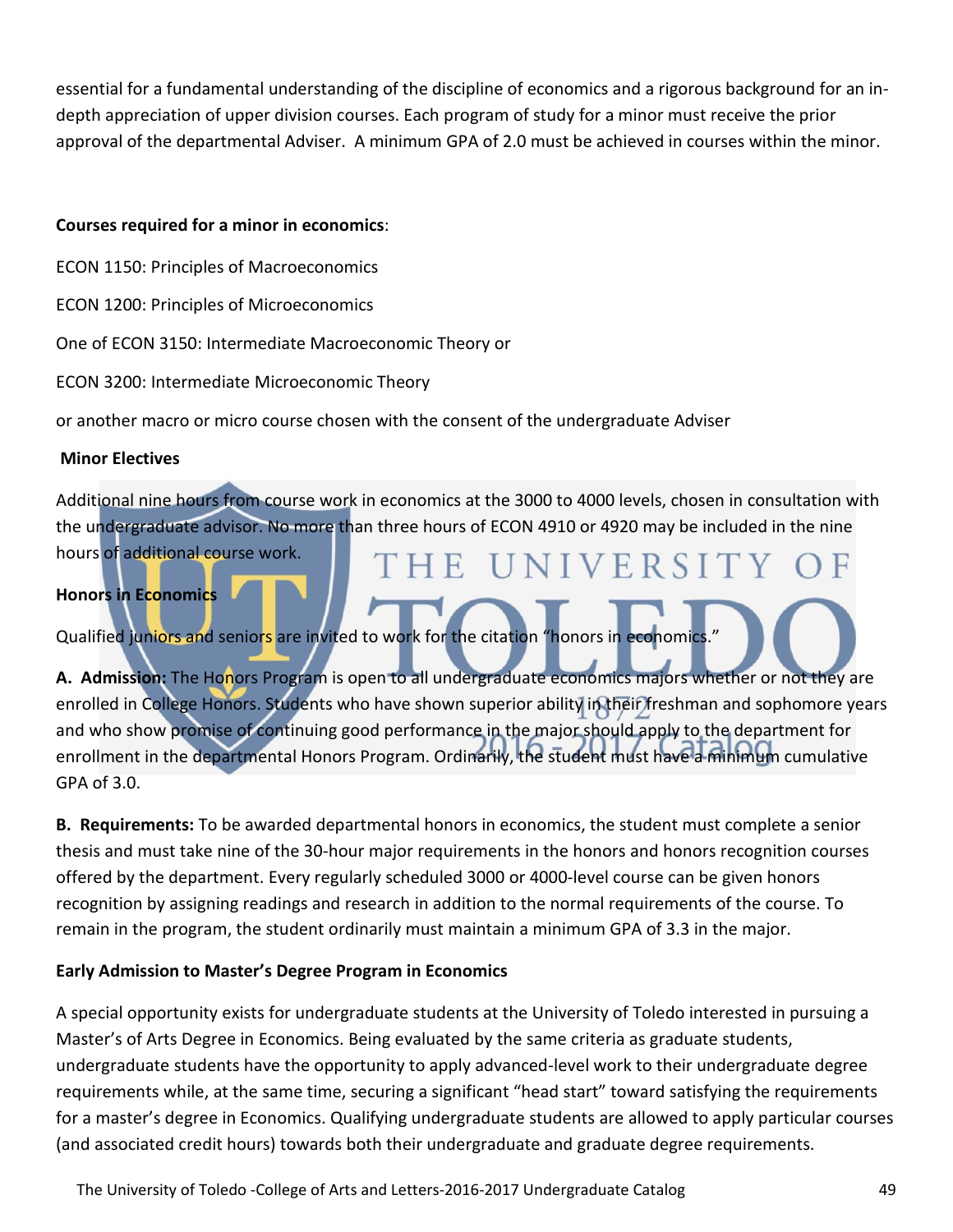essential for a fundamental understanding of the discipline of economics and a rigorous background for an in-depth appreciation of upper division courses. Each program of study for a minor must receive the prior approval of the departmental Adviser. A minimum GPA of 2.0 must be achieved in courses within the minor.

**Courses required for a minor in economics**:

ECON 1150: Principles of Macroeconomics

ECON 1200: Principles of Microeconomics

One of ECON 3150: Intermediate Macroeconomic Theory or

ECON 3200: Intermediate Microeconomic Theory

or another macro or micro course chosen with the consent of the undergraduate Adviser

**Minor Electives**

Additional nine hours from course work in economics at the 3000 to 4000 levels, chosen in consultation with the undergraduate advisor. No more than three hours of ECON 4910 or 4920 may be included in the nine hours of additional course work.

**Honors in Economics**

Qualified juniors and seniors are invited to work for the citation "honors in economics."

**A. Admission:** The Honors Program is open to all undergraduate economics majors whether or not they are enrolled in College Honors. Students who have shown superior ability in their freshman and sophomore years and who show promise of continuing good performance in the major should apply to the department for enrollment in the departmental Honors Program. Ordinarily, the student must have a minimum cumulative GPA of 3.0.

**B. Requirements:** To be awarded departmental honors in economics, the student must complete a senior thesis and must take nine of the 30-hour major requirements in the honors and honors recognition courses offered by the department. Every regularly scheduled 3000 or 4000-level course can be given honors recognition by assigning readings and research in addition to the normal requirements of the course. To remain in the program, the student ordinarily must maintain a minimum GPA of 3.3 in the major.

**Early Admission to Master's Degree Program in Economics**

A special opportunity exists for undergraduate students at the University of Toledo interested in pursuing a Master's of Arts Degree in Economics. Being evaluated by the same criteria as graduate students, undergraduate students have the opportunity to apply advanced-level work to their undergraduate degree requirements while, at the same time, securing a significant "head start" toward satisfying the requirements for a master's degree in Economics. Qualifying undergraduate students are allowed to apply particular courses (and associated credit hours) towards both their undergraduate and graduate degree requirements.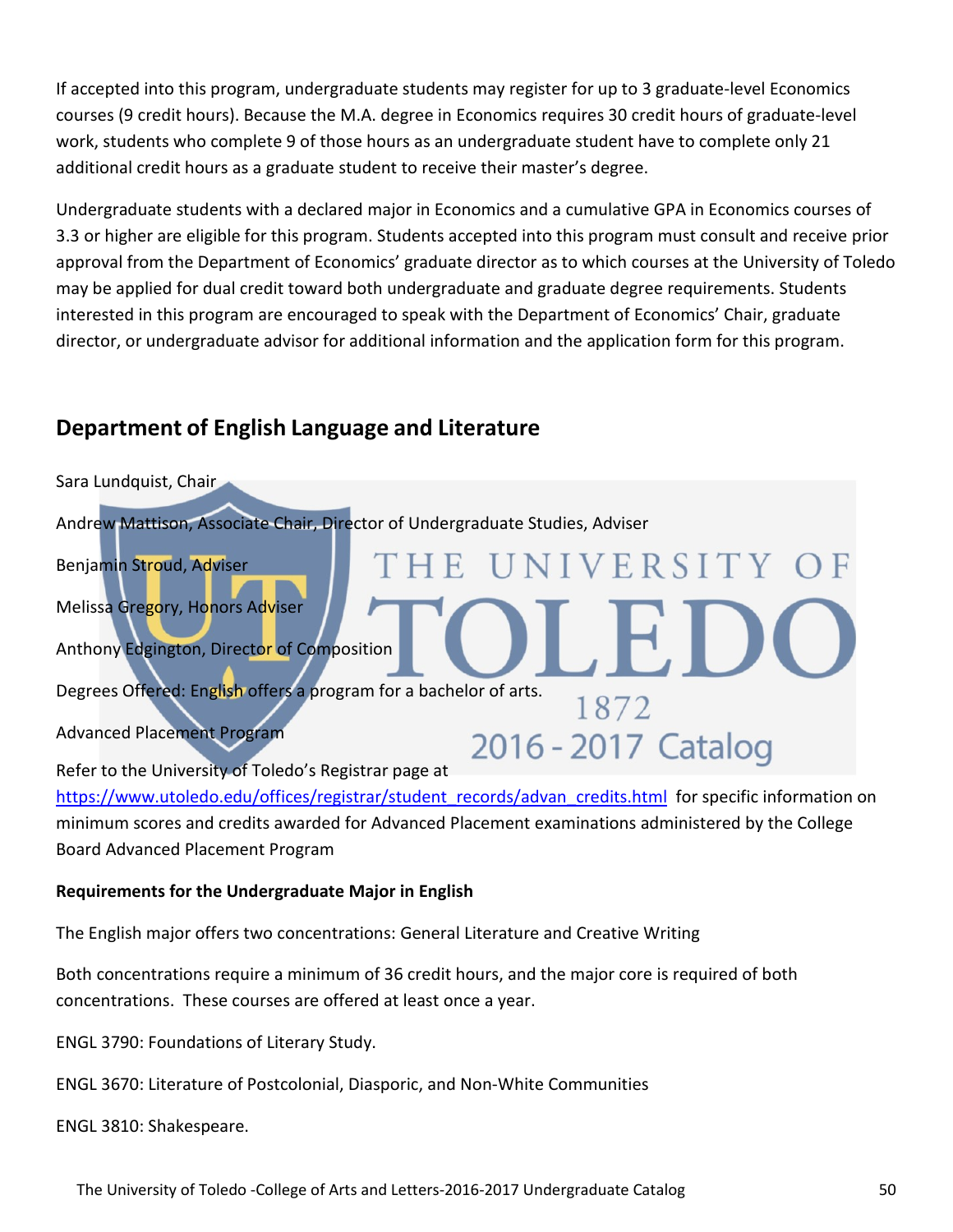If accepted into this program, undergraduate students may register for up to 3 graduate-level Economics courses (9 credit hours). Because the M.A. degree in Economics requires 30 credit hours of graduate-level work, students who complete 9 of those hours as an undergraduate student have to complete only 21 additional credit hours as a graduate student to receive their master's degree.

Undergraduate students with a declared major in Economics and a cumulative GPA in Economics courses of 3.3 or higher are eligible for this program. Students accepted into this program must consult and receive prior approval from the Department of Economics' graduate director as to which courses at the University of Toledo may be applied for dual credit toward both undergraduate and graduate degree requirements. Students interested in this program are encouraged to speak with the Department of Economics' Chair, graduate director, or undergraduate advisor for additional information and the application form for this program.

## Department of English Language and Literature

Sara Lundquist, Chair

Andrew Mattison, Associate Chair, Director of Undergraduate Studies, Adviser

Benjamin Stroud, Adviser

Melissa Gregory, Honors Adviser

Anthony Edgington, Director of Composition

Degrees Offered: English offers a program for a bachelor of arts.

Advanced Placement Program

Refer to the University of Toledo's Registrar page at https://www.utoledo.edu/offices/registrar/student_records/advan_credits.html for specific information on minimum scores and credits awarded for Advanced Placement examinations administered by the College Board Advanced Placement Program

**Requirements for the Undergraduate Major in English**

The English major offers two concentrations: General Literature and Creative Writing

Both concentrations require a minimum of 36 credit hours, and the major core is required of both concentrations. These courses are offered at least once a year.

ENGL 3790: Foundations of Literary Study.

ENGL 3670: Literature of Postcolonial, Diasporic, and Non-White Communities

ENGL 3810: Shakespeare.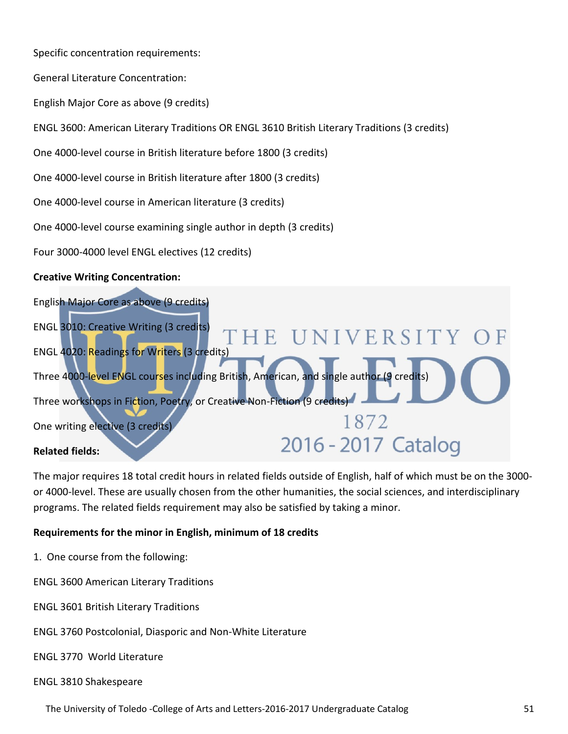Specific concentration requirements:

General Literature Concentration:

English Major Core as above (9 credits)

ENGL 3600: American Literary Traditions OR ENGL 3610 British Literary Traditions (3 credits)

One 4000-level course in British literature before 1800 (3 credits)

One 4000-level course in British literature after 1800 (3 credits)

One 4000-level course in American literature (3 credits)

One 4000-level course examining single author in depth (3 credits)

Four 3000-4000 level ENGL electives (12 credits)

**Creative Writing Concentration:**

English Major Core as above (9 credits)

ENGL 3010: Creative Writing (3 credits)

ENGL 4020: Readings for Writers (3 credits)

Three 4000-level ENGL courses including British, American, and single author (9 credits)

Three workshops in Fiction, Poetry, or Creative Non-Fiction (9 credits)

One writing elective (3 credits)

**Related fields:**

The major requires 18 total credit hours in related fields outside of English, half of which must be on the 3000- or 4000-level. These are usually chosen from the other humanities, the social sciences, and interdisciplinary programs. The related fields requirement may also be satisfied by taking a minor.

**Requirements for the minor in English, minimum of 18 credits**

1. One course from the following:

ENGL 3600 American Literary Traditions

ENGL 3601 British Literary Traditions

ENGL 3760 Postcolonial, Diasporic and Non-White Literature

ENGL 3770 World Literature

ENGL 3810 Shakespeare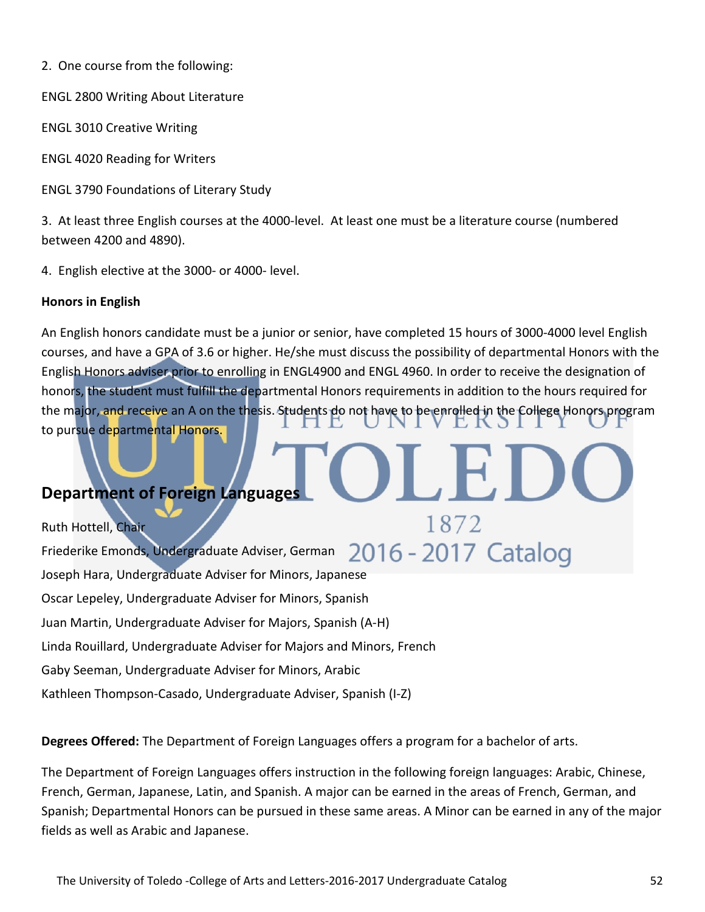2. One course from the following:

ENGL 2800 Writing About Literature

ENGL 3010 Creative Writing

ENGL 4020 Reading for Writers

ENGL 3790 Foundations of Literary Study

3. At least three English courses at the 4000-level. At least one must be a literature course (numbered between 4200 and 4890).

4. English elective at the 3000- or 4000- level.

**Honors in English**

An English honors candidate must be a junior or senior, have completed 15 hours of 3000-4000 level English courses, and have a GPA of 3.6 or higher. He/she must discuss the possibility of departmental Honors with the English Honors adviser prior to enrolling in ENGL4900 and ENGL 4960. In order to receive the designation of honors, the student must fulfill the departmental Honors requirements in addition to the hours required for the major, and receive an A on the thesis. Students do not have to be enrolled in the College Honors program to pursue departmental Honors.

## Department of Foreign Languages

Ruth Hottell, Chair
Friederike Emonds, Undergraduate Adviser, German
Joseph Hara, Undergraduate Adviser for Minors, Japanese
Oscar Lepeley, Undergraduate Adviser for Minors, Spanish
Juan Martin, Undergraduate Adviser for Majors, Spanish (A-H)
Linda Rouillard, Undergraduate Adviser for Majors and Minors, French
Gaby Seeman, Undergraduate Adviser for Minors, Arabic
Kathleen Thompson-Casado, Undergraduate Adviser, Spanish (I-Z)

**Degrees Offered:** The Department of Foreign Languages offers a program for a bachelor of arts.

The Department of Foreign Languages offers instruction in the following foreign languages: Arabic, Chinese, French, German, Japanese, Latin, and Spanish. A major can be earned in the areas of French, German, and Spanish; Departmental Honors can be pursued in these same areas. A Minor can be earned in any of the major fields as well as Arabic and Japanese.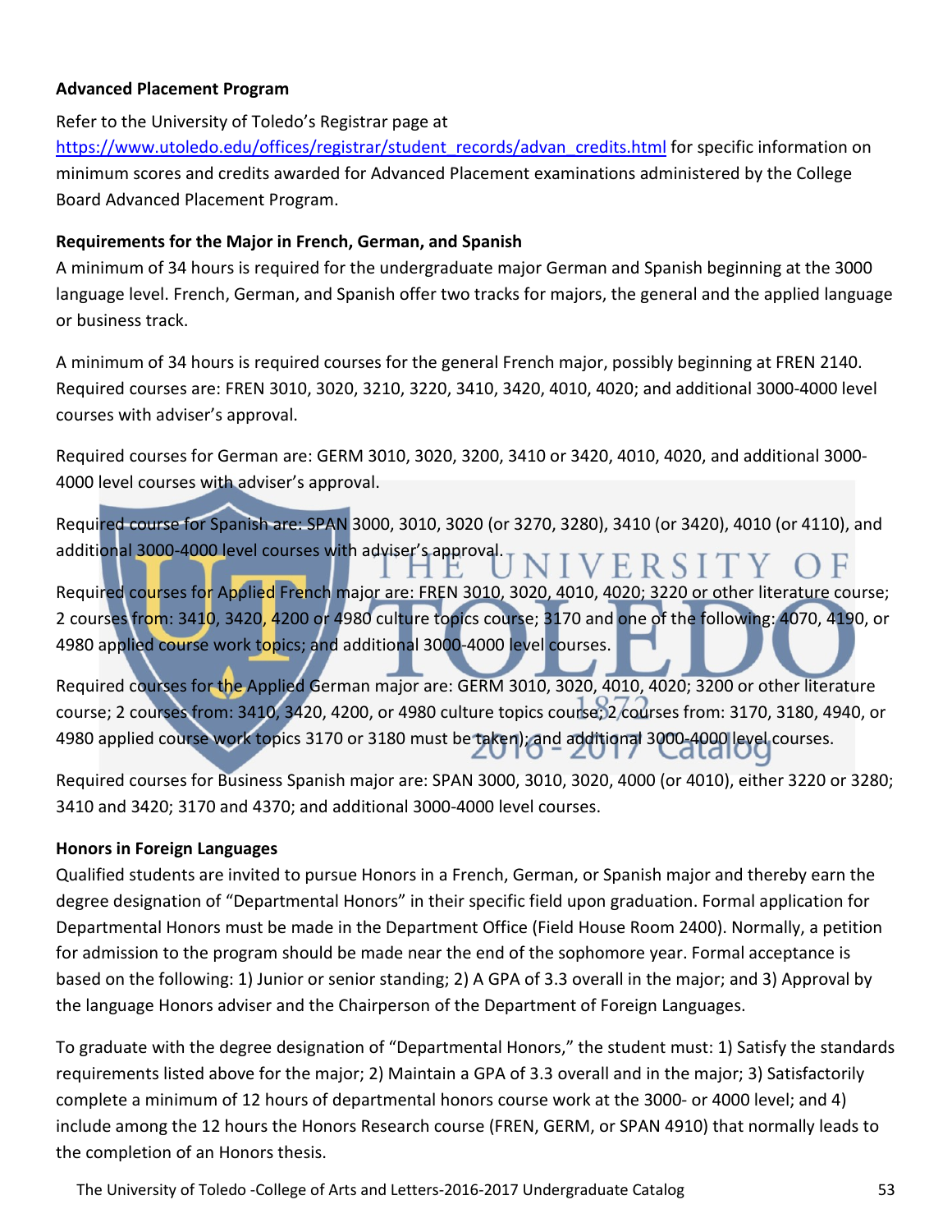**Advanced Placement Program**

Refer to the University of Toledo's Registrar page at https://www.utoledo.edu/offices/registrar/student_records/advan_credits.html for specific information on minimum scores and credits awarded for Advanced Placement examinations administered by the College Board Advanced Placement Program.

**Requirements for the Major in French, German, and Spanish**

A minimum of 34 hours is required for the undergraduate major German and Spanish beginning at the 3000 language level. French, German, and Spanish offer two tracks for majors, the general and the applied language or business track.

A minimum of 34 hours is required courses for the general French major, possibly beginning at FREN 2140. Required courses are: FREN 3010, 3020, 3210, 3220, 3410, 3420, 4010, 4020; and additional 3000-4000 level courses with adviser's approval.

Required courses for German are: GERM 3010, 3020, 3200, 3410 or 3420, 4010, 4020, and additional 3000-4000 level courses with adviser's approval.

Required course for Spanish are: SPAN 3000, 3010, 3020 (or 3270, 3280), 3410 (or 3420), 4010 (or 4110), and additional 3000-4000 level courses with adviser's approval.

Required courses for Applied French major are: FREN 3010, 3020, 4010, 4020; 3220 or other literature course; 2 courses from: 3410, 3420, 4200 or 4980 culture topics course; 3170 and one of the following: 4070, 4190, or 4980 applied course work topics; and additional 3000-4000 level courses.

Required courses for the Applied German major are: GERM 3010, 3020, 4010, 4020; 3200 or other literature course; 2 courses from: 3410, 3420, 4200, or 4980 culture topics course; 2 courses from: 3170, 3180, 4940, or 4980 applied course work topics 3170 or 3180 must be taken); and additional 3000-4000 level courses.

Required courses for Business Spanish major are: SPAN 3000, 3010, 3020, 4000 (or 4010), either 3220 or 3280; 3410 and 3420; 3170 and 4370; and additional 3000-4000 level courses.

**Honors in Foreign Languages**

Qualified students are invited to pursue Honors in a French, German, or Spanish major and thereby earn the degree designation of "Departmental Honors" in their specific field upon graduation. Formal application for Departmental Honors must be made in the Department Office (Field House Room 2400). Normally, a petition for admission to the program should be made near the end of the sophomore year. Formal acceptance is based on the following: 1) Junior or senior standing; 2) A GPA of 3.3 overall in the major; and 3) Approval by the language Honors adviser and the Chairperson of the Department of Foreign Languages.

To graduate with the degree designation of "Departmental Honors," the student must: 1) Satisfy the standards requirements listed above for the major; 2) Maintain a GPA of 3.3 overall and in the major; 3) Satisfactorily complete a minimum of 12 hours of departmental honors course work at the 3000- or 4000 level; and 4) include among the 12 hours the Honors Research course (FREN, GERM, or SPAN 4910) that normally leads to the completion of an Honors thesis.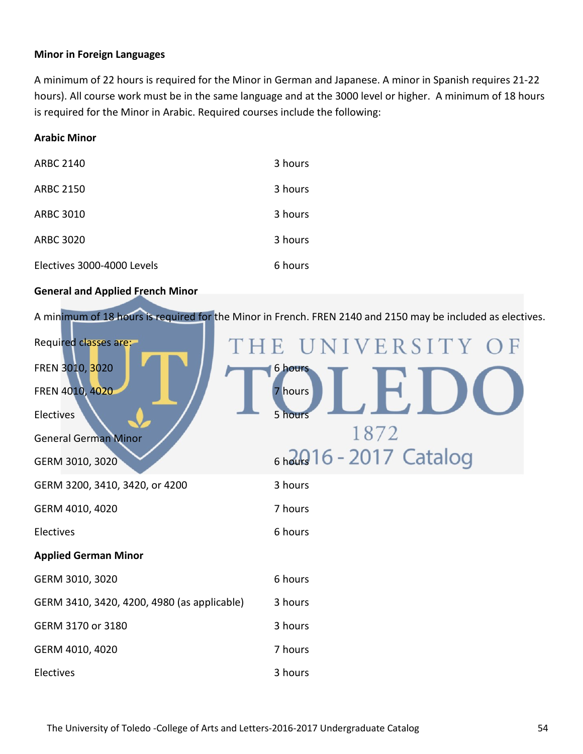**Minor in Foreign Languages**

A minimum of 22 hours is required for the Minor in German and Japanese. A minor in Spanish requires 21-22 hours). All course work must be in the same language and at the 3000 level or higher. A minimum of 18 hours is required for the Minor in Arabic. Required courses include the following:

**Arabic Minor**

| | |
|---|---|
| ARBC 2140 | 3 hours |
| ARBC 2150 | 3 hours |
| ARBC 3010 | 3 hours |
| ARBC 3020 | 3 hours |
| Electives 3000-4000 Levels | 6 hours |

**General and Applied French Minor**

A minimum of 18 hours is required for the Minor in French. FREN 2140 and 2150 may be included as electives.

Required classes are:

| | |
|---|---|
| FREN 3010, 3020 | 6 hours |
| FREN 4010, 4020 | 7 hours |
| Electives | 5 hours |

General German Minor

| | |
|---|---|
| GERM 3010, 3020 | 6 hours |
| GERM 3200, 3410, 3420, or 4200 | 3 hours |
| GERM 4010, 4020 | 7 hours |
| Electives | 6 hours |

**Applied German Minor**

| | |
|---|---|
| GERM 3010, 3020 | 6 hours |
| GERM 3410, 3420, 4200, 4980 (as applicable) | 3 hours |
| GERM 3170 or 3180 | 3 hours |
| GERM 4010, 4020 | 7 hours |
| Electives | 3 hours |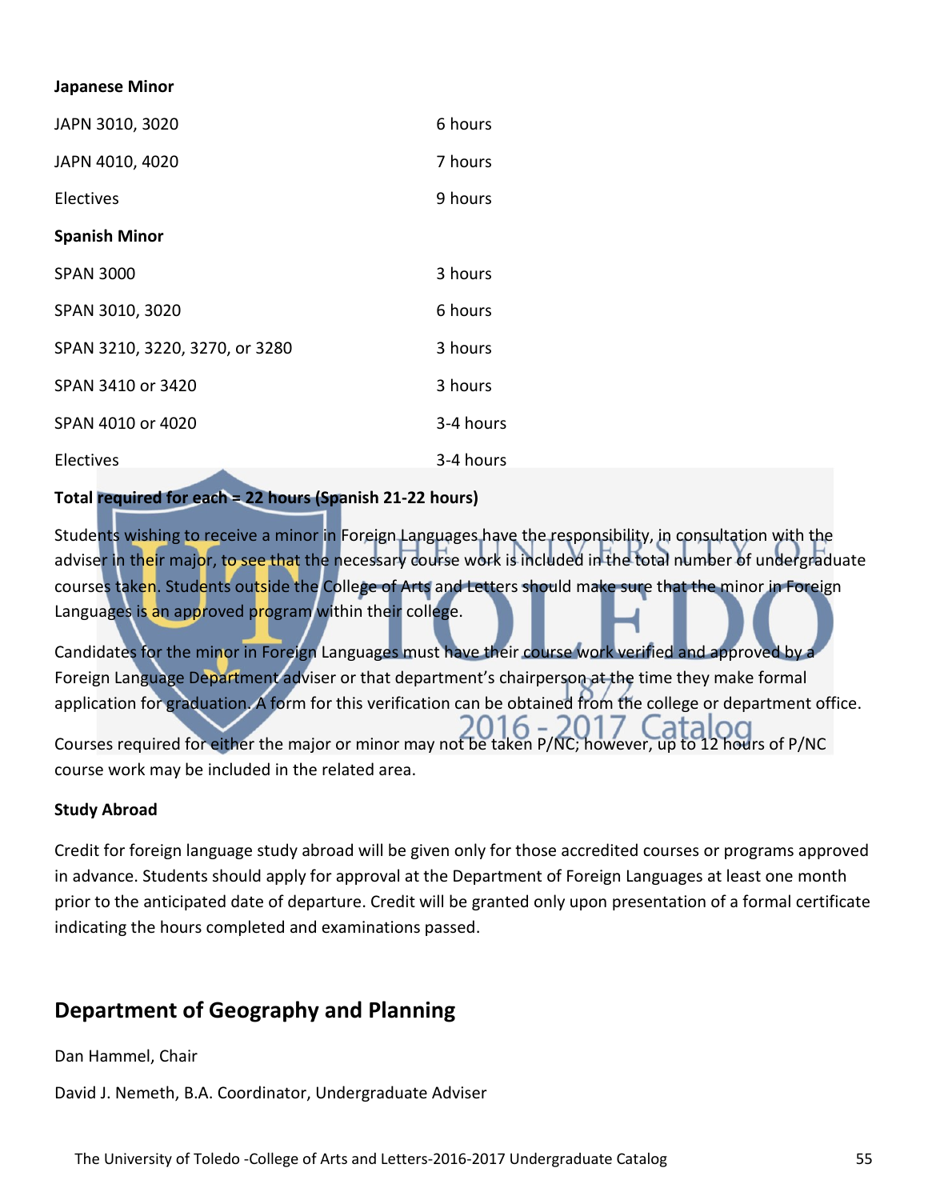**Japanese Minor**

| | |
|---|---|
| JAPN 3010, 3020 | 6 hours |
| JAPN 4010, 4020 | 7 hours |
| Electives | 9 hours |

**Spanish Minor**

| | |
|---|---|
| SPAN 3000 | 3 hours |
| SPAN 3010, 3020 | 6 hours |
| SPAN 3210, 3220, 3270, or 3280 | 3 hours |
| SPAN 3410 or 3420 | 3 hours |
| SPAN 4010 or 4020 | 3-4 hours |
| Electives | 3-4 hours |

**Total required for each = 22 hours (Spanish 21-22 hours)**

Students wishing to receive a minor in Foreign Languages have the responsibility, in consultation with the adviser in their major, to see that the necessary course work is included in the total number of undergraduate courses taken. Students outside the College of Arts and Letters should make sure that the minor in Foreign Languages is an approved program within their college.

Candidates for the minor in Foreign Languages must have their course work verified and approved by a Foreign Language Department adviser or that department's chairperson at the time they make formal application for graduation. A form for this verification can be obtained from the college or department office.

Courses required for either the major or minor may not be taken P/NC; however, up to 12 hours of P/NC course work may be included in the related area.

**Study Abroad**

Credit for foreign language study abroad will be given only for those accredited courses or programs approved in advance. Students should apply for approval at the Department of Foreign Languages at least one month prior to the anticipated date of departure. Credit will be granted only upon presentation of a formal certificate indicating the hours completed and examinations passed.

## Department of Geography and Planning

Dan Hammel, Chair

David J. Nemeth, B.A. Coordinator, Undergraduate Adviser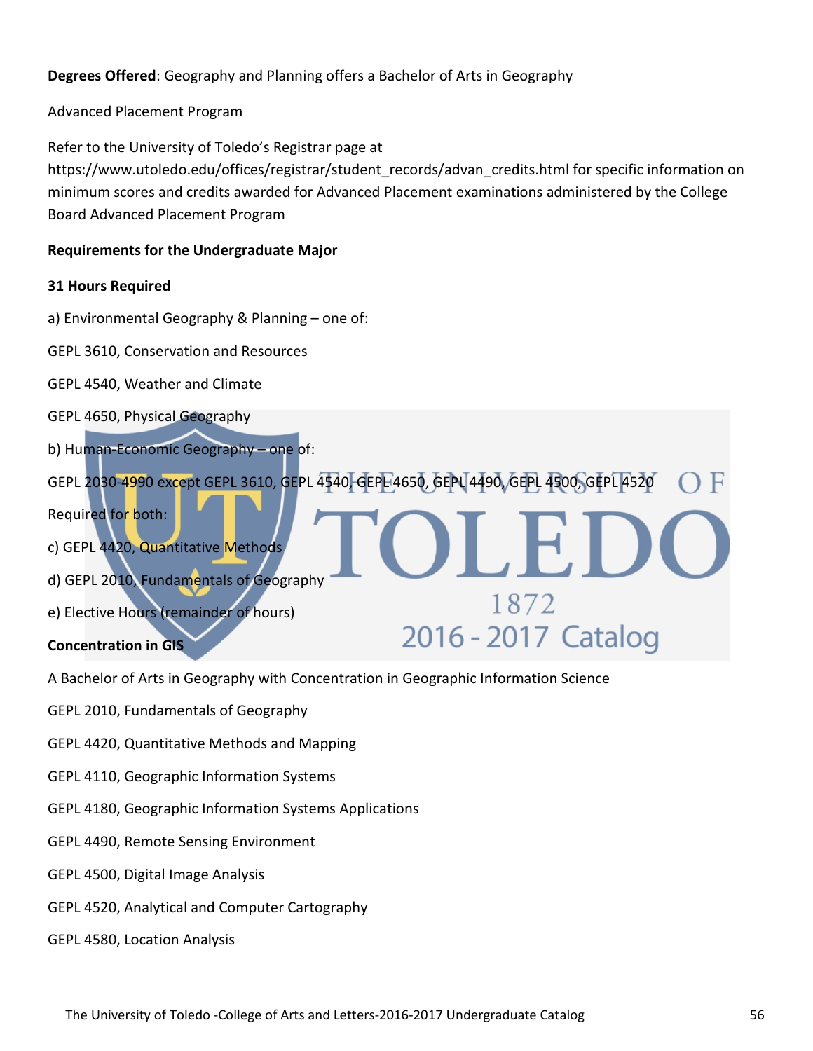**Degrees Offered**: Geography and Planning offers a Bachelor of Arts in Geography

Advanced Placement Program

Refer to the University of Toledo's Registrar page at https://www.utoledo.edu/offices/registrar/student_records/advan_credits.html for specific information on minimum scores and credits awarded for Advanced Placement examinations administered by the College Board Advanced Placement Program

**Requirements for the Undergraduate Major**

**31 Hours Required**

a) Environmental Geography & Planning – one of:

GEPL 3610, Conservation and Resources

GEPL 4540, Weather and Climate

GEPL 4650, Physical Geography

b) Human-Economic Geography – one of:

GEPL 2030-4990 except GEPL 3610, GEPL 4540, GEPL 4650, GEPL 4490, GEPL 4500, GEPL 4520

Required for both:

c) GEPL 4420, Quantitative Methods

d) GEPL 2010, Fundamentals of Geography

e) Elective Hours (remainder of hours)

**Concentration in GIS**

A Bachelor of Arts in Geography with Concentration in Geographic Information Science

GEPL 2010, Fundamentals of Geography

GEPL 4420, Quantitative Methods and Mapping

GEPL 4110, Geographic Information Systems

GEPL 4180, Geographic Information Systems Applications

GEPL 4490, Remote Sensing Environment

GEPL 4500, Digital Image Analysis

GEPL 4520, Analytical and Computer Cartography

GEPL 4580, Location Analysis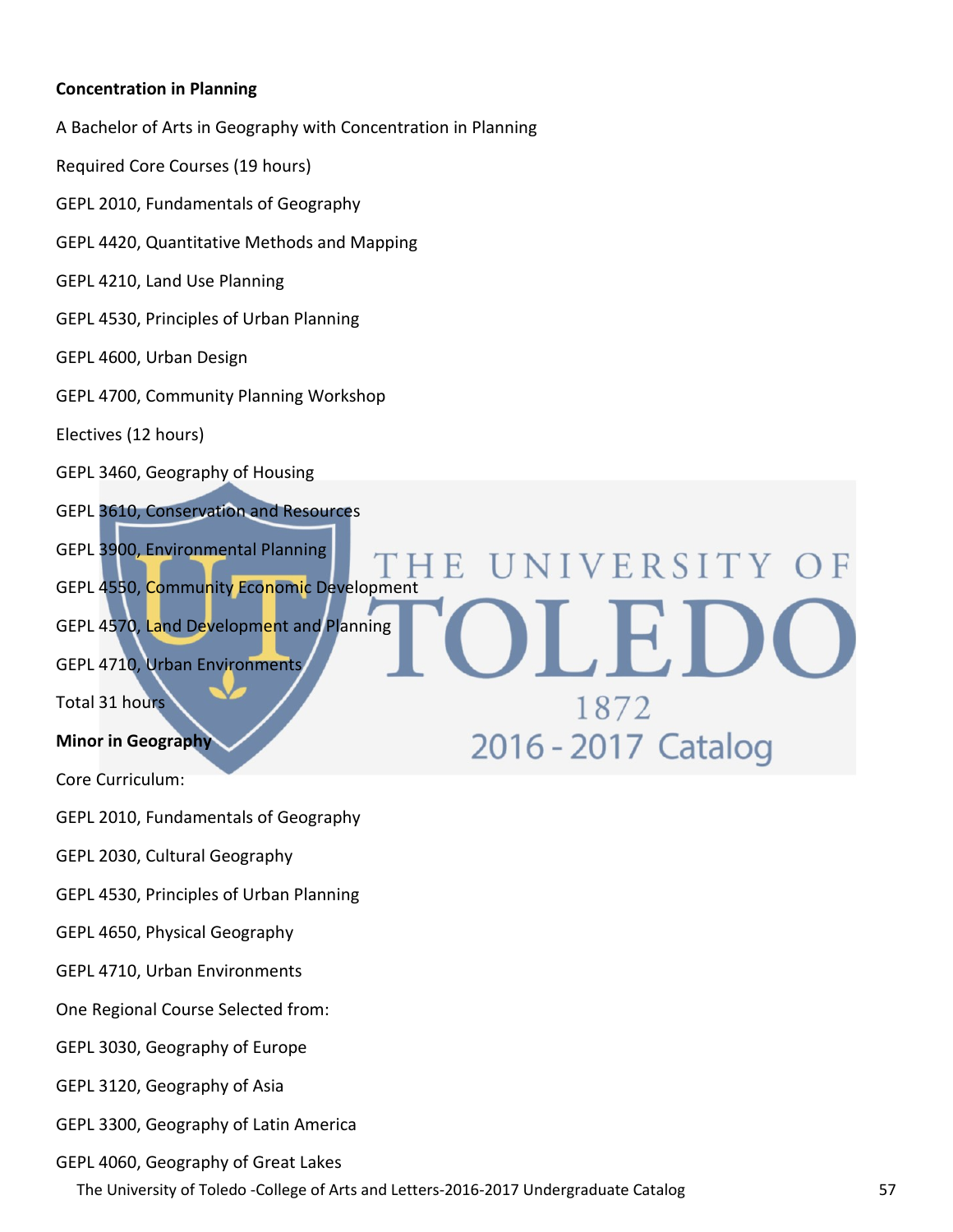**Concentration in Planning**

A Bachelor of Arts in Geography with Concentration in Planning

Required Core Courses (19 hours)

GEPL 2010, Fundamentals of Geography

GEPL 4420, Quantitative Methods and Mapping

GEPL 4210, Land Use Planning

GEPL 4530, Principles of Urban Planning

GEPL 4600, Urban Design

GEPL 4700, Community Planning Workshop

Electives (12 hours)

GEPL 3460, Geography of Housing

GEPL 3610, Conservation and Resources

GEPL 3900, Environmental Planning

GEPL 4550, Community Economic Development

GEPL 4570, Land Development and Planning

GEPL 4710, Urban Environments

Total 31 hours

**Minor in Geography**

Core Curriculum:

GEPL 2010, Fundamentals of Geography

GEPL 2030, Cultural Geography

GEPL 4530, Principles of Urban Planning

GEPL 4650, Physical Geography

GEPL 4710, Urban Environments

One Regional Course Selected from:

GEPL 3030, Geography of Europe

GEPL 3120, Geography of Asia

GEPL 3300, Geography of Latin America

GEPL 4060, Geography of Great Lakes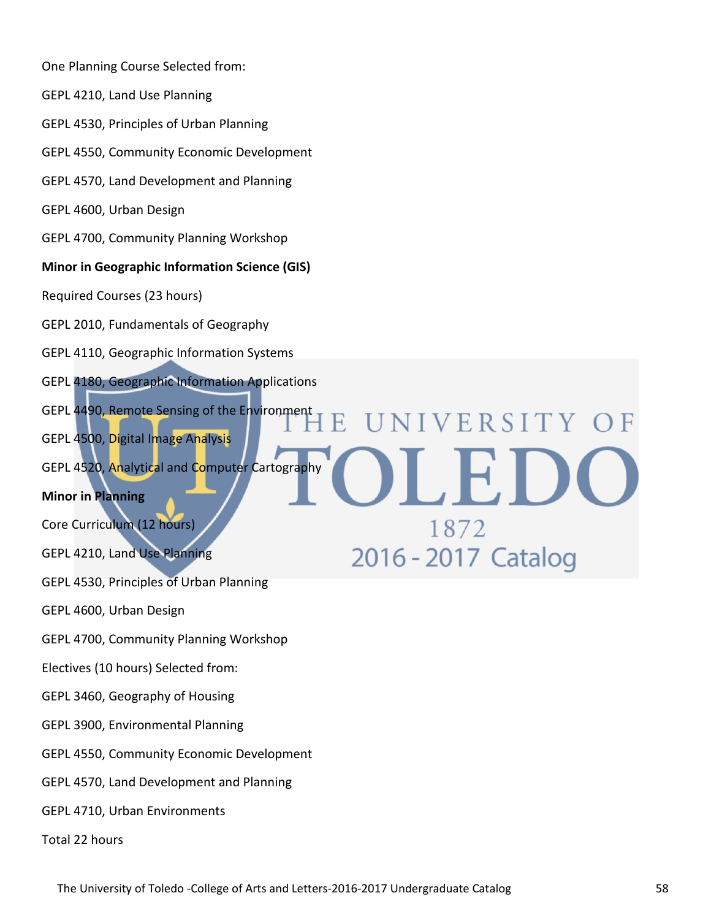One Planning Course Selected from:

GEPL 4210, Land Use Planning

GEPL 4530, Principles of Urban Planning

GEPL 4550, Community Economic Development

GEPL 4570, Land Development and Planning

GEPL 4600, Urban Design

GEPL 4700, Community Planning Workshop

**Minor in Geographic Information Science (GIS)**

Required Courses (23 hours)

GEPL 2010, Fundamentals of Geography

GEPL 4110, Geographic Information Systems

GEPL 4180, Geographic Information Applications

GEPL 4490, Remote Sensing of the Environment

GEPL 4500, Digital Image Analysis

GEPL 4520, Analytical and Computer Cartography

**Minor in Planning**

Core Curriculum (12 hours)

GEPL 4210, Land Use Planning

GEPL 4530, Principles of Urban Planning

GEPL 4600, Urban Design

GEPL 4700, Community Planning Workshop

Electives (10 hours) Selected from:

GEPL 3460, Geography of Housing

GEPL 3900, Environmental Planning

GEPL 4550, Community Economic Development

GEPL 4570, Land Development and Planning

GEPL 4710, Urban Environments

Total 22 hours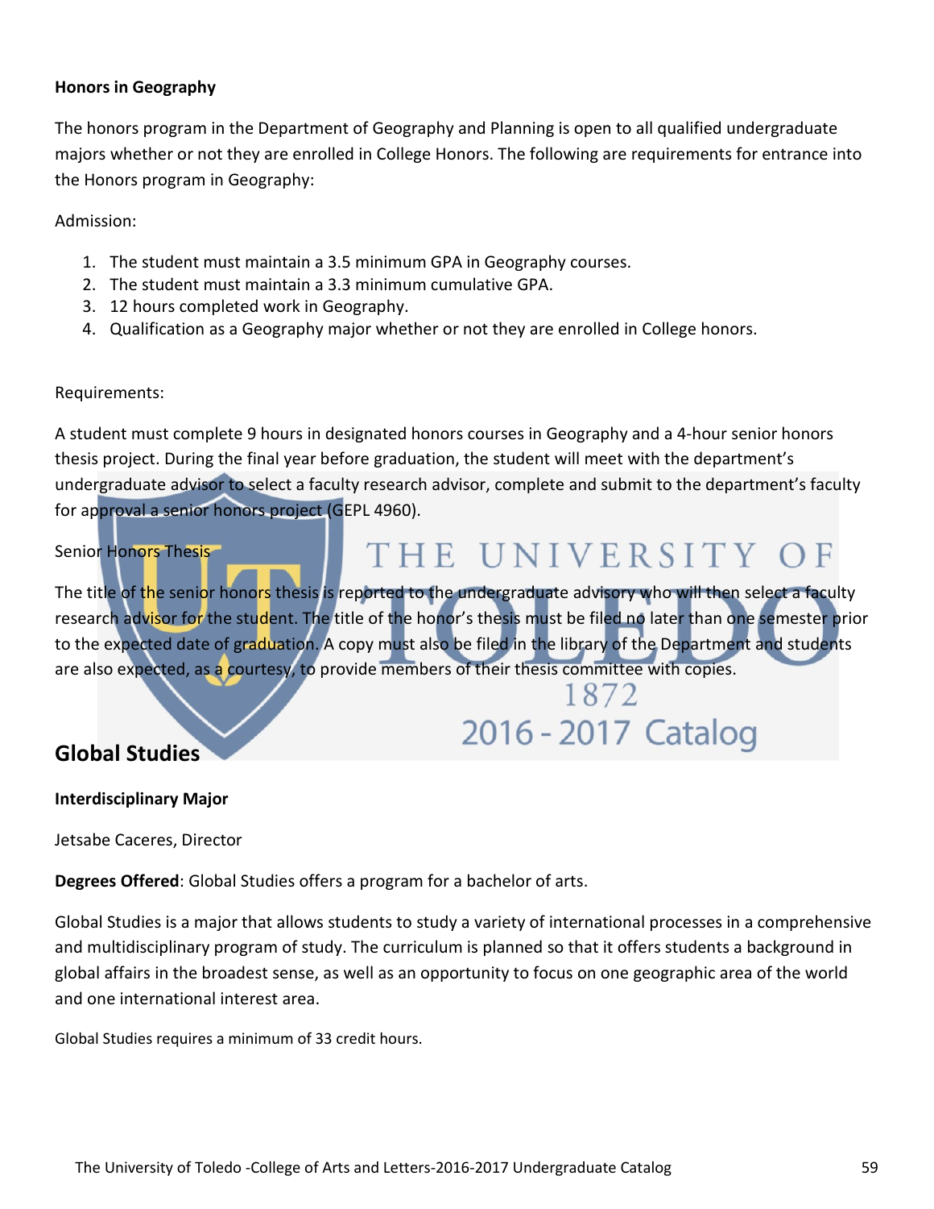**Honors in Geography**

The honors program in the Department of Geography and Planning is open to all qualified undergraduate majors whether or not they are enrolled in College Honors. The following are requirements for entrance into the Honors program in Geography:

Admission:

1. The student must maintain a 3.5 minimum GPA in Geography courses.
2. The student must maintain a 3.3 minimum cumulative GPA.
3. 12 hours completed work in Geography.
4. Qualification as a Geography major whether or not they are enrolled in College honors.

Requirements:

A student must complete 9 hours in designated honors courses in Geography and a 4-hour senior honors thesis project. During the final year before graduation, the student will meet with the department's undergraduate advisor to select a faculty research advisor, complete and submit to the department's faculty for approval a senior honors project (GEPL 4960).

Senior Honors Thesis

The title of the senior honors thesis is reported to the undergraduate advisory who will then select a faculty research advisor for the student. The title of the honor's thesis must be filed no later than one semester prior to the expected date of graduation. A copy must also be filed in the library of the Department and students are also expected, as a courtesy, to provide members of their thesis committee with copies.

## Global Studies

**Interdisciplinary Major**

Jetsabe Caceres, Director

**Degrees Offered**: Global Studies offers a program for a bachelor of arts.

Global Studies is a major that allows students to study a variety of international processes in a comprehensive and multidisciplinary program of study. The curriculum is planned so that it offers students a background in global affairs in the broadest sense, as well as an opportunity to focus on one geographic area of the world and one international interest area.

Global Studies requires a minimum of 33 credit hours.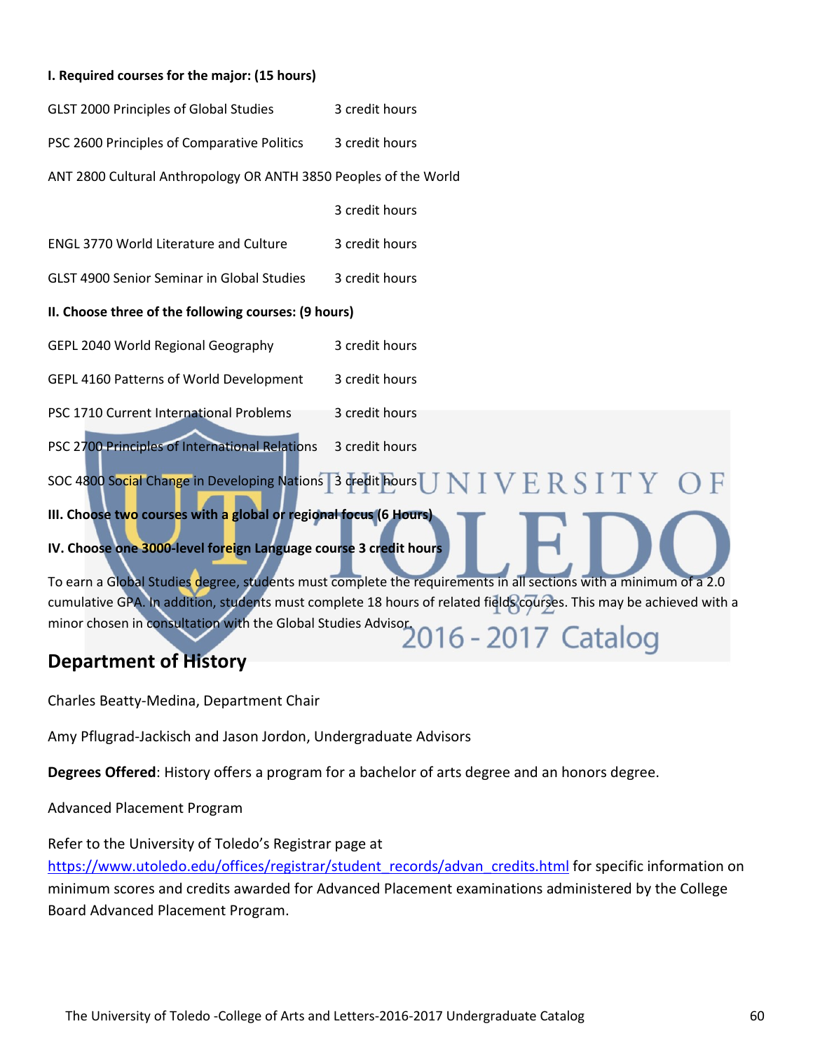**I. Required courses for the major: (15 hours)**

GLST 2000 Principles of Global Studies 3 credit hours

PSC 2600 Principles of Comparative Politics 3 credit hours

ANT 2800 Cultural Anthropology OR ANTH 3850 Peoples of the World

3 credit hours

ENGL 3770 World Literature and Culture 3 credit hours

GLST 4900 Senior Seminar in Global Studies 3 credit hours

**II. Choose three of the following courses: (9 hours)**

GEPL 2040 World Regional Geography 3 credit hours

GEPL 4160 Patterns of World Development 3 credit hours

PSC 1710 Current International Problems 3 credit hours

PSC 2700 Principles of International Relations 3 credit hours

SOC 4800 Social Change in Developing Nations 3 credit hours

**III. Choose two courses with a global or regional focus (6 Hours)**

**IV. Choose one 3000-level foreign Language course 3 credit hours**

To earn a Global Studies degree, students must complete the requirements in all sections with a minimum of a 2.0 cumulative GPA. In addition, students must complete 18 hours of related fields courses. This may be achieved with a minor chosen in consultation with the Global Studies Advisor.

## Department of History

Charles Beatty-Medina, Department Chair

Amy Pflugrad-Jackisch and Jason Jordon, Undergraduate Advisors

**Degrees Offered**: History offers a program for a bachelor of arts degree and an honors degree.

Advanced Placement Program

Refer to the University of Toledo's Registrar page at https://www.utoledo.edu/offices/registrar/student_records/advan_credits.html for specific information on minimum scores and credits awarded for Advanced Placement examinations administered by the College Board Advanced Placement Program.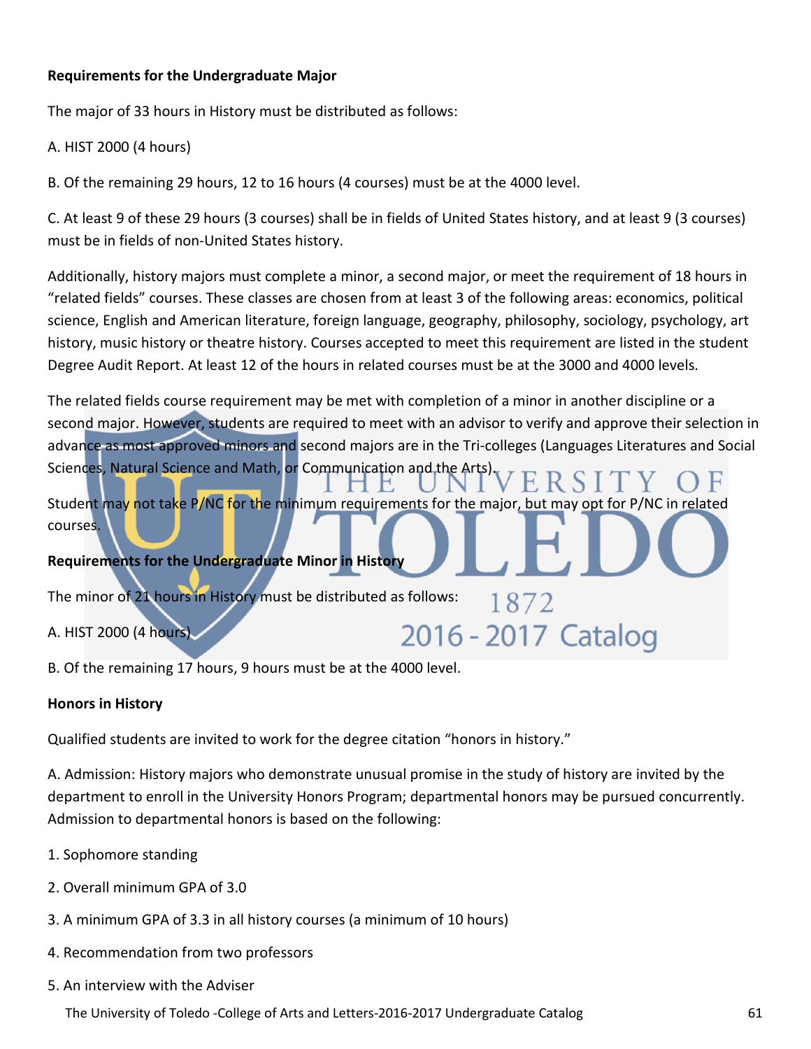**Requirements for the Undergraduate Major**

The major of 33 hours in History must be distributed as follows:

A. HIST 2000 (4 hours)

B. Of the remaining 29 hours, 12 to 16 hours (4 courses) must be at the 4000 level.

C. At least 9 of these 29 hours (3 courses) shall be in fields of United States history, and at least 9 (3 courses) must be in fields of non-United States history.

Additionally, history majors must complete a minor, a second major, or meet the requirement of 18 hours in "related fields" courses. These classes are chosen from at least 3 of the following areas: economics, political science, English and American literature, foreign language, geography, philosophy, sociology, psychology, art history, music history or theatre history. Courses accepted to meet this requirement are listed in the student Degree Audit Report. At least 12 of the hours in related courses must be at the 3000 and 4000 levels.

The related fields course requirement may be met with completion of a minor in another discipline or a second major. However, students are required to meet with an advisor to verify and approve their selection in advance as most approved minors and second majors are in the Tri-colleges (Languages Literatures and Social Sciences, Natural Science and Math, or Communication and the Arts).

Student may not take P/NC for the minimum requirements for the major, but may opt for P/NC in related courses.

**Requirements for the Undergraduate Minor in History**

The minor of 21 hours in History must be distributed as follows:

A. HIST 2000 (4 hours)

B. Of the remaining 17 hours, 9 hours must be at the 4000 level.

**Honors in History**

Qualified students are invited to work for the degree citation "honors in history."

A. Admission: History majors who demonstrate unusual promise in the study of history are invited by the department to enroll in the University Honors Program; departmental honors may be pursued concurrently. Admission to departmental honors is based on the following:

1. Sophomore standing
2. Overall minimum GPA of 3.0
3. A minimum GPA of 3.3 in all history courses (a minimum of 10 hours)
4. Recommendation from two professors
5. An interview with the Adviser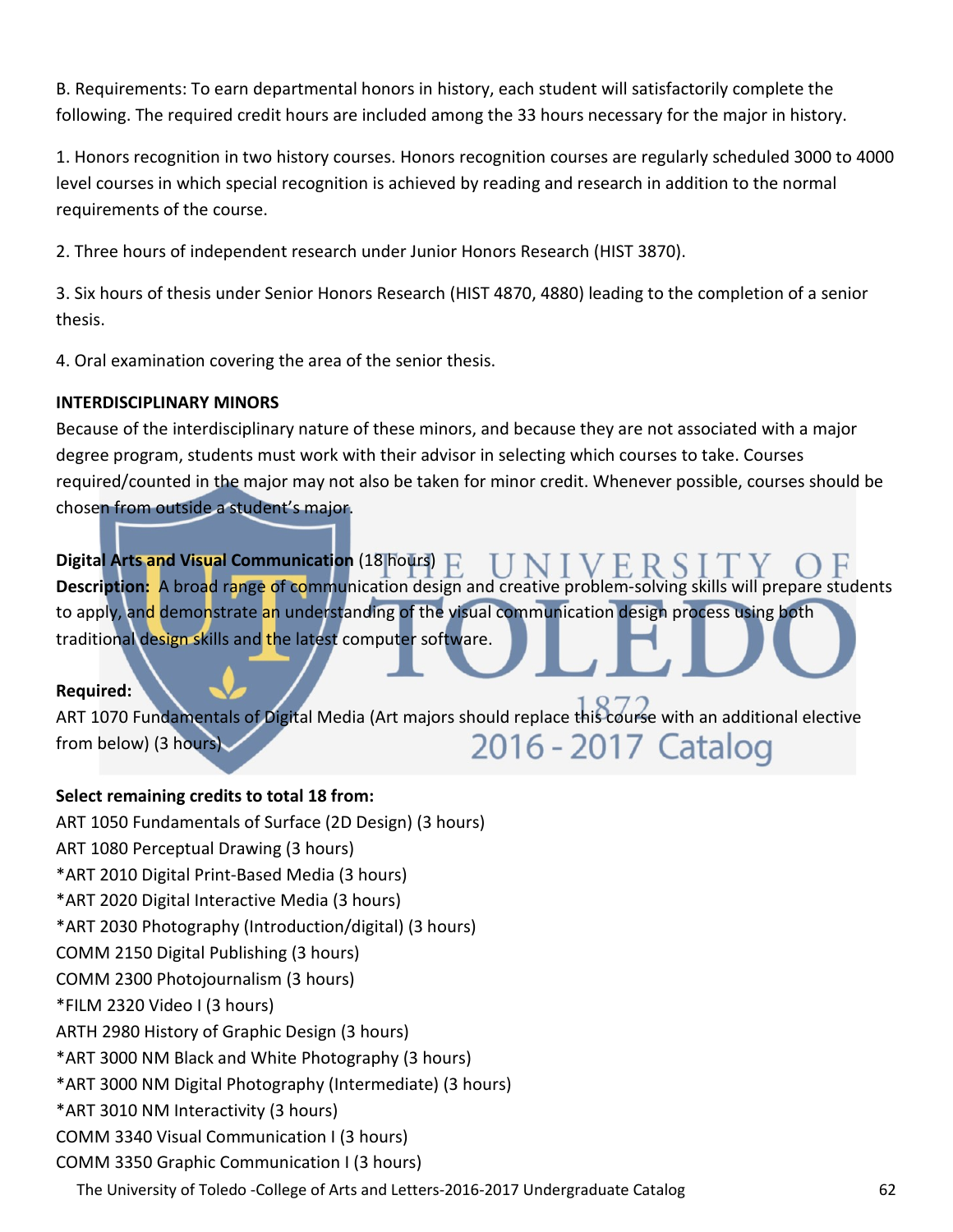B. Requirements: To earn departmental honors in history, each student will satisfactorily complete the following. The required credit hours are included among the 33 hours necessary for the major in history.

1. Honors recognition in two history courses. Honors recognition courses are regularly scheduled 3000 to 4000 level courses in which special recognition is achieved by reading and research in addition to the normal requirements of the course.

2. Three hours of independent research under Junior Honors Research (HIST 3870).

3. Six hours of thesis under Senior Honors Research (HIST 4870, 4880) leading to the completion of a senior thesis.

4. Oral examination covering the area of the senior thesis.

**INTERDISCIPLINARY MINORS**

Because of the interdisciplinary nature of these minors, and because they are not associated with a major degree program, students must work with their advisor in selecting which courses to take. Courses required/counted in the major may not also be taken for minor credit. Whenever possible, courses should be chosen from outside a student's major.

**Digital Arts and Visual Communication** (18 hours)
**Description:** A broad range of communication design and creative problem-solving skills will prepare students to apply, and demonstrate an understanding of the visual communication design process using both traditional design skills and the latest computer software.

**Required:**
ART 1070 Fundamentals of Digital Media (Art majors should replace this course with an additional elective from below) (3 hours)

**Select remaining credits to total 18 from:**
ART 1050 Fundamentals of Surface (2D Design) (3 hours)
ART 1080 Perceptual Drawing (3 hours)
*ART 2010 Digital Print-Based Media (3 hours)
*ART 2020 Digital Interactive Media (3 hours)
*ART 2030 Photography (Introduction/digital) (3 hours)
COMM 2150 Digital Publishing (3 hours)
COMM 2300 Photojournalism (3 hours)
*FILM 2320 Video I (3 hours)
ARTH 2980 History of Graphic Design (3 hours)
*ART 3000 NM Black and White Photography (3 hours)
*ART 3000 NM Digital Photography (Intermediate) (3 hours)
*ART 3010 NM Interactivity (3 hours)
COMM 3340 Visual Communication I (3 hours)
COMM 3350 Graphic Communication I (3 hours)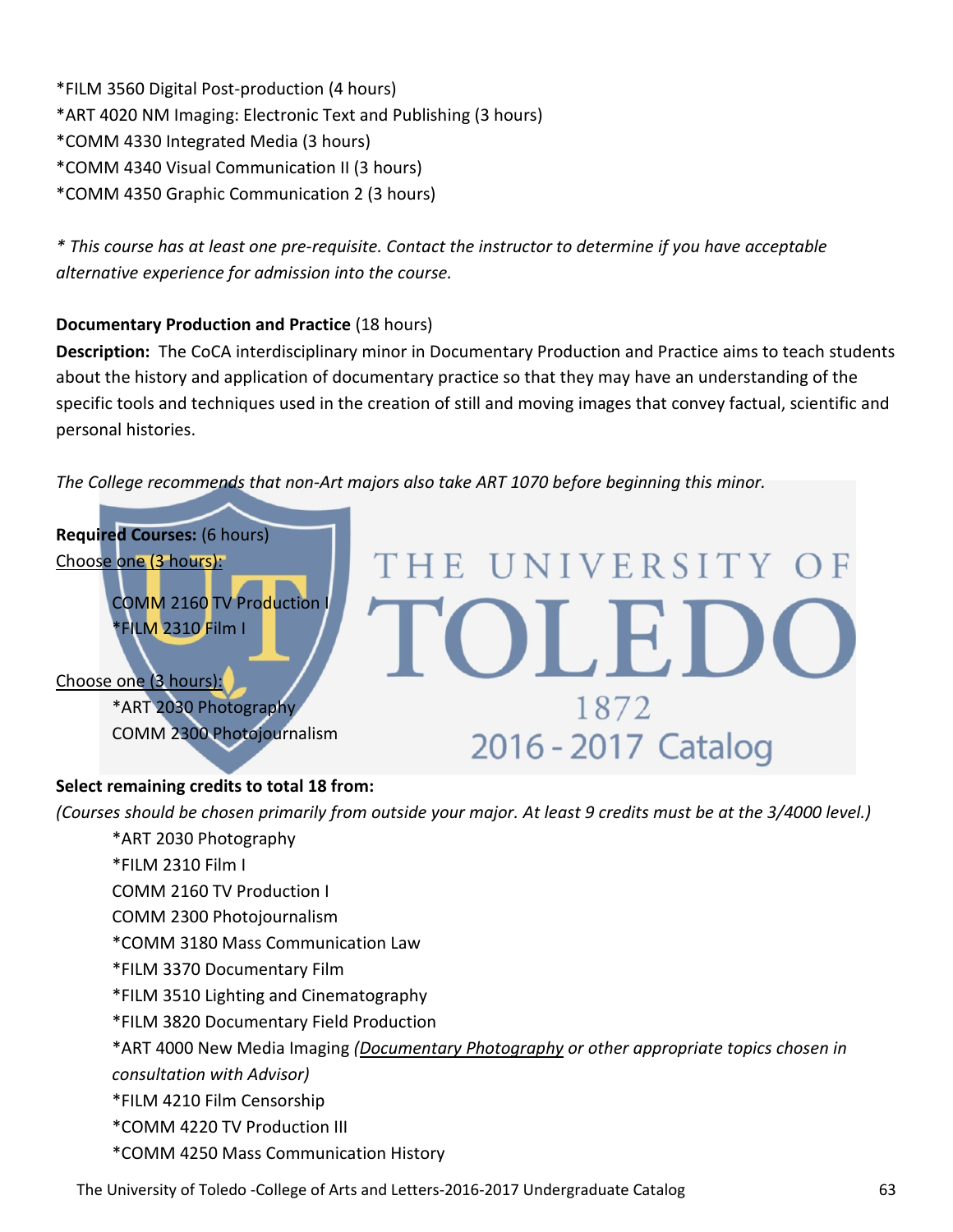*FILM 3560 Digital Post-production (4 hours)
*ART 4020 NM Imaging: Electronic Text and Publishing (3 hours)
*COMM 4330 Integrated Media (3 hours)
*COMM 4340 Visual Communication II (3 hours)
*COMM 4350 Graphic Communication 2 (3 hours)

*\* This course has at least one pre-requisite. Contact the instructor to determine if you have acceptable alternative experience for admission into the course.*

**Documentary Production and Practice** (18 hours)

**Description:** The CoCA interdisciplinary minor in Documentary Production and Practice aims to teach students about the history and application of documentary practice so that they may have an understanding of the specific tools and techniques used in the creation of still and moving images that convey factual, scientific and personal histories.

*The College recommends that non-Art majors also take ART 1070 before beginning this minor.*

**Required Courses:** (6 hours)

Choose one (3 hours):

- COMM 2160 TV Production I
- *FILM 2310 Film I

Choose one (3 hours):

- *ART 2030 Photography
- COMM 2300 Photojournalism

**Select remaining credits to total 18 from:**

*(Courses should be chosen primarily from outside your major. At least 9 credits must be at the 3/4000 level.)*

- *ART 2030 Photography
- *FILM 2310 Film I
- COMM 2160 TV Production I
- COMM 2300 Photojournalism
- *COMM 3180 Mass Communication Law
- *FILM 3370 Documentary Film
- *FILM 3510 Lighting and Cinematography
- *FILM 3820 Documentary Field Production
- *ART 4000 New Media Imaging *(Documentary Photography or other appropriate topics chosen in consultation with Advisor)*
- *FILM 4210 Film Censorship
- *COMM 4220 TV Production III
- *COMM 4250 Mass Communication History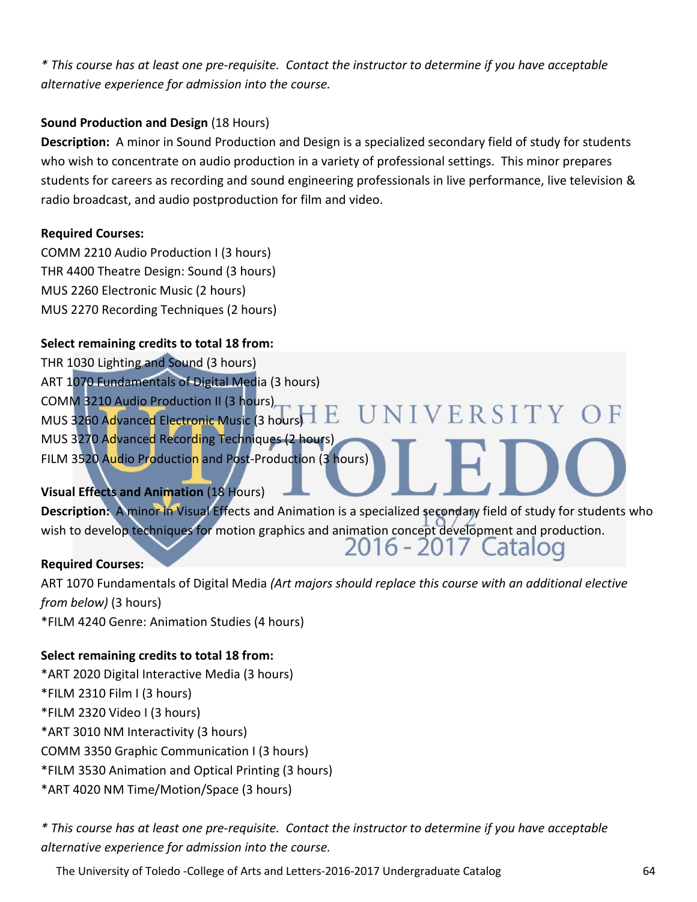*\* This course has at least one pre-requisite. Contact the instructor to determine if you have acceptable alternative experience for admission into the course.*

**Sound Production and Design** (18 Hours)

**Description:** A minor in Sound Production and Design is a specialized secondary field of study for students who wish to concentrate on audio production in a variety of professional settings. This minor prepares students for careers as recording and sound engineering professionals in live performance, live television & radio broadcast, and audio postproduction for film and video.

**Required Courses:**

COMM 2210 Audio Production I (3 hours)
THR 4400 Theatre Design: Sound (3 hours)
MUS 2260 Electronic Music (2 hours)
MUS 2270 Recording Techniques (2 hours)

**Select remaining credits to total 18 from:**

THR 1030 Lighting and Sound (3 hours)
ART 1070 Fundamentals of Digital Media (3 hours)
COMM 3210 Audio Production II (3 hours)
MUS 3260 Advanced Electronic Music (3 hours)
MUS 3270 Advanced Recording Techniques (2 hours)
FILM 3520 Audio Production and Post-Production (3 hours)

**Visual Effects and Animation** (18 Hours)

**Description:** A minor in Visual Effects and Animation is a specialized secondary field of study for students who wish to develop techniques for motion graphics and animation concept development and production.

**Required Courses:**

ART 1070 Fundamentals of Digital Media *(Art majors should replace this course with an additional elective from below)* (3 hours)
*FILM 4240 Genre: Animation Studies (4 hours)

**Select remaining credits to total 18 from:**

*ART 2020 Digital Interactive Media (3 hours)
*FILM 2310 Film I (3 hours)
*FILM 2320 Video I (3 hours)
*ART 3010 NM Interactivity (3 hours)
COMM 3350 Graphic Communication I (3 hours)
*FILM 3530 Animation and Optical Printing (3 hours)
*ART 4020 NM Time/Motion/Space (3 hours)

*\* This course has at least one pre-requisite. Contact the instructor to determine if you have acceptable alternative experience for admission into the course.*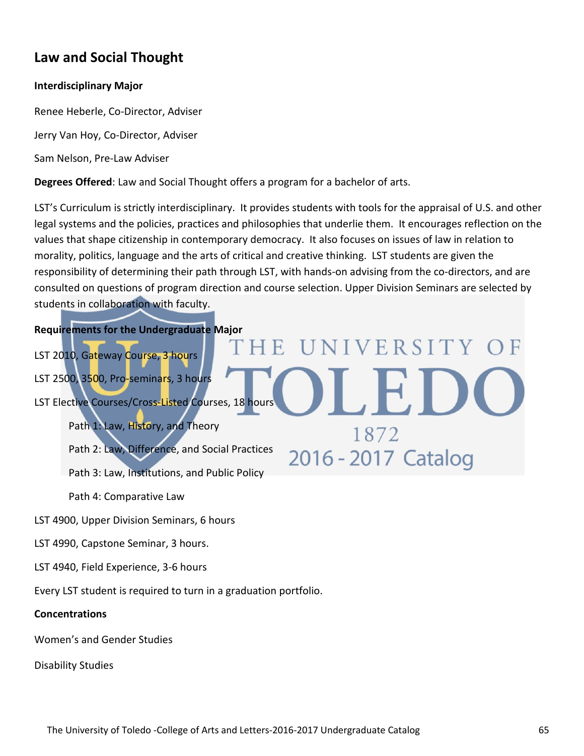## Law and Social Thought

**Interdisciplinary Major**

Renee Heberle, Co-Director, Adviser

Jerry Van Hoy, Co-Director, Adviser

Sam Nelson, Pre-Law Adviser

**Degrees Offered**: Law and Social Thought offers a program for a bachelor of arts.

LST's Curriculum is strictly interdisciplinary. It provides students with tools for the appraisal of U.S. and other legal systems and the policies, practices and philosophies that underlie them. It encourages reflection on the values that shape citizenship in contemporary democracy. It also focuses on issues of law in relation to morality, politics, language and the arts of critical and creative thinking. LST students are given the responsibility of determining their path through LST, with hands-on advising from the co-directors, and are consulted on questions of program direction and course selection. Upper Division Seminars are selected by students in collaboration with faculty.

**Requirements for the Undergraduate Major**

LST 2010, Gateway Course, 3 hours

LST 2500, 3500, Pro-seminars, 3 hours

LST Elective Courses/Cross-Listed Courses, 18 hours

- Path 1: Law, History, and Theory
- Path 2: Law, Difference, and Social Practices
- Path 3: Law, Institutions, and Public Policy
- Path 4: Comparative Law

LST 4900, Upper Division Seminars, 6 hours

LST 4990, Capstone Seminar, 3 hours.

LST 4940, Field Experience, 3-6 hours

Every LST student is required to turn in a graduation portfolio.

**Concentrations**

Women's and Gender Studies

Disability Studies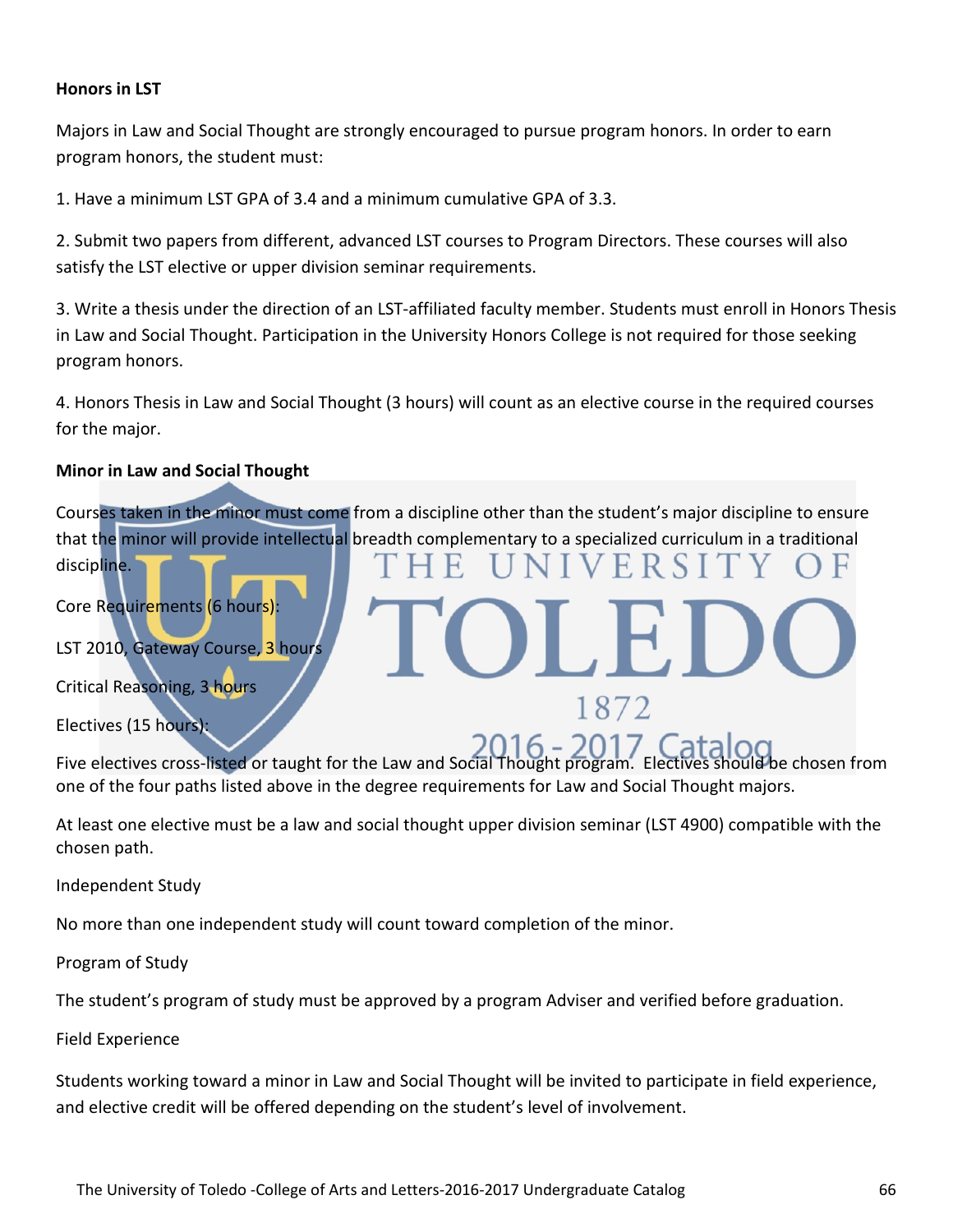**Honors in LST**

Majors in Law and Social Thought are strongly encouraged to pursue program honors. In order to earn program honors, the student must:

1. Have a minimum LST GPA of 3.4 and a minimum cumulative GPA of 3.3.

2. Submit two papers from different, advanced LST courses to Program Directors. These courses will also satisfy the LST elective or upper division seminar requirements.

3. Write a thesis under the direction of an LST-affiliated faculty member. Students must enroll in Honors Thesis in Law and Social Thought. Participation in the University Honors College is not required for those seeking program honors.

4. Honors Thesis in Law and Social Thought (3 hours) will count as an elective course in the required courses for the major.

**Minor in Law and Social Thought**

Courses taken in the minor must come from a discipline other than the student's major discipline to ensure that the minor will provide intellectual breadth complementary to a specialized curriculum in a traditional discipline.

Core Requirements (6 hours):

LST 2010, Gateway Course, 3 hours

Critical Reasoning, 3 hours

Electives (15 hours):

Five electives cross-listed or taught for the Law and Social Thought program. Electives should be chosen from one of the four paths listed above in the degree requirements for Law and Social Thought majors.

At least one elective must be a law and social thought upper division seminar (LST 4900) compatible with the chosen path.

Independent Study

No more than one independent study will count toward completion of the minor.

Program of Study

The student's program of study must be approved by a program Adviser and verified before graduation.

Field Experience

Students working toward a minor in Law and Social Thought will be invited to participate in field experience, and elective credit will be offered depending on the student's level of involvement.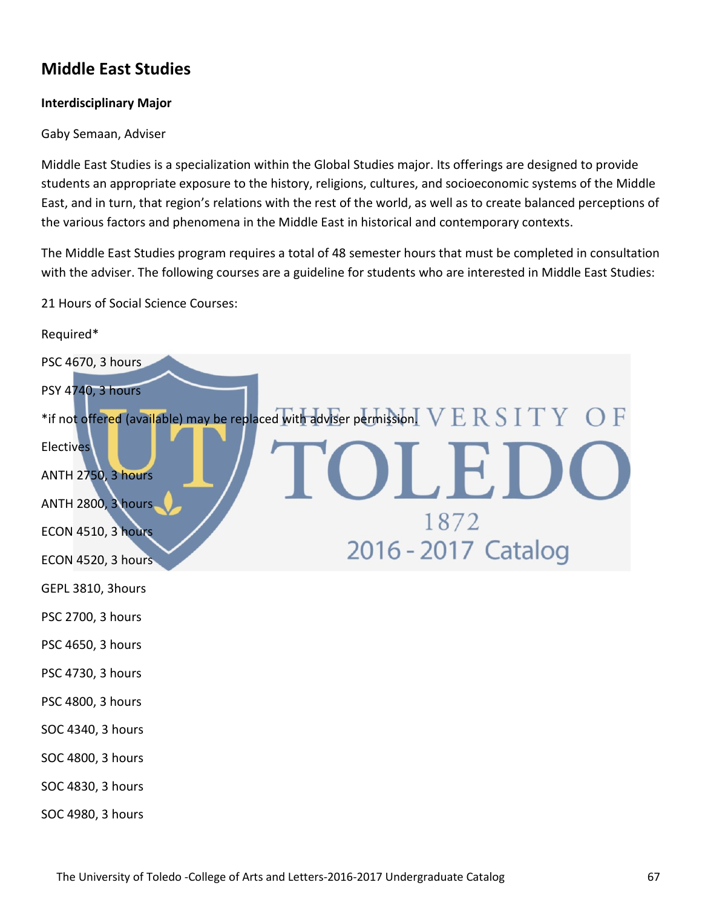## Middle East Studies

**Interdisciplinary Major**

Gaby Semaan, Adviser

Middle East Studies is a specialization within the Global Studies major. Its offerings are designed to provide students an appropriate exposure to the history, religions, cultures, and socioeconomic systems of the Middle East, and in turn, that region's relations with the rest of the world, as well as to create balanced perceptions of the various factors and phenomena in the Middle East in historical and contemporary contexts.

The Middle East Studies program requires a total of 48 semester hours that must be completed in consultation with the adviser. The following courses are a guideline for students who are interested in Middle East Studies:

21 Hours of Social Science Courses:

Required*

PSC 4670, 3 hours

PSY 4740, 3 hours

*if not offered (available) may be replaced with adviser permission.

Electives

ANTH 2750, 3 hours

ANTH 2800, 3 hours

ECON 4510, 3 hours

ECON 4520, 3 hours

GEPL 3810, 3hours

PSC 2700, 3 hours

PSC 4650, 3 hours

PSC 4730, 3 hours

PSC 4800, 3 hours

SOC 4340, 3 hours

SOC 4800, 3 hours

SOC 4830, 3 hours

SOC 4980, 3 hours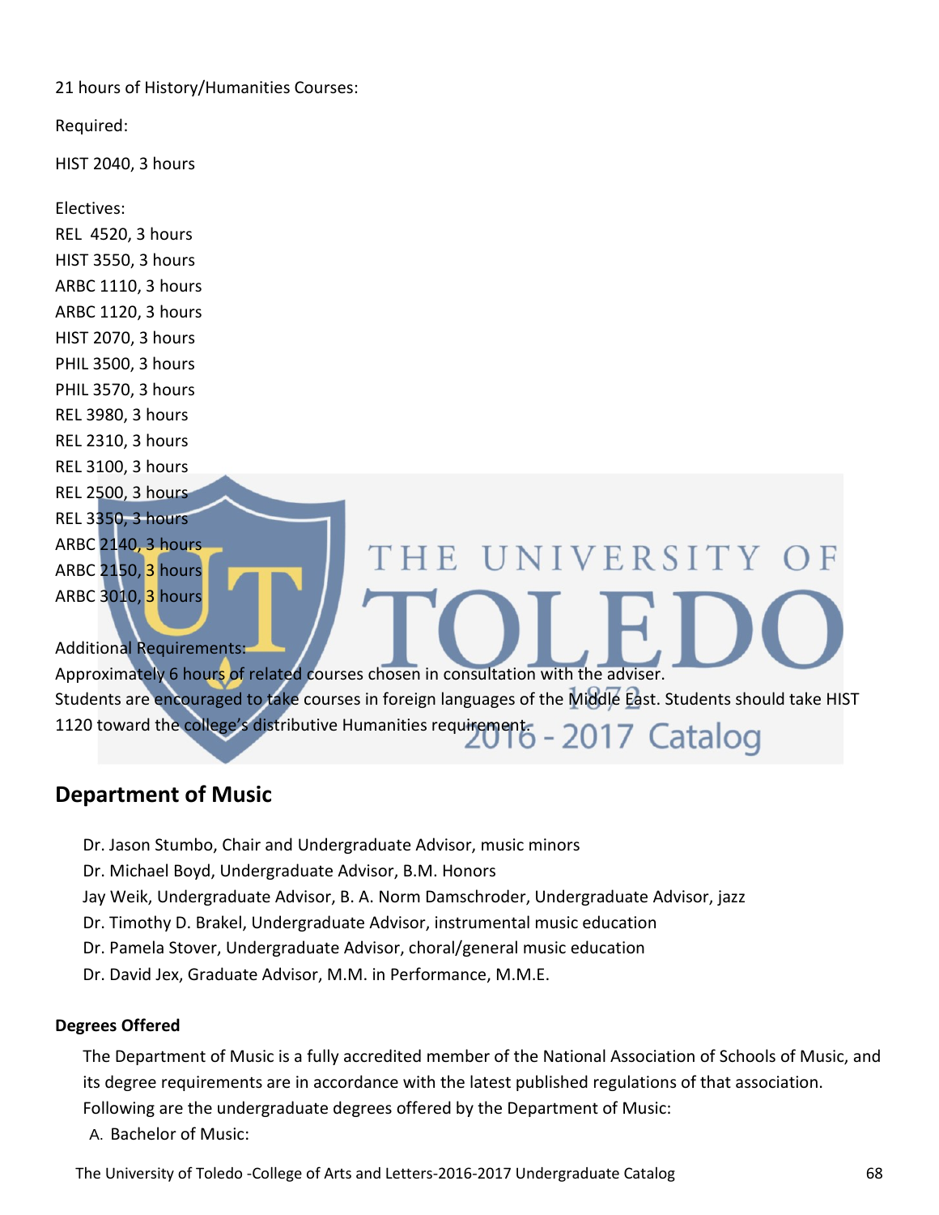21 hours of History/Humanities Courses:

Required:

HIST 2040, 3 hours

Electives:
REL 4520, 3 hours
HIST 3550, 3 hours
ARBC 1110, 3 hours
ARBC 1120, 3 hours
HIST 2070, 3 hours
PHIL 3500, 3 hours
PHIL 3570, 3 hours
REL 3980, 3 hours
REL 2310, 3 hours
REL 3100, 3 hours
REL 2500, 3 hours
REL 3350, 3 hours
ARBC 2140, 3 hours
ARBC 2150, 3 hours
ARBC 3010, 3 hours

Additional Requirements:
Approximately 6 hours of related courses chosen in consultation with the adviser.
Students are encouraged to take courses in foreign languages of the Middle East. Students should take HIST 1120 toward the college's distributive Humanities requirement.

## Department of Music

Dr. Jason Stumbo, Chair and Undergraduate Advisor, music minors
Dr. Michael Boyd, Undergraduate Advisor, B.M. Honors
Jay Weik, Undergraduate Advisor, B. A. Norm Damschroder, Undergraduate Advisor, jazz
Dr. Timothy D. Brakel, Undergraduate Advisor, instrumental music education
Dr. Pamela Stover, Undergraduate Advisor, choral/general music education
Dr. David Jex, Graduate Advisor, M.M. in Performance, M.M.E.

**Degrees Offered**

The Department of Music is a fully accredited member of the National Association of Schools of Music, and its degree requirements are in accordance with the latest published regulations of that association. Following are the undergraduate degrees offered by the Department of Music:

A. Bachelor of Music: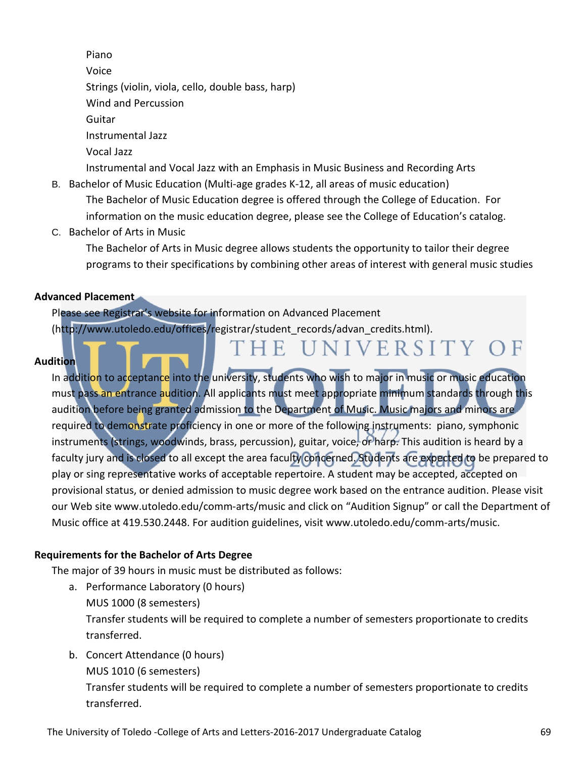Piano

Voice

Strings (violin, viola, cello, double bass, harp)

Wind and Percussion

Guitar

Instrumental Jazz

Vocal Jazz

Instrumental and Vocal Jazz with an Emphasis in Music Business and Recording Arts

B. Bachelor of Music Education (Multi-age grades K-12, all areas of music education)

   The Bachelor of Music Education degree is offered through the College of Education. For information on the music education degree, please see the College of Education's catalog.

C. Bachelor of Arts in Music

   The Bachelor of Arts in Music degree allows students the opportunity to tailor their degree programs to their specifications by combining other areas of interest with general music studies

**Advanced Placement**

Please see Registrar's website for information on Advanced Placement (http://www.utoledo.edu/offices/registrar/student_records/advan_credits.html).

**Audition**

In addition to acceptance into the university, students who wish to major in music or music education must pass an entrance audition. All applicants must meet appropriate minimum standards through this audition before being granted admission to the Department of Music. Music majors and minors are required to demonstrate proficiency in one or more of the following instruments: piano, symphonic instruments (strings, woodwinds, brass, percussion), guitar, voice, or harp. This audition is heard by a faculty jury and is closed to all except the area faculty concerned. Students are expected to be prepared to play or sing representative works of acceptable repertoire. A student may be accepted, accepted on provisional status, or denied admission to music degree work based on the entrance audition. Please visit our Web site www.utoledo.edu/comm-arts/music and click on "Audition Signup" or call the Department of Music office at 419.530.2448. For audition guidelines, visit www.utoledo.edu/comm-arts/music.

**Requirements for the Bachelor of Arts Degree**

The major of 39 hours in music must be distributed as follows:

a. Performance Laboratory (0 hours)

   MUS 1000 (8 semesters)

   Transfer students will be required to complete a number of semesters proportionate to credits transferred.

b. Concert Attendance (0 hours)

   MUS 1010 (6 semesters)

   Transfer students will be required to complete a number of semesters proportionate to credits transferred.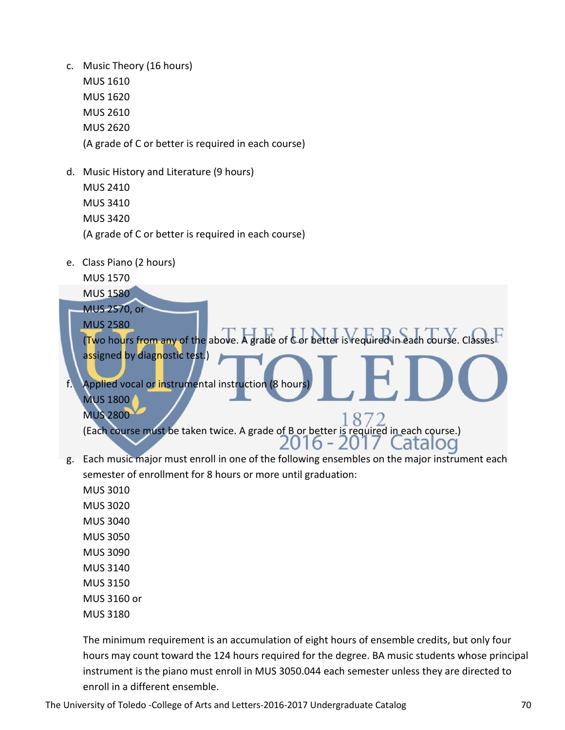c. Music Theory (16 hours)
   MUS 1610
   MUS 1620
   MUS 2610
   MUS 2620
   (A grade of C or better is required in each course)

d. Music History and Literature (9 hours)
   MUS 2410
   MUS 3410
   MUS 3420
   (A grade of C or better is required in each course)

e. Class Piano (2 hours)
   MUS 1570
   MUS 1580
   MUS 2570, or
   MUS 2580
   (Two hours from any of the above. A grade of C or better is required in each course. Classes assigned by diagnostic test.)

f. Applied vocal or instrumental instruction (8 hours)
   MUS 1800
   MUS 2800
   (Each course must be taken twice. A grade of B or better is required in each course.)

g. Each music major must enroll in one of the following ensembles on the major instrument each semester of enrollment for 8 hours or more until graduation:
   MUS 3010
   MUS 3020
   MUS 3040
   MUS 3050
   MUS 3090
   MUS 3140
   MUS 3150
   MUS 3160 or
   MUS 3180

   The minimum requirement is an accumulation of eight hours of ensemble credits, but only four hours may count toward the 124 hours required for the degree. BA music students whose principal instrument is the piano must enroll in MUS 3050.044 each semester unless they are directed to enroll in a different ensemble.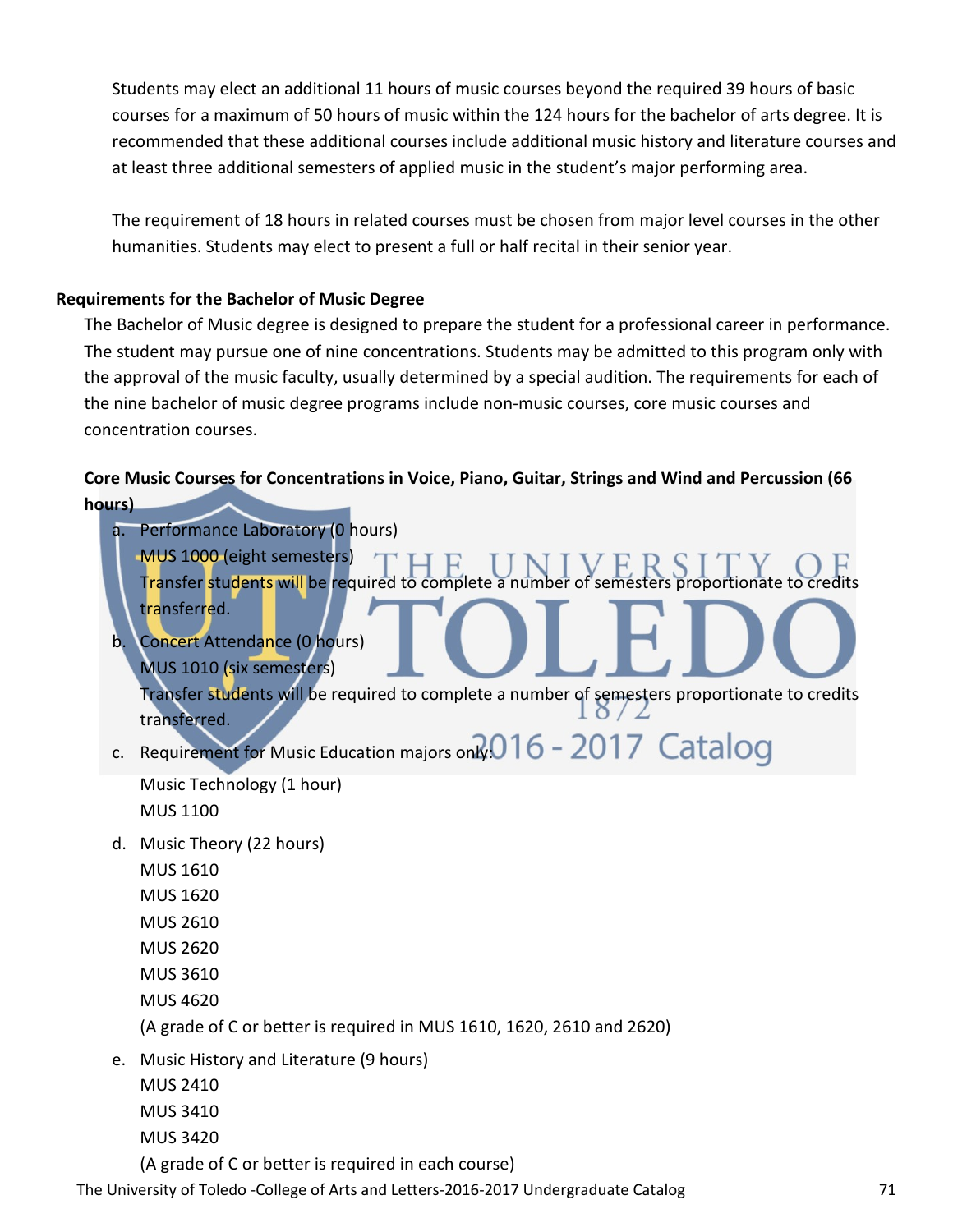Students may elect an additional 11 hours of music courses beyond the required 39 hours of basic courses for a maximum of 50 hours of music within the 124 hours for the bachelor of arts degree. It is recommended that these additional courses include additional music history and literature courses and at least three additional semesters of applied music in the student's major performing area.

The requirement of 18 hours in related courses must be chosen from major level courses in the other humanities. Students may elect to present a full or half recital in their senior year.

**Requirements for the Bachelor of Music Degree**

The Bachelor of Music degree is designed to prepare the student for a professional career in performance. The student may pursue one of nine concentrations. Students may be admitted to this program only with the approval of the music faculty, usually determined by a special audition. The requirements for each of the nine bachelor of music degree programs include non-music courses, core music courses and concentration courses.

**Core Music Courses for Concentrations in Voice, Piano, Guitar, Strings and Wind and Percussion (66 hours)**

a. Performance Laboratory (0 hours)
   MUS 1000 (eight semesters)
   Transfer students will be required to complete a number of semesters proportionate to credits transferred.
b. Concert Attendance (0 hours)
   MUS 1010 (six semesters)
   Transfer students will be required to complete a number of semesters proportionate to credits transferred.
c. Requirement for Music Education majors only:
   Music Technology (1 hour)
   MUS 1100
d. Music Theory (22 hours)
   MUS 1610
   MUS 1620
   MUS 2610
   MUS 2620
   MUS 3610
   MUS 4620
   (A grade of C or better is required in MUS 1610, 1620, 2610 and 2620)
e. Music History and Literature (9 hours)
   MUS 2410
   MUS 3410
   MUS 3420
   (A grade of C or better is required in each course)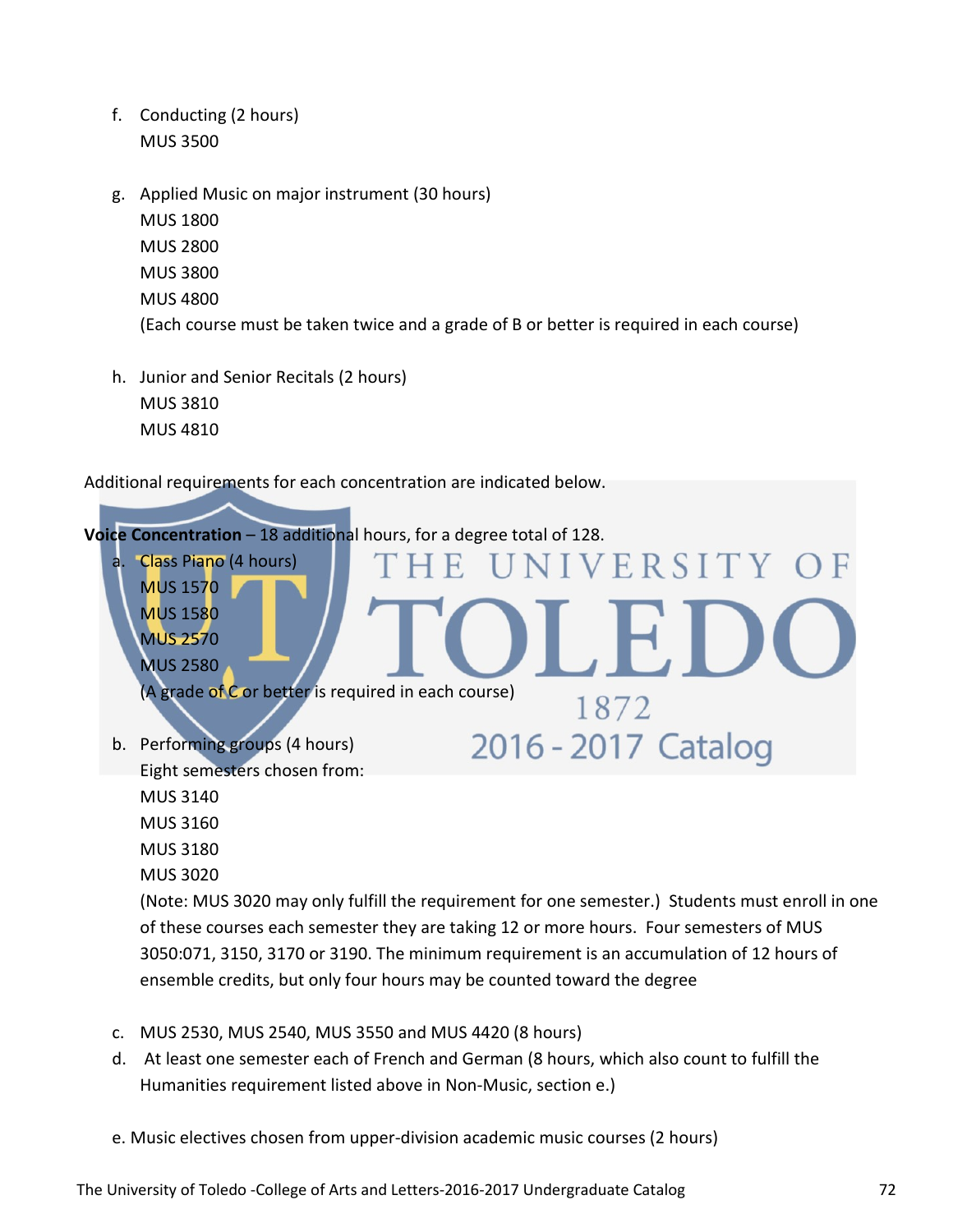f. Conducting (2 hours)
   MUS 3500

g. Applied Music on major instrument (30 hours)
   MUS 1800
   MUS 2800
   MUS 3800
   MUS 4800
   (Each course must be taken twice and a grade of B or better is required in each course)

h. Junior and Senior Recitals (2 hours)
   MUS 3810
   MUS 4810

Additional requirements for each concentration are indicated below.

**Voice Concentration** – 18 additional hours, for a degree total of 128.

a. Class Piano (4 hours)
   MUS 1570
   MUS 1580
   MUS 2570
   MUS 2580
   (A grade of C or better is required in each course)

b. Performing groups (4 hours)
   Eight semesters chosen from:
   MUS 3140
   MUS 3160
   MUS 3180
   MUS 3020
   (Note: MUS 3020 may only fulfill the requirement for one semester.) Students must enroll in one of these courses each semester they are taking 12 or more hours. Four semesters of MUS 3050:071, 3150, 3170 or 3190. The minimum requirement is an accumulation of 12 hours of ensemble credits, but only four hours may be counted toward the degree

c. MUS 2530, MUS 2540, MUS 3550 and MUS 4420 (8 hours)

d. At least one semester each of French and German (8 hours, which also count to fulfill the Humanities requirement listed above in Non-Music, section e.)

e. Music electives chosen from upper-division academic music courses (2 hours)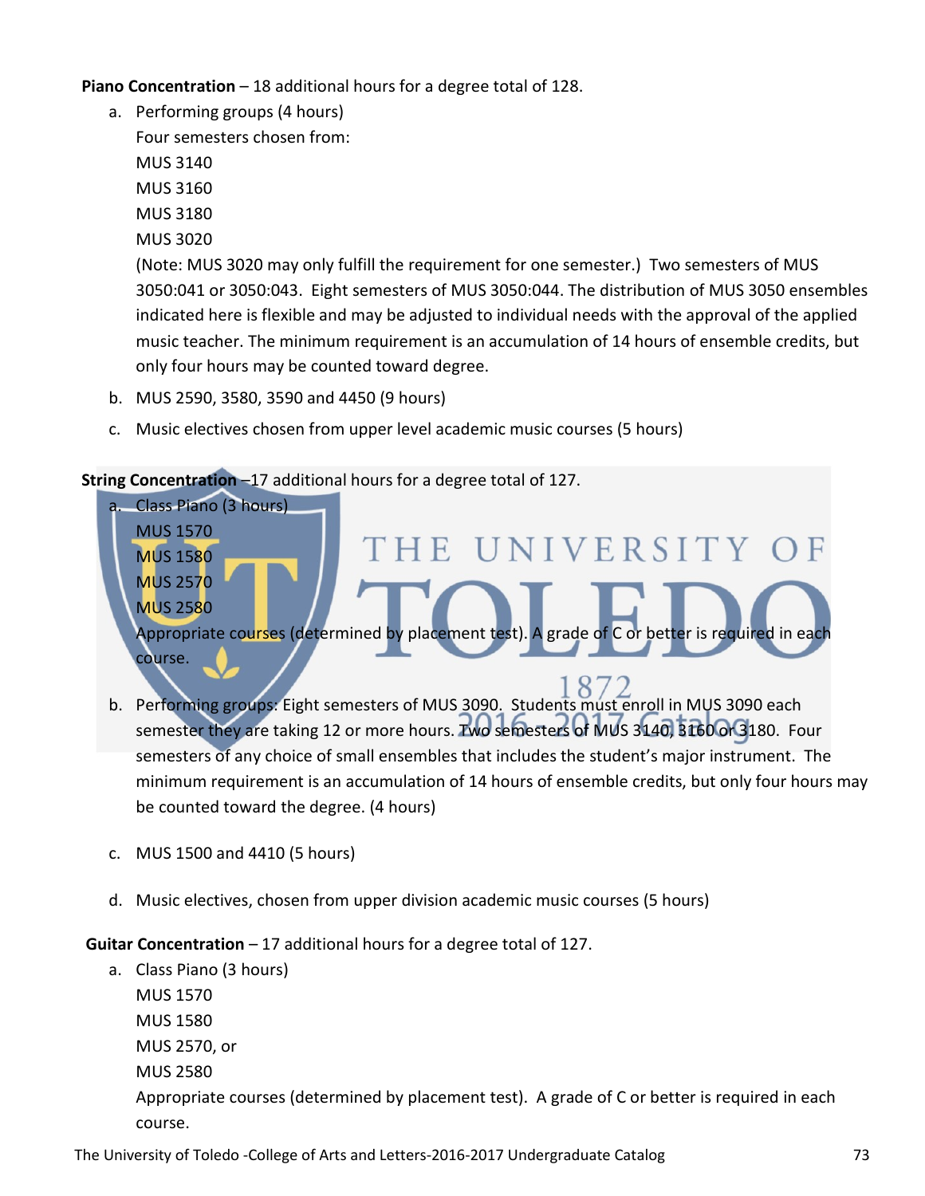**Piano Concentration** – 18 additional hours for a degree total of 128.

a. Performing groups (4 hours)
   Four semesters chosen from:
   MUS 3140
   MUS 3160
   MUS 3180
   MUS 3020
   (Note: MUS 3020 may only fulfill the requirement for one semester.) Two semesters of MUS 3050:041 or 3050:043. Eight semesters of MUS 3050:044. The distribution of MUS 3050 ensembles indicated here is flexible and may be adjusted to individual needs with the approval of the applied music teacher. The minimum requirement is an accumulation of 14 hours of ensemble credits, but only four hours may be counted toward degree.
b. MUS 2590, 3580, 3590 and 4450 (9 hours)
c. Music electives chosen from upper level academic music courses (5 hours)

**String Concentration** –17 additional hours for a degree total of 127.

a. Class Piano (3 hours)
   MUS 1570
   MUS 1580
   MUS 2570
   MUS 2580
   Appropriate courses (determined by placement test). A grade of C or better is required in each course.
b. Performing groups: Eight semesters of MUS 3090. Students must enroll in MUS 3090 each semester they are taking 12 or more hours. Two semesters of MUS 3140, 3160 or 3180. Four semesters of any choice of small ensembles that includes the student's major instrument. The minimum requirement is an accumulation of 14 hours of ensemble credits, but only four hours may be counted toward the degree. (4 hours)
c. MUS 1500 and 4410 (5 hours)
d. Music electives, chosen from upper division academic music courses (5 hours)

**Guitar Concentration** – 17 additional hours for a degree total of 127.

a. Class Piano (3 hours)
   MUS 1570
   MUS 1580
   MUS 2570, or
   MUS 2580
   Appropriate courses (determined by placement test). A grade of C or better is required in each course.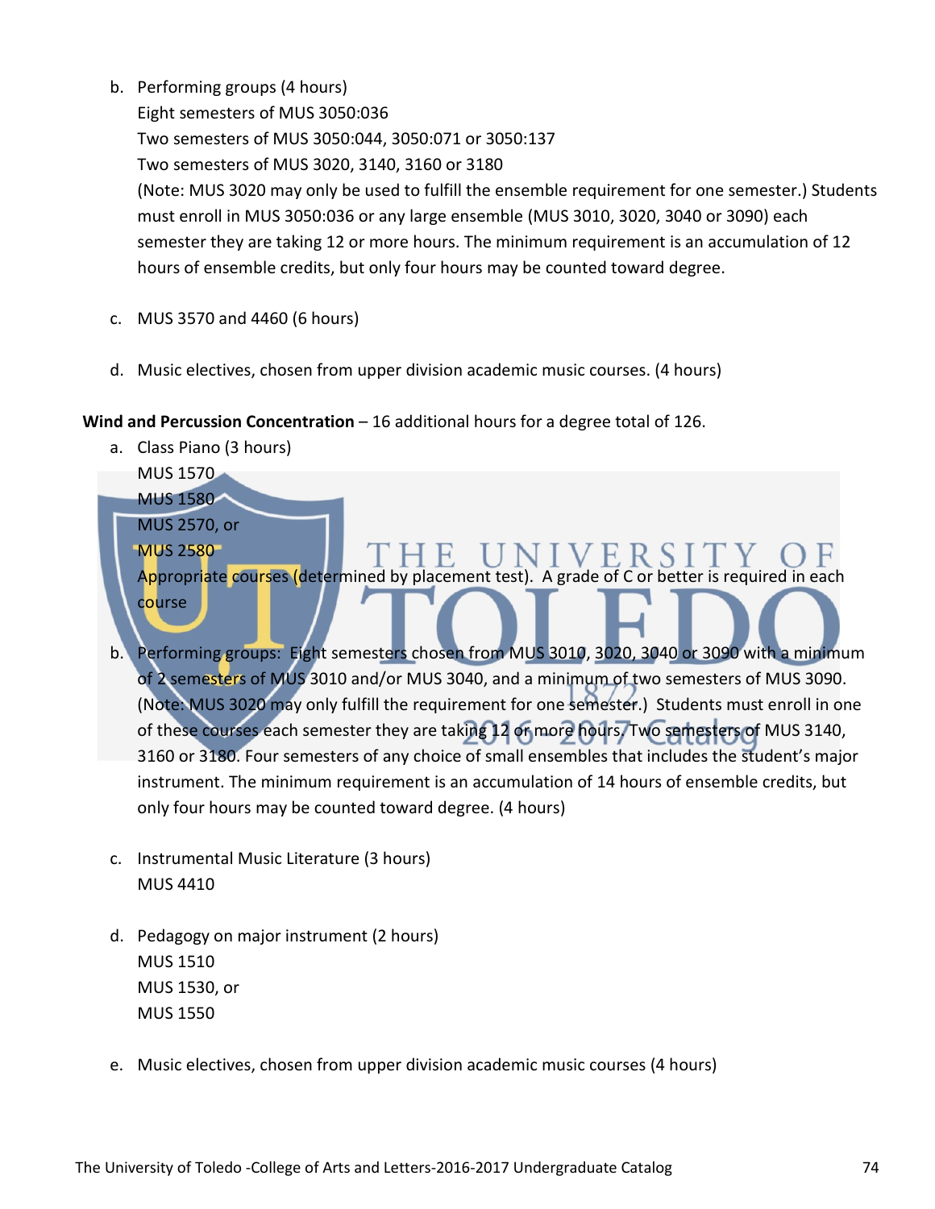b. Performing groups (4 hours)
   Eight semesters of MUS 3050:036
   Two semesters of MUS 3050:044, 3050:071 or 3050:137
   Two semesters of MUS 3020, 3140, 3160 or 3180
   (Note: MUS 3020 may only be used to fulfill the ensemble requirement for one semester.) Students must enroll in MUS 3050:036 or any large ensemble (MUS 3010, 3020, 3040 or 3090) each semester they are taking 12 or more hours. The minimum requirement is an accumulation of 12 hours of ensemble credits, but only four hours may be counted toward degree.

c. MUS 3570 and 4460 (6 hours)

d. Music electives, chosen from upper division academic music courses. (4 hours)

**Wind and Percussion Concentration** – 16 additional hours for a degree total of 126.

a. Class Piano (3 hours)
   MUS 1570
   MUS 1580
   MUS 2570, or
   MUS 2580
   Appropriate courses (determined by placement test). A grade of C or better is required in each course

b. Performing groups: Eight semesters chosen from MUS 3010, 3020, 3040 or 3090 with a minimum of 2 semesters of MUS 3010 and/or MUS 3040, and a minimum of two semesters of MUS 3090. (Note: MUS 3020 may only fulfill the requirement for one semester.) Students must enroll in one of these courses each semester they are taking 12 or more hours. Two semesters of MUS 3140, 3160 or 3180. Four semesters of any choice of small ensembles that includes the student's major instrument. The minimum requirement is an accumulation of 14 hours of ensemble credits, but only four hours may be counted toward degree. (4 hours)

c. Instrumental Music Literature (3 hours)
   MUS 4410

d. Pedagogy on major instrument (2 hours)
   MUS 1510
   MUS 1530, or
   MUS 1550

e. Music electives, chosen from upper division academic music courses (4 hours)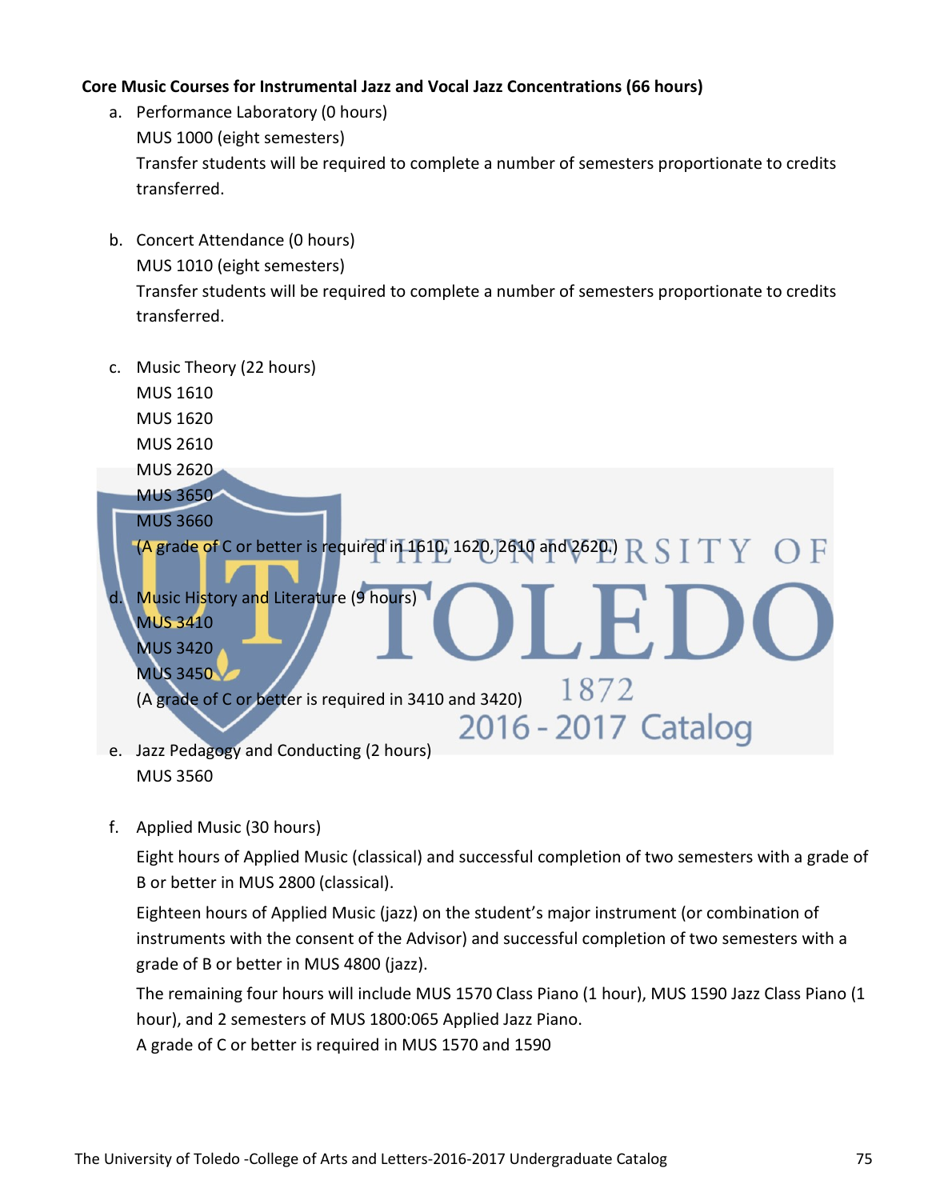**Core Music Courses for Instrumental Jazz and Vocal Jazz Concentrations (66 hours)**

a. Performance Laboratory (0 hours)
   MUS 1000 (eight semesters)
   Transfer students will be required to complete a number of semesters proportionate to credits transferred.

b. Concert Attendance (0 hours)
   MUS 1010 (eight semesters)
   Transfer students will be required to complete a number of semesters proportionate to credits transferred.

c. Music Theory (22 hours)
   MUS 1610
   MUS 1620
   MUS 2610
   MUS 2620
   MUS 3650
   MUS 3660
   (A grade of C or better is required in 1610, 1620, 2610 and 2620.)

d. Music History and Literature (9 hours)
   MUS 3410
   MUS 3420
   MUS 3450
   (A grade of C or better is required in 3410 and 3420)

e. Jazz Pedagogy and Conducting (2 hours)
   MUS 3560

f. Applied Music (30 hours)
   Eight hours of Applied Music (classical) and successful completion of two semesters with a grade of B or better in MUS 2800 (classical).
   Eighteen hours of Applied Music (jazz) on the student's major instrument (or combination of instruments with the consent of the Advisor) and successful completion of two semesters with a grade of B or better in MUS 4800 (jazz).
   The remaining four hours will include MUS 1570 Class Piano (1 hour), MUS 1590 Jazz Class Piano (1 hour), and 2 semesters of MUS 1800:065 Applied Jazz Piano.
   A grade of C or better is required in MUS 1570 and 1590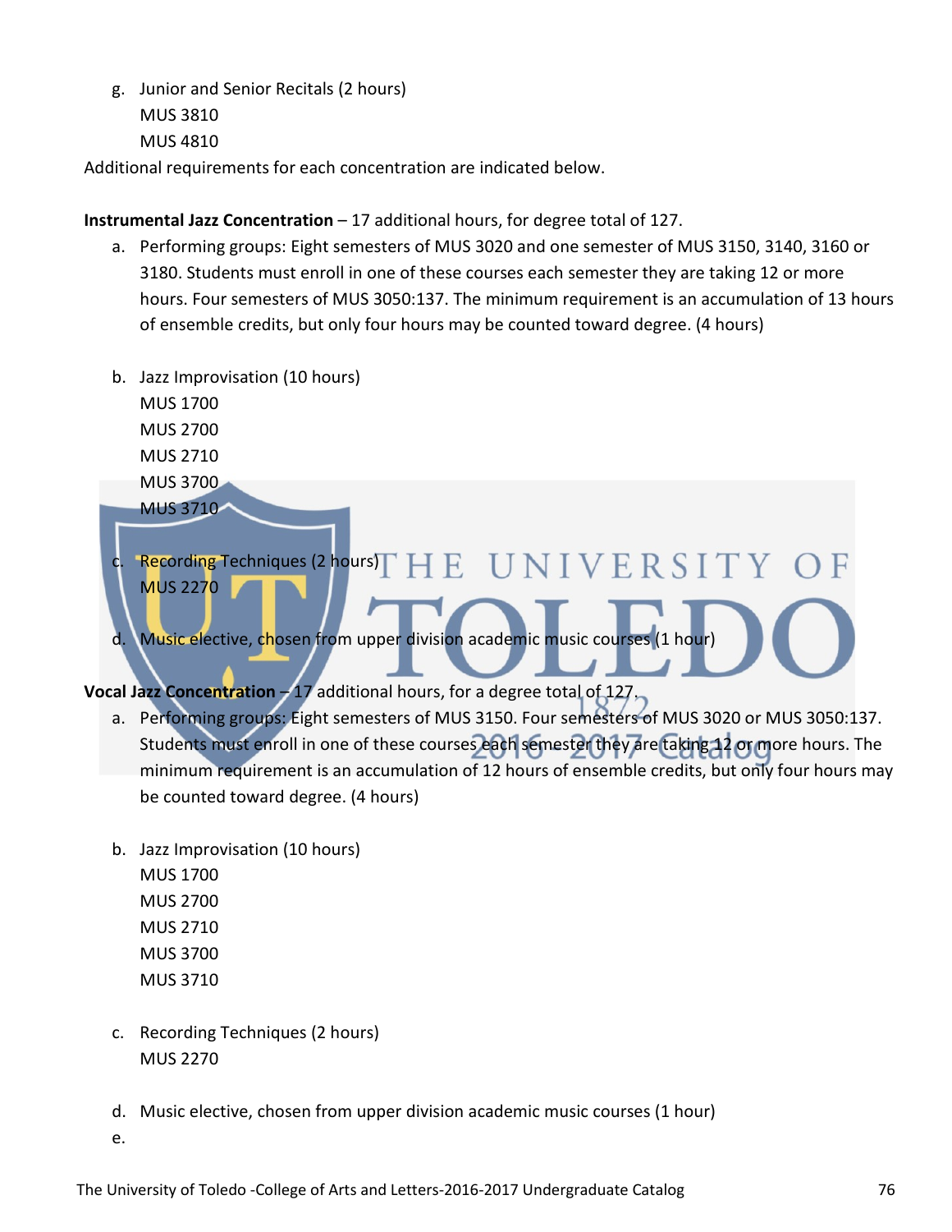g. Junior and Senior Recitals (2 hours)
   MUS 3810
   MUS 4810

Additional requirements for each concentration are indicated below.

**Instrumental Jazz Concentration** – 17 additional hours, for degree total of 127.

a. Performing groups: Eight semesters of MUS 3020 and one semester of MUS 3150, 3140, 3160 or 3180. Students must enroll in one of these courses each semester they are taking 12 or more hours. Four semesters of MUS 3050:137. The minimum requirement is an accumulation of 13 hours of ensemble credits, but only four hours may be counted toward degree. (4 hours)

b. Jazz Improvisation (10 hours)
   MUS 1700
   MUS 2700
   MUS 2710
   MUS 3700
   MUS 3710

c. Recording Techniques (2 hours)
   MUS 2270

d. Music elective, chosen from upper division academic music courses (1 hour)

**Vocal Jazz Concentration** – 17 additional hours, for a degree total of 127.

a. Performing groups: Eight semesters of MUS 3150. Four semesters of MUS 3020 or MUS 3050:137. Students must enroll in one of these courses each semester they are taking 12 or more hours. The minimum requirement is an accumulation of 12 hours of ensemble credits, but only four hours may be counted toward degree. (4 hours)

b. Jazz Improvisation (10 hours)
   MUS 1700
   MUS 2700
   MUS 2710
   MUS 3700
   MUS 3710

c. Recording Techniques (2 hours)
   MUS 2270

d. Music elective, chosen from upper division academic music courses (1 hour)

e.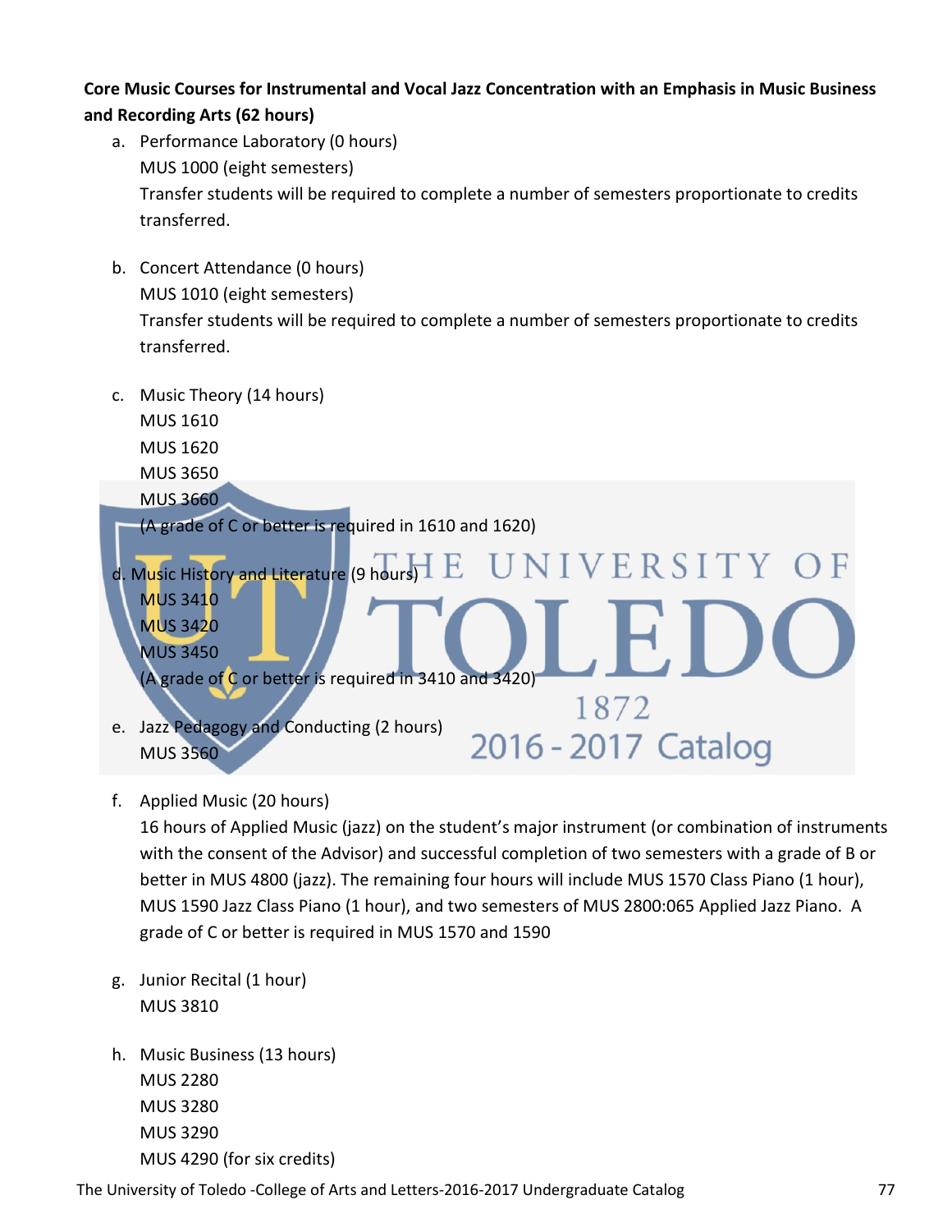**Core Music Courses for Instrumental and Vocal Jazz Concentration with an Emphasis in Music Business and Recording Arts (62 hours)**

a. Performance Laboratory (0 hours)
   MUS 1000 (eight semesters)
   Transfer students will be required to complete a number of semesters proportionate to credits transferred.

b. Concert Attendance (0 hours)
   MUS 1010 (eight semesters)
   Transfer students will be required to complete a number of semesters proportionate to credits transferred.

c. Music Theory (14 hours)
   MUS 1610
   MUS 1620
   MUS 3650
   MUS 3660
   (A grade of C or better is required in 1610 and 1620)

d. Music History and Literature (9 hours)
   MUS 3410
   MUS 3420
   MUS 3450
   (A grade of C or better is required in 3410 and 3420)

e. Jazz Pedagogy and Conducting (2 hours)
   MUS 3560

f. Applied Music (20 hours)
   16 hours of Applied Music (jazz) on the student's major instrument (or combination of instruments with the consent of the Advisor) and successful completion of two semesters with a grade of B or better in MUS 4800 (jazz). The remaining four hours will include MUS 1570 Class Piano (1 hour), MUS 1590 Jazz Class Piano (1 hour), and two semesters of MUS 2800:065 Applied Jazz Piano. A grade of C or better is required in MUS 1570 and 1590

g. Junior Recital (1 hour)
   MUS 3810

h. Music Business (13 hours)
   MUS 2280
   MUS 3280
   MUS 3290
   MUS 4290 (for six credits)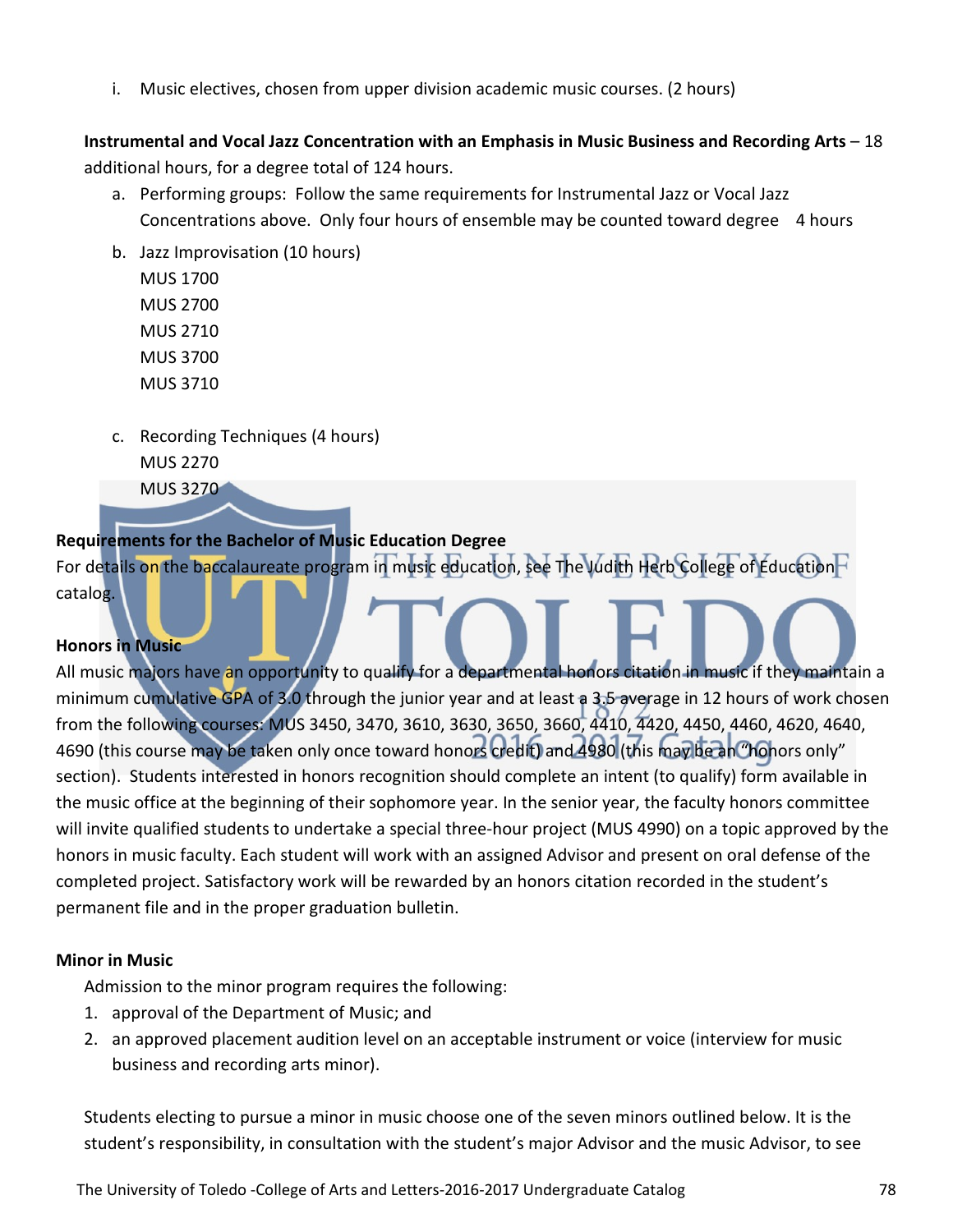i. Music electives, chosen from upper division academic music courses. (2 hours)

**Instrumental and Vocal Jazz Concentration with an Emphasis in Music Business and Recording Arts** – 18 additional hours, for a degree total of 124 hours.

a. Performing groups: Follow the same requirements for Instrumental Jazz or Vocal Jazz Concentrations above. Only four hours of ensemble may be counted toward degree 4 hours

b. Jazz Improvisation (10 hours)
   MUS 1700
   MUS 2700
   MUS 2710
   MUS 3700
   MUS 3710

c. Recording Techniques (4 hours)
   MUS 2270
   MUS 3270

**Requirements for the Bachelor of Music Education Degree**

For details on the baccalaureate program in music education, see The Judith Herb College of Education catalog.

**Honors in Music**

All music majors have an opportunity to qualify for a departmental honors citation in music if they maintain a minimum cumulative GPA of 3.0 through the junior year and at least a 3.5 average in 12 hours of work chosen from the following courses: MUS 3450, 3470, 3610, 3630, 3650, 3660, 4410, 4420, 4450, 4460, 4620, 4640, 4690 (this course may be taken only once toward honors credit) and 4980 (this may be an "honors only" section). Students interested in honors recognition should complete an intent (to qualify) form available in the music office at the beginning of their sophomore year. In the senior year, the faculty honors committee will invite qualified students to undertake a special three-hour project (MUS 4990) on a topic approved by the honors in music faculty. Each student will work with an assigned Advisor and present on oral defense of the completed project. Satisfactory work will be rewarded by an honors citation recorded in the student's permanent file and in the proper graduation bulletin.

**Minor in Music**

Admission to the minor program requires the following:

1. approval of the Department of Music; and
2. an approved placement audition level on an acceptable instrument or voice (interview for music business and recording arts minor).

Students electing to pursue a minor in music choose one of the seven minors outlined below. It is the student's responsibility, in consultation with the student's major Advisor and the music Advisor, to see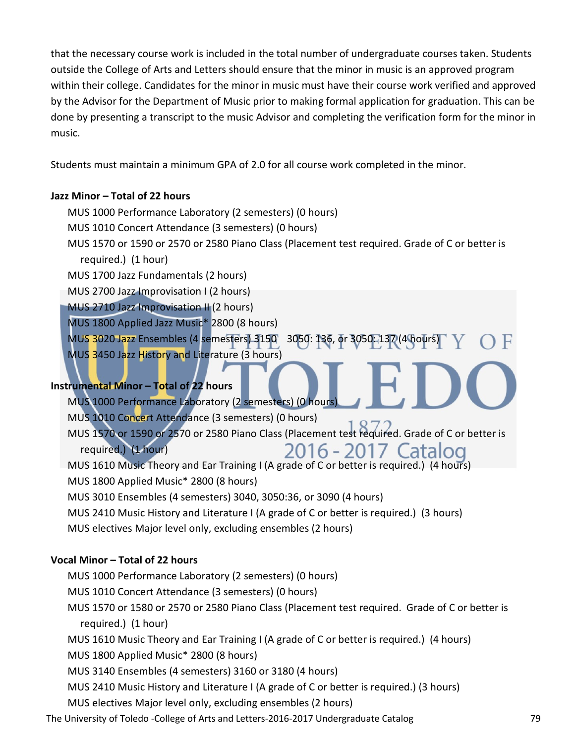that the necessary course work is included in the total number of undergraduate courses taken. Students outside the College of Arts and Letters should ensure that the minor in music is an approved program within their college. Candidates for the minor in music must have their course work verified and approved by the Advisor for the Department of Music prior to making formal application for graduation. This can be done by presenting a transcript to the music Advisor and completing the verification form for the minor in music.

Students must maintain a minimum GPA of 2.0 for all course work completed in the minor.

**Jazz Minor – Total of 22 hours**

- MUS 1000 Performance Laboratory (2 semesters) (0 hours)
- MUS 1010 Concert Attendance (3 semesters) (0 hours)
- MUS 1570 or 1590 or 2570 or 2580 Piano Class (Placement test required. Grade of C or better is required.) (1 hour)
- MUS 1700 Jazz Fundamentals (2 hours)
- MUS 2700 Jazz Improvisation I (2 hours)
- MUS 2710 Jazz Improvisation II (2 hours)
- MUS 1800 Applied Jazz Music* 2800 (8 hours)
- MUS 3020 Jazz Ensembles (4 semesters) 3150 3050: 136, or 3050: 137 (4 hours)
- MUS 3450 Jazz History and Literature (3 hours)

**Instrumental Minor – Total of 22 hours**

- MUS 1000 Performance Laboratory (2 semesters) (0 hours)
- MUS 1010 Concert Attendance (3 semesters) (0 hours)
- MUS 1570 or 1590 or 2570 or 2580 Piano Class (Placement test required. Grade of C or better is required.) (1 hour)
- MUS 1610 Music Theory and Ear Training I (A grade of C or better is required.) (4 hours)
- MUS 1800 Applied Music* 2800 (8 hours)
- MUS 3010 Ensembles (4 semesters) 3040, 3050:36, or 3090 (4 hours)
- MUS 2410 Music History and Literature I (A grade of C or better is required.) (3 hours)
- MUS electives Major level only, excluding ensembles (2 hours)

**Vocal Minor – Total of 22 hours**

- MUS 1000 Performance Laboratory (2 semesters) (0 hours)
- MUS 1010 Concert Attendance (3 semesters) (0 hours)
- MUS 1570 or 1580 or 2570 or 2580 Piano Class (Placement test required. Grade of C or better is required.) (1 hour)
- MUS 1610 Music Theory and Ear Training I (A grade of C or better is required.) (4 hours)
- MUS 1800 Applied Music* 2800 (8 hours)
- MUS 3140 Ensembles (4 semesters) 3160 or 3180 (4 hours)
- MUS 2410 Music History and Literature I (A grade of C or better is required.) (3 hours)
- MUS electives Major level only, excluding ensembles (2 hours)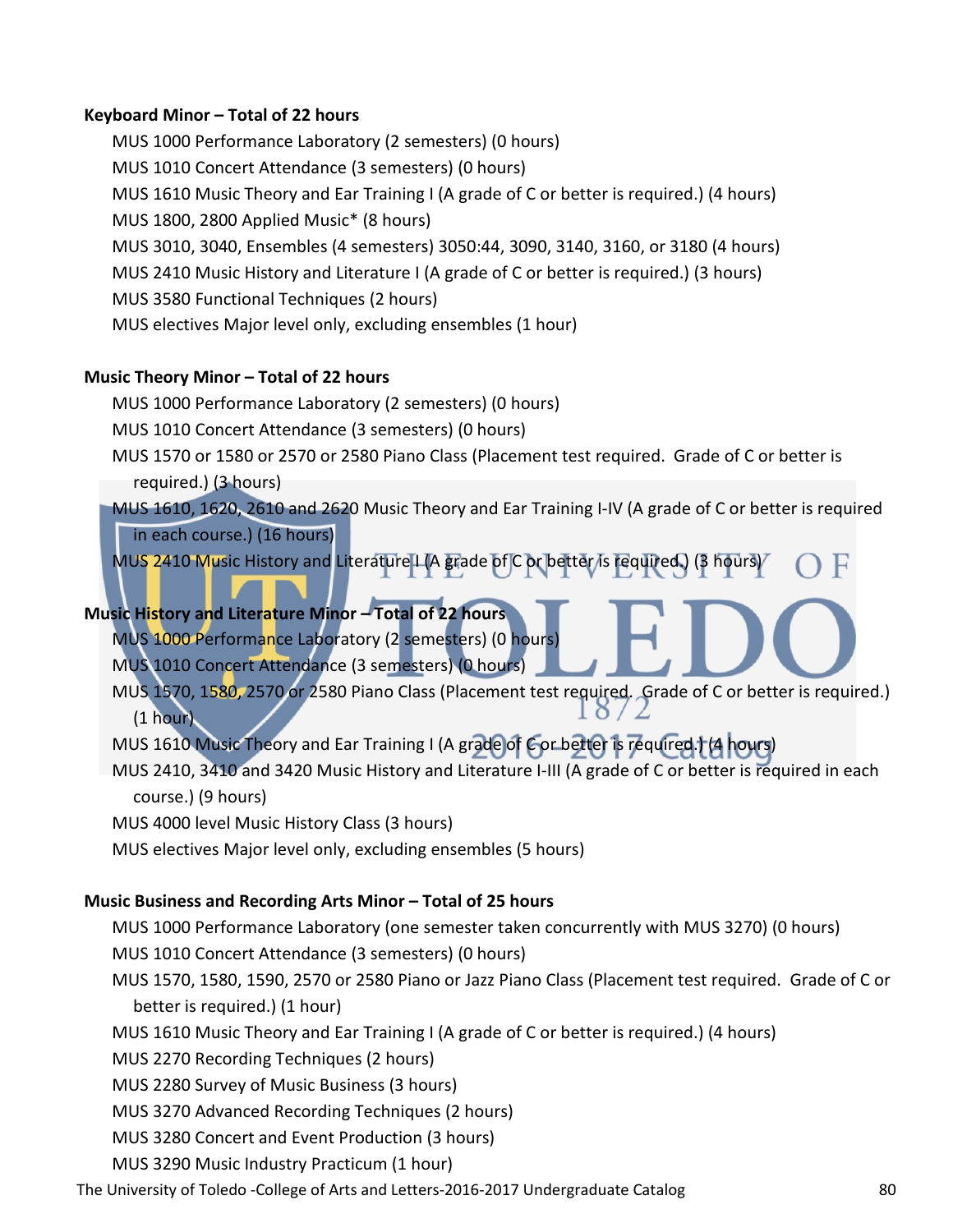**Keyboard Minor – Total of 22 hours**

- MUS 1000 Performance Laboratory (2 semesters) (0 hours)
- MUS 1010 Concert Attendance (3 semesters) (0 hours)
- MUS 1610 Music Theory and Ear Training I (A grade of C or better is required.) (4 hours)
- MUS 1800, 2800 Applied Music* (8 hours)
- MUS 3010, 3040, Ensembles (4 semesters) 3050:44, 3090, 3140, 3160, or 3180 (4 hours)
- MUS 2410 Music History and Literature I (A grade of C or better is required.) (3 hours)
- MUS 3580 Functional Techniques (2 hours)
- MUS electives Major level only, excluding ensembles (1 hour)

**Music Theory Minor – Total of 22 hours**

- MUS 1000 Performance Laboratory (2 semesters) (0 hours)
- MUS 1010 Concert Attendance (3 semesters) (0 hours)
- MUS 1570 or 1580 or 2570 or 2580 Piano Class (Placement test required. Grade of C or better is required.) (3 hours)
- MUS 1610, 1620, 2610 and 2620 Music Theory and Ear Training I-IV (A grade of C or better is required in each course.) (16 hours)
- MUS 2410 Music History and Literature I (A grade of C or better is required.) (3 hours)

**Music History and Literature Minor – Total of 22 hours**

- MUS 1000 Performance Laboratory (2 semesters) (0 hours)
- MUS 1010 Concert Attendance (3 semesters) (0 hours)
- MUS 1570, 1580, 2570 or 2580 Piano Class (Placement test required. Grade of C or better is required.) (1 hour)
- MUS 1610 Music Theory and Ear Training I (A grade of C or better is required.) (4 hours)
- MUS 2410, 3410 and 3420 Music History and Literature I-III (A grade of C or better is required in each course.) (9 hours)
- MUS 4000 level Music History Class (3 hours)
- MUS electives Major level only, excluding ensembles (5 hours)

**Music Business and Recording Arts Minor – Total of 25 hours**

- MUS 1000 Performance Laboratory (one semester taken concurrently with MUS 3270) (0 hours)
- MUS 1010 Concert Attendance (3 semesters) (0 hours)
- MUS 1570, 1580, 1590, 2570 or 2580 Piano or Jazz Piano Class (Placement test required. Grade of C or better is required.) (1 hour)
- MUS 1610 Music Theory and Ear Training I (A grade of C or better is required.) (4 hours)
- MUS 2270 Recording Techniques (2 hours)
- MUS 2280 Survey of Music Business (3 hours)
- MUS 3270 Advanced Recording Techniques (2 hours)
- MUS 3280 Concert and Event Production (3 hours)
- MUS 3290 Music Industry Practicum (1 hour)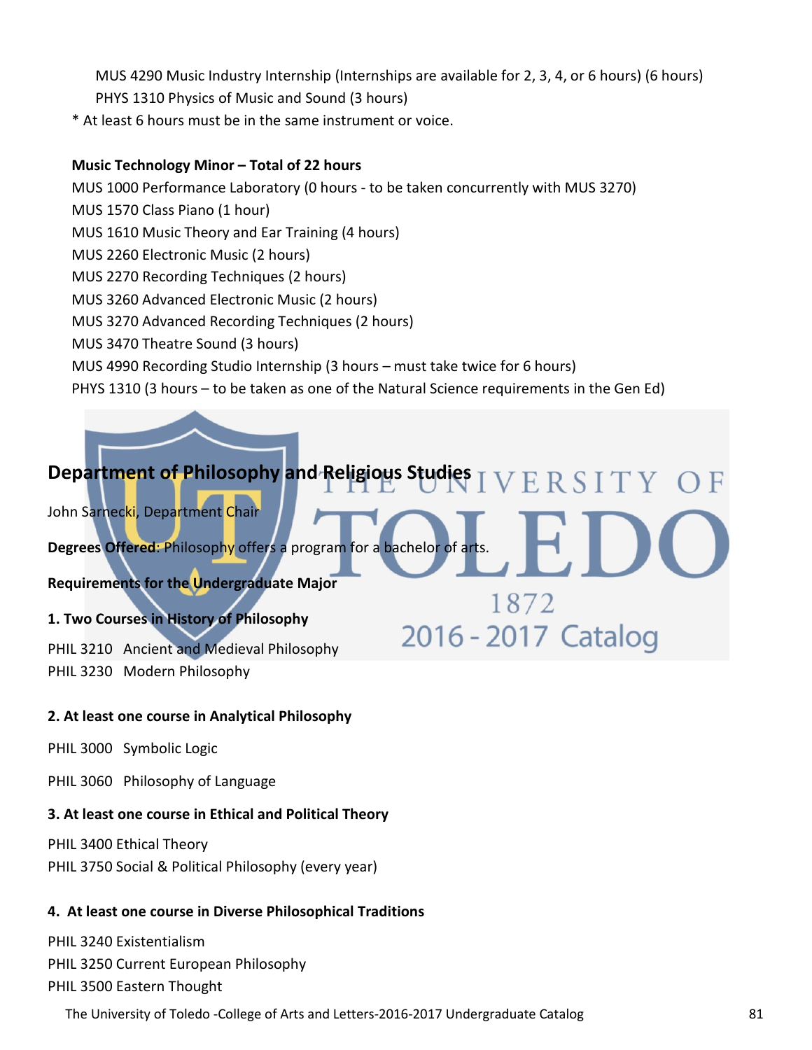MUS 4290 Music Industry Internship (Internships are available for 2, 3, 4, or 6 hours) (6 hours)
PHYS 1310 Physics of Music and Sound (3 hours)

* At least 6 hours must be in the same instrument or voice.

**Music Technology Minor – Total of 22 hours**

MUS 1000 Performance Laboratory (0 hours - to be taken concurrently with MUS 3270)
MUS 1570 Class Piano (1 hour)
MUS 1610 Music Theory and Ear Training (4 hours)
MUS 2260 Electronic Music (2 hours)
MUS 2270 Recording Techniques (2 hours)
MUS 3260 Advanced Electronic Music (2 hours)
MUS 3270 Advanced Recording Techniques (2 hours)
MUS 3470 Theatre Sound (3 hours)
MUS 4990 Recording Studio Internship (3 hours – must take twice for 6 hours)
PHYS 1310 (3 hours – to be taken as one of the Natural Science requirements in the Gen Ed)

## Department of Philosophy and Religious Studies

John Sarnecki, Department Chair

**Degrees Offered**: Philosophy offers a program for a bachelor of arts.

**Requirements for the Undergraduate Major**

**1. Two Courses in History of Philosophy**

PHIL 3210 Ancient and Medieval Philosophy
PHIL 3230 Modern Philosophy

**2. At least one course in Analytical Philosophy**

PHIL 3000 Symbolic Logic

PHIL 3060 Philosophy of Language

**3. At least one course in Ethical and Political Theory**

PHIL 3400 Ethical Theory
PHIL 3750 Social & Political Philosophy (every year)

**4. At least one course in Diverse Philosophical Traditions**

PHIL 3240 Existentialism
PHIL 3250 Current European Philosophy
PHIL 3500 Eastern Thought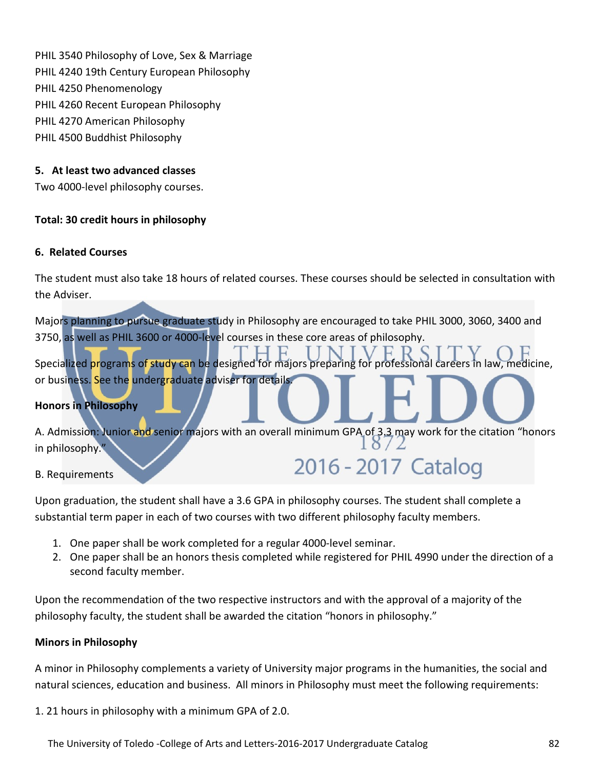PHIL 3540 Philosophy of Love, Sex & Marriage
PHIL 4240 19th Century European Philosophy
PHIL 4250 Phenomenology
PHIL 4260 Recent European Philosophy
PHIL 4270 American Philosophy
PHIL 4500 Buddhist Philosophy

**5. At least two advanced classes**

Two 4000-level philosophy courses.

**Total: 30 credit hours in philosophy**

**6. Related Courses**

The student must also take 18 hours of related courses. These courses should be selected in consultation with the Adviser.

Majors planning to pursue graduate study in Philosophy are encouraged to take PHIL 3000, 3060, 3400 and 3750, as well as PHIL 3600 or 4000-level courses in these core areas of philosophy.

Specialized programs of study can be designed for majors preparing for professional careers in law, medicine, or business. See the undergraduate adviser for details.

**Honors in Philosophy**

A. Admission: Junior and senior majors with an overall minimum GPA of 3.3 may work for the citation "honors in philosophy."

B. Requirements

Upon graduation, the student shall have a 3.6 GPA in philosophy courses. The student shall complete a substantial term paper in each of two courses with two different philosophy faculty members.

1. One paper shall be work completed for a regular 4000-level seminar.
2. One paper shall be an honors thesis completed while registered for PHIL 4990 under the direction of a second faculty member.

Upon the recommendation of the two respective instructors and with the approval of a majority of the philosophy faculty, the student shall be awarded the citation "honors in philosophy."

**Minors in Philosophy**

A minor in Philosophy complements a variety of University major programs in the humanities, the social and natural sciences, education and business. All minors in Philosophy must meet the following requirements:

1. 21 hours in philosophy with a minimum GPA of 2.0.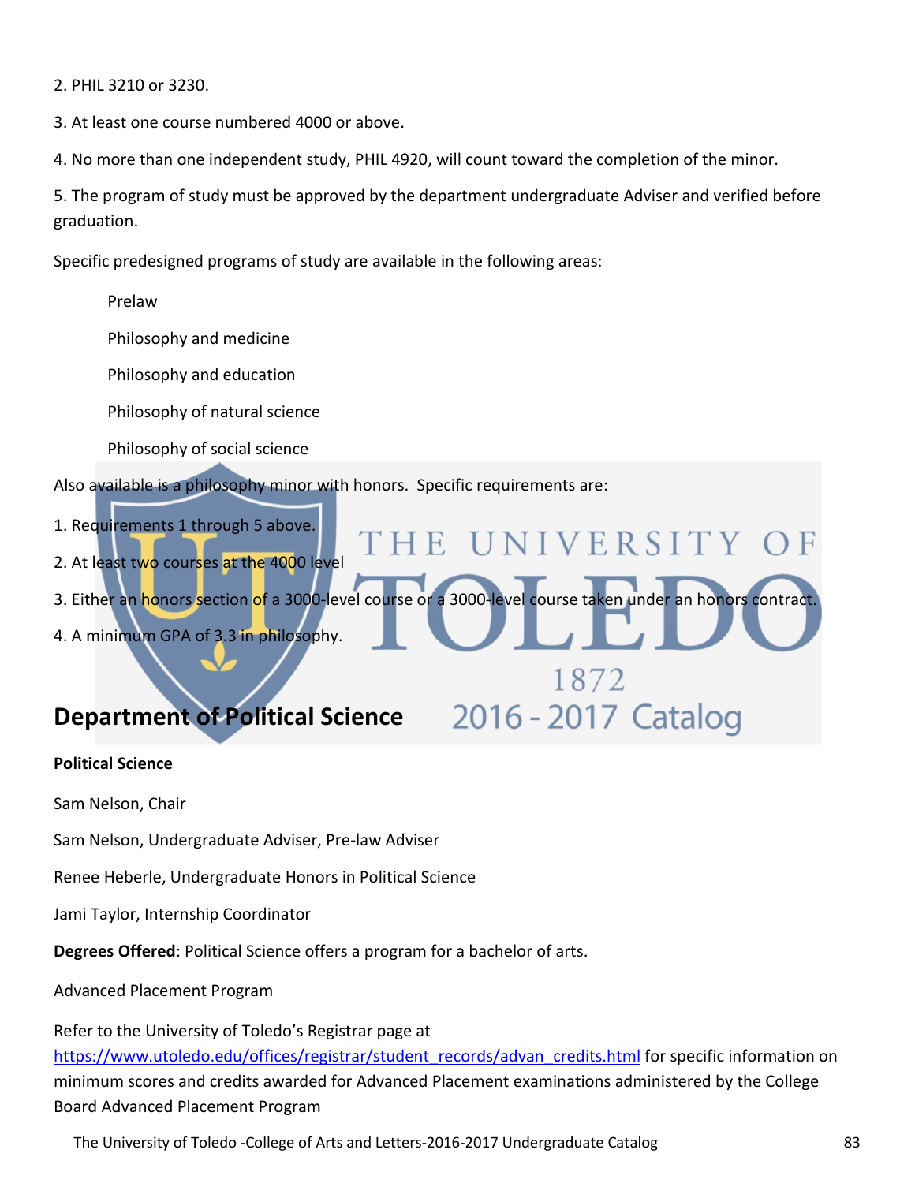2. PHIL 3210 or 3230.

3. At least one course numbered 4000 or above.

4. No more than one independent study, PHIL 4920, will count toward the completion of the minor.

5. The program of study must be approved by the department undergraduate Adviser and verified before graduation.

Specific predesigned programs of study are available in the following areas:

Prelaw

Philosophy and medicine

Philosophy and education

Philosophy of natural science

Philosophy of social science

Also available is a philosophy minor with honors. Specific requirements are:

1. Requirements 1 through 5 above.

2. At least two courses at the 4000 level

3. Either an honors section of a 3000-level course or a 3000-level course taken under an honors contract.

4. A minimum GPA of 3.3 in philosophy.

## Department of Political Science

**Political Science**

Sam Nelson, Chair

Sam Nelson, Undergraduate Adviser, Pre-law Adviser

Renee Heberle, Undergraduate Honors in Political Science

Jami Taylor, Internship Coordinator

**Degrees Offered**: Political Science offers a program for a bachelor of arts.

Advanced Placement Program

Refer to the University of Toledo's Registrar page at https://www.utoledo.edu/offices/registrar/student_records/advan_credits.html for specific information on minimum scores and credits awarded for Advanced Placement examinations administered by the College Board Advanced Placement Program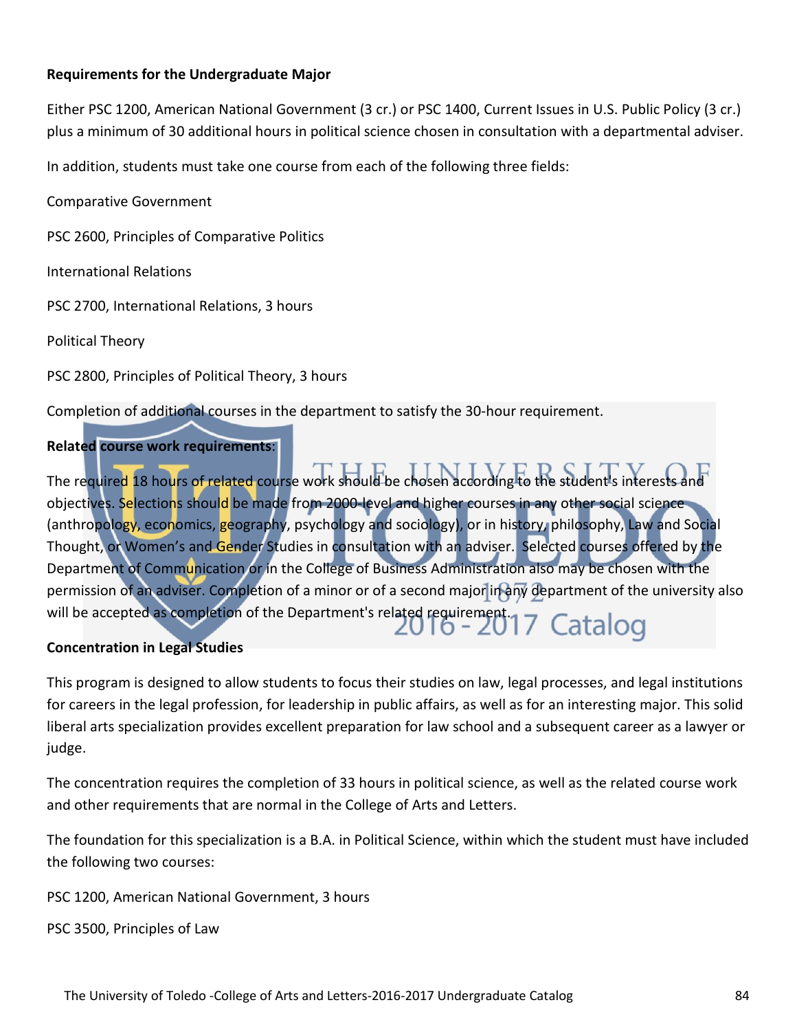**Requirements for the Undergraduate Major**

Either PSC 1200, American National Government (3 cr.) or PSC 1400, Current Issues in U.S. Public Policy (3 cr.) plus a minimum of 30 additional hours in political science chosen in consultation with a departmental adviser.

In addition, students must take one course from each of the following three fields:

Comparative Government

PSC 2600, Principles of Comparative Politics

International Relations

PSC 2700, International Relations, 3 hours

Political Theory

PSC 2800, Principles of Political Theory, 3 hours

Completion of additional courses in the department to satisfy the 30-hour requirement.

**Related course work requirements**:

The required 18 hours of related course work should be chosen according to the student's interests and objectives. Selections should be made from 2000-level and higher courses in any other social science (anthropology, economics, geography, psychology and sociology), or in history, philosophy, Law and Social Thought, or Women's and Gender Studies in consultation with an adviser. Selected courses offered by the Department of Communication or in the College of Business Administration also may be chosen with the permission of an adviser. Completion of a minor or of a second major in any department of the university also will be accepted as completion of the Department's related requirement.

**Concentration in Legal Studies**

This program is designed to allow students to focus their studies on law, legal processes, and legal institutions for careers in the legal profession, for leadership in public affairs, as well as for an interesting major. This solid liberal arts specialization provides excellent preparation for law school and a subsequent career as a lawyer or judge.

The concentration requires the completion of 33 hours in political science, as well as the related course work and other requirements that are normal in the College of Arts and Letters.

The foundation for this specialization is a B.A. in Political Science, within which the student must have included the following two courses:

PSC 1200, American National Government, 3 hours

PSC 3500, Principles of Law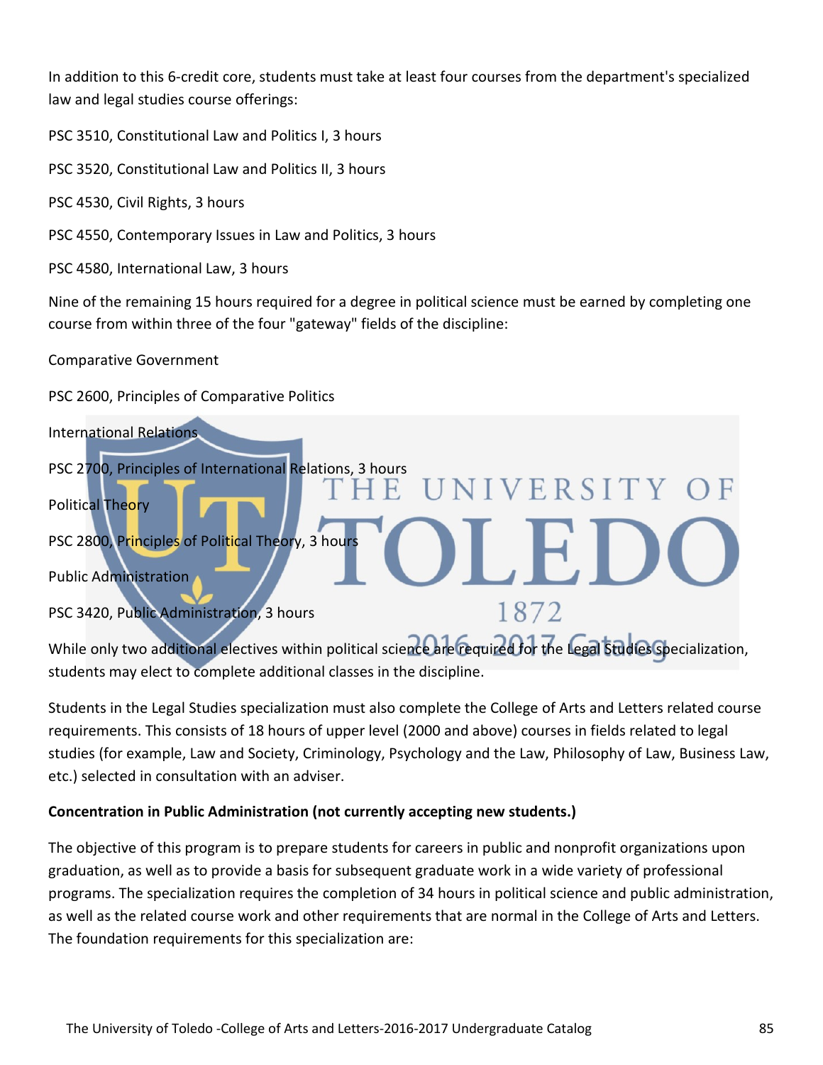In addition to this 6-credit core, students must take at least four courses from the department's specialized law and legal studies course offerings:

PSC 3510, Constitutional Law and Politics I, 3 hours

PSC 3520, Constitutional Law and Politics II, 3 hours

PSC 4530, Civil Rights, 3 hours

PSC 4550, Contemporary Issues in Law and Politics, 3 hours

PSC 4580, International Law, 3 hours

Nine of the remaining 15 hours required for a degree in political science must be earned by completing one course from within three of the four "gateway" fields of the discipline:

Comparative Government

PSC 2600, Principles of Comparative Politics

International Relations

PSC 2700, Principles of International Relations, 3 hours

Political Theory

PSC 2800, Principles of Political Theory, 3 hours

Public Administration

PSC 3420, Public Administration, 3 hours

While only two additional electives within political science are required for the Legal Studies specialization, students may elect to complete additional classes in the discipline.

Students in the Legal Studies specialization must also complete the College of Arts and Letters related course requirements. This consists of 18 hours of upper level (2000 and above) courses in fields related to legal studies (for example, Law and Society, Criminology, Psychology and the Law, Philosophy of Law, Business Law, etc.) selected in consultation with an adviser.

**Concentration in Public Administration (not currently accepting new students.)**

The objective of this program is to prepare students for careers in public and nonprofit organizations upon graduation, as well as to provide a basis for subsequent graduate work in a wide variety of professional programs. The specialization requires the completion of 34 hours in political science and public administration, as well as the related course work and other requirements that are normal in the College of Arts and Letters. The foundation requirements for this specialization are: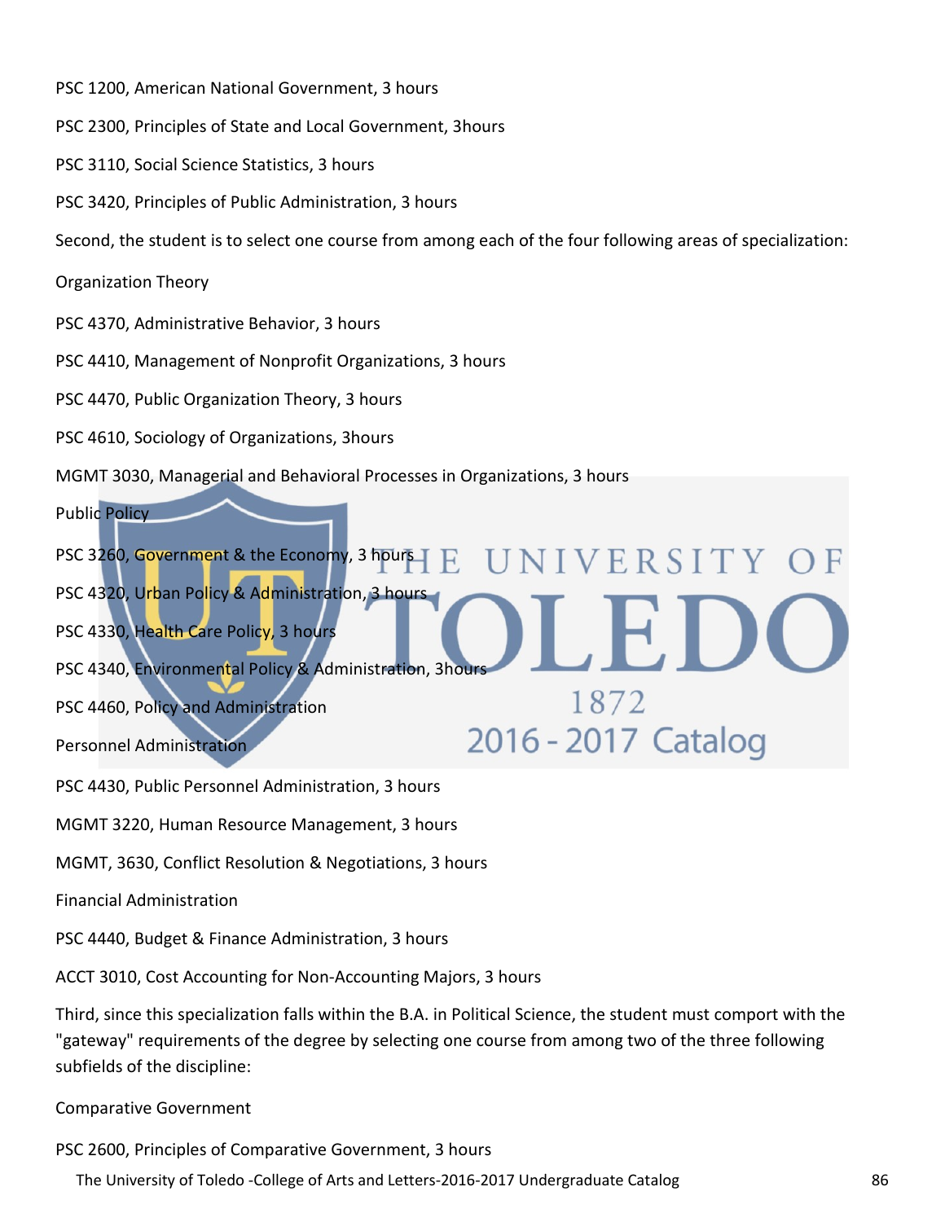PSC 1200, American National Government, 3 hours

PSC 2300, Principles of State and Local Government, 3hours

PSC 3110, Social Science Statistics, 3 hours

PSC 3420, Principles of Public Administration, 3 hours

Second, the student is to select one course from among each of the four following areas of specialization:

Organization Theory

PSC 4370, Administrative Behavior, 3 hours

PSC 4410, Management of Nonprofit Organizations, 3 hours

PSC 4470, Public Organization Theory, 3 hours

PSC 4610, Sociology of Organizations, 3hours

MGMT 3030, Managerial and Behavioral Processes in Organizations, 3 hours

Public Policy

PSC 3260, Government & the Economy, 3 hours

PSC 4320, Urban Policy & Administration, 3 hours

PSC 4330, Health Care Policy, 3 hours

PSC 4340, Environmental Policy & Administration, 3hours

PSC 4460, Policy and Administration

Personnel Administration

PSC 4430, Public Personnel Administration, 3 hours

MGMT 3220, Human Resource Management, 3 hours

MGMT, 3630, Conflict Resolution & Negotiations, 3 hours

Financial Administration

PSC 4440, Budget & Finance Administration, 3 hours

ACCT 3010, Cost Accounting for Non-Accounting Majors, 3 hours

Third, since this specialization falls within the B.A. in Political Science, the student must comport with the "gateway" requirements of the degree by selecting one course from among two of the three following subfields of the discipline:

Comparative Government

PSC 2600, Principles of Comparative Government, 3 hours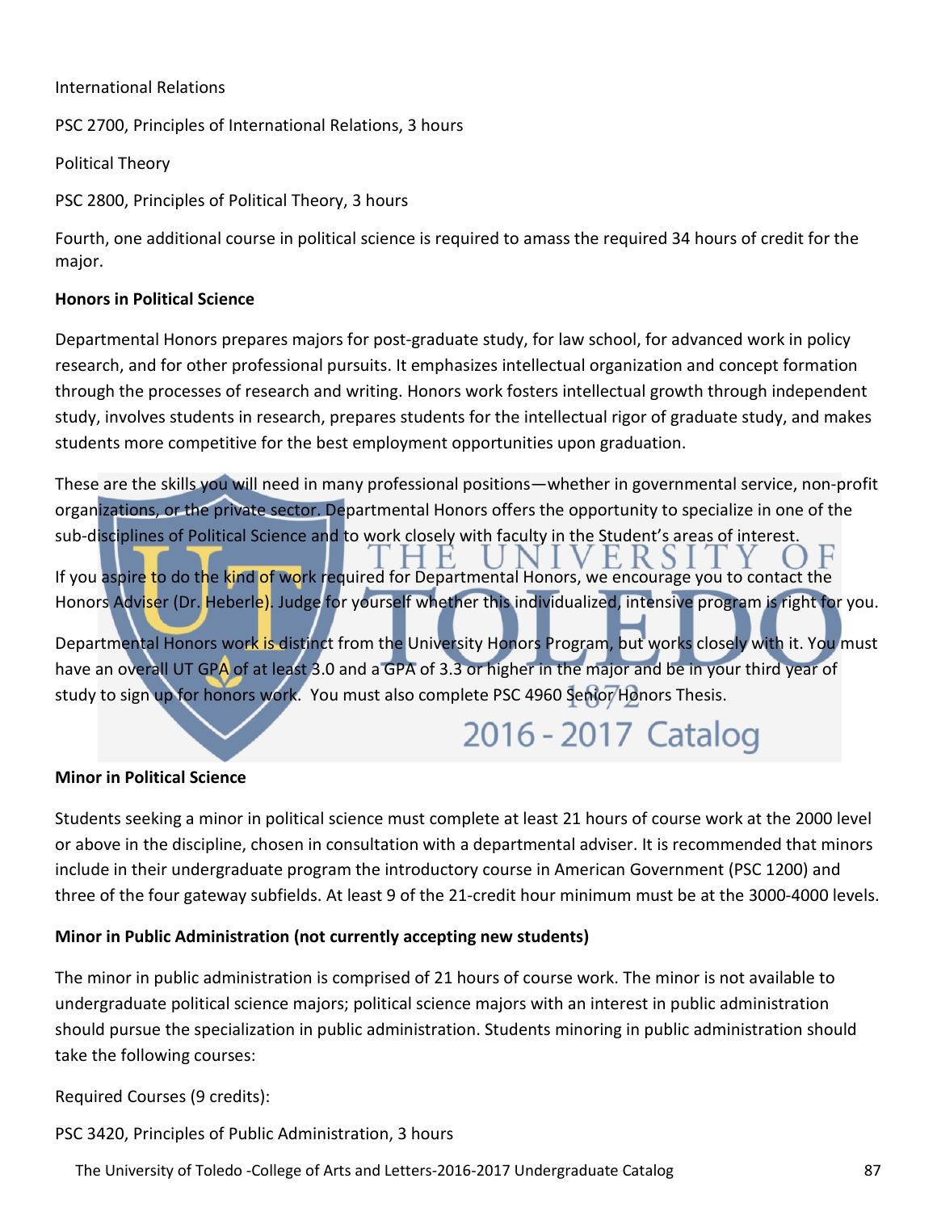International Relations

PSC 2700, Principles of International Relations, 3 hours

Political Theory

PSC 2800, Principles of Political Theory, 3 hours

Fourth, one additional course in political science is required to amass the required 34 hours of credit for the major.

**Honors in Political Science**

Departmental Honors prepares majors for post-graduate study, for law school, for advanced work in policy research, and for other professional pursuits. It emphasizes intellectual organization and concept formation through the processes of research and writing. Honors work fosters intellectual growth through independent study, involves students in research, prepares students for the intellectual rigor of graduate study, and makes students more competitive for the best employment opportunities upon graduation.

These are the skills you will need in many professional positions—whether in governmental service, non-profit organizations, or the private sector. Departmental Honors offers the opportunity to specialize in one of the sub-disciplines of Political Science and to work closely with faculty in the Student's areas of interest.

If you aspire to do the kind of work required for Departmental Honors, we encourage you to contact the Honors Adviser (Dr. Heberle). Judge for yourself whether this individualized, intensive program is right for you.

Departmental Honors work is distinct from the University Honors Program, but works closely with it. You must have an overall UT GPA of at least 3.0 and a GPA of 3.3 or higher in the major and be in your third year of study to sign up for honors work. You must also complete PSC 4960 Senior Honors Thesis.

**Minor in Political Science**

Students seeking a minor in political science must complete at least 21 hours of course work at the 2000 level or above in the discipline, chosen in consultation with a departmental adviser. It is recommended that minors include in their undergraduate program the introductory course in American Government (PSC 1200) and three of the four gateway subfields. At least 9 of the 21-credit hour minimum must be at the 3000-4000 levels.

**Minor in Public Administration (not currently accepting new students)**

The minor in public administration is comprised of 21 hours of course work. The minor is not available to undergraduate political science majors; political science majors with an interest in public administration should pursue the specialization in public administration. Students minoring in public administration should take the following courses:

Required Courses (9 credits):

PSC 3420, Principles of Public Administration, 3 hours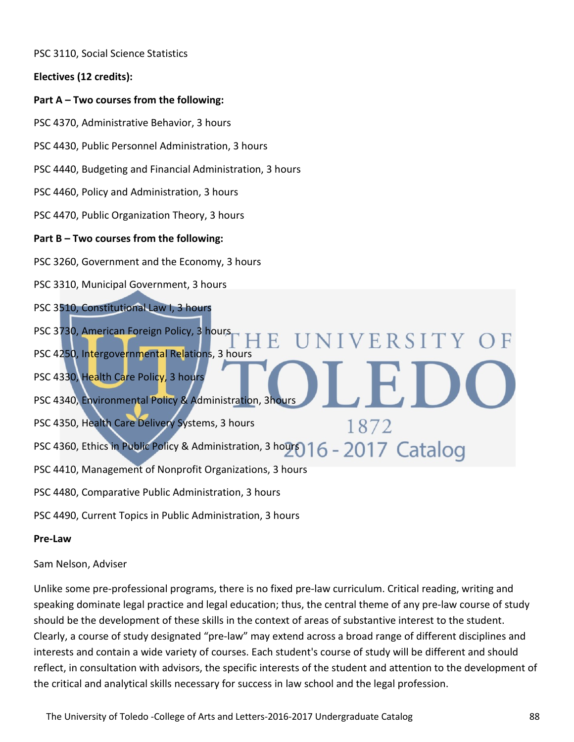PSC 3110, Social Science Statistics

**Electives (12 credits):**

**Part A – Two courses from the following:**

PSC 4370, Administrative Behavior, 3 hours

PSC 4430, Public Personnel Administration, 3 hours

PSC 4440, Budgeting and Financial Administration, 3 hours

PSC 4460, Policy and Administration, 3 hours

PSC 4470, Public Organization Theory, 3 hours

**Part B – Two courses from the following:**

PSC 3260, Government and the Economy, 3 hours

PSC 3310, Municipal Government, 3 hours

PSC 3510, Constitutional Law I, 3 hours

PSC 3730, American Foreign Policy, 3 hours

PSC 4250, Intergovernmental Relations, 3 hours

PSC 4330, Health Care Policy, 3 hours

PSC 4340, Environmental Policy & Administration, 3hours

PSC 4350, Health Care Delivery Systems, 3 hours

PSC 4360, Ethics in Public Policy & Administration, 3 hours

PSC 4410, Management of Nonprofit Organizations, 3 hours

PSC 4480, Comparative Public Administration, 3 hours

PSC 4490, Current Topics in Public Administration, 3 hours

**Pre-Law**

Sam Nelson, Adviser

Unlike some pre-professional programs, there is no fixed pre-law curriculum. Critical reading, writing and speaking dominate legal practice and legal education; thus, the central theme of any pre-law course of study should be the development of these skills in the context of areas of substantive interest to the student. Clearly, a course of study designated "pre-law" may extend across a broad range of different disciplines and interests and contain a wide variety of courses. Each student's course of study will be different and should reflect, in consultation with advisors, the specific interests of the student and attention to the development of the critical and analytical skills necessary for success in law school and the legal profession.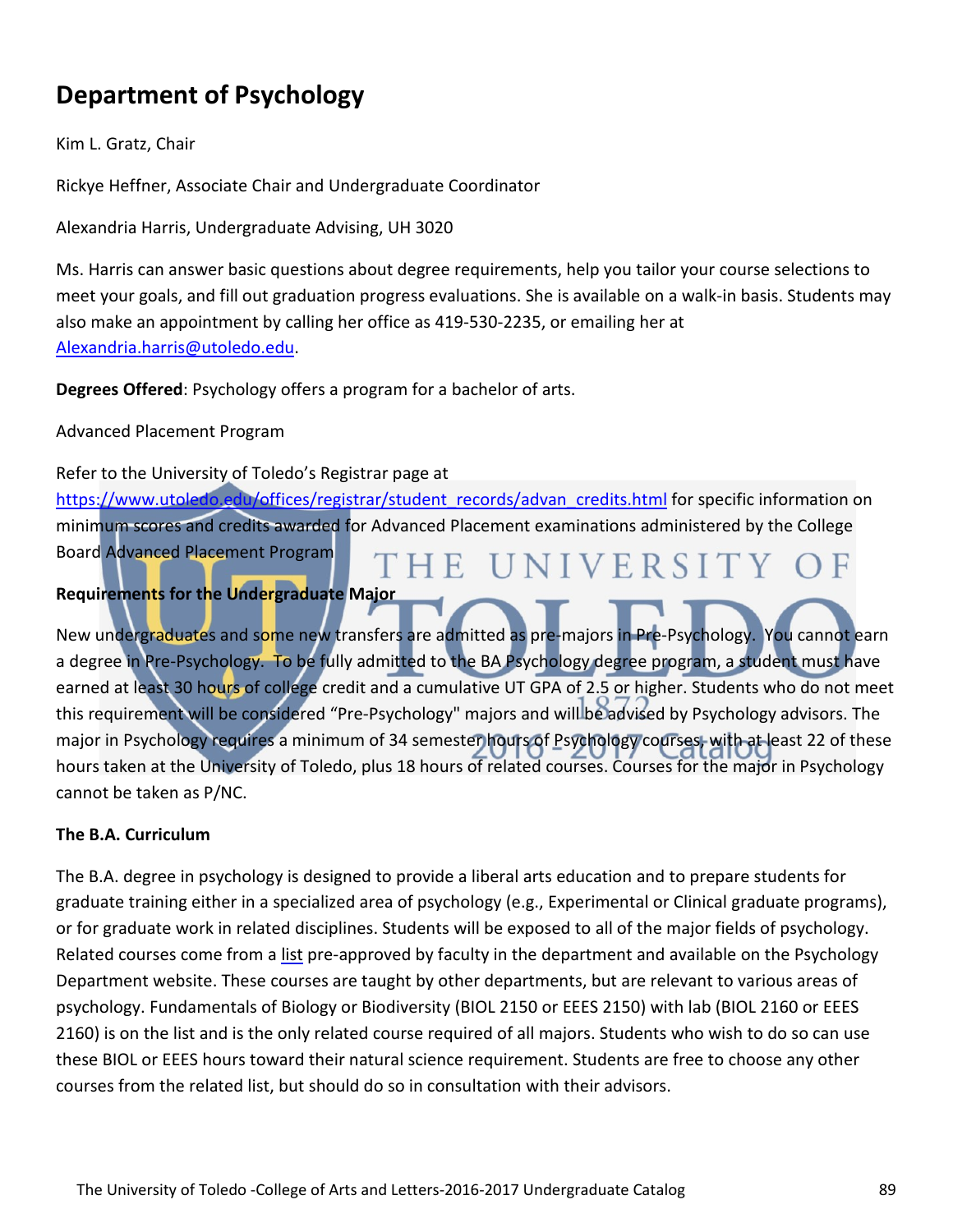# Department of Psychology

Kim L. Gratz, Chair

Rickye Heffner, Associate Chair and Undergraduate Coordinator

Alexandria Harris, Undergraduate Advising, UH 3020

Ms. Harris can answer basic questions about degree requirements, help you tailor your course selections to meet your goals, and fill out graduation progress evaluations. She is available on a walk-in basis. Students may also make an appointment by calling her office as 419-530-2235, or emailing her at Alexandria.harris@utoledo.edu.

**Degrees Offered**: Psychology offers a program for a bachelor of arts.

Advanced Placement Program

Refer to the University of Toledo's Registrar page at https://www.utoledo.edu/offices/registrar/student_records/advan_credits.html for specific information on minimum scores and credits awarded for Advanced Placement examinations administered by the College Board Advanced Placement Program

**Requirements for the Undergraduate Major**

New undergraduates and some new transfers are admitted as pre-majors in Pre-Psychology. You cannot earn a degree in Pre-Psychology. To be fully admitted to the BA Psychology degree program, a student must have earned at least 30 hours of college credit and a cumulative UT GPA of 2.5 or higher. Students who do not meet this requirement will be considered "Pre-Psychology" majors and will be advised by Psychology advisors. The major in Psychology requires a minimum of 34 semester hours of Psychology courses, with at least 22 of these hours taken at the University of Toledo, plus 18 hours of related courses. Courses for the major in Psychology cannot be taken as P/NC.

**The B.A. Curriculum**

The B.A. degree in psychology is designed to provide a liberal arts education and to prepare students for graduate training either in a specialized area of psychology (e.g., Experimental or Clinical graduate programs), or for graduate work in related disciplines. Students will be exposed to all of the major fields of psychology. Related courses come from a list pre-approved by faculty in the department and available on the Psychology Department website. These courses are taught by other departments, but are relevant to various areas of psychology. Fundamentals of Biology or Biodiversity (BIOL 2150 or EEES 2150) with lab (BIOL 2160 or EEES 2160) is on the list and is the only related course required of all majors. Students who wish to do so can use these BIOL or EEES hours toward their natural science requirement. Students are free to choose any other courses from the related list, but should do so in consultation with their advisors.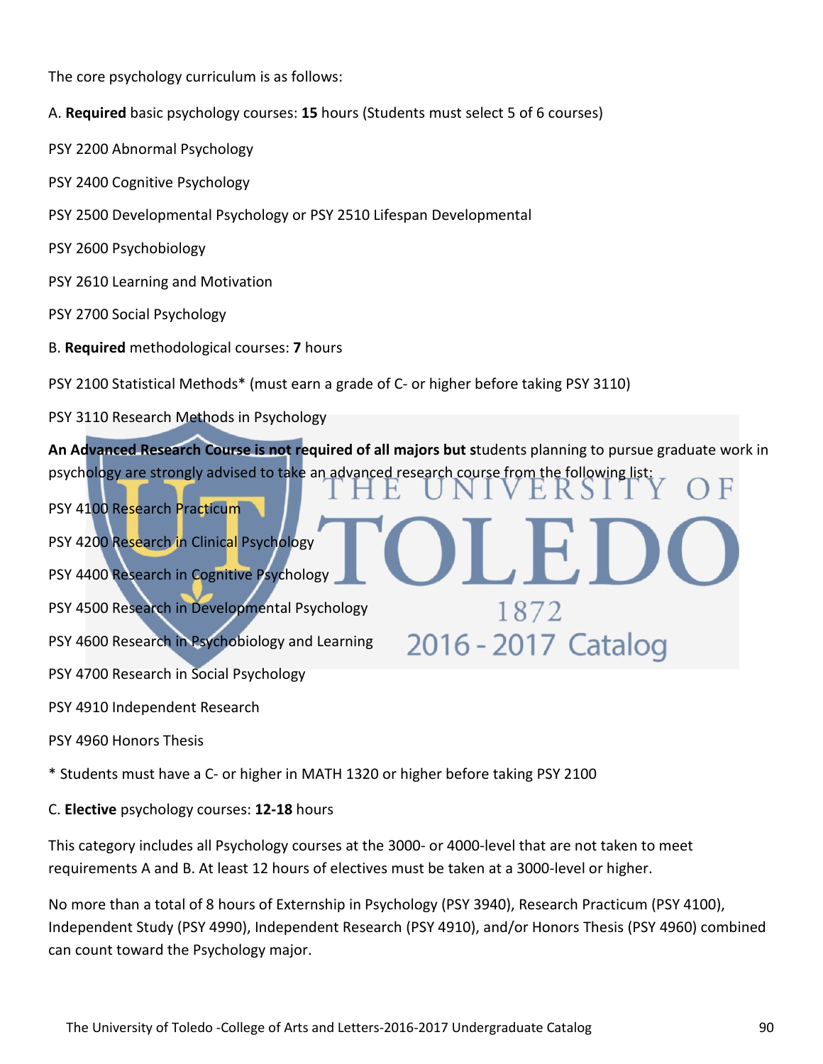The core psychology curriculum is as follows:

A. **Required** basic psychology courses: **15** hours (Students must select 5 of 6 courses)

PSY 2200 Abnormal Psychology

PSY 2400 Cognitive Psychology

PSY 2500 Developmental Psychology or PSY 2510 Lifespan Developmental

PSY 2600 Psychobiology

PSY 2610 Learning and Motivation

PSY 2700 Social Psychology

B. **Required** methodological courses: **7** hours

PSY 2100 Statistical Methods* (must earn a grade of C- or higher before taking PSY 3110)

PSY 3110 Research Methods in Psychology

**An Advanced Research Course is not required of all majors but s**tudents planning to pursue graduate work in psychology are strongly advised to take an advanced research course from the following list:

PSY 4100 Research Practicum

PSY 4200 Research in Clinical Psychology

PSY 4400 Research in Cognitive Psychology

PSY 4500 Research in Developmental Psychology

PSY 4600 Research in Psychobiology and Learning

PSY 4700 Research in Social Psychology

PSY 4910 Independent Research

PSY 4960 Honors Thesis

* Students must have a C- or higher in MATH 1320 or higher before taking PSY 2100

C. **Elective** psychology courses: **12-18** hours

This category includes all Psychology courses at the 3000- or 4000-level that are not taken to meet requirements A and B. At least 12 hours of electives must be taken at a 3000-level or higher.

No more than a total of 8 hours of Externship in Psychology (PSY 3940), Research Practicum (PSY 4100), Independent Study (PSY 4990), Independent Research (PSY 4910), and/or Honors Thesis (PSY 4960) combined can count toward the Psychology major.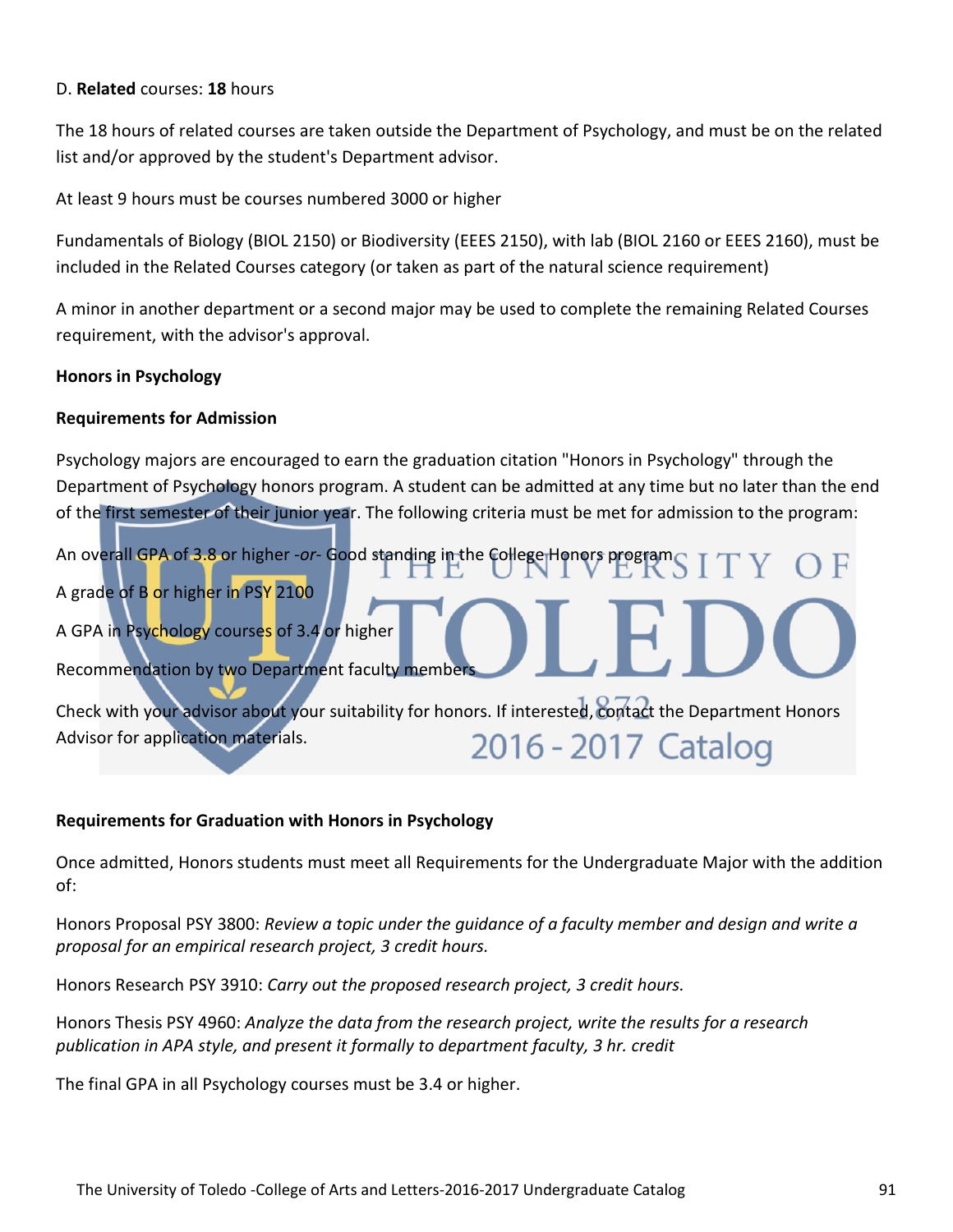D. **Related** courses: **18** hours

The 18 hours of related courses are taken outside the Department of Psychology, and must be on the related list and/or approved by the student's Department advisor.

At least 9 hours must be courses numbered 3000 or higher

Fundamentals of Biology (BIOL 2150) or Biodiversity (EEES 2150), with lab (BIOL 2160 or EEES 2160), must be included in the Related Courses category (or taken as part of the natural science requirement)

A minor in another department or a second major may be used to complete the remaining Related Courses requirement, with the advisor's approval.

**Honors in Psychology**

**Requirements for Admission**

Psychology majors are encouraged to earn the graduation citation "Honors in Psychology" through the Department of Psychology honors program. A student can be admitted at any time but no later than the end of the first semester of their junior year. The following criteria must be met for admission to the program:

An overall GPA of 3.8 or higher *-or-* Good standing in the College Honors program

A grade of B or higher in PSY 2100

A GPA in Psychology courses of 3.4 or higher

Recommendation by two Department faculty members

Check with your advisor about your suitability for honors. If interested, contact the Department Honors Advisor for application materials.

**Requirements for Graduation with Honors in Psychology**

Once admitted, Honors students must meet all Requirements for the Undergraduate Major with the addition of:

Honors Proposal PSY 3800: *Review a topic under the guidance of a faculty member and design and write a proposal for an empirical research project, 3 credit hours.*

Honors Research PSY 3910: *Carry out the proposed research project, 3 credit hours.*

Honors Thesis PSY 4960: *Analyze the data from the research project, write the results for a research publication in APA style, and present it formally to department faculty, 3 hr. credit*

The final GPA in all Psychology courses must be 3.4 or higher.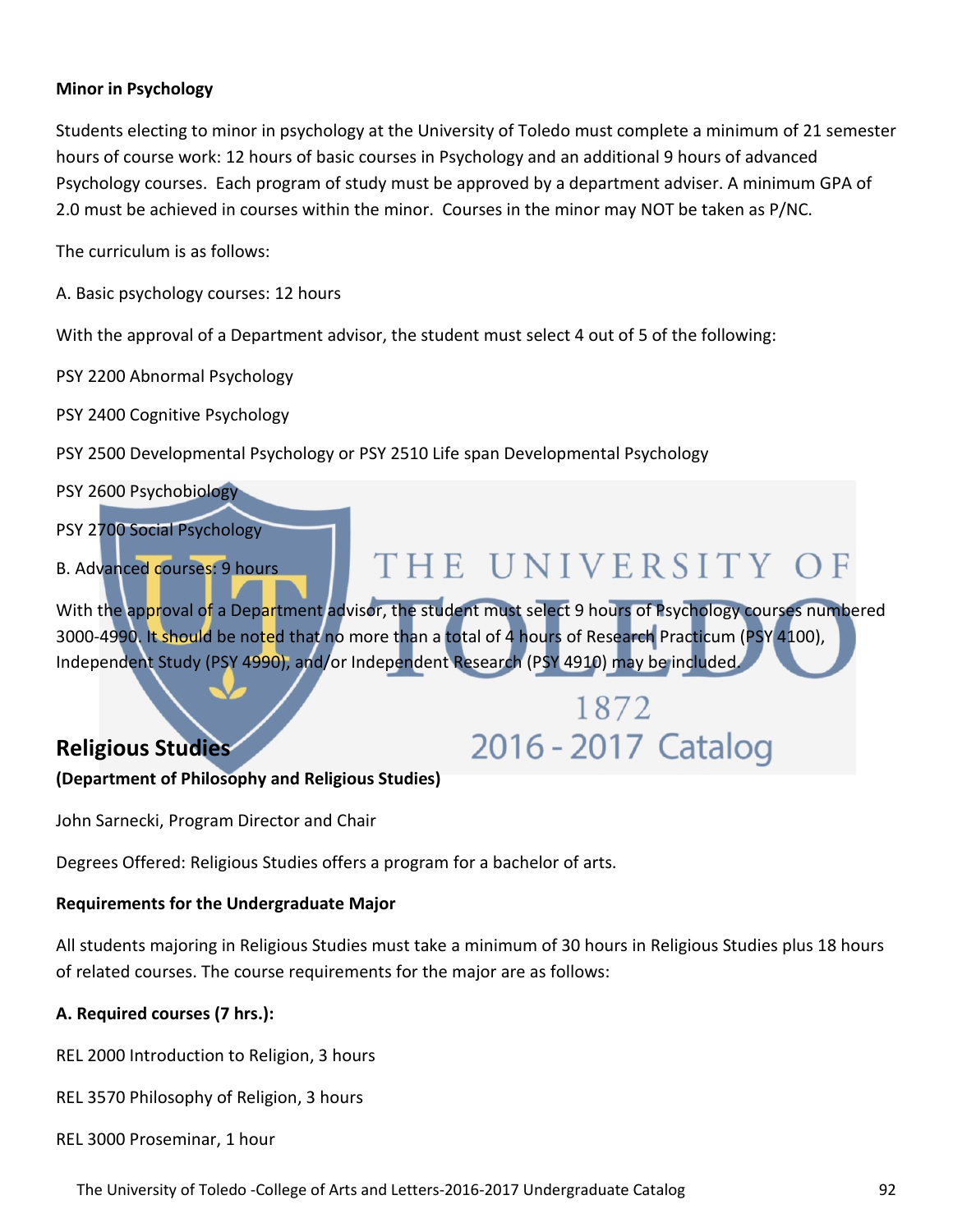**Minor in Psychology**

Students electing to minor in psychology at the University of Toledo must complete a minimum of 21 semester hours of course work: 12 hours of basic courses in Psychology and an additional 9 hours of advanced Psychology courses. Each program of study must be approved by a department adviser. A minimum GPA of 2.0 must be achieved in courses within the minor. Courses in the minor may NOT be taken as P/NC.

The curriculum is as follows:

A. Basic psychology courses: 12 hours

With the approval of a Department advisor, the student must select 4 out of 5 of the following:

PSY 2200 Abnormal Psychology

PSY 2400 Cognitive Psychology

PSY 2500 Developmental Psychology or PSY 2510 Life span Developmental Psychology

PSY 2600 Psychobiology

PSY 2700 Social Psychology

B. Advanced courses: 9 hours

With the approval of a Department advisor, the student must select 9 hours of Psychology courses numbered 3000-4990. It should be noted that no more than a total of 4 hours of Research Practicum (PSY 4100), Independent Study (PSY 4990), and/or Independent Research (PSY 4910) may be included.

## Religious Studies

**(Department of Philosophy and Religious Studies)**

John Sarnecki, Program Director and Chair

Degrees Offered: Religious Studies offers a program for a bachelor of arts.

**Requirements for the Undergraduate Major**

All students majoring in Religious Studies must take a minimum of 30 hours in Religious Studies plus 18 hours of related courses. The course requirements for the major are as follows:

**A. Required courses (7 hrs.):**

REL 2000 Introduction to Religion, 3 hours

REL 3570 Philosophy of Religion, 3 hours

REL 3000 Proseminar, 1 hour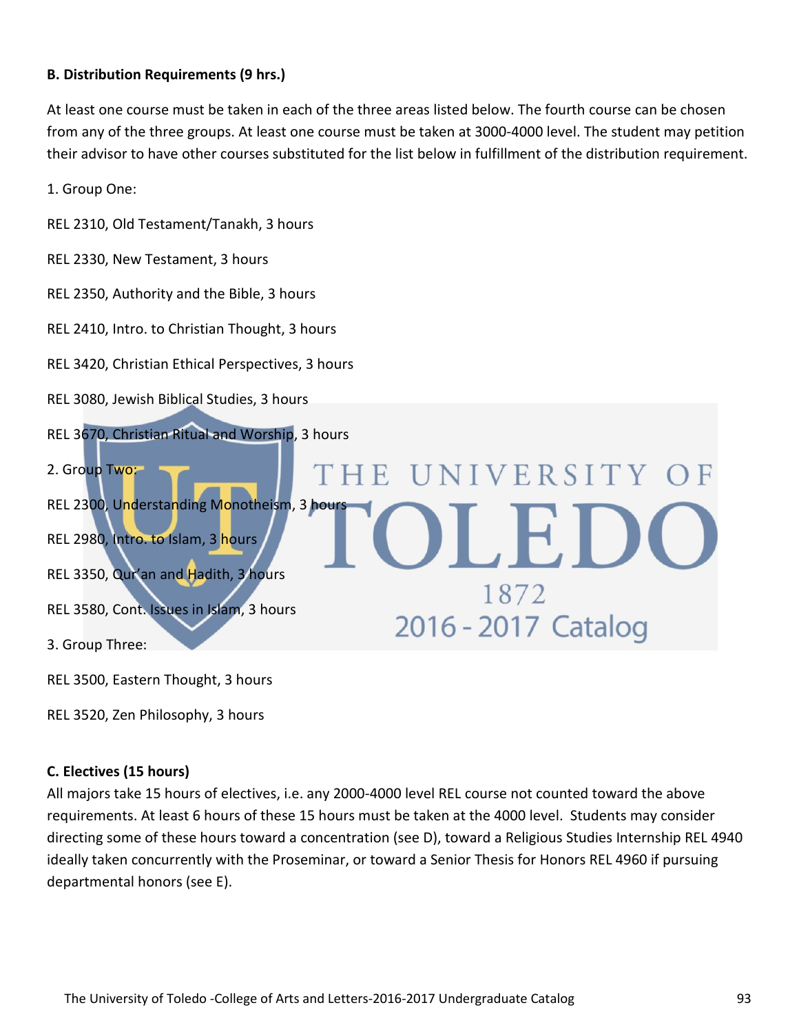**B. Distribution Requirements (9 hrs.)**

At least one course must be taken in each of the three areas listed below. The fourth course can be chosen from any of the three groups. At least one course must be taken at 3000-4000 level. The student may petition their advisor to have other courses substituted for the list below in fulfillment of the distribution requirement.

1. Group One:

REL 2310, Old Testament/Tanakh, 3 hours

REL 2330, New Testament, 3 hours

REL 2350, Authority and the Bible, 3 hours

REL 2410, Intro. to Christian Thought, 3 hours

REL 3420, Christian Ethical Perspectives, 3 hours

REL 3080, Jewish Biblical Studies, 3 hours

REL 3670, Christian Ritual and Worship, 3 hours

2. Group Two:

REL 2300, Understanding Monotheism, 3 hours

REL 2980, Intro. to Islam, 3 hours

REL 3350, Qur'an and Hadith, 3 hours

REL 3580, Cont. Issues in Islam, 3 hours

3. Group Three:

REL 3500, Eastern Thought, 3 hours

REL 3520, Zen Philosophy, 3 hours

**C. Electives (15 hours)**

All majors take 15 hours of electives, i.e. any 2000-4000 level REL course not counted toward the above requirements. At least 6 hours of these 15 hours must be taken at the 4000 level. Students may consider directing some of these hours toward a concentration (see D), toward a Religious Studies Internship REL 4940 ideally taken concurrently with the Proseminar, or toward a Senior Thesis for Honors REL 4960 if pursuing departmental honors (see E).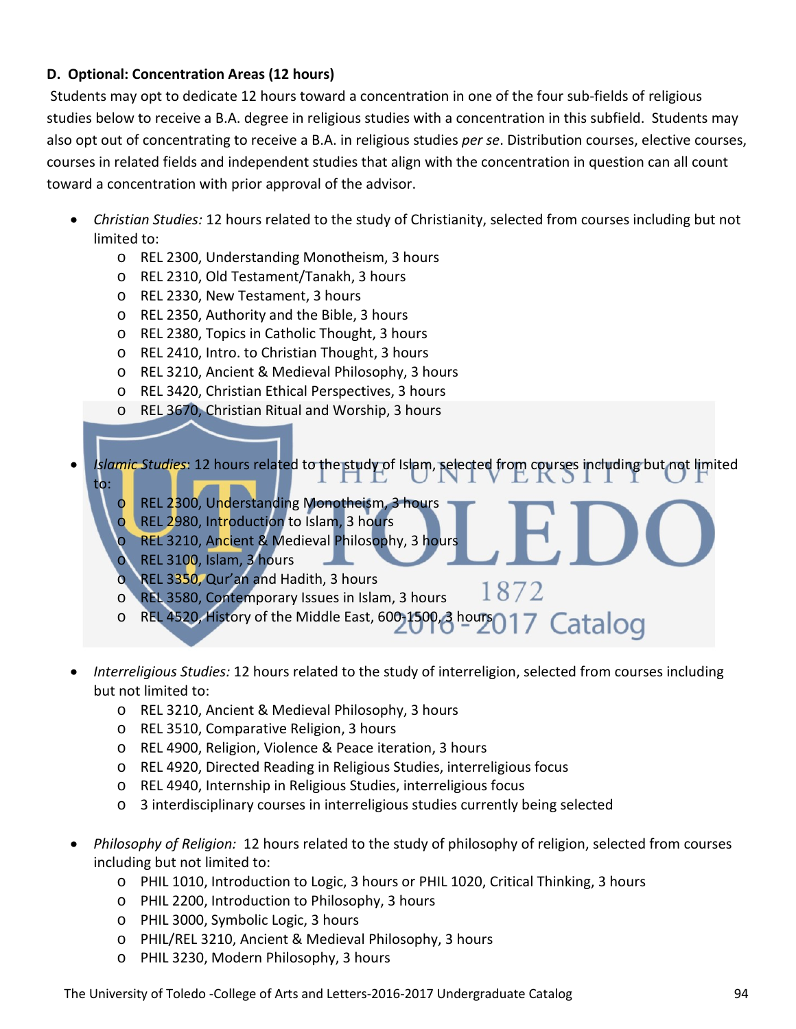**D. Optional: Concentration Areas (12 hours)**

Students may opt to dedicate 12 hours toward a concentration in one of the four sub-fields of religious studies below to receive a B.A. degree in religious studies with a concentration in this subfield. Students may also opt out of concentrating to receive a B.A. in religious studies *per se*. Distribution courses, elective courses, courses in related fields and independent studies that align with the concentration in question can all count toward a concentration with prior approval of the advisor.

- *Christian Studies:* 12 hours related to the study of Christianity, selected from courses including but not limited to:
  - REL 2300, Understanding Monotheism, 3 hours
  - REL 2310, Old Testament/Tanakh, 3 hours
  - REL 2330, New Testament, 3 hours
  - REL 2350, Authority and the Bible, 3 hours
  - REL 2380, Topics in Catholic Thought, 3 hours
  - REL 2410, Intro. to Christian Thought, 3 hours
  - REL 3210, Ancient & Medieval Philosophy, 3 hours
  - REL 3420, Christian Ethical Perspectives, 3 hours
  - REL 3670, Christian Ritual and Worship, 3 hours

- *Islamic Studies*: 12 hours related to the study of Islam, selected from courses including but not limited to:
  - REL 2300, Understanding Monotheism, 3 hours
  - REL 2980, Introduction to Islam, 3 hours
  - REL 3210, Ancient & Medieval Philosophy, 3 hours
  - REL 3100, Islam, 3 hours
  - REL 3350, Qur'an and Hadith, 3 hours
  - REL 3580, Contemporary Issues in Islam, 3 hours
  - REL 4520, History of the Middle East, 600-1500, 3 hours

- *Interreligious Studies:* 12 hours related to the study of interreligion, selected from courses including but not limited to:
  - REL 3210, Ancient & Medieval Philosophy, 3 hours
  - REL 3510, Comparative Religion, 3 hours
  - REL 4900, Religion, Violence & Peace iteration, 3 hours
  - REL 4920, Directed Reading in Religious Studies, interreligious focus
  - REL 4940, Internship in Religious Studies, interreligious focus
  - 3 interdisciplinary courses in interreligious studies currently being selected

- *Philosophy of Religion:* 12 hours related to the study of philosophy of religion, selected from courses including but not limited to:
  - PHIL 1010, Introduction to Logic, 3 hours or PHIL 1020, Critical Thinking, 3 hours
  - PHIL 2200, Introduction to Philosophy, 3 hours
  - PHIL 3000, Symbolic Logic, 3 hours
  - PHIL/REL 3210, Ancient & Medieval Philosophy, 3 hours
  - PHIL 3230, Modern Philosophy, 3 hours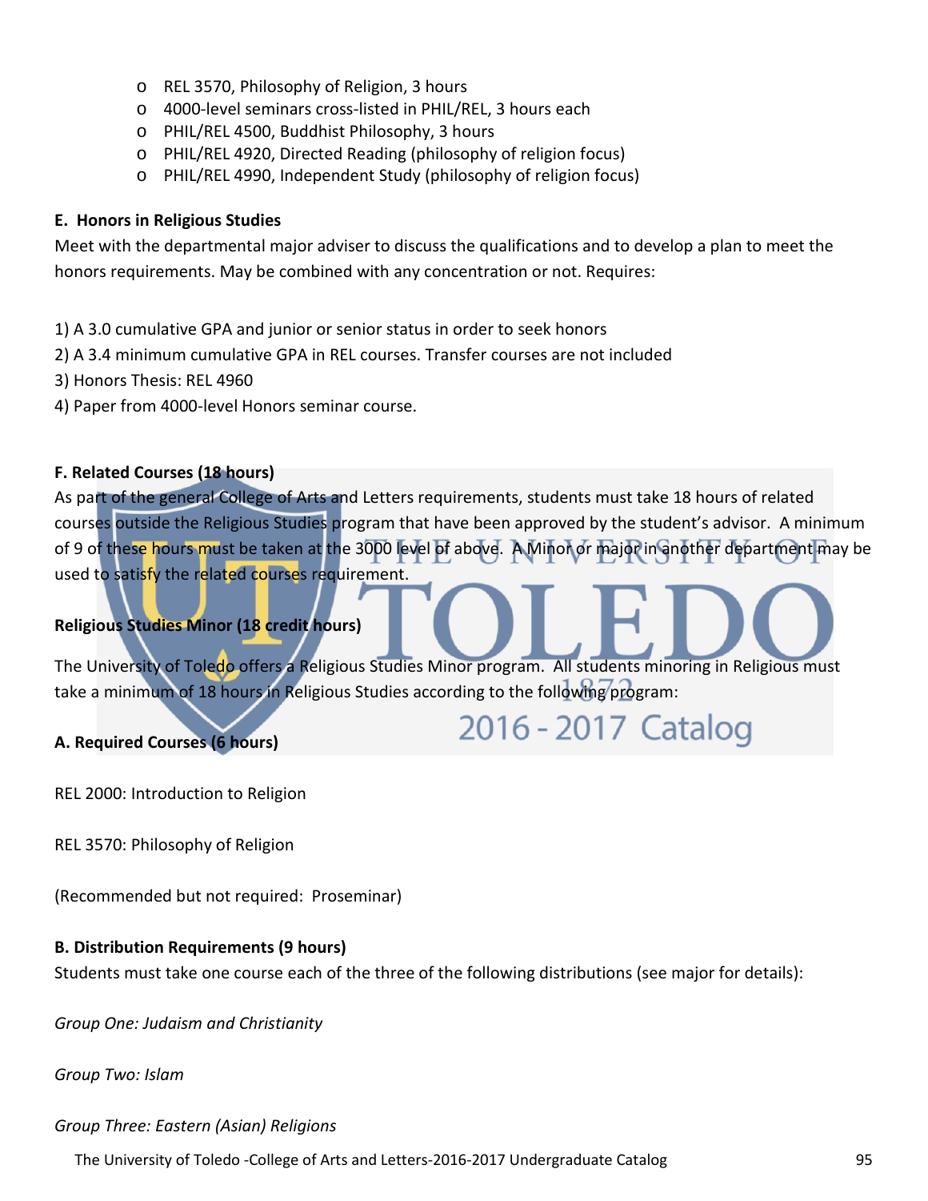- REL 3570, Philosophy of Religion, 3 hours
- 4000-level seminars cross-listed in PHIL/REL, 3 hours each
- PHIL/REL 4500, Buddhist Philosophy, 3 hours
- PHIL/REL 4920, Directed Reading (philosophy of religion focus)
- PHIL/REL 4990, Independent Study (philosophy of religion focus)

**E. Honors in Religious Studies**

Meet with the departmental major adviser to discuss the qualifications and to develop a plan to meet the honors requirements. May be combined with any concentration or not. Requires:

1) A 3.0 cumulative GPA and junior or senior status in order to seek honors
2) A 3.4 minimum cumulative GPA in REL courses. Transfer courses are not included
3) Honors Thesis: REL 4960
4) Paper from 4000-level Honors seminar course.

**F. Related Courses (18 hours)**

As part of the general College of Arts and Letters requirements, students must take 18 hours of related courses outside the Religious Studies program that have been approved by the student's advisor. A minimum of 9 of these hours must be taken at the 3000 level of above. A Minor or major in another department may be used to satisfy the related courses requirement.

**Religious Studies Minor (18 credit hours)**

The University of Toledo offers a Religious Studies Minor program. All students minoring in Religious must take a minimum of 18 hours in Religious Studies according to the following program:

**A. Required Courses (6 hours)**

REL 2000: Introduction to Religion

REL 3570: Philosophy of Religion

(Recommended but not required: Proseminar)

**B. Distribution Requirements (9 hours)**

Students must take one course each of the three of the following distributions (see major for details):

*Group One: Judaism and Christianity*

*Group Two: Islam*

*Group Three: Eastern (Asian) Religions*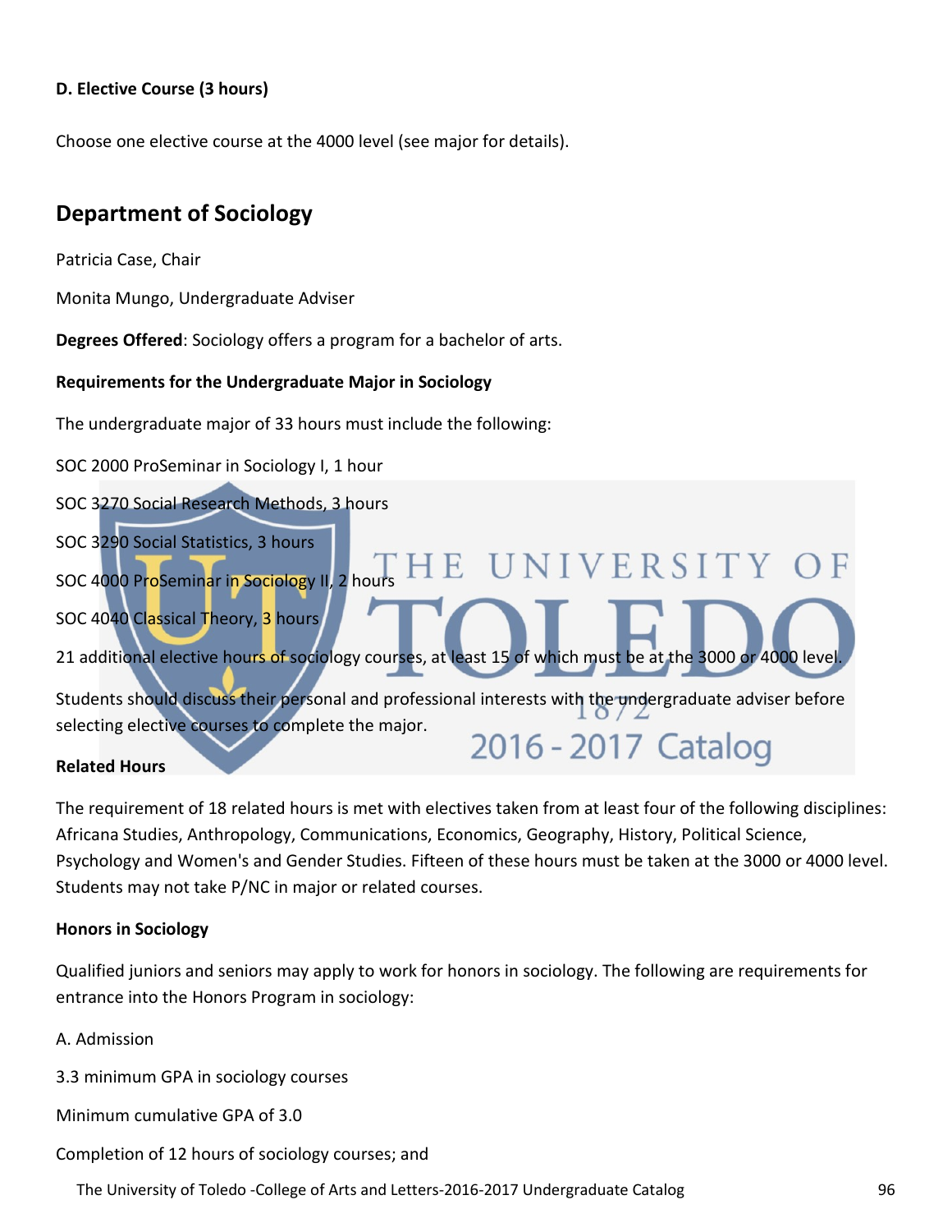**D. Elective Course (3 hours)**

Choose one elective course at the 4000 level (see major for details).

## Department of Sociology

Patricia Case, Chair

Monita Mungo, Undergraduate Adviser

**Degrees Offered**: Sociology offers a program for a bachelor of arts.

**Requirements for the Undergraduate Major in Sociology**

The undergraduate major of 33 hours must include the following:

SOC 2000 ProSeminar in Sociology I, 1 hour

SOC 3270 Social Research Methods, 3 hours

SOC 3290 Social Statistics, 3 hours

SOC 4000 ProSeminar in Sociology II, 2 hours

SOC 4040 Classical Theory, 3 hours

21 additional elective hours of sociology courses, at least 15 of which must be at the 3000 or 4000 level.

Students should discuss their personal and professional interests with the undergraduate adviser before selecting elective courses to complete the major.

**Related Hours**

The requirement of 18 related hours is met with electives taken from at least four of the following disciplines: Africana Studies, Anthropology, Communications, Economics, Geography, History, Political Science, Psychology and Women's and Gender Studies. Fifteen of these hours must be taken at the 3000 or 4000 level. Students may not take P/NC in major or related courses.

**Honors in Sociology**

Qualified juniors and seniors may apply to work for honors in sociology. The following are requirements for entrance into the Honors Program in sociology:

A. Admission

3.3 minimum GPA in sociology courses

Minimum cumulative GPA of 3.0

Completion of 12 hours of sociology courses; and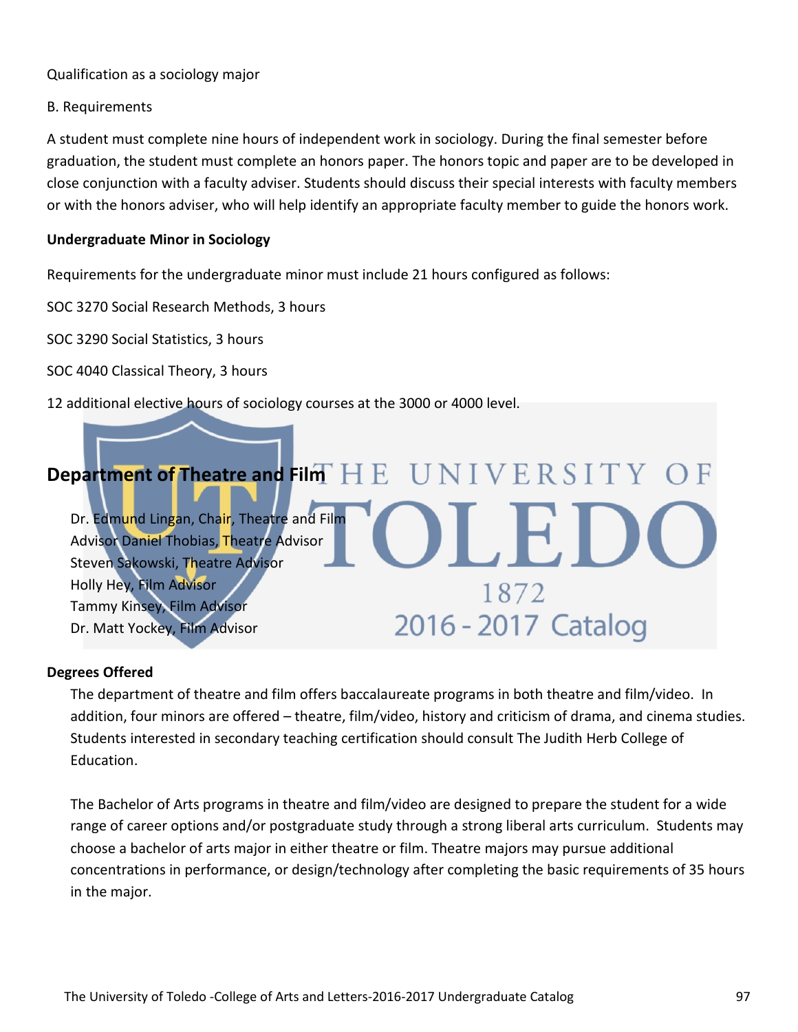Qualification as a sociology major

B. Requirements

A student must complete nine hours of independent work in sociology. During the final semester before graduation, the student must complete an honors paper. The honors topic and paper are to be developed in close conjunction with a faculty adviser. Students should discuss their special interests with faculty members or with the honors adviser, who will help identify an appropriate faculty member to guide the honors work.

**Undergraduate Minor in Sociology**

Requirements for the undergraduate minor must include 21 hours configured as follows:

SOC 3270 Social Research Methods, 3 hours

SOC 3290 Social Statistics, 3 hours

SOC 4040 Classical Theory, 3 hours

12 additional elective hours of sociology courses at the 3000 or 4000 level.

## Department of Theatre and Film

Dr. Edmund Lingan, Chair, Theatre and Film
Advisor Daniel Thobias, Theatre Advisor
Steven Sakowski, Theatre Advisor
Holly Hey, Film Advisor
Tammy Kinsey, Film Advisor
Dr. Matt Yockey, Film Advisor

**Degrees Offered**

The department of theatre and film offers baccalaureate programs in both theatre and film/video. In addition, four minors are offered – theatre, film/video, history and criticism of drama, and cinema studies. Students interested in secondary teaching certification should consult The Judith Herb College of Education.

The Bachelor of Arts programs in theatre and film/video are designed to prepare the student for a wide range of career options and/or postgraduate study through a strong liberal arts curriculum. Students may choose a bachelor of arts major in either theatre or film. Theatre majors may pursue additional concentrations in performance, or design/technology after completing the basic requirements of 35 hours in the major.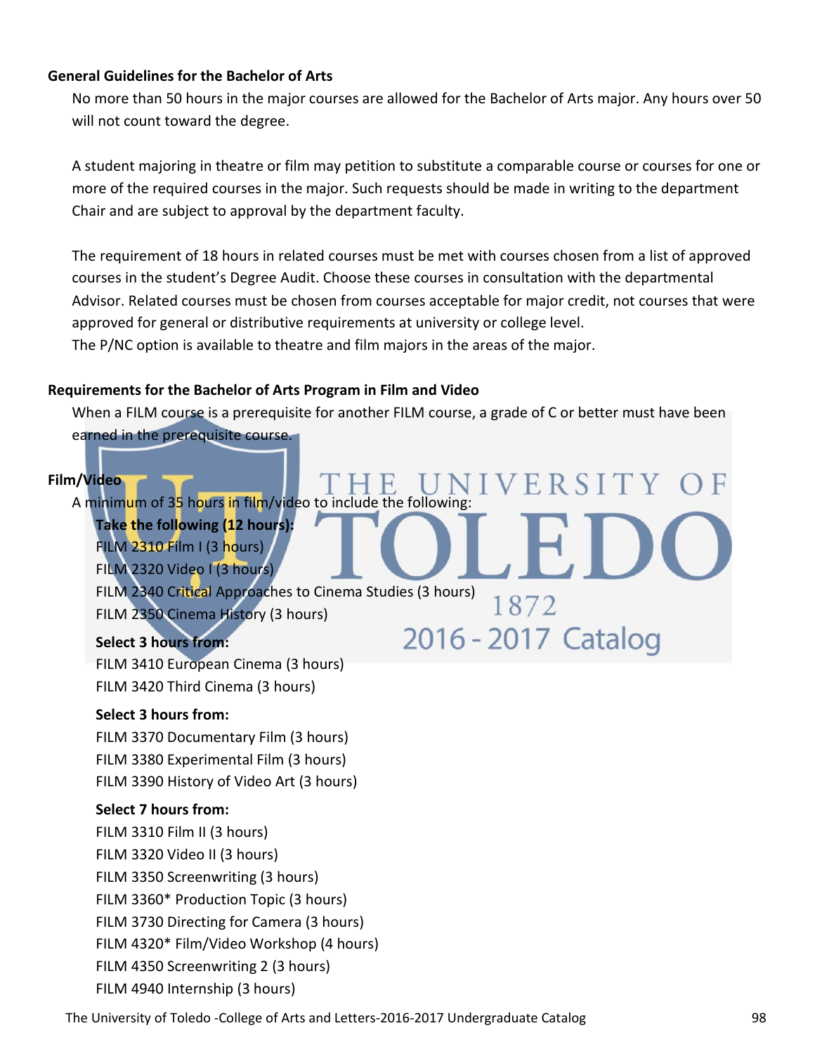## General Guidelines for the Bachelor of Arts

No more than 50 hours in the major courses are allowed for the Bachelor of Arts major. Any hours over 50 will not count toward the degree.

A student majoring in theatre or film may petition to substitute a comparable course or courses for one or more of the required courses in the major. Such requests should be made in writing to the department Chair and are subject to approval by the department faculty.

The requirement of 18 hours in related courses must be met with courses chosen from a list of approved courses in the student's Degree Audit. Choose these courses in consultation with the departmental Advisor. Related courses must be chosen from courses acceptable for major credit, not courses that were approved for general or distributive requirements at university or college level.
The P/NC option is available to theatre and film majors in the areas of the major.

## Requirements for the Bachelor of Arts Program in Film and Video

When a FILM course is a prerequisite for another FILM course, a grade of C or better must have been earned in the prerequisite course.

### Film/Video

A minimum of 35 hours in film/video to include the following:

**Take the following (12 hours):**
FILM 2310 Film I (3 hours)
FILM 2320 Video I (3 hours)
FILM 2340 Critical Approaches to Cinema Studies (3 hours)
FILM 2350 Cinema History (3 hours)

**Select 3 hours from:**
FILM 3410 European Cinema (3 hours)
FILM 3420 Third Cinema (3 hours)

**Select 3 hours from:**
FILM 3370 Documentary Film (3 hours)
FILM 3380 Experimental Film (3 hours)
FILM 3390 History of Video Art (3 hours)

**Select 7 hours from:**
FILM 3310 Film II (3 hours)
FILM 3320 Video II (3 hours)
FILM 3350 Screenwriting (3 hours)
FILM 3360* Production Topic (3 hours)
FILM 3730 Directing for Camera (3 hours)
FILM 4320* Film/Video Workshop (4 hours)
FILM 4350 Screenwriting 2 (3 hours)
FILM 4940 Internship (3 hours)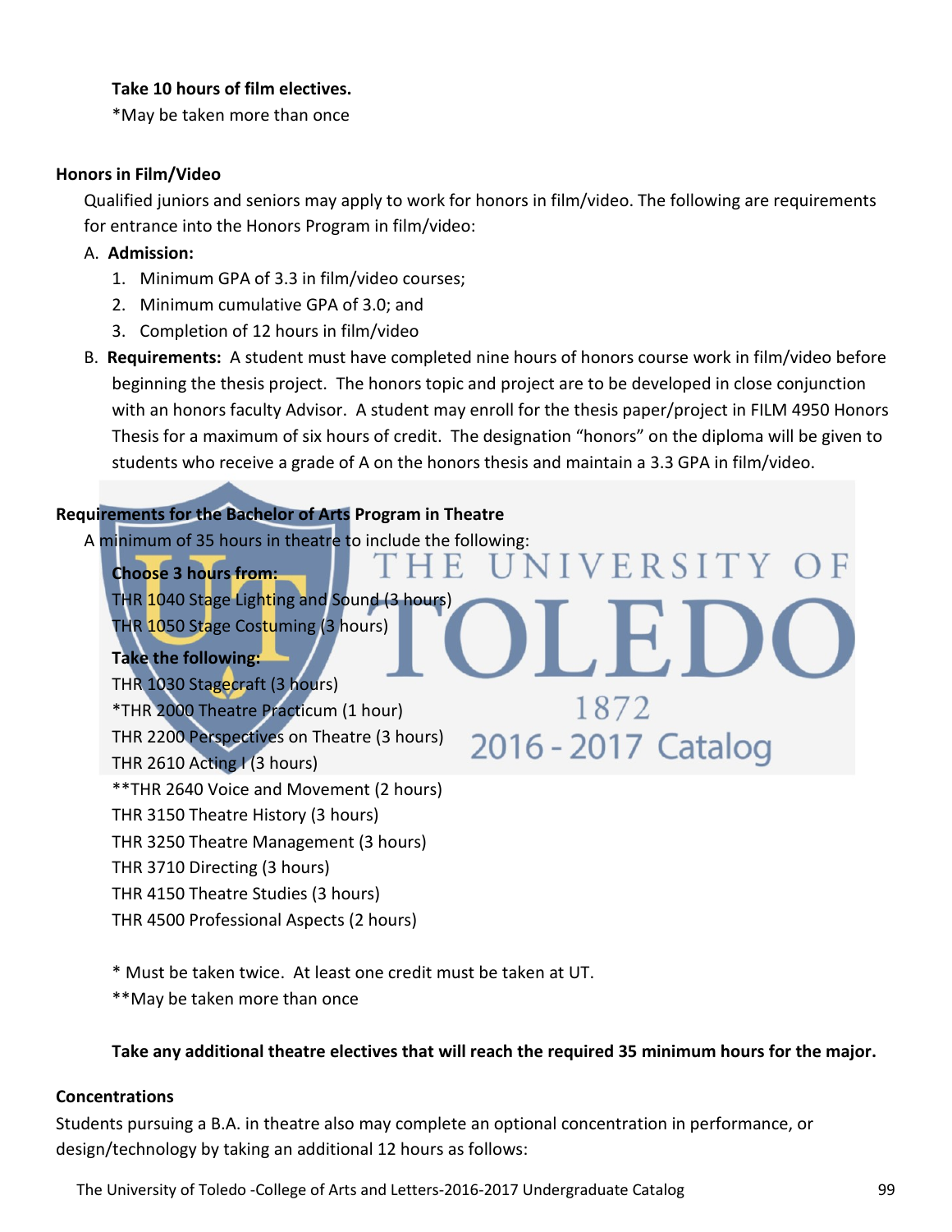**Take 10 hours of film electives.**

*May be taken more than once

**Honors in Film/Video**

Qualified juniors and seniors may apply to work for honors in film/video. The following are requirements for entrance into the Honors Program in film/video:

A. **Admission:**
   1. Minimum GPA of 3.3 in film/video courses;
   2. Minimum cumulative GPA of 3.0; and
   3. Completion of 12 hours in film/video

B. **Requirements:** A student must have completed nine hours of honors course work in film/video before beginning the thesis project. The honors topic and project are to be developed in close conjunction with an honors faculty Advisor. A student may enroll for the thesis paper/project in FILM 4950 Honors Thesis for a maximum of six hours of credit. The designation "honors" on the diploma will be given to students who receive a grade of A on the honors thesis and maintain a 3.3 GPA in film/video.

**Requirements for the Bachelor of Arts Program in Theatre**

A minimum of 35 hours in theatre to include the following:

**Choose 3 hours from:**
THR 1040 Stage Lighting and Sound (3 hours)
THR 1050 Stage Costuming (3 hours)

**Take the following:**
THR 1030 Stagecraft (3 hours)
*THR 2000 Theatre Practicum (1 hour)
THR 2200 Perspectives on Theatre (3 hours)
THR 2610 Acting I (3 hours)
**THR 2640 Voice and Movement (2 hours)
THR 3150 Theatre History (3 hours)
THR 3250 Theatre Management (3 hours)
THR 3710 Directing (3 hours)
THR 4150 Theatre Studies (3 hours)
THR 4500 Professional Aspects (2 hours)

* Must be taken twice. At least one credit must be taken at UT.
**May be taken more than once

**Take any additional theatre electives that will reach the required 35 minimum hours for the major.**

**Concentrations**

Students pursuing a B.A. in theatre also may complete an optional concentration in performance, or design/technology by taking an additional 12 hours as follows: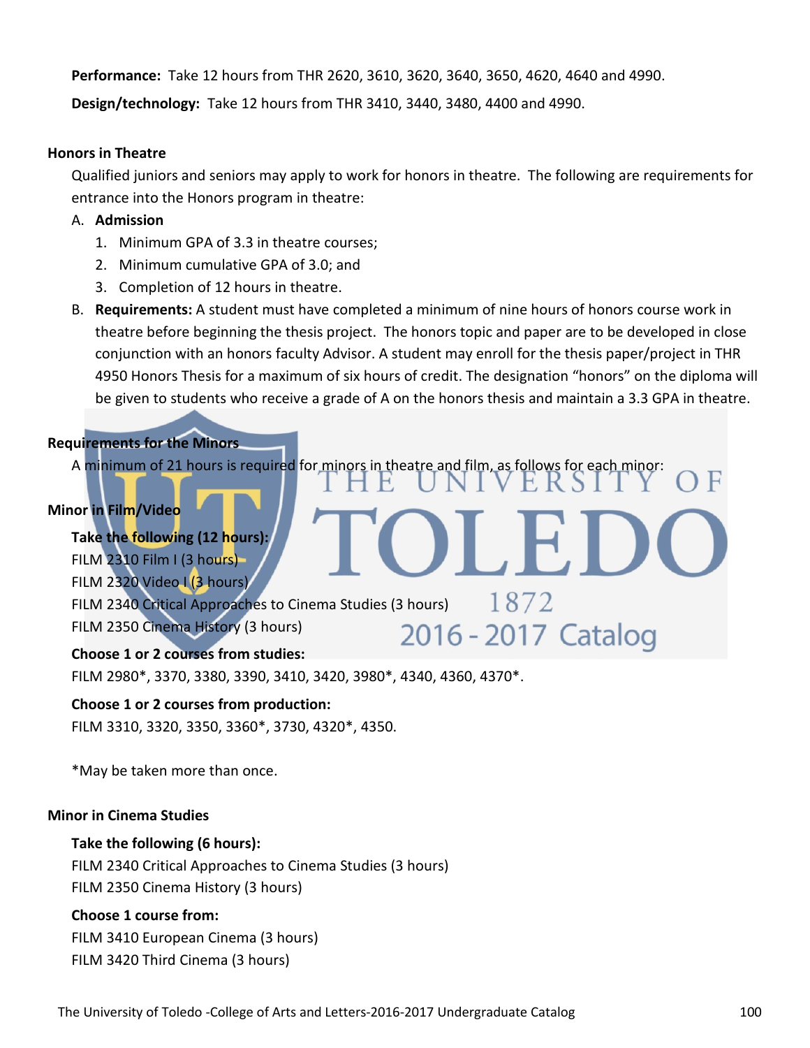**Performance:** Take 12 hours from THR 2620, 3610, 3620, 3640, 3650, 4620, 4640 and 4990.

**Design/technology:** Take 12 hours from THR 3410, 3440, 3480, 4400 and 4990.

### Honors in Theatre

Qualified juniors and seniors may apply to work for honors in theatre. The following are requirements for entrance into the Honors program in theatre:

A. **Admission**
   1. Minimum GPA of 3.3 in theatre courses;
   2. Minimum cumulative GPA of 3.0; and
   3. Completion of 12 hours in theatre.

B. **Requirements:** A student must have completed a minimum of nine hours of honors course work in theatre before beginning the thesis project. The honors topic and paper are to be developed in close conjunction with an honors faculty Advisor. A student may enroll for the thesis paper/project in THR 4950 Honors Thesis for a maximum of six hours of credit. The designation "honors" on the diploma will be given to students who receive a grade of A on the honors thesis and maintain a 3.3 GPA in theatre.

### Requirements for the Minors

A minimum of 21 hours is required for minors in theatre and film, as follows for each minor:

### Minor in Film/Video

**Take the following (12 hours):**

FILM 2310 Film I (3 hours)
FILM 2320 Video I (3 hours)
FILM 2340 Critical Approaches to Cinema Studies (3 hours)
FILM 2350 Cinema History (3 hours)

**Choose 1 or 2 courses from studies:**

FILM 2980*, 3370, 3380, 3390, 3410, 3420, 3980*, 4340, 4360, 4370*.

**Choose 1 or 2 courses from production:**

FILM 3310, 3320, 3350, 3360*, 3730, 4320*, 4350.

*May be taken more than once.

### Minor in Cinema Studies

**Take the following (6 hours):**

FILM 2340 Critical Approaches to Cinema Studies (3 hours)
FILM 2350 Cinema History (3 hours)

**Choose 1 course from:**

FILM 3410 European Cinema (3 hours)
FILM 3420 Third Cinema (3 hours)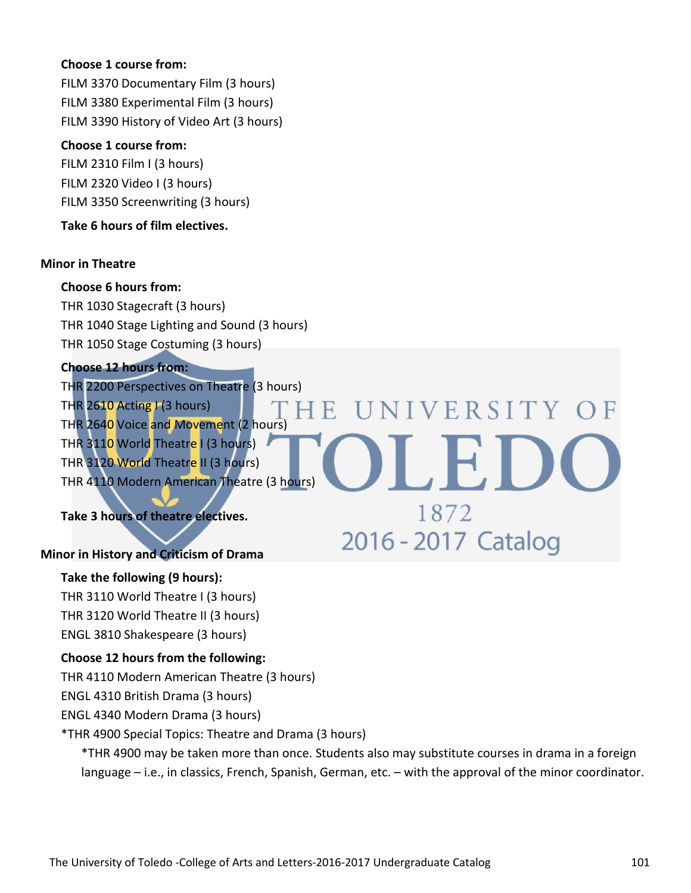**Choose 1 course from:**

FILM 3370 Documentary Film (3 hours)

FILM 3380 Experimental Film (3 hours)

FILM 3390 History of Video Art (3 hours)

**Choose 1 course from:**

FILM 2310 Film I (3 hours)

FILM 2320 Video I (3 hours)

FILM 3350 Screenwriting (3 hours)

**Take 6 hours of film electives.**

### Minor in Theatre

**Choose 6 hours from:**

THR 1030 Stagecraft (3 hours)

THR 1040 Stage Lighting and Sound (3 hours)

THR 1050 Stage Costuming (3 hours)

**Choose 12 hours from:**

THR 2200 Perspectives on Theatre (3 hours)

THR 2610 Acting I (3 hours)

THR 2640 Voice and Movement (2 hours)

THR 3110 World Theatre I (3 hours)

THR 3120 World Theatre II (3 hours)

THR 4110 Modern American Theatre (3 hours)

**Take 3 hours of theatre electives.**

### Minor in History and Criticism of Drama

**Take the following (9 hours):**

THR 3110 World Theatre I (3 hours)

THR 3120 World Theatre II (3 hours)

ENGL 3810 Shakespeare (3 hours)

**Choose 12 hours from the following:**

THR 4110 Modern American Theatre (3 hours)

ENGL 4310 British Drama (3 hours)

ENGL 4340 Modern Drama (3 hours)

*THR 4900 Special Topics: Theatre and Drama (3 hours)

*THR 4900 may be taken more than once. Students also may substitute courses in drama in a foreign language – i.e., in classics, French, Spanish, German, etc. – with the approval of the minor coordinator.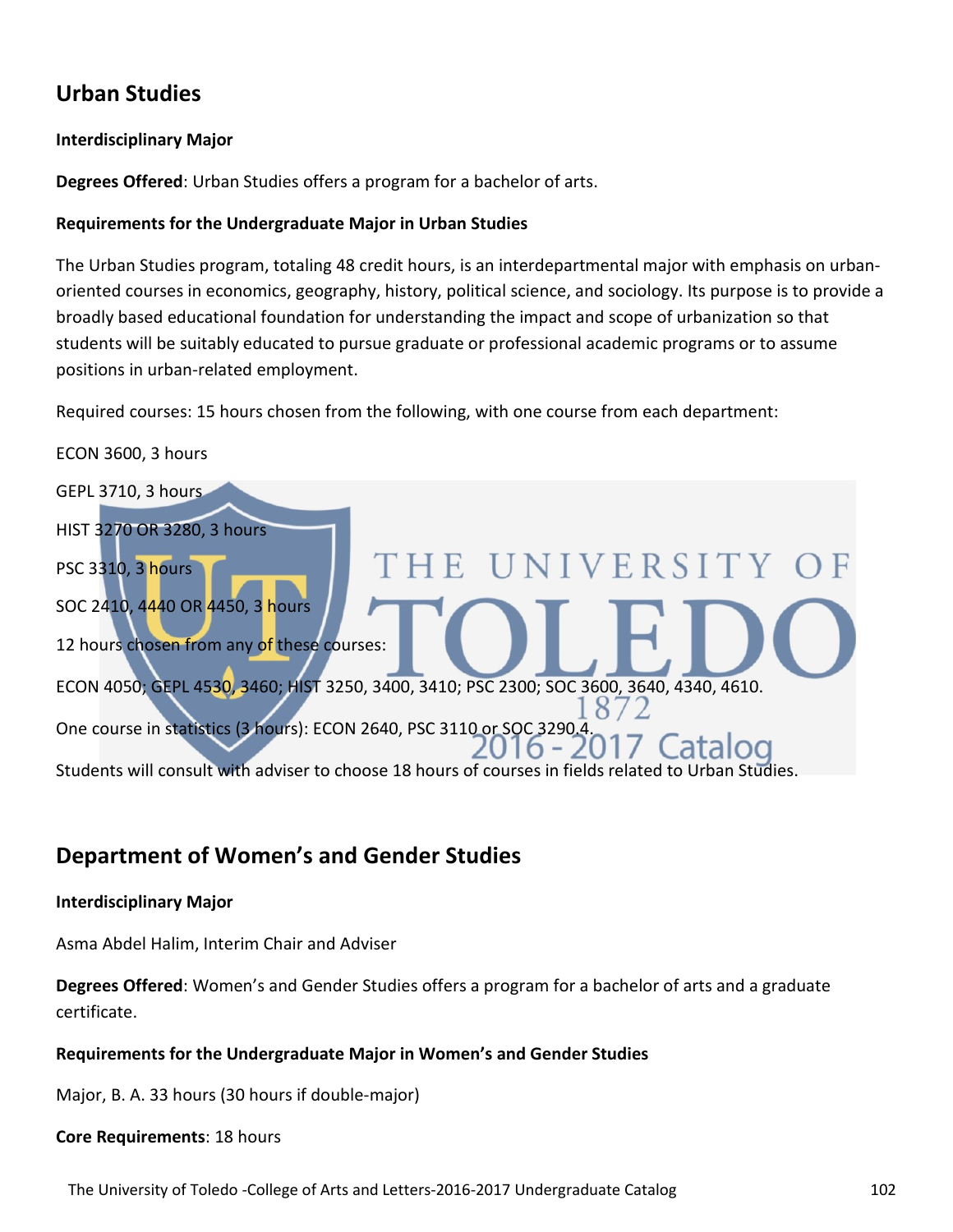## Urban Studies

**Interdisciplinary Major**

**Degrees Offered**: Urban Studies offers a program for a bachelor of arts.

**Requirements for the Undergraduate Major in Urban Studies**

The Urban Studies program, totaling 48 credit hours, is an interdepartmental major with emphasis on urban-oriented courses in economics, geography, history, political science, and sociology. Its purpose is to provide a broadly based educational foundation for understanding the impact and scope of urbanization so that students will be suitably educated to pursue graduate or professional academic programs or to assume positions in urban-related employment.

Required courses: 15 hours chosen from the following, with one course from each department:

ECON 3600, 3 hours

GEPL 3710, 3 hours

HIST 3270 OR 3280, 3 hours

PSC 3310, 3 hours

SOC 2410, 4440 OR 4450, 3 hours

12 hours chosen from any of these courses:

ECON 4050; GEPL 4530, 3460; HIST 3250, 3400, 3410; PSC 2300; SOC 3600, 3640, 4340, 4610.

One course in statistics (3 hours): ECON 2640, PSC 3110 or SOC 3290.4.

Students will consult with adviser to choose 18 hours of courses in fields related to Urban Studies.

## Department of Women's and Gender Studies

**Interdisciplinary Major**

Asma Abdel Halim, Interim Chair and Adviser

**Degrees Offered**: Women's and Gender Studies offers a program for a bachelor of arts and a graduate certificate.

**Requirements for the Undergraduate Major in Women's and Gender Studies**

Major, B. A. 33 hours (30 hours if double-major)

**Core Requirements**: 18 hours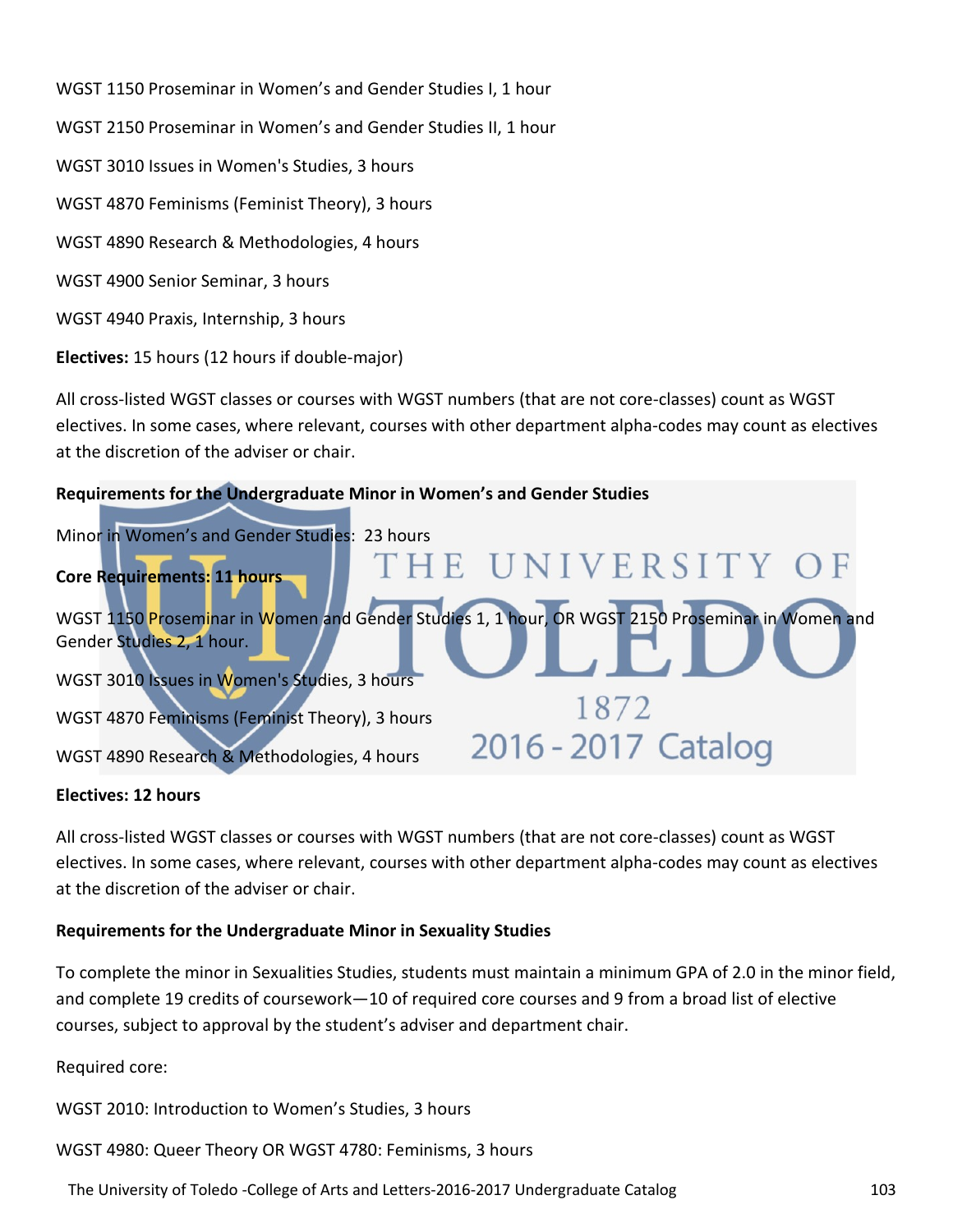WGST 1150 Proseminar in Women's and Gender Studies I, 1 hour

WGST 2150 Proseminar in Women's and Gender Studies II, 1 hour

WGST 3010 Issues in Women's Studies, 3 hours

WGST 4870 Feminisms (Feminist Theory), 3 hours

WGST 4890 Research & Methodologies, 4 hours

WGST 4900 Senior Seminar, 3 hours

WGST 4940 Praxis, Internship, 3 hours

**Electives:** 15 hours (12 hours if double-major)

All cross-listed WGST classes or courses with WGST numbers (that are not core-classes) count as WGST electives. In some cases, where relevant, courses with other department alpha-codes may count as electives at the discretion of the adviser or chair.

**Requirements for the Undergraduate Minor in Women's and Gender Studies**

Minor in Women's and Gender Studies: 23 hours

**Core Requirements: 11 hours**

WGST 1150 Proseminar in Women and Gender Studies 1, 1 hour, OR WGST 2150 Proseminar in Women and Gender Studies 2, 1 hour.

WGST 3010 Issues in Women's Studies, 3 hours

WGST 4870 Feminisms (Feminist Theory), 3 hours

WGST 4890 Research & Methodologies, 4 hours

**Electives: 12 hours**

All cross-listed WGST classes or courses with WGST numbers (that are not core-classes) count as WGST electives. In some cases, where relevant, courses with other department alpha-codes may count as electives at the discretion of the adviser or chair.

**Requirements for the Undergraduate Minor in Sexuality Studies**

To complete the minor in Sexualities Studies, students must maintain a minimum GPA of 2.0 in the minor field, and complete 19 credits of coursework—10 of required core courses and 9 from a broad list of elective courses, subject to approval by the student's adviser and department chair.

Required core:

WGST 2010: Introduction to Women's Studies, 3 hours

WGST 4980: Queer Theory OR WGST 4780: Feminisms, 3 hours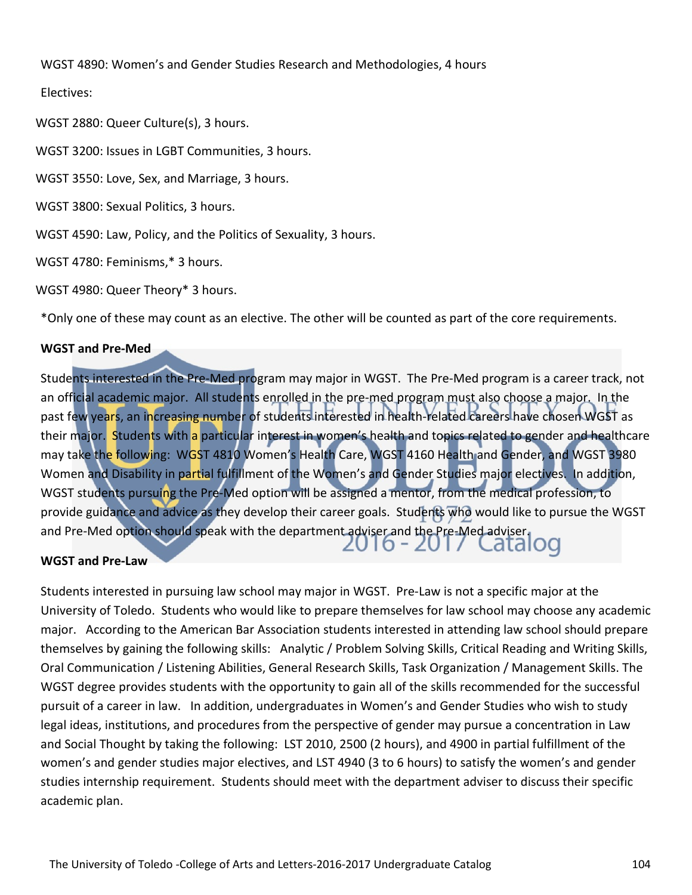WGST 4890: Women's and Gender Studies Research and Methodologies, 4 hours

Electives:

WGST 2880: Queer Culture(s), 3 hours.

WGST 3200: Issues in LGBT Communities, 3 hours.

WGST 3550: Love, Sex, and Marriage, 3 hours.

WGST 3800: Sexual Politics, 3 hours.

WGST 4590: Law, Policy, and the Politics of Sexuality, 3 hours.

WGST 4780: Feminisms,* 3 hours.

WGST 4980: Queer Theory* 3 hours.

*Only one of these may count as an elective. The other will be counted as part of the core requirements.

**WGST and Pre-Med**

Students interested in the Pre-Med program may major in WGST. The Pre-Med program is a career track, not an official academic major. All students enrolled in the pre-med program must also choose a major. In the past few years, an increasing number of students interested in health-related careers have chosen WGST as their major. Students with a particular interest in women's health and topics related to gender and healthcare may take the following: WGST 4810 Women's Health Care, WGST 4160 Health and Gender, and WGST 3980 Women and Disability in partial fulfillment of the Women's and Gender Studies major electives. In addition, WGST students pursuing the Pre-Med option will be assigned a mentor, from the medical profession, to provide guidance and advice as they develop their career goals. Students who would like to pursue the WGST and Pre-Med option should speak with the department adviser and the Pre-Med adviser.

**WGST and Pre-Law**

Students interested in pursuing law school may major in WGST. Pre-Law is not a specific major at the University of Toledo. Students who would like to prepare themselves for law school may choose any academic major. According to the American Bar Association students interested in attending law school should prepare themselves by gaining the following skills: Analytic / Problem Solving Skills, Critical Reading and Writing Skills, Oral Communication / Listening Abilities, General Research Skills, Task Organization / Management Skills. The WGST degree provides students with the opportunity to gain all of the skills recommended for the successful pursuit of a career in law. In addition, undergraduates in Women's and Gender Studies who wish to study legal ideas, institutions, and procedures from the perspective of gender may pursue a concentration in Law and Social Thought by taking the following: LST 2010, 2500 (2 hours), and 4900 in partial fulfillment of the women's and gender studies major electives, and LST 4940 (3 to 6 hours) to satisfy the women's and gender studies internship requirement. Students should meet with the department adviser to discuss their specific academic plan.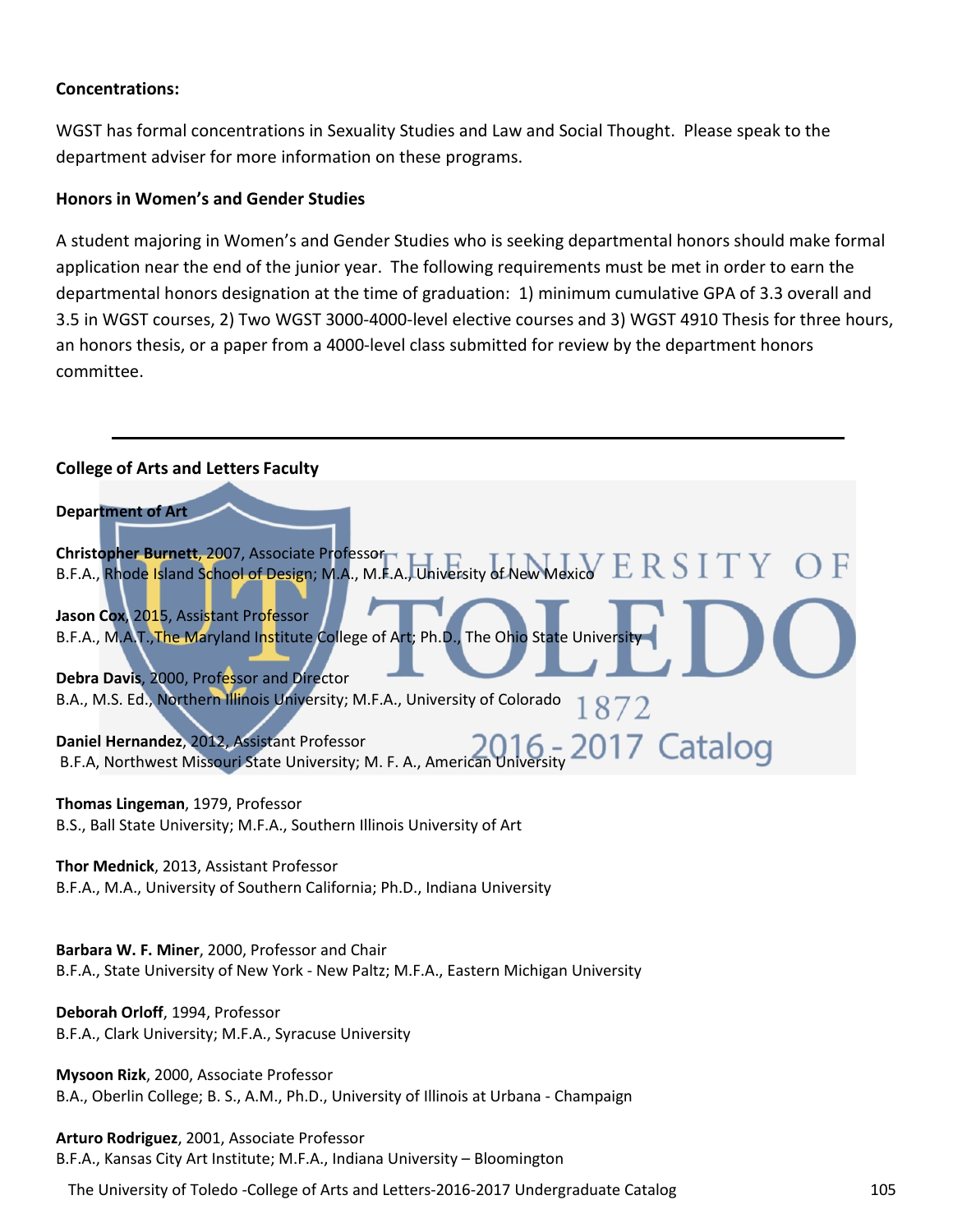**Concentrations:**

WGST has formal concentrations in Sexuality Studies and Law and Social Thought. Please speak to the department adviser for more information on these programs.

**Honors in Women's and Gender Studies**

A student majoring in Women's and Gender Studies who is seeking departmental honors should make formal application near the end of the junior year. The following requirements must be met in order to earn the departmental honors designation at the time of graduation: 1) minimum cumulative GPA of 3.3 overall and 3.5 in WGST courses, 2) Two WGST 3000-4000-level elective courses and 3) WGST 4910 Thesis for three hours, an honors thesis, or a paper from a 4000-level class submitted for review by the department honors committee.

---

**College of Arts and Letters Faculty**

**Department of Art**

**Christopher Burnett**, 2007, Associate Professor
B.F.A., Rhode Island School of Design; M.A., M.F.A., University of New Mexico

**Jason Cox**, 2015, Assistant Professor
B.F.A., M.A.T.,The Maryland Institute College of Art; Ph.D., The Ohio State University

**Debra Davis**, 2000, Professor and Director
B.A., M.S. Ed., Northern Illinois University; M.F.A., University of Colorado

**Daniel Hernandez**, 2012, Assistant Professor
B.F.A, Northwest Missouri State University; M. F. A., American University

**Thomas Lingeman**, 1979, Professor
B.S., Ball State University; M.F.A., Southern Illinois University of Art

**Thor Mednick**, 2013, Assistant Professor
B.F.A., M.A., University of Southern California; Ph.D., Indiana University

**Barbara W. F. Miner**, 2000, Professor and Chair
B.F.A., State University of New York - New Paltz; M.F.A., Eastern Michigan University

**Deborah Orloff**, 1994, Professor
B.F.A., Clark University; M.F.A., Syracuse University

**Mysoon Rizk**, 2000, Associate Professor
B.A., Oberlin College; B. S., A.M., Ph.D., University of Illinois at Urbana - Champaign

**Arturo Rodriguez**, 2001, Associate Professor
B.F.A., Kansas City Art Institute; M.F.A., Indiana University – Bloomington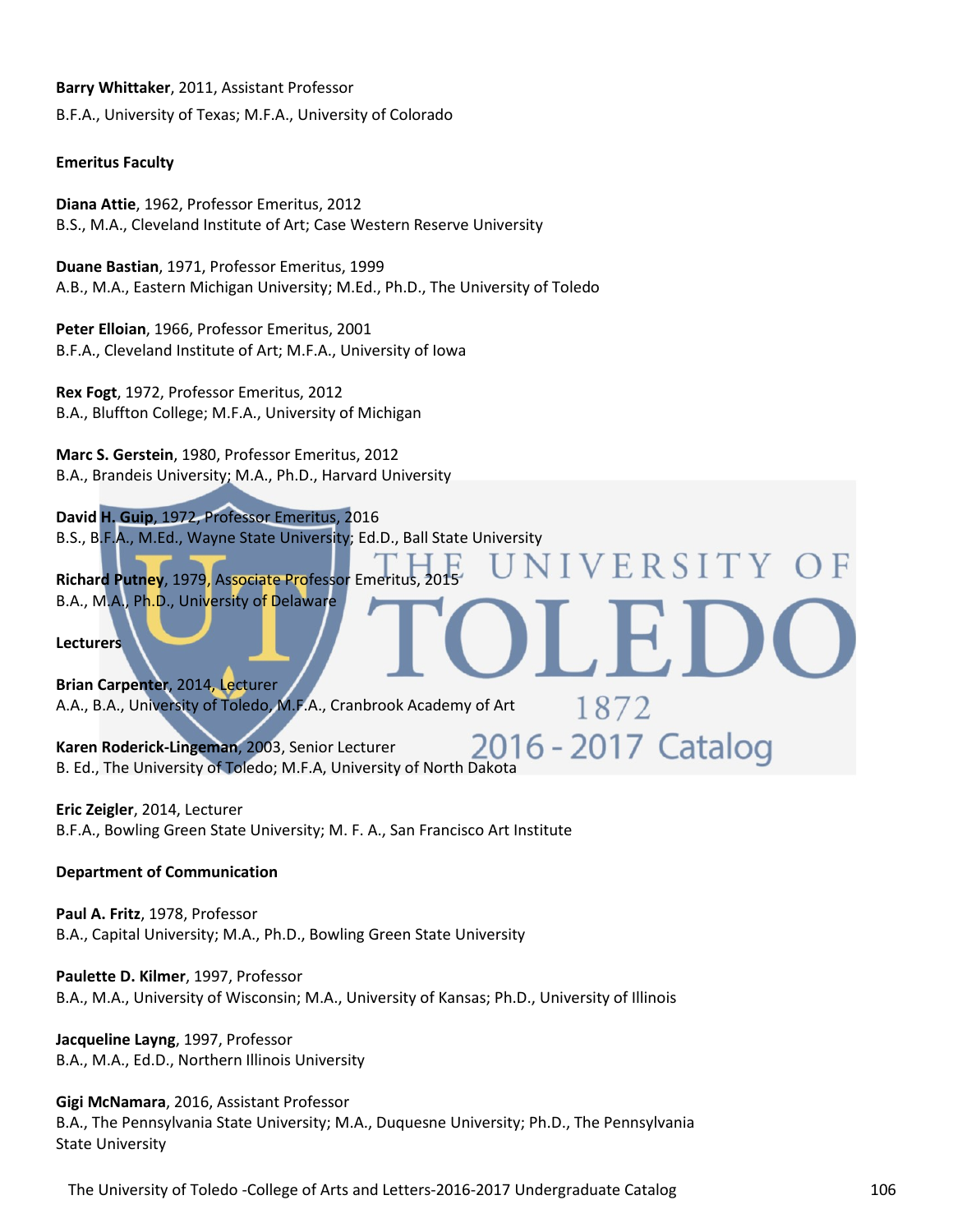**Barry Whittaker**, 2011, Assistant Professor
B.F.A., University of Texas; M.F.A., University of Colorado

**Emeritus Faculty**

**Diana Attie**, 1962, Professor Emeritus, 2012
B.S., M.A., Cleveland Institute of Art; Case Western Reserve University

**Duane Bastian**, 1971, Professor Emeritus, 1999
A.B., M.A., Eastern Michigan University; M.Ed., Ph.D., The University of Toledo

**Peter Elloian**, 1966, Professor Emeritus, 2001
B.F.A., Cleveland Institute of Art; M.F.A., University of Iowa

**Rex Fogt**, 1972, Professor Emeritus, 2012
B.A., Bluffton College; M.F.A., University of Michigan

**Marc S. Gerstein**, 1980, Professor Emeritus, 2012
B.A., Brandeis University; M.A., Ph.D., Harvard University

**David H. Guip**, 1972, Professor Emeritus, 2016
B.S., B.F.A., M.Ed., Wayne State University; Ed.D., Ball State University

**Richard Putney**, 1979, Associate Professor Emeritus, 2015
B.A., M.A., Ph.D., University of Delaware

**Lecturers**

**Brian Carpenter**, 2014, Lecturer
A.A., B.A., University of Toledo, M.F.A., Cranbrook Academy of Art

**Karen Roderick-Lingeman**, 2003, Senior Lecturer
B. Ed., The University of Toledo; M.F.A, University of North Dakota

**Eric Zeigler**, 2014, Lecturer
B.F.A., Bowling Green State University; M. F. A., San Francisco Art Institute

**Department of Communication**

**Paul A. Fritz**, 1978, Professor
B.A., Capital University; M.A., Ph.D., Bowling Green State University

**Paulette D. Kilmer**, 1997, Professor
B.A., M.A., University of Wisconsin; M.A., University of Kansas; Ph.D., University of Illinois

**Jacqueline Layng**, 1997, Professor
B.A., M.A., Ed.D., Northern Illinois University

**Gigi McNamara**, 2016, Assistant Professor
B.A., The Pennsylvania State University; M.A., Duquesne University; Ph.D., The Pennsylvania State University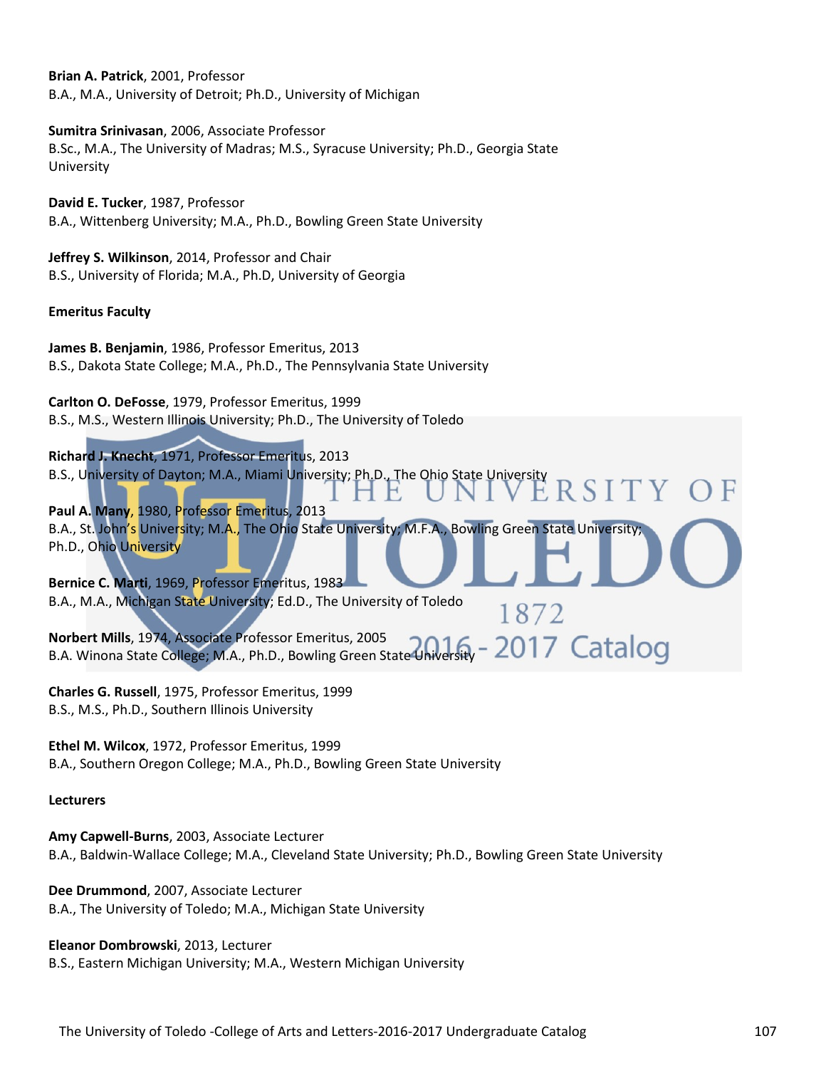**Brian A. Patrick**, 2001, Professor
B.A., M.A., University of Detroit; Ph.D., University of Michigan

**Sumitra Srinivasan**, 2006, Associate Professor
B.Sc., M.A., The University of Madras; M.S., Syracuse University; Ph.D., Georgia State University

**David E. Tucker**, 1987, Professor
B.A., Wittenberg University; M.A., Ph.D., Bowling Green State University

**Jeffrey S. Wilkinson**, 2014, Professor and Chair
B.S., University of Florida; M.A., Ph.D, University of Georgia

**Emeritus Faculty**

**James B. Benjamin**, 1986, Professor Emeritus, 2013
B.S., Dakota State College; M.A., Ph.D., The Pennsylvania State University

**Carlton O. DeFosse**, 1979, Professor Emeritus, 1999
B.S., M.S., Western Illinois University; Ph.D., The University of Toledo

**Richard J. Knecht**, 1971, Professor Emeritus, 2013
B.S., University of Dayton; M.A., Miami University; Ph.D., The Ohio State University

**Paul A. Many**, 1980, Professor Emeritus, 2013
B.A., St. John's University; M.A., The Ohio State University; M.F.A., Bowling Green State University; Ph.D., Ohio University

**Bernice C. Marti**, 1969, Professor Emeritus, 1983
B.A., M.A., Michigan State University; Ed.D., The University of Toledo

**Norbert Mills**, 1974, Associate Professor Emeritus, 2005
B.A. Winona State College; M.A., Ph.D., Bowling Green State University

**Charles G. Russell**, 1975, Professor Emeritus, 1999
B.S., M.S., Ph.D., Southern Illinois University

**Ethel M. Wilcox**, 1972, Professor Emeritus, 1999
B.A., Southern Oregon College; M.A., Ph.D., Bowling Green State University

**Lecturers**

**Amy Capwell-Burns**, 2003, Associate Lecturer
B.A., Baldwin-Wallace College; M.A., Cleveland State University; Ph.D., Bowling Green State University

**Dee Drummond**, 2007, Associate Lecturer
B.A., The University of Toledo; M.A., Michigan State University

**Eleanor Dombrowski**, 2013, Lecturer
B.S., Eastern Michigan University; M.A., Western Michigan University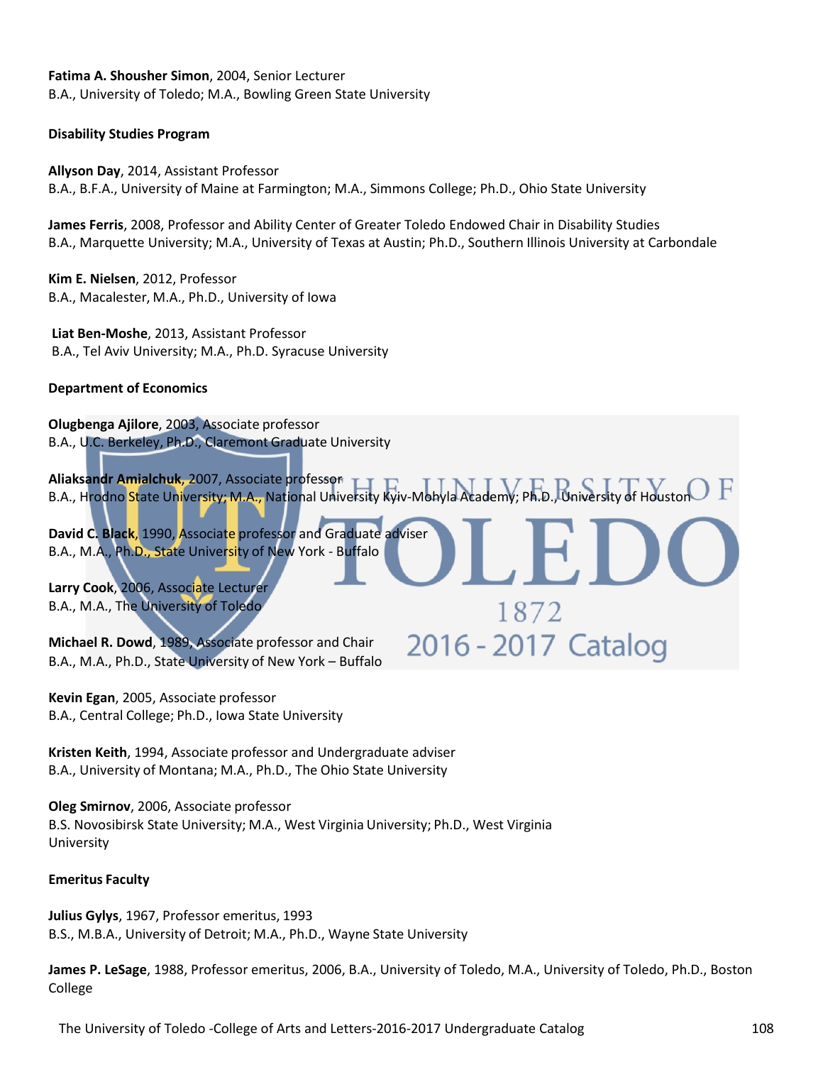**Fatima A. Shousher Simon**, 2004, Senior Lecturer
B.A., University of Toledo; M.A., Bowling Green State University

### Disability Studies Program

**Allyson Day**, 2014, Assistant Professor
B.A., B.F.A., University of Maine at Farmington; M.A., Simmons College; Ph.D., Ohio State University

**James Ferris**, 2008, Professor and Ability Center of Greater Toledo Endowed Chair in Disability Studies
B.A., Marquette University; M.A., University of Texas at Austin; Ph.D., Southern Illinois University at Carbondale

**Kim E. Nielsen**, 2012, Professor
B.A., Macalester, M.A., Ph.D., University of Iowa

**Liat Ben-Moshe**, 2013, Assistant Professor
B.A., Tel Aviv University; M.A., Ph.D. Syracuse University

### Department of Economics

**Olugbenga Ajilore**, 2003, Associate professor
B.A., U.C. Berkeley, Ph.D., Claremont Graduate University

**Aliaksandr Amialchuk**, 2007, Associate professor
B.A., Hrodno State University; M.A., National University Kyiv-Mohyla Academy; Ph.D., University of Houston

**David C. Black**, 1990, Associate professor and Graduate adviser
B.A., M.A., Ph.D., State University of New York - Buffalo

**Larry Cook**, 2006, Associate Lecturer
B.A., M.A., The University of Toledo

**Michael R. Dowd**, 1989, Associate professor and Chair
B.A., M.A., Ph.D., State University of New York – Buffalo

**Kevin Egan**, 2005, Associate professor
B.A., Central College; Ph.D., Iowa State University

**Kristen Keith**, 1994, Associate professor and Undergraduate adviser
B.A., University of Montana; M.A., Ph.D., The Ohio State University

**Oleg Smirnov**, 2006, Associate professor
B.S. Novosibirsk State University; M.A., West Virginia University; Ph.D., West Virginia University

### Emeritus Faculty

**Julius Gylys**, 1967, Professor emeritus, 1993
B.S., M.B.A., University of Detroit; M.A., Ph.D., Wayne State University

**James P. LeSage**, 1988, Professor emeritus, 2006, B.A., University of Toledo, M.A., University of Toledo, Ph.D., Boston College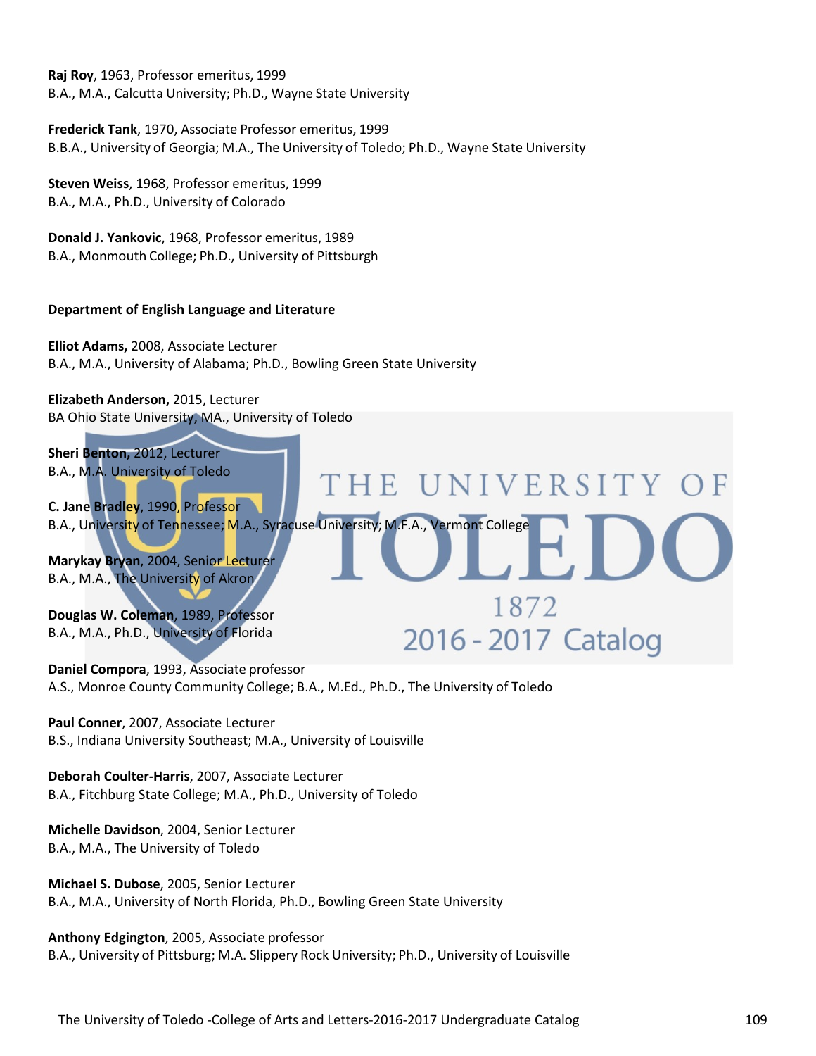**Raj Roy**, 1963, Professor emeritus, 1999
B.A., M.A., Calcutta University; Ph.D., Wayne State University

**Frederick Tank**, 1970, Associate Professor emeritus, 1999
B.B.A., University of Georgia; M.A., The University of Toledo; Ph.D., Wayne State University

**Steven Weiss**, 1968, Professor emeritus, 1999
B.A., M.A., Ph.D., University of Colorado

**Donald J. Yankovic**, 1968, Professor emeritus, 1989
B.A., Monmouth College; Ph.D., University of Pittsburgh

**Department of English Language and Literature**

**Elliot Adams,** 2008, Associate Lecturer
B.A., M.A., University of Alabama; Ph.D., Bowling Green State University

**Elizabeth Anderson,** 2015, Lecturer
BA Ohio State University, MA., University of Toledo

**Sheri Benton,** 2012, Lecturer
B.A., M.A. University of Toledo

**C. Jane Bradley**, 1990, Professor
B.A., University of Tennessee; M.A., Syracuse University; M.F.A., Vermont College

**Marykay Bryan**, 2004, Senior Lecturer
B.A., M.A., The University of Akron

**Douglas W. Coleman**, 1989, Professor
B.A., M.A., Ph.D., University of Florida

**Daniel Compora**, 1993, Associate professor
A.S., Monroe County Community College; B.A., M.Ed., Ph.D., The University of Toledo

**Paul Conner**, 2007, Associate Lecturer
B.S., Indiana University Southeast; M.A., University of Louisville

**Deborah Coulter-Harris**, 2007, Associate Lecturer
B.A., Fitchburg State College; M.A., Ph.D., University of Toledo

**Michelle Davidson**, 2004, Senior Lecturer
B.A., M.A., The University of Toledo

**Michael S. Dubose**, 2005, Senior Lecturer
B.A., M.A., University of North Florida, Ph.D., Bowling Green State University

**Anthony Edgington**, 2005, Associate professor
B.A., University of Pittsburg; M.A. Slippery Rock University; Ph.D., University of Louisville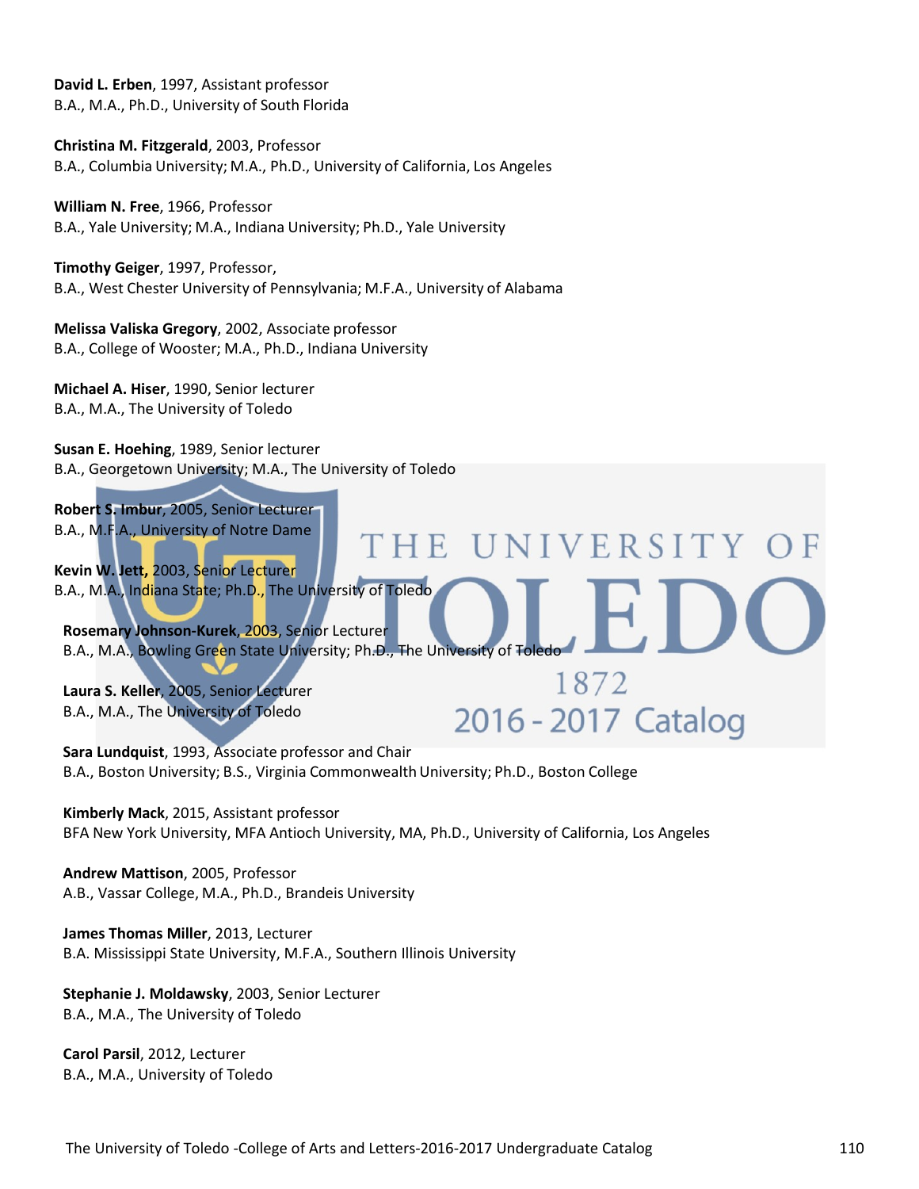**David L. Erben**, 1997, Assistant professor
B.A., M.A., Ph.D., University of South Florida

**Christina M. Fitzgerald**, 2003, Professor
B.A., Columbia University; M.A., Ph.D., University of California, Los Angeles

**William N. Free**, 1966, Professor
B.A., Yale University; M.A., Indiana University; Ph.D., Yale University

**Timothy Geiger**, 1997, Professor,
B.A., West Chester University of Pennsylvania; M.F.A., University of Alabama

**Melissa Valiska Gregory**, 2002, Associate professor
B.A., College of Wooster; M.A., Ph.D., Indiana University

**Michael A. Hiser**, 1990, Senior lecturer
B.A., M.A., The University of Toledo

**Susan E. Hoehing**, 1989, Senior lecturer
B.A., Georgetown University; M.A., The University of Toledo

**Robert S. Imbur**, 2005, Senior Lecturer
B.A., M.F.A., University of Notre Dame

**Kevin W. Jett,** 2003, Senior Lecturer
B.A., M.A., Indiana State; Ph.D., The University of Toledo

**Rosemary Johnson-Kurek**, 2003, Senior Lecturer
B.A., M.A., Bowling Green State University; Ph.D., The University of Toledo

**Laura S. Keller**, 2005, Senior Lecturer
B.A., M.A., The University of Toledo

**Sara Lundquist**, 1993, Associate professor and Chair
B.A., Boston University; B.S., Virginia Commonwealth University; Ph.D., Boston College

**Kimberly Mack**, 2015, Assistant professor
BFA New York University, MFA Antioch University, MA, Ph.D., University of California, Los Angeles

**Andrew Mattison**, 2005, Professor
A.B., Vassar College, M.A., Ph.D., Brandeis University

**James Thomas Miller**, 2013, Lecturer
B.A. Mississippi State University, M.F.A., Southern Illinois University

**Stephanie J. Moldawsky**, 2003, Senior Lecturer
B.A., M.A., The University of Toledo

**Carol Parsil**, 2012, Lecturer
B.A., M.A., University of Toledo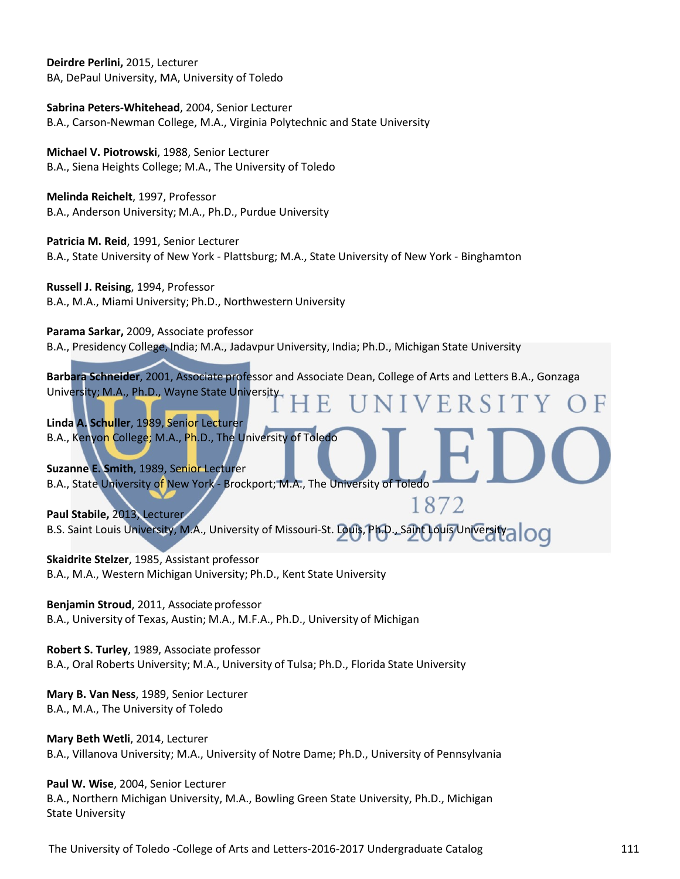**Deirdre Perlini,** 2015, Lecturer
BA, DePaul University, MA, University of Toledo

**Sabrina Peters-Whitehead**, 2004, Senior Lecturer
B.A., Carson-Newman College, M.A., Virginia Polytechnic and State University

**Michael V. Piotrowski**, 1988, Senior Lecturer
B.A., Siena Heights College; M.A., The University of Toledo

**Melinda Reichelt**, 1997, Professor
B.A., Anderson University; M.A., Ph.D., Purdue University

**Patricia M. Reid**, 1991, Senior Lecturer
B.A., State University of New York - Plattsburg; M.A., State University of New York - Binghamton

**Russell J. Reising**, 1994, Professor
B.A., M.A., Miami University; Ph.D., Northwestern University

**Parama Sarkar,** 2009, Associate professor
B.A., Presidency College, India; M.A., Jadavpur University, India; Ph.D., Michigan State University

**Barbara Schneider**, 2001, Associate professor and Associate Dean, College of Arts and Letters B.A., Gonzaga University; M.A., Ph.D., Wayne State University

**Linda A. Schuller**, 1989, Senior Lecturer
B.A., Kenyon College; M.A., Ph.D., The University of Toledo

**Suzanne E. Smith**, 1989, Senior Lecturer
B.A., State University of New York - Brockport; M.A., The University of Toledo

**Paul Stabile,** 2013, Lecturer
B.S. Saint Louis University, M.A., University of Missouri-St. Louis, Ph.D., Saint Louis University

**Skaidrite Stelzer**, 1985, Assistant professor
B.A., M.A., Western Michigan University; Ph.D., Kent State University

**Benjamin Stroud**, 2011, Associate professor
B.A., University of Texas, Austin; M.A., M.F.A., Ph.D., University of Michigan

**Robert S. Turley**, 1989, Associate professor
B.A., Oral Roberts University; M.A., University of Tulsa; Ph.D., Florida State University

**Mary B. Van Ness**, 1989, Senior Lecturer
B.A., M.A., The University of Toledo

**Mary Beth Wetli**, 2014, Lecturer
B.A., Villanova University; M.A., University of Notre Dame; Ph.D., University of Pennsylvania

**Paul W. Wise**, 2004, Senior Lecturer
B.A., Northern Michigan University, M.A., Bowling Green State University, Ph.D., Michigan State University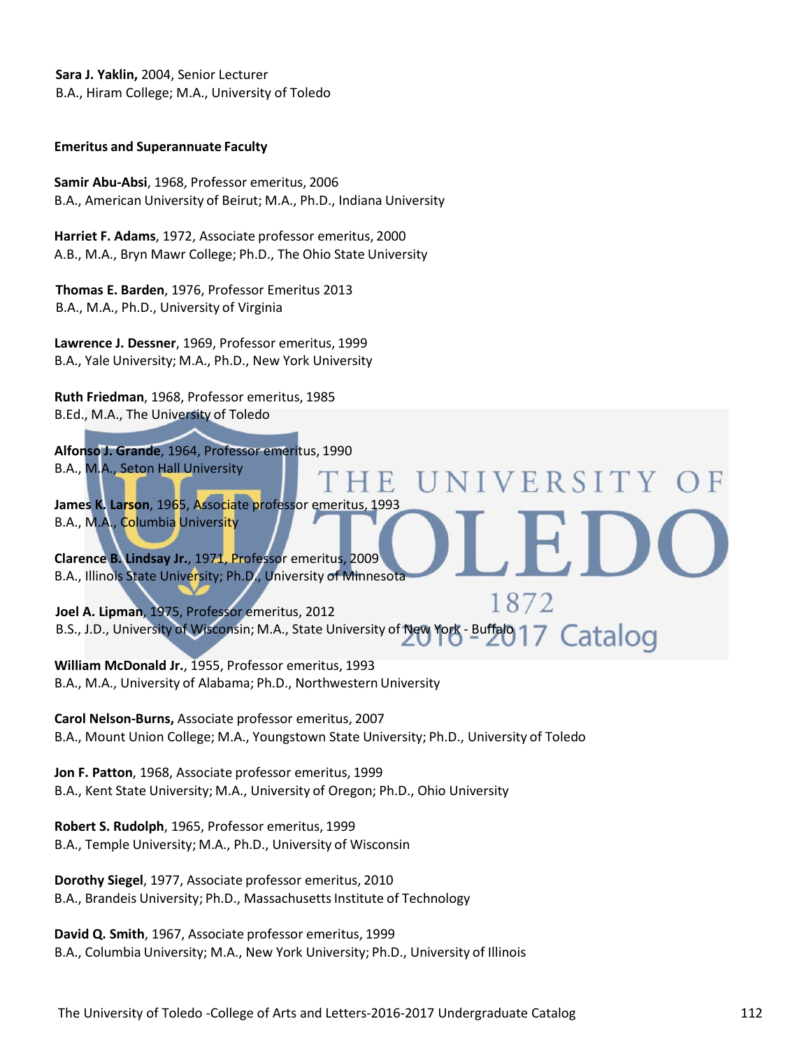**Sara J. Yaklin,** 2004, Senior Lecturer
B.A., Hiram College; M.A., University of Toledo

**Emeritus and Superannuate Faculty**

**Samir Abu-Absi**, 1968, Professor emeritus, 2006
B.A., American University of Beirut; M.A., Ph.D., Indiana University

**Harriet F. Adams**, 1972, Associate professor emeritus, 2000
A.B., M.A., Bryn Mawr College; Ph.D., The Ohio State University

**Thomas E. Barden**, 1976, Professor Emeritus 2013
B.A., M.A., Ph.D., University of Virginia

**Lawrence J. Dessner**, 1969, Professor emeritus, 1999
B.A., Yale University; M.A., Ph.D., New York University

**Ruth Friedman**, 1968, Professor emeritus, 1985
B.Ed., M.A., The University of Toledo

**Alfonso J. Grande**, 1964, Professor emeritus, 1990
B.A., M.A., Seton Hall University

**James K. Larson**, 1965, Associate professor emeritus, 1993
B.A., M.A., Columbia University

**Clarence B. Lindsay Jr.**, 1971, Professor emeritus, 2009
B.A., Illinois State University; Ph.D., University of Minnesota

**Joel A. Lipman**, 1975, Professor emeritus, 2012
B.S., J.D., University of Wisconsin; M.A., State University of New York - Buffalo

**William McDonald Jr.**, 1955, Professor emeritus, 1993
B.A., M.A., University of Alabama; Ph.D., Northwestern University

**Carol Nelson-Burns,** Associate professor emeritus, 2007
B.A., Mount Union College; M.A., Youngstown State University; Ph.D., University of Toledo

**Jon F. Patton**, 1968, Associate professor emeritus, 1999
B.A., Kent State University; M.A., University of Oregon; Ph.D., Ohio University

**Robert S. Rudolph**, 1965, Professor emeritus, 1999
B.A., Temple University; M.A., Ph.D., University of Wisconsin

**Dorothy Siegel**, 1977, Associate professor emeritus, 2010
B.A., Brandeis University; Ph.D., Massachusetts Institute of Technology

**David Q. Smith**, 1967, Associate professor emeritus, 1999
B.A., Columbia University; M.A., New York University; Ph.D., University of Illinois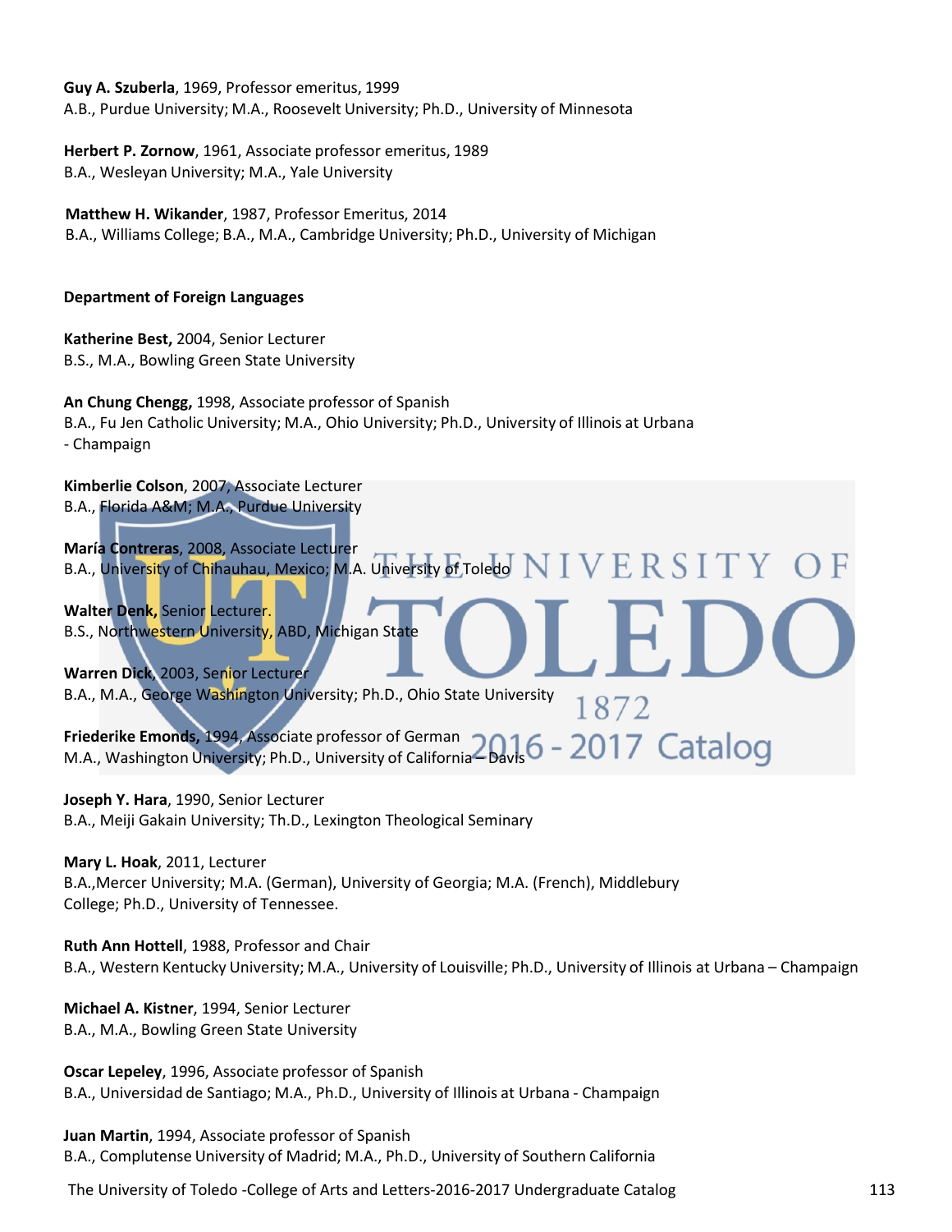**Guy A. Szuberla**, 1969, Professor emeritus, 1999
A.B., Purdue University; M.A., Roosevelt University; Ph.D., University of Minnesota

**Herbert P. Zornow**, 1961, Associate professor emeritus, 1989
B.A., Wesleyan University; M.A., Yale University

**Matthew H. Wikander**, 1987, Professor Emeritus, 2014
B.A., Williams College; B.A., M.A., Cambridge University; Ph.D., University of Michigan

**Department of Foreign Languages**

**Katherine Best,** 2004, Senior Lecturer
B.S., M.A., Bowling Green State University

**An Chung Chengg,** 1998, Associate professor of Spanish
B.A., Fu Jen Catholic University; M.A., Ohio University; Ph.D., University of Illinois at Urbana - Champaign

**Kimberlie Colson**, 2007, Associate Lecturer
B.A., Florida A&M; M.A., Purdue University

**María Contreras**, 2008, Associate Lecturer
B.A., University of Chihauhau, Mexico; M.A. University of Toledo

**Walter Denk,** Senior Lecturer.
B.S., Northwestern University, ABD, Michigan State

**Warren Dick**, 2003, Senior Lecturer
B.A., M.A., George Washington University; Ph.D., Ohio State University

**Friederike Emonds,** 1994, Associate professor of German
M.A., Washington University; Ph.D., University of California – Davis

**Joseph Y. Hara**, 1990, Senior Lecturer
B.A., Meiji Gakain University; Th.D., Lexington Theological Seminary

**Mary L. Hoak**, 2011, Lecturer
B.A.,Mercer University; M.A. (German), University of Georgia; M.A. (French), Middlebury College; Ph.D., University of Tennessee.

**Ruth Ann Hottell**, 1988, Professor and Chair
B.A., Western Kentucky University; M.A., University of Louisville; Ph.D., University of Illinois at Urbana – Champaign

**Michael A. Kistner**, 1994, Senior Lecturer
B.A., M.A., Bowling Green State University

**Oscar Lepeley**, 1996, Associate professor of Spanish
B.A., Universidad de Santiago; M.A., Ph.D., University of Illinois at Urbana - Champaign

**Juan Martin**, 1994, Associate professor of Spanish
B.A., Complutense University of Madrid; M.A., Ph.D., University of Southern California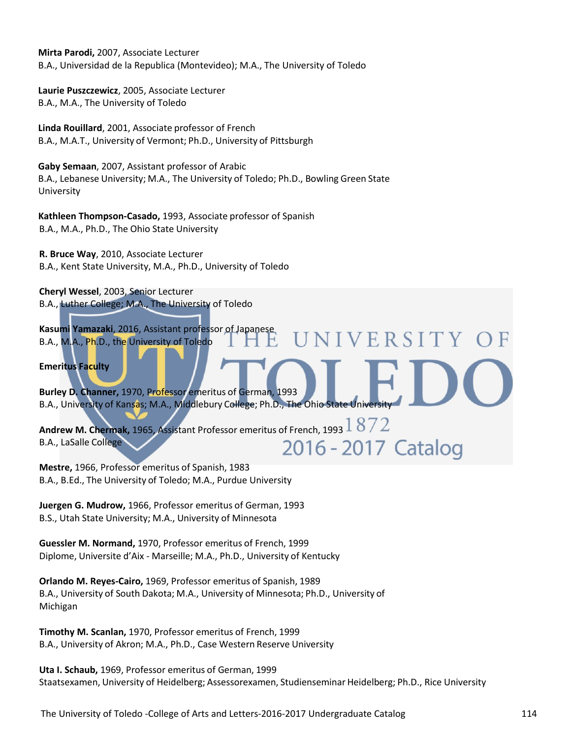**Mirta Parodi,** 2007, Associate Lecturer
B.A., Universidad de la Republica (Montevideo); M.A., The University of Toledo

**Laurie Puszczewicz**, 2005, Associate Lecturer
B.A., M.A., The University of Toledo

**Linda Rouillard**, 2001, Associate professor of French
B.A., M.A.T., University of Vermont; Ph.D., University of Pittsburgh

**Gaby Semaan**, 2007, Assistant professor of Arabic
B.A., Lebanese University; M.A., The University of Toledo; Ph.D., Bowling Green State University

**Kathleen Thompson-Casado,** 1993, Associate professor of Spanish
B.A., M.A., Ph.D., The Ohio State University

**R. Bruce Way**, 2010, Associate Lecturer
B.A., Kent State University, M.A., Ph.D., University of Toledo

**Cheryl Wessel**, 2003, Senior Lecturer
B.A., Luther College; M.A., The University of Toledo

**Kasumi Yamazaki**, 2016, Assistant professor of Japanese
B.A., M.A., Ph.D., the University of Toledo

**Emeritus Faculty**

**Burley D. Channer,** 1970, Professor emeritus of German, 1993
B.A., University of Kansas; M.A., Middlebury College; Ph.D., The Ohio State University

**Andrew M. Chermak,** 1965, Assistant Professor emeritus of French, 1993
B.A., LaSalle College

**Mestre,** 1966, Professor emeritus of Spanish, 1983
B.A., B.Ed., The University of Toledo; M.A., Purdue University

**Juergen G. Mudrow,** 1966, Professor emeritus of German, 1993
B.S., Utah State University; M.A., University of Minnesota

**Guessler M. Normand,** 1970, Professor emeritus of French, 1999
Diplome, Universite d'Aix - Marseille; M.A., Ph.D., University of Kentucky

**Orlando M. Reyes-Cairo,** 1969, Professor emeritus of Spanish, 1989
B.A., University of South Dakota; M.A., University of Minnesota; Ph.D., University of Michigan

**Timothy M. Scanlan,** 1970, Professor emeritus of French, 1999
B.A., University of Akron; M.A., Ph.D., Case Western Reserve University

**Uta I. Schaub,** 1969, Professor emeritus of German, 1999
Staatsexamen, University of Heidelberg; Assessorexamen, Studienseminar Heidelberg; Ph.D., Rice University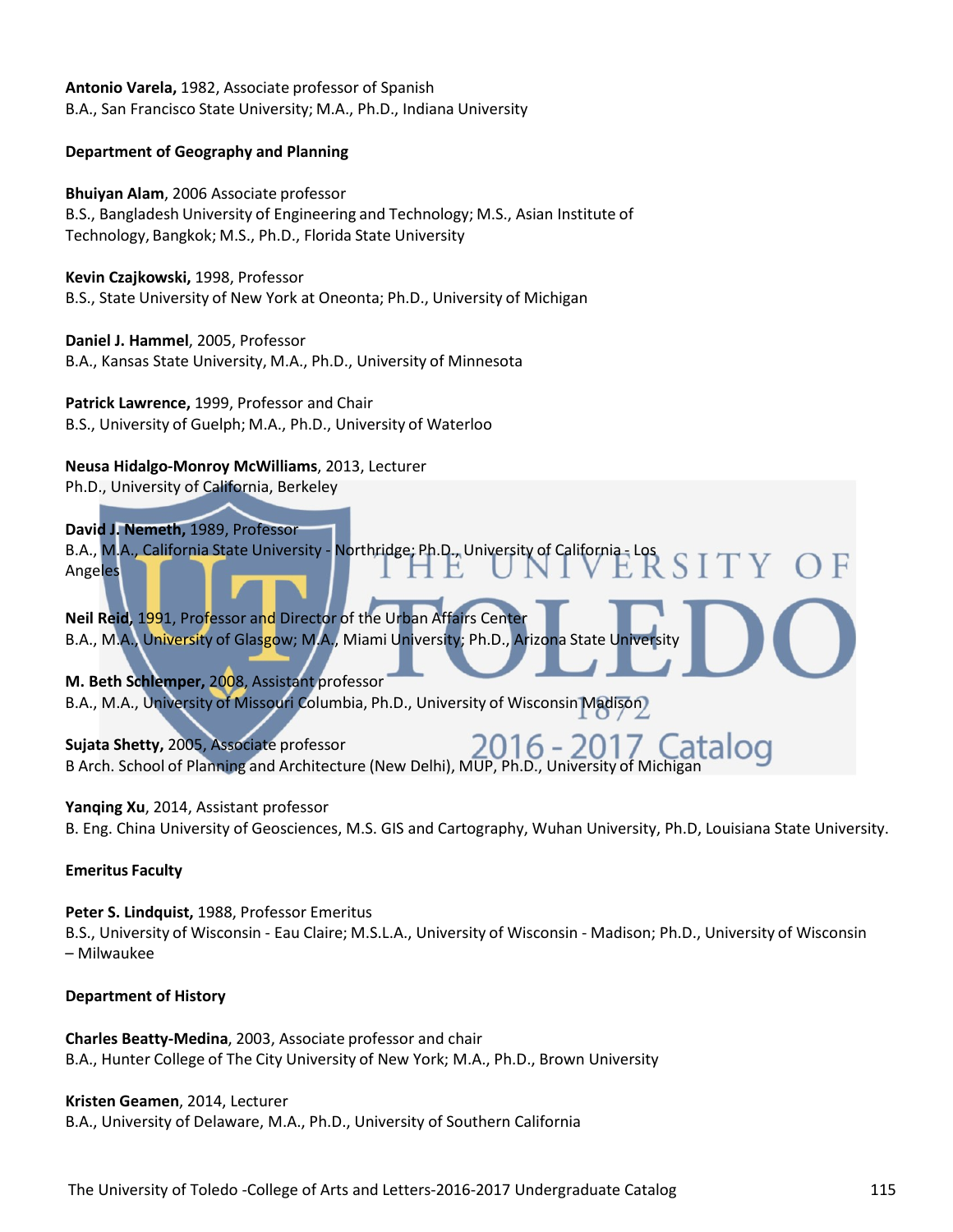**Antonio Varela,** 1982, Associate professor of Spanish
B.A., San Francisco State University; M.A., Ph.D., Indiana University

**Department of Geography and Planning**

**Bhuiyan Alam**, 2006 Associate professor
B.S., Bangladesh University of Engineering and Technology; M.S., Asian Institute of Technology, Bangkok; M.S., Ph.D., Florida State University

**Kevin Czajkowski,** 1998, Professor
B.S., State University of New York at Oneonta; Ph.D., University of Michigan

**Daniel J. Hammel**, 2005, Professor
B.A., Kansas State University, M.A., Ph.D., University of Minnesota

**Patrick Lawrence,** 1999, Professor and Chair
B.S., University of Guelph; M.A., Ph.D., University of Waterloo

**Neusa Hidalgo-Monroy McWilliams**, 2013, Lecturer
Ph.D., University of California, Berkeley

**David J. Nemeth,** 1989, Professor
B.A., M.A., California State University - Northridge; Ph.D., University of California - Los Angeles

**Neil Reid**, 1991, Professor and Director of the Urban Affairs Center
B.A., M.A., University of Glasgow; M.A., Miami University; Ph.D., Arizona State University

**M. Beth Schlemper,** 2008, Assistant professor
B.A., M.A., University of Missouri Columbia, Ph.D., University of Wisconsin Madison

**Sujata Shetty,** 2005, Associate professor
B Arch. School of Planning and Architecture (New Delhi), MUP, Ph.D., University of Michigan

**Yanqing Xu**, 2014, Assistant professor
B. Eng. China University of Geosciences, M.S. GIS and Cartography, Wuhan University, Ph.D, Louisiana State University.

**Emeritus Faculty**

**Peter S. Lindquist,** 1988, Professor Emeritus
B.S., University of Wisconsin - Eau Claire; M.S.L.A., University of Wisconsin - Madison; Ph.D., University of Wisconsin – Milwaukee

**Department of History**

**Charles Beatty-Medina**, 2003, Associate professor and chair
B.A., Hunter College of The City University of New York; M.A., Ph.D., Brown University

**Kristen Geamen**, 2014, Lecturer
B.A., University of Delaware, M.A., Ph.D., University of Southern California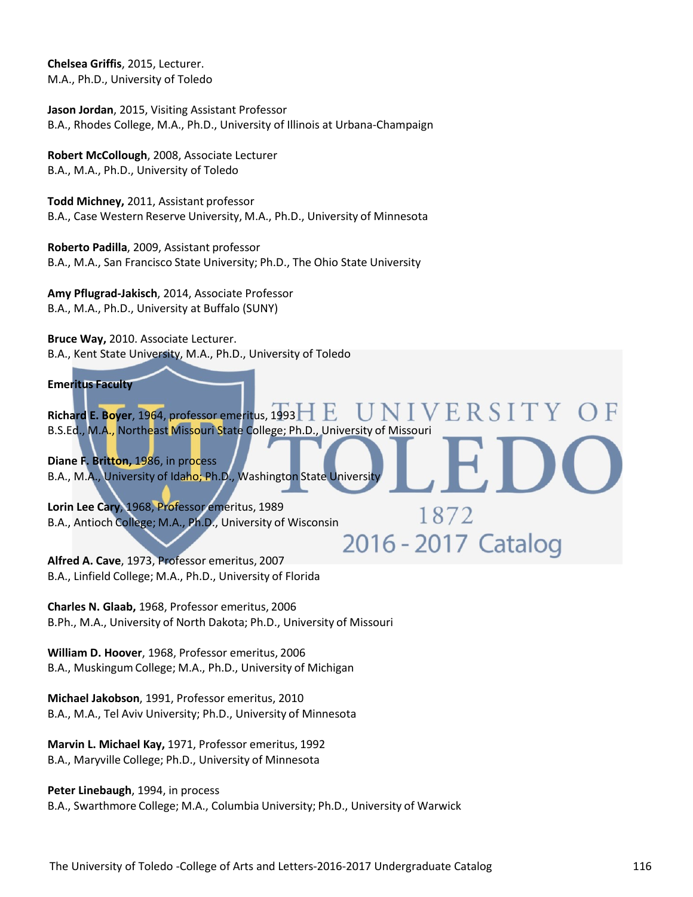**Chelsea Griffis**, 2015, Lecturer.
M.A., Ph.D., University of Toledo

**Jason Jordan**, 2015, Visiting Assistant Professor
B.A., Rhodes College, M.A., Ph.D., University of Illinois at Urbana-Champaign

**Robert McCollough**, 2008, Associate Lecturer
B.A., M.A., Ph.D., University of Toledo

**Todd Michney,** 2011, Assistant professor
B.A., Case Western Reserve University, M.A., Ph.D., University of Minnesota

**Roberto Padilla**, 2009, Assistant professor
B.A., M.A., San Francisco State University; Ph.D., The Ohio State University

**Amy Pflugrad-Jakisch**, 2014, Associate Professor
B.A., M.A., Ph.D., University at Buffalo (SUNY)

**Bruce Way,** 2010. Associate Lecturer.
B.A., Kent State University, M.A., Ph.D., University of Toledo

**Emeritus Faculty**

**Richard E. Boyer**, 1964, professor emeritus, 1993
B.S.Ed., M.A., Northeast Missouri State College; Ph.D., University of Missouri

**Diane F. Britton,** 1986, in process
B.A., M.A., University of Idaho; Ph.D., Washington State University

**Lorin Lee Cary**, 1968, Professor emeritus, 1989
B.A., Antioch College; M.A., Ph.D., University of Wisconsin

**Alfred A. Cave**, 1973, Professor emeritus, 2007
B.A., Linfield College; M.A., Ph.D., University of Florida

**Charles N. Glaab,** 1968, Professor emeritus, 2006
B.Ph., M.A., University of North Dakota; Ph.D., University of Missouri

**William D. Hoover**, 1968, Professor emeritus, 2006
B.A., Muskingum College; M.A., Ph.D., University of Michigan

**Michael Jakobson**, 1991, Professor emeritus, 2010
B.A., M.A., Tel Aviv University; Ph.D., University of Minnesota

**Marvin L. Michael Kay,** 1971, Professor emeritus, 1992
B.A., Maryville College; Ph.D., University of Minnesota

**Peter Linebaugh**, 1994, in process
B.A., Swarthmore College; M.A., Columbia University; Ph.D., University of Warwick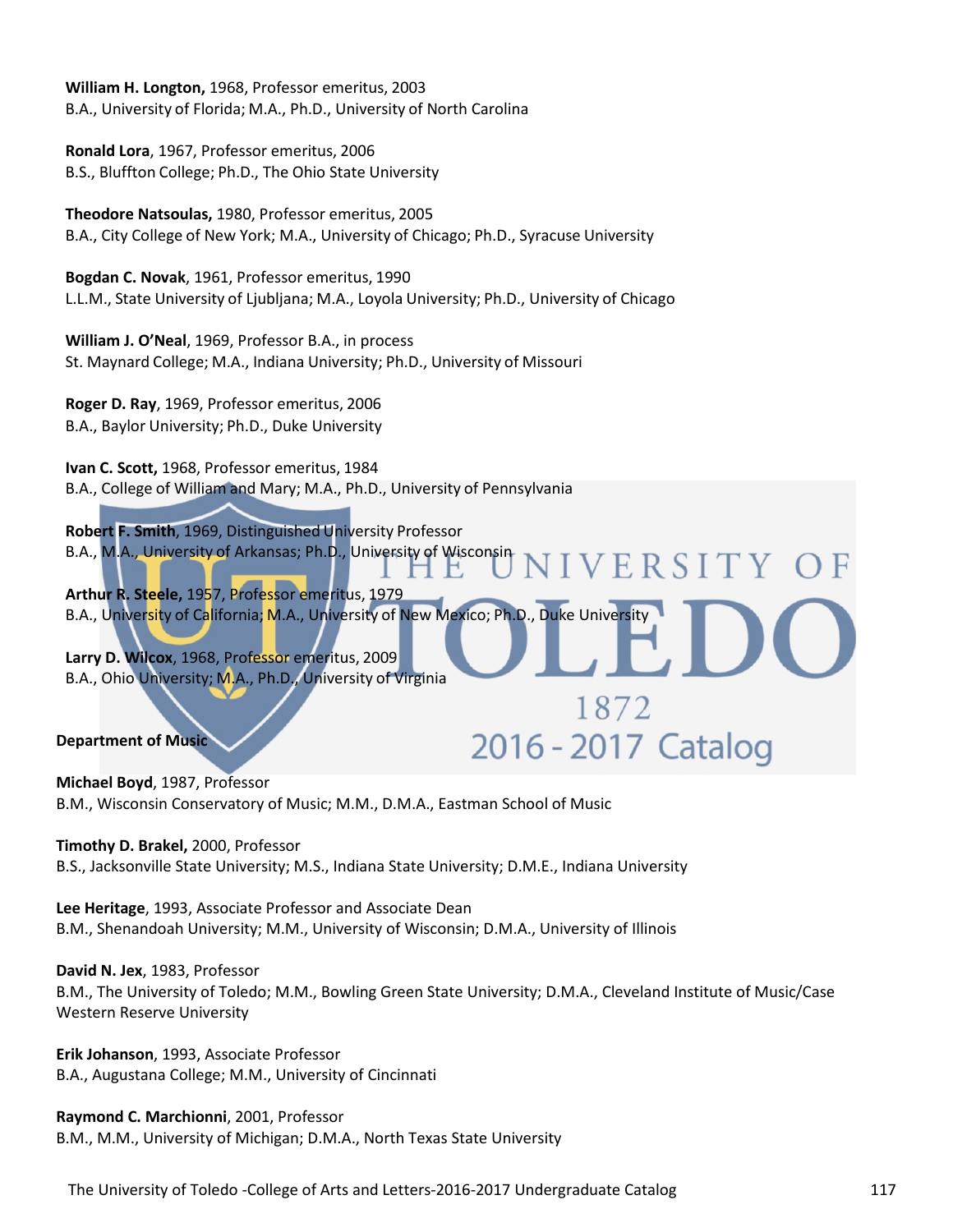**William H. Longton,** 1968, Professor emeritus, 2003
B.A., University of Florida; M.A., Ph.D., University of North Carolina

**Ronald Lora**, 1967, Professor emeritus, 2006
B.S., Bluffton College; Ph.D., The Ohio State University

**Theodore Natsoulas,** 1980, Professor emeritus, 2005
B.A., City College of New York; M.A., University of Chicago; Ph.D., Syracuse University

**Bogdan C. Novak**, 1961, Professor emeritus, 1990
L.L.M., State University of Ljubljana; M.A., Loyola University; Ph.D., University of Chicago

**William J. O'Neal**, 1969, Professor B.A., in process
St. Maynard College; M.A., Indiana University; Ph.D., University of Missouri

**Roger D. Ray**, 1969, Professor emeritus, 2006
B.A., Baylor University; Ph.D., Duke University

**Ivan C. Scott,** 1968, Professor emeritus, 1984
B.A., College of William and Mary; M.A., Ph.D., University of Pennsylvania

**Robert F. Smith**, 1969, Distinguished University Professor
B.A., M.A., University of Arkansas; Ph.D., University of Wisconsin

**Arthur R. Steele,** 1957, Professor emeritus, 1979
B.A., University of California; M.A., University of New Mexico; Ph.D., Duke University

**Larry D. Wilcox**, 1968, Professor emeritus, 2009
B.A., Ohio University; M.A., Ph.D., University of Virginia

**Department of Music**

**Michael Boyd**, 1987, Professor
B.M., Wisconsin Conservatory of Music; M.M., D.M.A., Eastman School of Music

**Timothy D. Brakel,** 2000, Professor
B.S., Jacksonville State University; M.S., Indiana State University; D.M.E., Indiana University

**Lee Heritage**, 1993, Associate Professor and Associate Dean
B.M., Shenandoah University; M.M., University of Wisconsin; D.M.A., University of Illinois

**David N. Jex**, 1983, Professor
B.M., The University of Toledo; M.M., Bowling Green State University; D.M.A., Cleveland Institute of Music/Case Western Reserve University

**Erik Johanson**, 1993, Associate Professor
B.A., Augustana College; M.M., University of Cincinnati

**Raymond C. Marchionni**, 2001, Professor
B.M., M.M., University of Michigan; D.M.A., North Texas State University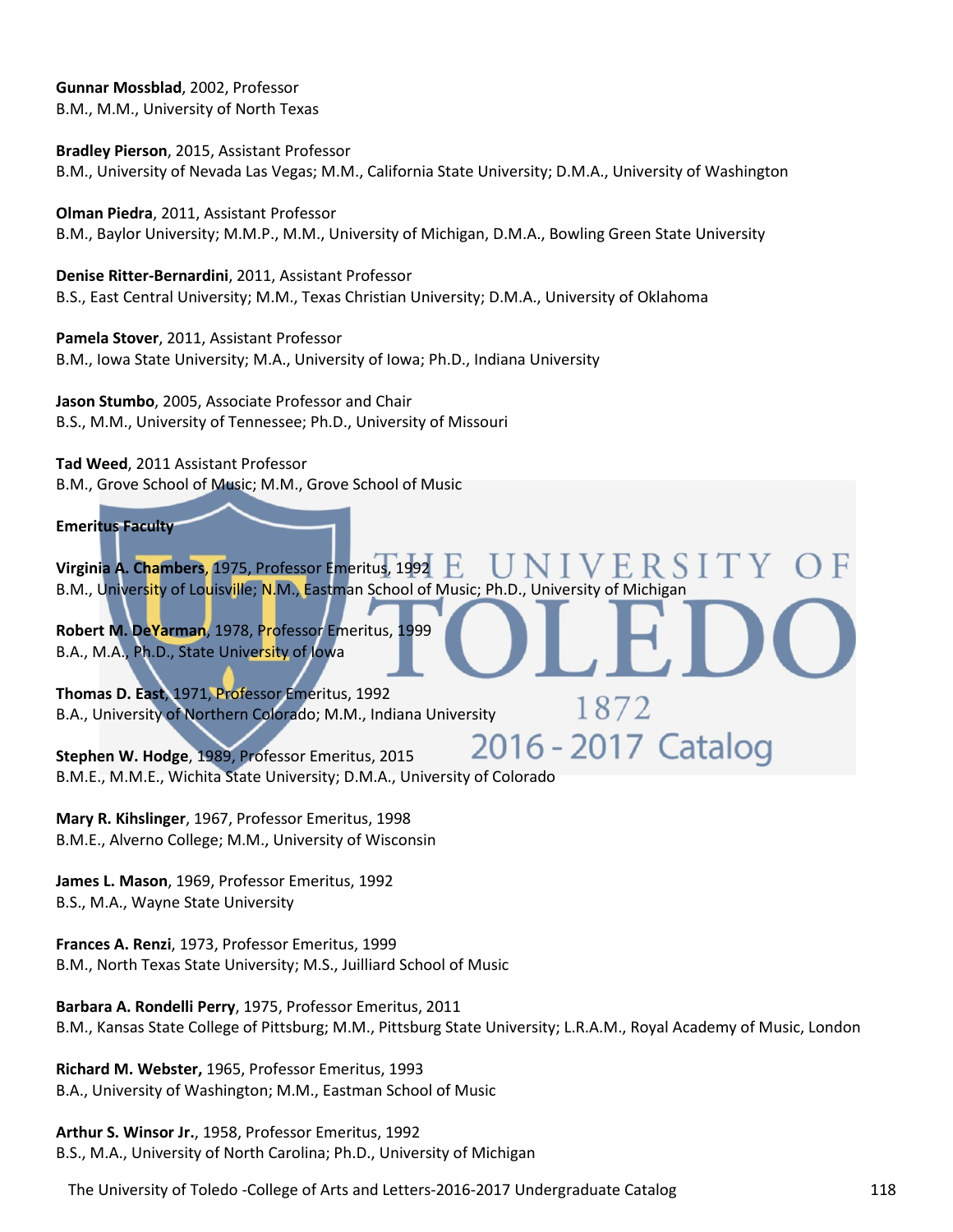**Gunnar Mossblad**, 2002, Professor
B.M., M.M., University of North Texas

**Bradley Pierson**, 2015, Assistant Professor
B.M., University of Nevada Las Vegas; M.M., California State University; D.M.A., University of Washington

**Olman Piedra**, 2011, Assistant Professor
B.M., Baylor University; M.M.P., M.M., University of Michigan, D.M.A., Bowling Green State University

**Denise Ritter-Bernardini**, 2011, Assistant Professor
B.S., East Central University; M.M., Texas Christian University; D.M.A., University of Oklahoma

**Pamela Stover**, 2011, Assistant Professor
B.M., Iowa State University; M.A., University of Iowa; Ph.D., Indiana University

**Jason Stumbo**, 2005, Associate Professor and Chair
B.S., M.M., University of Tennessee; Ph.D., University of Missouri

**Tad Weed**, 2011 Assistant Professor
B.M., Grove School of Music; M.M., Grove School of Music

**Emeritus Faculty**

**Virginia A. Chambers**, 1975, Professor Emeritus, 1992
B.M., University of Louisville; N.M., Eastman School of Music; Ph.D., University of Michigan

**Robert M. DeYarman**, 1978, Professor Emeritus, 1999
B.A., M.A., Ph.D., State University of Iowa

**Thomas D. East**, 1971, Professor Emeritus, 1992
B.A., University of Northern Colorado; M.M., Indiana University

**Stephen W. Hodge**, 1989, Professor Emeritus, 2015
B.M.E., M.M.E., Wichita State University; D.M.A., University of Colorado

**Mary R. Kihslinger**, 1967, Professor Emeritus, 1998
B.M.E., Alverno College; M.M., University of Wisconsin

**James L. Mason**, 1969, Professor Emeritus, 1992
B.S., M.A., Wayne State University

**Frances A. Renzi**, 1973, Professor Emeritus, 1999
B.M., North Texas State University; M.S., Juilliard School of Music

**Barbara A. Rondelli Perry**, 1975, Professor Emeritus, 2011
B.M., Kansas State College of Pittsburg; M.M., Pittsburg State University; L.R.A.M., Royal Academy of Music, London

**Richard M. Webster,** 1965, Professor Emeritus, 1993
B.A., University of Washington; M.M., Eastman School of Music

**Arthur S. Winsor Jr.**, 1958, Professor Emeritus, 1992
B.S., M.A., University of North Carolina; Ph.D., University of Michigan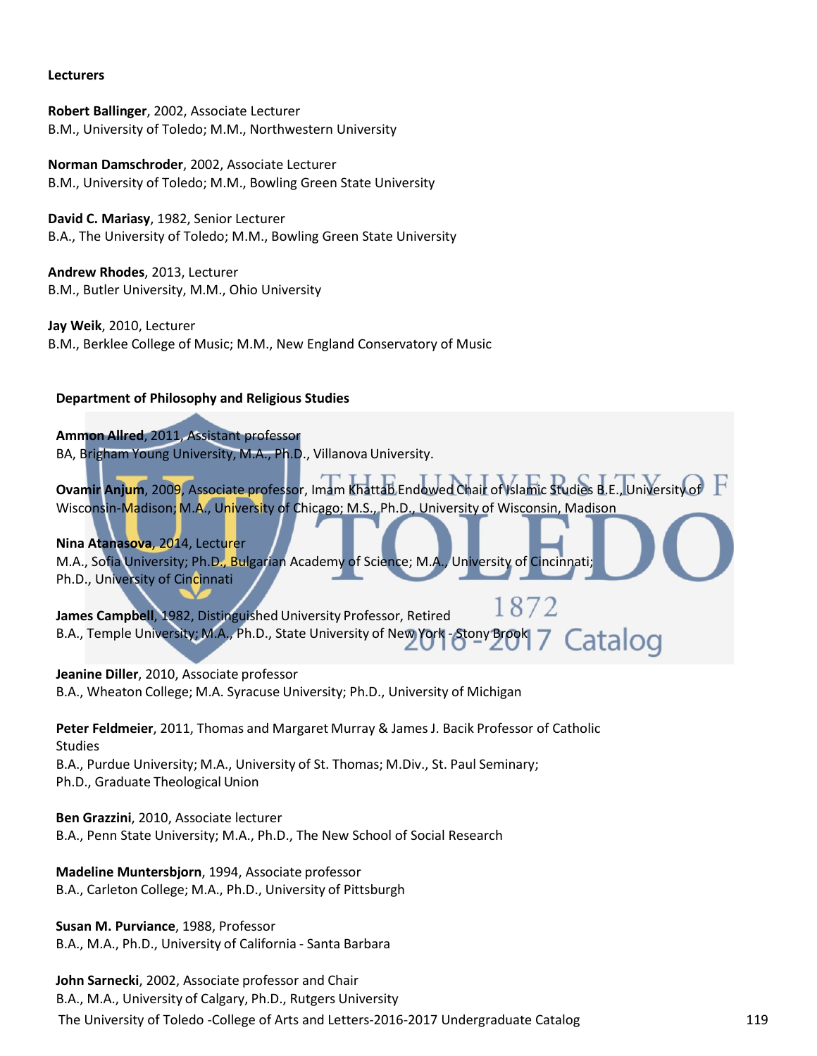**Lecturers**

**Robert Ballinger**, 2002, Associate Lecturer
B.M., University of Toledo; M.M., Northwestern University

**Norman Damschroder**, 2002, Associate Lecturer
B.M., University of Toledo; M.M., Bowling Green State University

**David C. Mariasy**, 1982, Senior Lecturer
B.A., The University of Toledo; M.M., Bowling Green State University

**Andrew Rhodes**, 2013, Lecturer
B.M., Butler University, M.M., Ohio University

**Jay Weik**, 2010, Lecturer
B.M., Berklee College of Music; M.M., New England Conservatory of Music

**Department of Philosophy and Religious Studies**

**Ammon Allred**, 2011, Assistant professor
BA, Brigham Young University, M.A., Ph.D., Villanova University.

**Ovamir Anjum**, 2009, Associate professor, Imam Khattab Endowed Chair of Islamic Studies B.E., University of Wisconsin-Madison; M.A., University of Chicago; M.S., Ph.D., University of Wisconsin, Madison

**Nina Atanasova**, 2014, Lecturer
M.A., Sofia University; Ph.D., Bulgarian Academy of Science; M.A., University of Cincinnati; Ph.D., University of Cincinnati

**James Campbell**, 1982, Distinguished University Professor, Retired
B.A., Temple University; M.A., Ph.D., State University of New York - Stony Brook

**Jeanine Diller**, 2010, Associate professor
B.A., Wheaton College; M.A. Syracuse University; Ph.D., University of Michigan

**Peter Feldmeier**, 2011, Thomas and Margaret Murray & James J. Bacik Professor of Catholic Studies
B.A., Purdue University; M.A., University of St. Thomas; M.Div., St. Paul Seminary; Ph.D., Graduate Theological Union

**Ben Grazzini**, 2010, Associate lecturer
B.A., Penn State University; M.A., Ph.D., The New School of Social Research

**Madeline Muntersbjorn**, 1994, Associate professor
B.A., Carleton College; M.A., Ph.D., University of Pittsburgh

**Susan M. Purviance**, 1988, Professor
B.A., M.A., Ph.D., University of California - Santa Barbara

**John Sarnecki**, 2002, Associate professor and Chair
B.A., M.A., University of Calgary, Ph.D., Rutgers University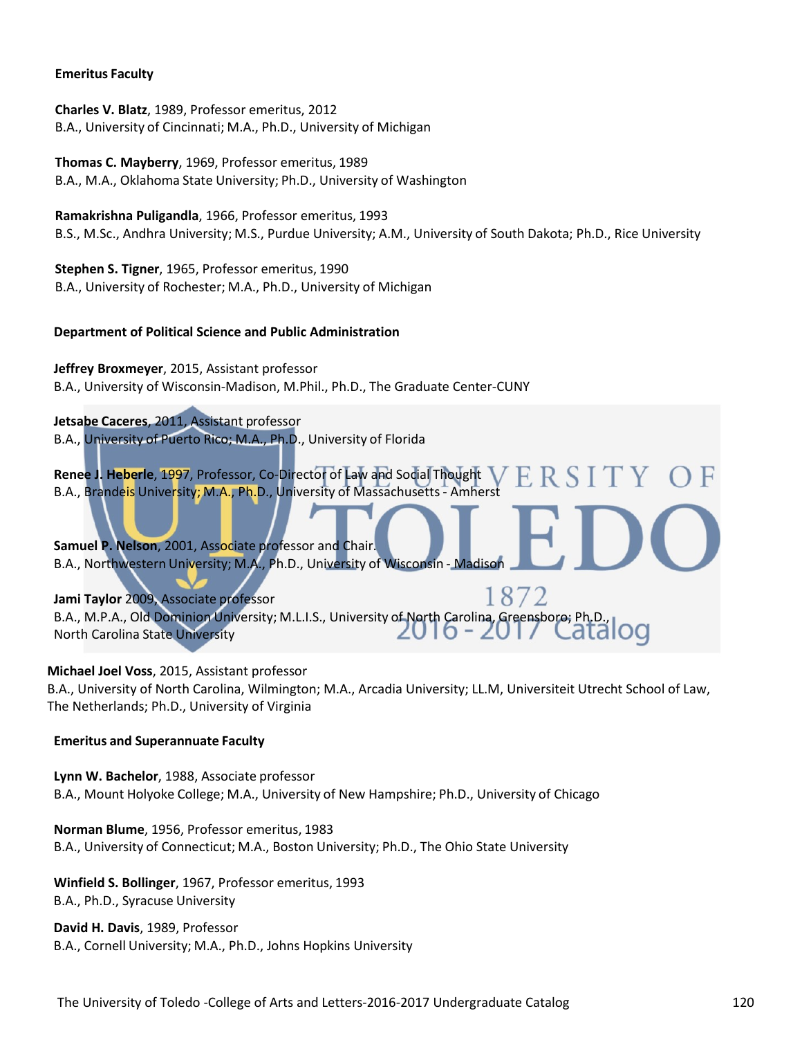**Emeritus Faculty**

**Charles V. Blatz**, 1989, Professor emeritus, 2012
B.A., University of Cincinnati; M.A., Ph.D., University of Michigan

**Thomas C. Mayberry**, 1969, Professor emeritus, 1989
B.A., M.A., Oklahoma State University; Ph.D., University of Washington

**Ramakrishna Puligandla**, 1966, Professor emeritus, 1993
B.S., M.Sc., Andhra University; M.S., Purdue University; A.M., University of South Dakota; Ph.D., Rice University

**Stephen S. Tigner**, 1965, Professor emeritus, 1990
B.A., University of Rochester; M.A., Ph.D., University of Michigan

**Department of Political Science and Public Administration**

**Jeffrey Broxmeyer**, 2015, Assistant professor
B.A., University of Wisconsin-Madison, M.Phil., Ph.D., The Graduate Center-CUNY

**Jetsabe Caceres**, 2011, Assistant professor
B.A., University of Puerto Rico; M.A., Ph.D., University of Florida

**Renee J. Heberle**, 1997, Professor, Co-Director of Law and Social Thought
B.A., Brandeis University; M.A., Ph.D., University of Massachusetts - Amherst

**Samuel P. Nelson**, 2001, Associate professor and Chair.
B.A., Northwestern University; M.A., Ph.D., University of Wisconsin - Madison

**Jami Taylor** 2009, Associate professor
B.A., M.P.A., Old Dominion University; M.L.I.S., University of North Carolina, Greensboro; Ph.D., North Carolina State University

**Michael Joel Voss**, 2015, Assistant professor
B.A., University of North Carolina, Wilmington; M.A., Arcadia University; LL.M, Universiteit Utrecht School of Law, The Netherlands; Ph.D., University of Virginia

**Emeritus and Superannuate Faculty**

**Lynn W. Bachelor**, 1988, Associate professor
B.A., Mount Holyoke College; M.A., University of New Hampshire; Ph.D., University of Chicago

**Norman Blume**, 1956, Professor emeritus, 1983
B.A., University of Connecticut; M.A., Boston University; Ph.D., The Ohio State University

**Winfield S. Bollinger**, 1967, Professor emeritus, 1993
B.A., Ph.D., Syracuse University

**David H. Davis**, 1989, Professor
B.A., Cornell University; M.A., Ph.D., Johns Hopkins University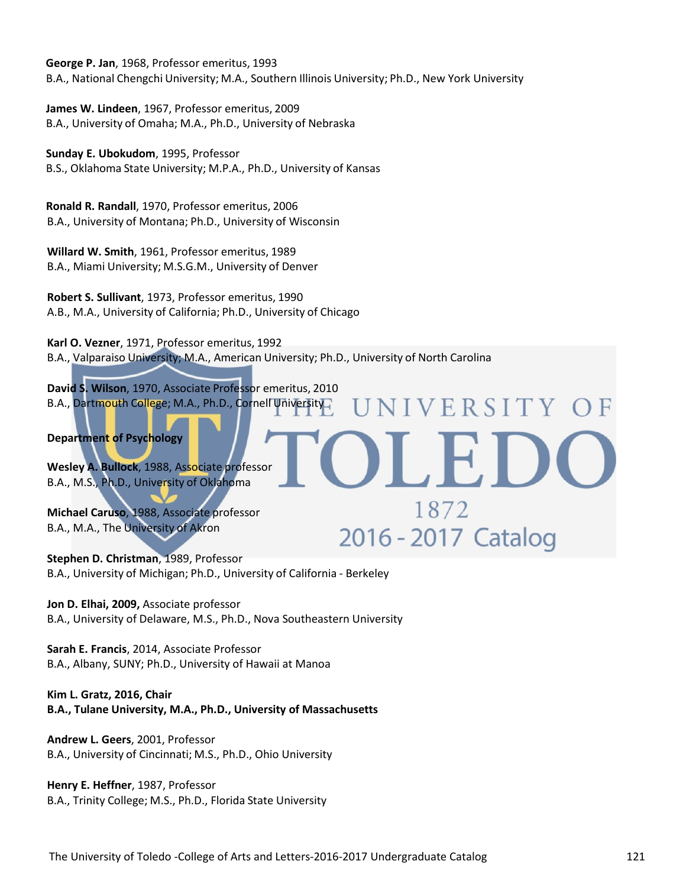**George P. Jan**, 1968, Professor emeritus, 1993
B.A., National Chengchi University; M.A., Southern Illinois University; Ph.D., New York University

**James W. Lindeen**, 1967, Professor emeritus, 2009
B.A., University of Omaha; M.A., Ph.D., University of Nebraska

**Sunday E. Ubokudom**, 1995, Professor
B.S., Oklahoma State University; M.P.A., Ph.D., University of Kansas

**Ronald R. Randall**, 1970, Professor emeritus, 2006
B.A., University of Montana; Ph.D., University of Wisconsin

**Willard W. Smith**, 1961, Professor emeritus, 1989
B.A., Miami University; M.S.G.M., University of Denver

**Robert S. Sullivant**, 1973, Professor emeritus, 1990
A.B., M.A., University of California; Ph.D., University of Chicago

**Karl O. Vezner**, 1971, Professor emeritus, 1992
B.A., Valparaiso University; M.A., American University; Ph.D., University of North Carolina

**David S. Wilson**, 1970, Associate Professor emeritus, 2010
B.A., Dartmouth College; M.A., Ph.D., Cornell University

**Department of Psychology**

**Wesley A. Bullock**, 1988, Associate professor
B.A., M.S., Ph.D., University of Oklahoma

**Michael Caruso**, 1988, Associate professor
B.A., M.A., The University of Akron

**Stephen D. Christman**, 1989, Professor
B.A., University of Michigan; Ph.D., University of California - Berkeley

**Jon D. Elhai, 2009,** Associate professor
B.A., University of Delaware, M.S., Ph.D., Nova Southeastern University

**Sarah E. Francis**, 2014, Associate Professor
B.A., Albany, SUNY; Ph.D., University of Hawaii at Manoa

**Kim L. Gratz, 2016, Chair**
**B.A., Tulane University, M.A., Ph.D., University of Massachusetts**

**Andrew L. Geers**, 2001, Professor
B.A., University of Cincinnati; M.S., Ph.D., Ohio University

**Henry E. Heffner**, 1987, Professor
B.A., Trinity College; M.S., Ph.D., Florida State University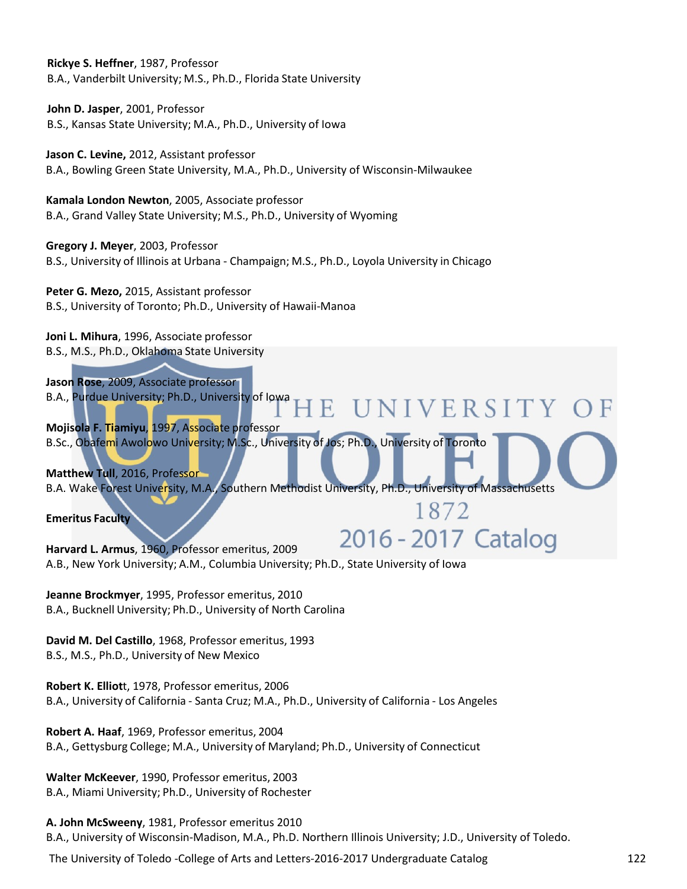**Rickye S. Heffner**, 1987, Professor
B.A., Vanderbilt University; M.S., Ph.D., Florida State University

**John D. Jasper**, 2001, Professor
B.S., Kansas State University; M.A., Ph.D., University of Iowa

**Jason C. Levine,** 2012, Assistant professor
B.A., Bowling Green State University, M.A., Ph.D., University of Wisconsin-Milwaukee

**Kamala London Newton**, 2005, Associate professor
B.A., Grand Valley State University; M.S., Ph.D., University of Wyoming

**Gregory J. Meyer**, 2003, Professor
B.S., University of Illinois at Urbana - Champaign; M.S., Ph.D., Loyola University in Chicago

**Peter G. Mezo,** 2015, Assistant professor
B.S., University of Toronto; Ph.D., University of Hawaii-Manoa

**Joni L. Mihura**, 1996, Associate professor
B.S., M.S., Ph.D., Oklahoma State University

**Jason Rose**, 2009, Associate professor
B.A., Purdue University; Ph.D., University of Iowa

**Mojisola F. Tiamiyu**, 1997, Associate professor
B.Sc., Obafemi Awolowo University; M.Sc., University of Jos; Ph.D., University of Toronto

**Matthew Tull**, 2016, Professor
B.A. Wake Forest University, M.A., Southern Methodist University, Ph.D., University of Massachusetts

**Emeritus Faculty**

**Harvard L. Armus**, 1960, Professor emeritus, 2009
A.B., New York University; A.M., Columbia University; Ph.D., State University of Iowa

**Jeanne Brockmyer**, 1995, Professor emeritus, 2010
B.A., Bucknell University; Ph.D., University of North Carolina

**David M. Del Castillo**, 1968, Professor emeritus, 1993
B.S., M.S., Ph.D., University of New Mexico

**Robert K. Elliot**t, 1978, Professor emeritus, 2006
B.A., University of California - Santa Cruz; M.A., Ph.D., University of California - Los Angeles

**Robert A. Haaf**, 1969, Professor emeritus, 2004
B.A., Gettysburg College; M.A., University of Maryland; Ph.D., University of Connecticut

**Walter McKeever**, 1990, Professor emeritus, 2003
B.A., Miami University; Ph.D., University of Rochester

**A. John McSweeny**, 1981, Professor emeritus 2010
B.A., University of Wisconsin-Madison, M.A., Ph.D. Northern Illinois University; J.D., University of Toledo.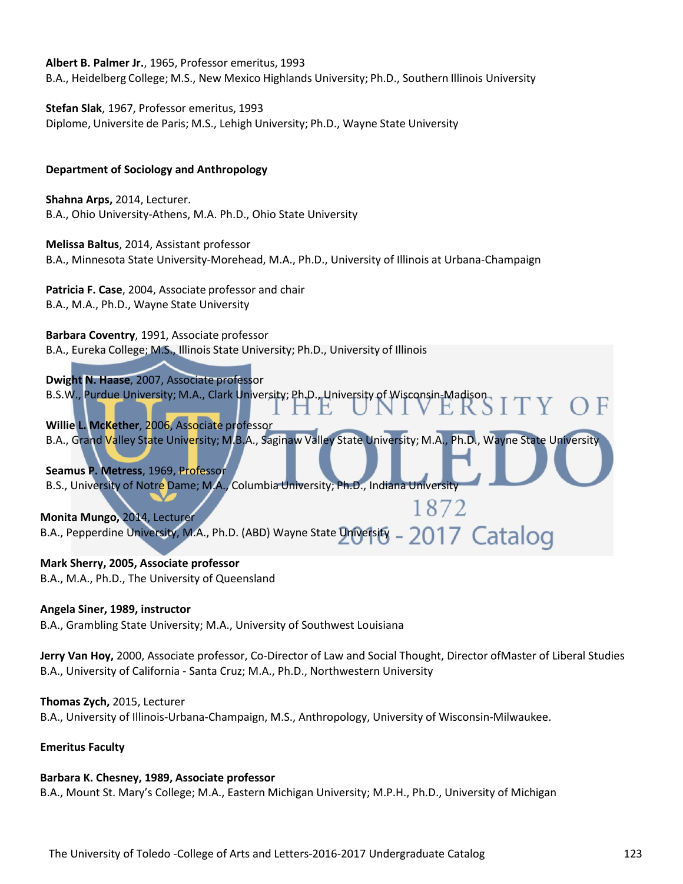**Albert B. Palmer Jr.**, 1965, Professor emeritus, 1993
B.A., Heidelberg College; M.S., New Mexico Highlands University; Ph.D., Southern Illinois University

**Stefan Slak**, 1967, Professor emeritus, 1993
Diplome, Universite de Paris; M.S., Lehigh University; Ph.D., Wayne State University

### Department of Sociology and Anthropology

**Shahna Arps,** 2014, Lecturer.
B.A., Ohio University-Athens, M.A. Ph.D., Ohio State University

**Melissa Baltus**, 2014, Assistant professor
B.A., Minnesota State University-Morehead, M.A., Ph.D., University of Illinois at Urbana-Champaign

**Patricia F. Case**, 2004, Associate professor and chair
B.A., M.A., Ph.D., Wayne State University

**Barbara Coventry**, 1991, Associate professor
B.A., Eureka College; M.S., Illinois State University; Ph.D., University of Illinois

**Dwight N. Haase**, 2007, Associate professor
B.S.W., Purdue University; M.A., Clark University; Ph.D., University of Wisconsin-Madison

**Willie L. McKether**, 2006, Associate professor
B.A., Grand Valley State University; M.B.A., Saginaw Valley State University; M.A., Ph.D., Wayne State University

**Seamus P. Metress**, 1969, Professor
B.S., University of Notre Dame; M.A., Columbia University; Ph.D., Indiana University

**Monita Mungo,** 2014, Lecturer
B.A., Pepperdine University, M.A., Ph.D. (ABD) Wayne State University

**Mark Sherry, 2005, Associate professor**
B.A., M.A., Ph.D., The University of Queensland

**Angela Siner, 1989, instructor**
B.A., Grambling State University; M.A., University of Southwest Louisiana

**Jerry Van Hoy,** 2000, Associate professor, Co-Director of Law and Social Thought, Director ofMaster of Liberal Studies
B.A., University of California - Santa Cruz; M.A., Ph.D., Northwestern University

**Thomas Zych,** 2015, Lecturer
B.A., University of Illinois-Urbana-Champaign, M.S., Anthropology, University of Wisconsin-Milwaukee.

### Emeritus Faculty

**Barbara K. Chesney, 1989, Associate professor**
B.A., Mount St. Mary's College; M.A., Eastern Michigan University; M.P.H., Ph.D., University of Michigan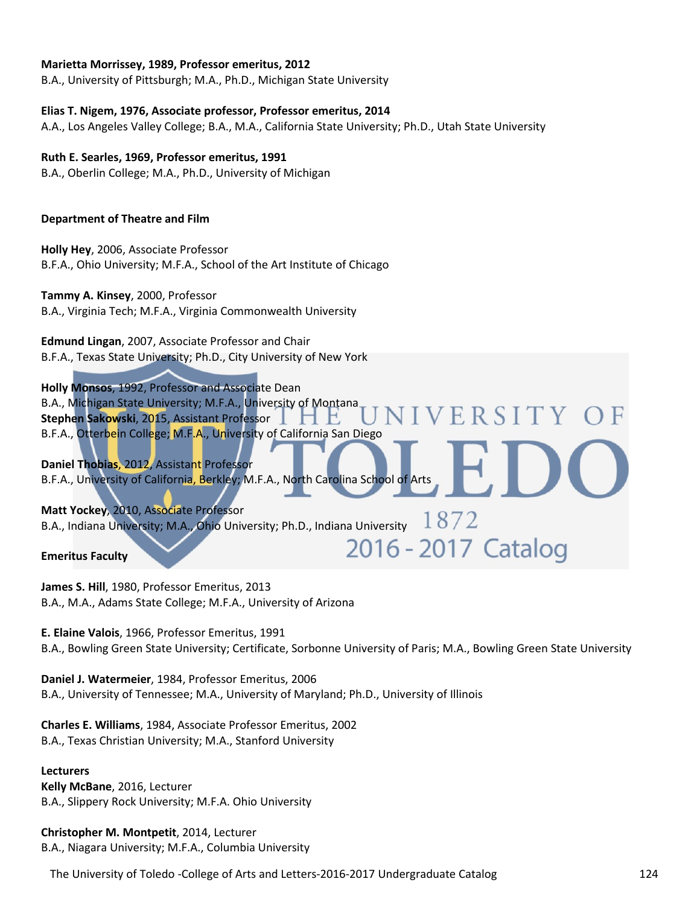**Marietta Morrissey, 1989, Professor emeritus, 2012**
B.A., University of Pittsburgh; M.A., Ph.D., Michigan State University

**Elias T. Nigem, 1976, Associate professor, Professor emeritus, 2014**
A.A., Los Angeles Valley College; B.A., M.A., California State University; Ph.D., Utah State University

**Ruth E. Searles, 1969, Professor emeritus, 1991**
B.A., Oberlin College; M.A., Ph.D., University of Michigan

### Department of Theatre and Film

**Holly Hey**, 2006, Associate Professor
B.F.A., Ohio University; M.F.A., School of the Art Institute of Chicago

**Tammy A. Kinsey**, 2000, Professor
B.A., Virginia Tech; M.F.A., Virginia Commonwealth University

**Edmund Lingan**, 2007, Associate Professor and Chair
B.F.A., Texas State University; Ph.D., City University of New York

**Holly Monsos**, 1992, Professor and Associate Dean
B.A., Michigan State University; M.F.A., University of Montana

**Stephen Sakowski**, 2015, Assistant Professor
B.F.A., Otterbein College; M.F.A., University of California San Diego

**Daniel Thobias**, 2012, Assistant Professor
B.F.A., University of California, Berkley; M.F.A., North Carolina School of Arts

**Matt Yockey**, 2010, Associate Professor
B.A., Indiana University; M.A., Ohio University; Ph.D., Indiana University

**Emeritus Faculty**

**James S. Hill**, 1980, Professor Emeritus, 2013
B.A., M.A., Adams State College; M.F.A., University of Arizona

**E. Elaine Valois**, 1966, Professor Emeritus, 1991
B.A., Bowling Green State University; Certificate, Sorbonne University of Paris; M.A., Bowling Green State University

**Daniel J. Watermeier**, 1984, Professor Emeritus, 2006
B.A., University of Tennessee; M.A., University of Maryland; Ph.D., University of Illinois

**Charles E. Williams**, 1984, Associate Professor Emeritus, 2002
B.A., Texas Christian University; M.A., Stanford University

**Lecturers**

**Kelly McBane**, 2016, Lecturer
B.A., Slippery Rock University; M.F.A. Ohio University

**Christopher M. Montpetit**, 2014, Lecturer
B.A., Niagara University; M.F.A., Columbia University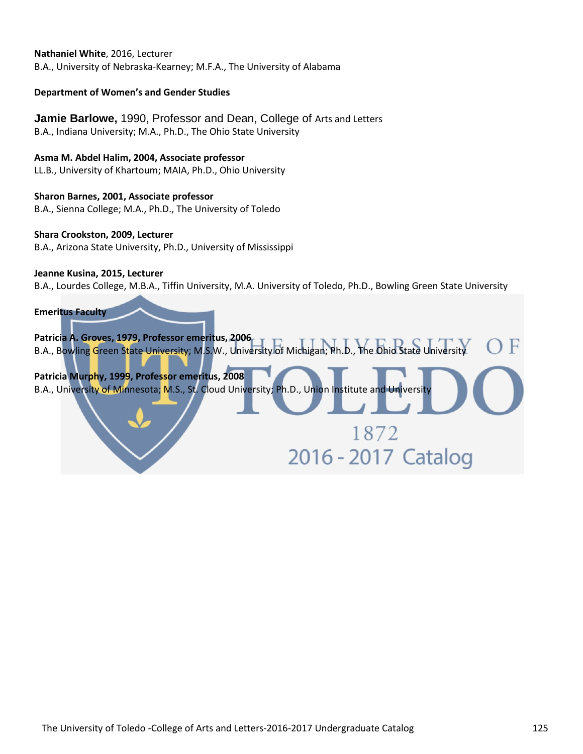**Nathaniel White**, 2016, Lecturer
B.A., University of Nebraska-Kearney; M.F.A., The University of Alabama

**Department of Women's and Gender Studies**

**Jamie Barlowe,** 1990, Professor and Dean, College of Arts and Letters
B.A., Indiana University; M.A., Ph.D., The Ohio State University

**Asma M. Abdel Halim, 2004, Associate professor**
LL.B., University of Khartoum; MAIA, Ph.D., Ohio University

**Sharon Barnes, 2001, Associate professor**
B.A., Sienna College; M.A., Ph.D., The University of Toledo

**Shara Crookston, 2009, Lecturer**
B.A., Arizona State University, Ph.D., University of Mississippi

**Jeanne Kusina, 2015, Lecturer**
B.A., Lourdes College, M.B.A., Tiffin University, M.A. University of Toledo, Ph.D., Bowling Green State University

**Emeritus Faculty**

**Patricia A. Groves, 1979, Professor emeritus, 2006**
B.A., Bowling Green State University; M.S.W., University of Michigan; Ph.D., The Ohio State University

**Patricia Murphy, 1999, Professor emeritus, 2008**
B.A., University of Minnesota; M.S., St. Cloud University; Ph.D., Union Institute and University